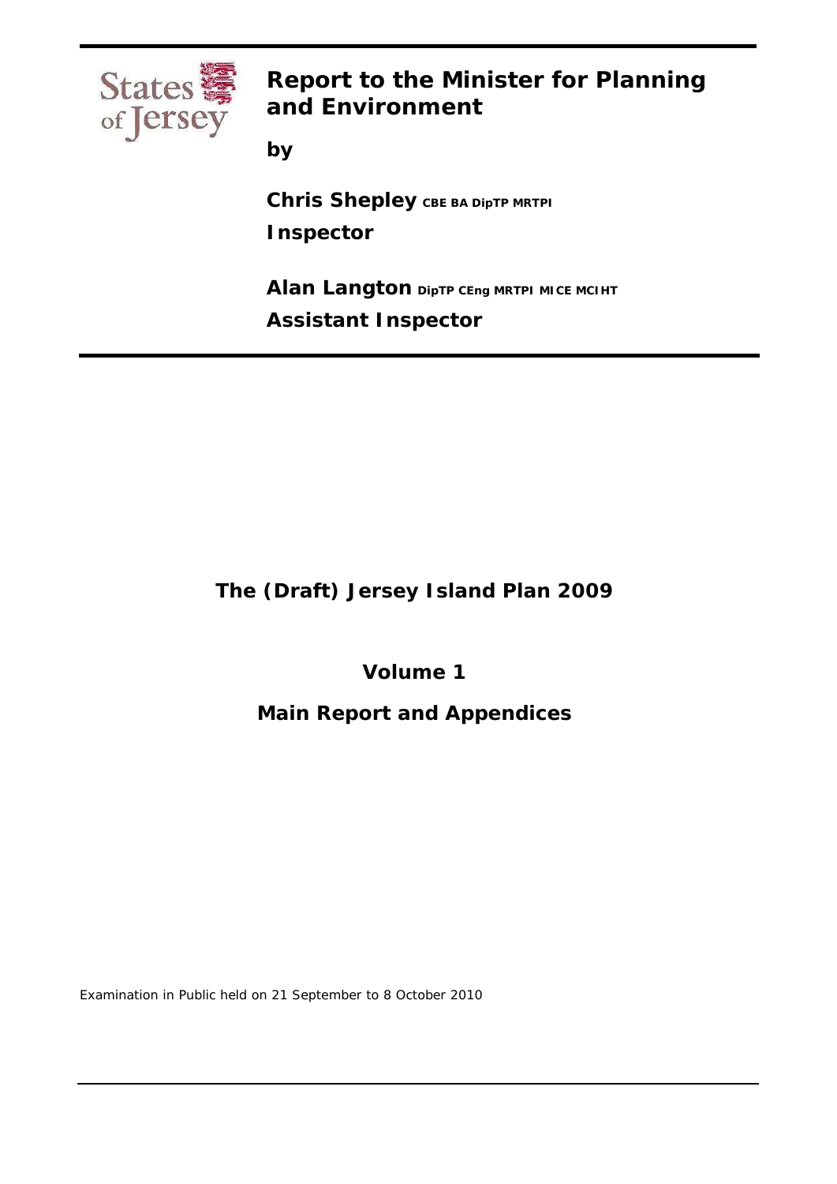States of Jersey

# Report to the Minister for Planning and Environment

**by**

**Chris Shepley** CBE BA DipTP MRTPI

**Inspector**

**Alan Langton** DipTP CEng MRTPI MICE MCIHT

**Assistant Inspector**

## The (Draft) Jersey Island Plan 2009

## Volume 1

## Main Report and Appendices

Examination in Public held on 21 September to 8 October 2010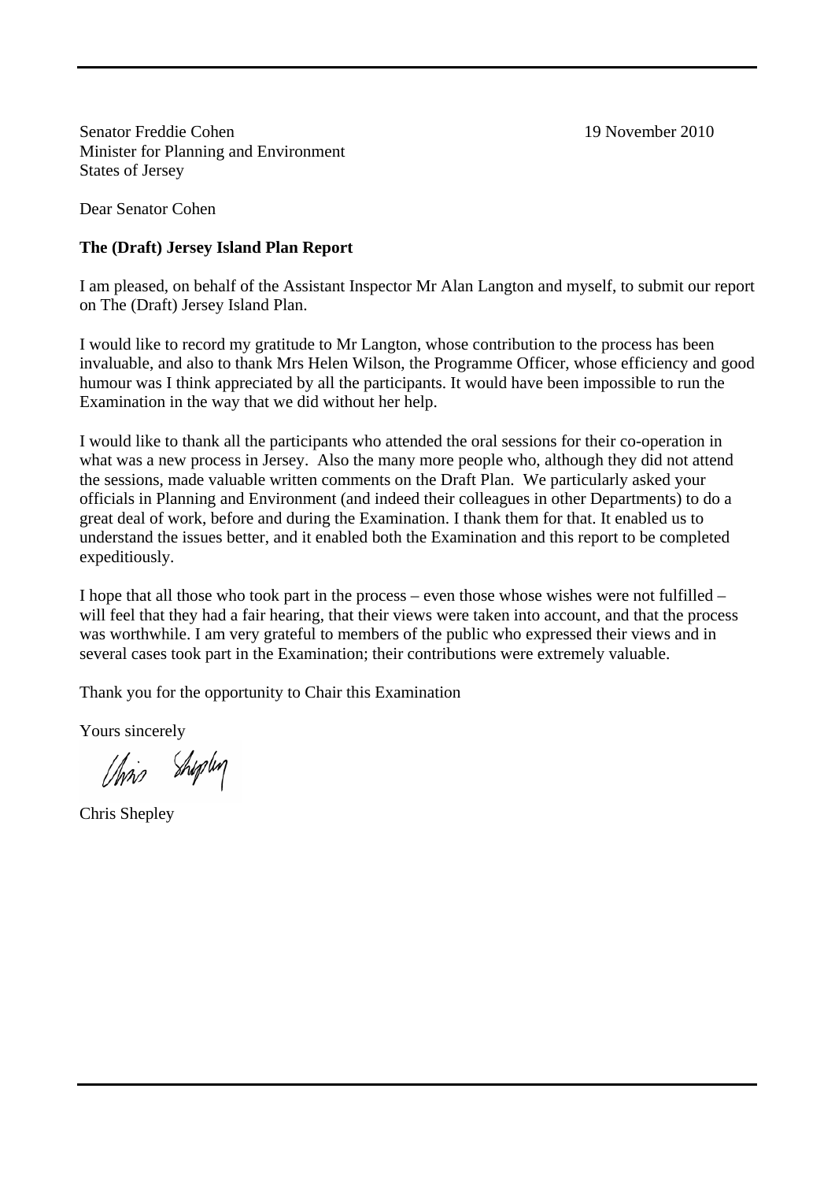Senator Freddie Cohen
Minister for Planning and Environment
States of Jersey

19 November 2010

Dear Senator Cohen

**The (Draft) Jersey Island Plan Report**

I am pleased, on behalf of the Assistant Inspector Mr Alan Langton and myself, to submit our report on The (Draft) Jersey Island Plan.

I would like to record my gratitude to Mr Langton, whose contribution to the process has been invaluable, and also to thank Mrs Helen Wilson, the Programme Officer, whose efficiency and good humour was I think appreciated by all the participants. It would have been impossible to run the Examination in the way that we did without her help.

I would like to thank all the participants who attended the oral sessions for their co-operation in what was a new process in Jersey. Also the many more people who, although they did not attend the sessions, made valuable written comments on the Draft Plan. We particularly asked your officials in Planning and Environment (and indeed their colleagues in other Departments) to do a great deal of work, before and during the Examination. I thank them for that. It enabled us to understand the issues better, and it enabled both the Examination and this report to be completed expeditiously.

I hope that all those who took part in the process – even those whose wishes were not fulfilled – will feel that they had a fair hearing, that their views were taken into account, and that the process was worthwhile. I am very grateful to members of the public who expressed their views and in several cases took part in the Examination; their contributions were extremely valuable.

Thank you for the opportunity to Chair this Examination

Yours sincerely

Chris Shepley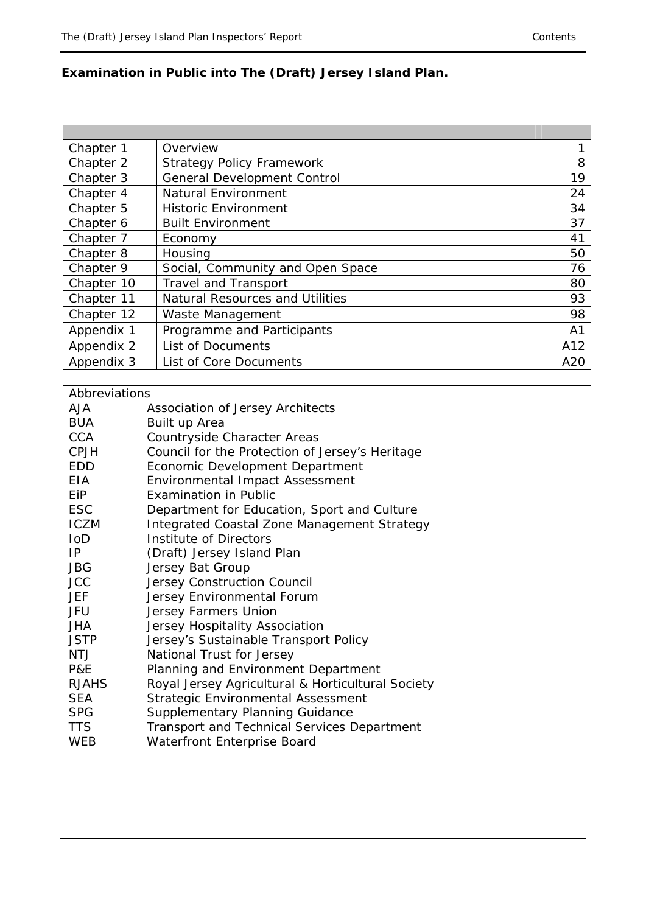**Examination in Public into The (Draft) Jersey Island Plan.**

| | | |
|---|---|---|
| Chapter 1 | Overview | 1 |
| Chapter 2 | Strategy Policy Framework | 8 |
| Chapter 3 | General Development Control | 19 |
| Chapter 4 | Natural Environment | 24 |
| Chapter 5 | Historic Environment | 34 |
| Chapter 6 | Built Environment | 37 |
| Chapter 7 | Economy | 41 |
| Chapter 8 | Housing | 50 |
| Chapter 9 | Social, Community and Open Space | 76 |
| Chapter 10 | Travel and Transport | 80 |
| Chapter 11 | Natural Resources and Utilities | 93 |
| Chapter 12 | Waste Management | 98 |
| Appendix 1 | Programme and Participants | A1 |
| Appendix 2 | List of Documents | A12 |
| Appendix 3 | List of Core Documents | A20 |

Abbreviations

| | |
|---|---|
| AJA | Association of Jersey Architects |
| BUA | Built up Area |
| CCA | Countryside Character Areas |
| CPJH | Council for the Protection of Jersey's Heritage |
| EDD | Economic Development Department |
| EIA | Environmental Impact Assessment |
| EiP | Examination in Public |
| ESC | Department for Education, Sport and Culture |
| ICZM | Integrated Coastal Zone Management Strategy |
| IoD | Institute of Directors |
| IP | (Draft) Jersey Island Plan |
| JBG | Jersey Bat Group |
| JCC | Jersey Construction Council |
| JEF | Jersey Environmental Forum |
| JFU | Jersey Farmers Union |
| JHA | Jersey Hospitality Association |
| JSTP | Jersey's Sustainable Transport Policy |
| NTJ | National Trust for Jersey |
| P&E | Planning and Environment Department |
| RJAHS | Royal Jersey Agricultural & Horticultural Society |
| SEA | Strategic Environmental Assessment |
| SPG | Supplementary Planning Guidance |
| TTS | Transport and Technical Services Department |
| WEB | Waterfront Enterprise Board |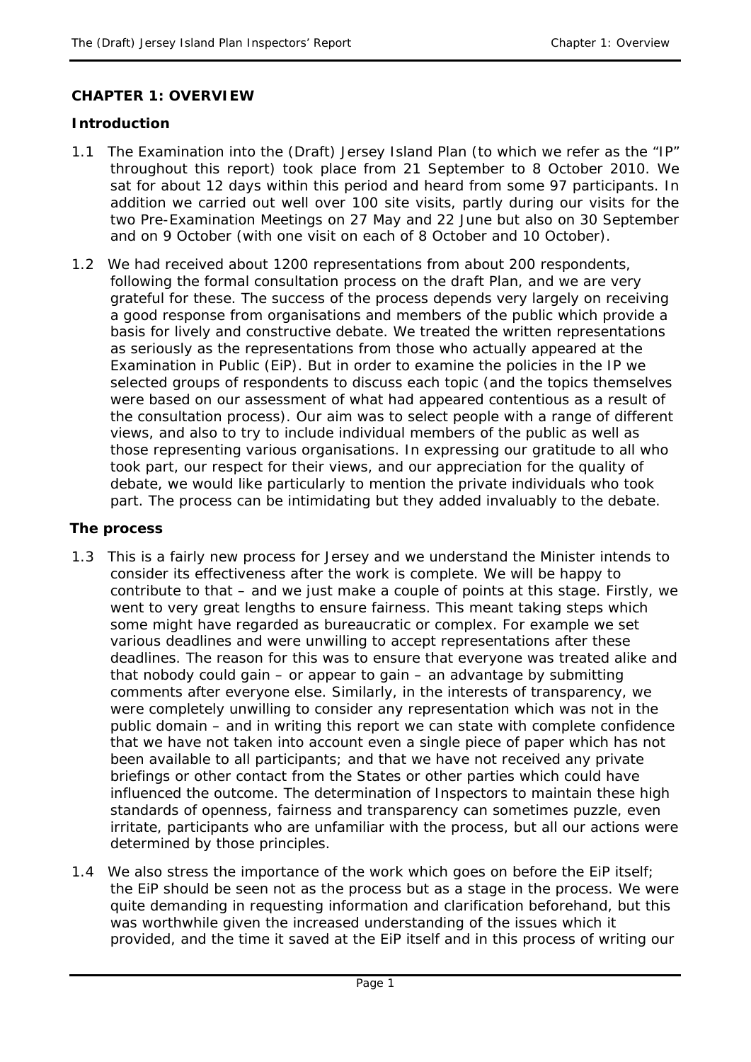# CHAPTER 1: OVERVIEW

## Introduction

1.1 The Examination into the (Draft) Jersey Island Plan (to which we refer as the "IP" throughout this report) took place from 21 September to 8 October 2010. We sat for about 12 days within this period and heard from some 97 participants. In addition we carried out well over 100 site visits, partly during our visits for the two Pre-Examination Meetings on 27 May and 22 June but also on 30 September and on 9 October (with one visit on each of 8 October and 10 October).

1.2 We had received about 1200 representations from about 200 respondents, following the formal consultation process on the draft Plan, and we are very grateful for these. The success of the process depends very largely on receiving a good response from organisations and members of the public which provide a basis for lively and constructive debate. We treated the written representations as seriously as the representations from those who actually appeared at the Examination in Public (EiP). But in order to examine the policies in the IP we selected groups of respondents to discuss each topic (and the topics themselves were based on our assessment of what had appeared contentious as a result of the consultation process). Our aim was to select people with a range of different views, and also to try to include individual members of the public as well as those representing various organisations. In expressing our gratitude to all who took part, our respect for their views, and our appreciation for the quality of debate, we would like particularly to mention the private individuals who took part. The process can be intimidating but they added invaluably to the debate.

## The process

1.3 This is a fairly new process for Jersey and we understand the Minister intends to consider its effectiveness after the work is complete. We will be happy to contribute to that – and we just make a couple of points at this stage. Firstly, we went to very great lengths to ensure fairness. This meant taking steps which some might have regarded as bureaucratic or complex. For example we set various deadlines and were unwilling to accept representations after these deadlines. The reason for this was to ensure that everyone was treated alike and that nobody could gain – or appear to gain – an advantage by submitting comments after everyone else. Similarly, in the interests of transparency, we were completely unwilling to consider any representation which was not in the public domain – and in writing this report we can state with complete confidence that we have not taken into account even a single piece of paper which has not been available to all participants; and that we have not received any private briefings or other contact from the States or other parties which could have influenced the outcome. The determination of Inspectors to maintain these high standards of openness, fairness and transparency can sometimes puzzle, even irritate, participants who are unfamiliar with the process, but all our actions were determined by those principles.

1.4 We also stress the importance of the work which goes on before the EiP itself; the EiP should be seen not as the process but as a stage in the process. We were quite demanding in requesting information and clarification beforehand, but this was worthwhile given the increased understanding of the issues which it provided, and the time it saved at the EiP itself and in this process of writing our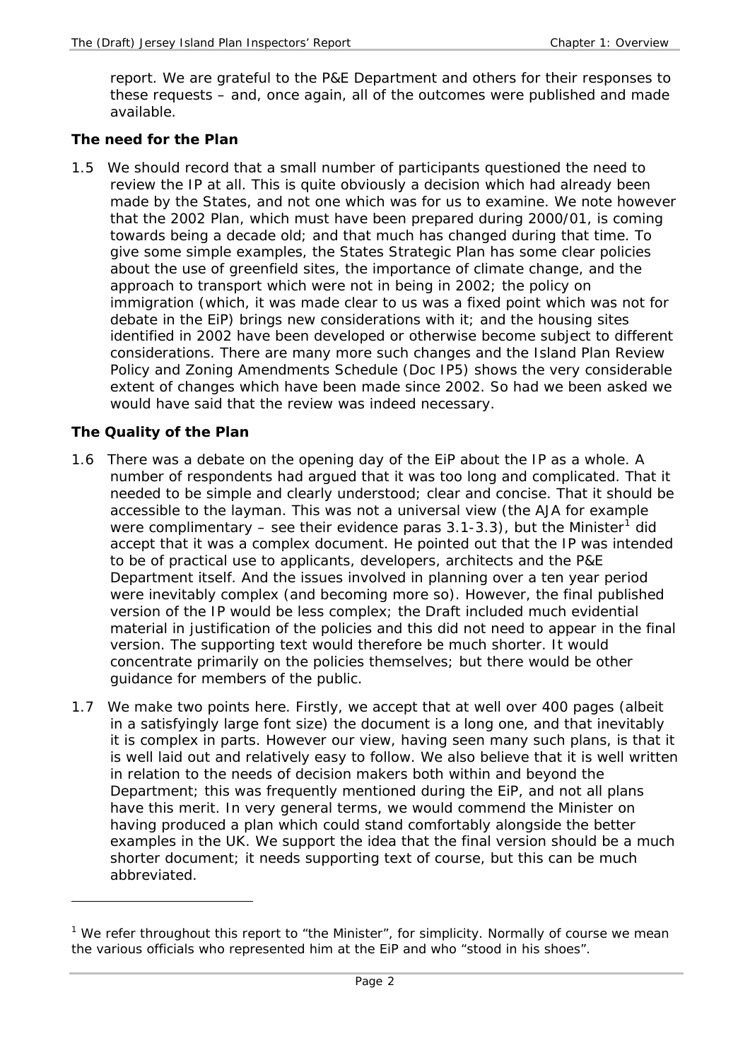report. We are grateful to the P&E Department and others for their responses to these requests – and, once again, all of the outcomes were published and made available.

**The need for the Plan**

1.5 We should record that a small number of participants questioned the need to review the IP at all. This is quite obviously a decision which had already been made by the States, and not one which was for us to examine. We note however that the 2002 Plan, which must have been prepared during 2000/01, is coming towards being a decade old; and that much has changed during that time. To give some simple examples, the States Strategic Plan has some clear policies about the use of greenfield sites, the importance of climate change, and the approach to transport which were not in being in 2002; the policy on immigration (which, it was made clear to us was a fixed point which was not for debate in the EiP) brings new considerations with it; and the housing sites identified in 2002 have been developed or otherwise become subject to different considerations. There are many more such changes and the Island Plan Review Policy and Zoning Amendments Schedule (Doc IP5) shows the very considerable extent of changes which have been made since 2002. So had we been asked we would have said that the review was indeed necessary.

**The Quality of the Plan**

1.6 There was a debate on the opening day of the EiP about the IP as a whole. A number of respondents had argued that it was too long and complicated. That it needed to be simple and clearly understood; clear and concise. That it should be accessible to the layman. This was not a universal view (the AJA for example were complimentary – see their evidence paras 3.1-3.3), but the Minister[1] did accept that it was a complex document. He pointed out that the IP was intended to be of practical use to applicants, developers, architects and the P&E Department itself. And the issues involved in planning over a ten year period were inevitably complex (and becoming more so). However, the final published version of the IP would be less complex; the Draft included much evidential material in justification of the policies and this did not need to appear in the final version. The supporting text would therefore be much shorter. It would concentrate primarily on the policies themselves; but there would be other guidance for members of the public.

1.7 We make two points here. Firstly, we accept that at well over 400 pages (albeit in a satisfyingly large font size) the document is a long one, and that inevitably it is complex in parts. However our view, having seen many such plans, is that it is well laid out and relatively easy to follow. We also believe that it is well written in relation to the needs of decision makers both within and beyond the Department; this was frequently mentioned during the EiP, and not all plans have this merit. In very general terms, we would commend the Minister on having produced a plan which could stand comfortably alongside the better examples in the UK. We support the idea that the final version should be a much shorter document; it needs supporting text of course, but this can be much abbreviated.

[1] We refer throughout this report to "the Minister", for simplicity. Normally of course we mean the various officials who represented him at the EiP and who "stood in his shoes".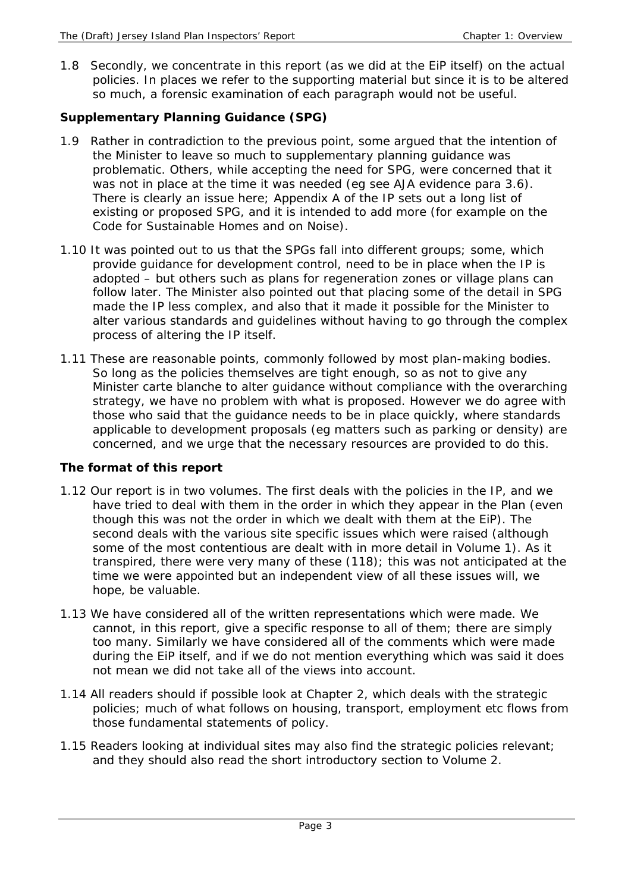1.8 Secondly, we concentrate in this report (as we did at the EiP itself) on the actual policies. In places we refer to the supporting material but since it is to be altered so much, a forensic examination of each paragraph would not be useful.

**Supplementary Planning Guidance (SPG)**

1.9 Rather in contradiction to the previous point, some argued that the intention of the Minister to leave so much to supplementary planning guidance was problematic. Others, while accepting the need for SPG, were concerned that it was not in place at the time it was needed (eg see AJA evidence para 3.6). There is clearly an issue here; Appendix A of the IP sets out a long list of existing or proposed SPG, and it is intended to add more (for example on the Code for Sustainable Homes and on Noise).

1.10 It was pointed out to us that the SPGs fall into different groups; some, which provide guidance for development control, need to be in place when the IP is adopted – but others such as plans for regeneration zones or village plans can follow later. The Minister also pointed out that placing some of the detail in SPG made the IP less complex, and also that it made it possible for the Minister to alter various standards and guidelines without having to go through the complex process of altering the IP itself.

1.11 These are reasonable points, commonly followed by most plan-making bodies. So long as the policies themselves are tight enough, so as not to give any Minister carte blanche to alter guidance without compliance with the overarching strategy, we have no problem with what is proposed. However we do agree with those who said that the guidance needs to be in place quickly, where standards applicable to development proposals (eg matters such as parking or density) are concerned, and we urge that the necessary resources are provided to do this.

**The format of this report**

1.12 Our report is in two volumes. The first deals with the policies in the IP, and we have tried to deal with them in the order in which they appear in the Plan (even though this was not the order in which we dealt with them at the EiP). The second deals with the various site specific issues which were raised (although some of the most contentious are dealt with in more detail in Volume 1). As it transpired, there were very many of these (118); this was not anticipated at the time we were appointed but an independent view of all these issues will, we hope, be valuable.

1.13 We have considered all of the written representations which were made. We cannot, in this report, give a specific response to all of them; there are simply too many. Similarly we have considered all of the comments which were made during the EiP itself, and if we do not mention everything which was said it does not mean we did not take all of the views into account.

1.14 All readers should if possible look at Chapter 2, which deals with the strategic policies; much of what follows on housing, transport, employment etc flows from those fundamental statements of policy.

1.15 Readers looking at individual sites may also find the strategic policies relevant; and they should also read the short introductory section to Volume 2.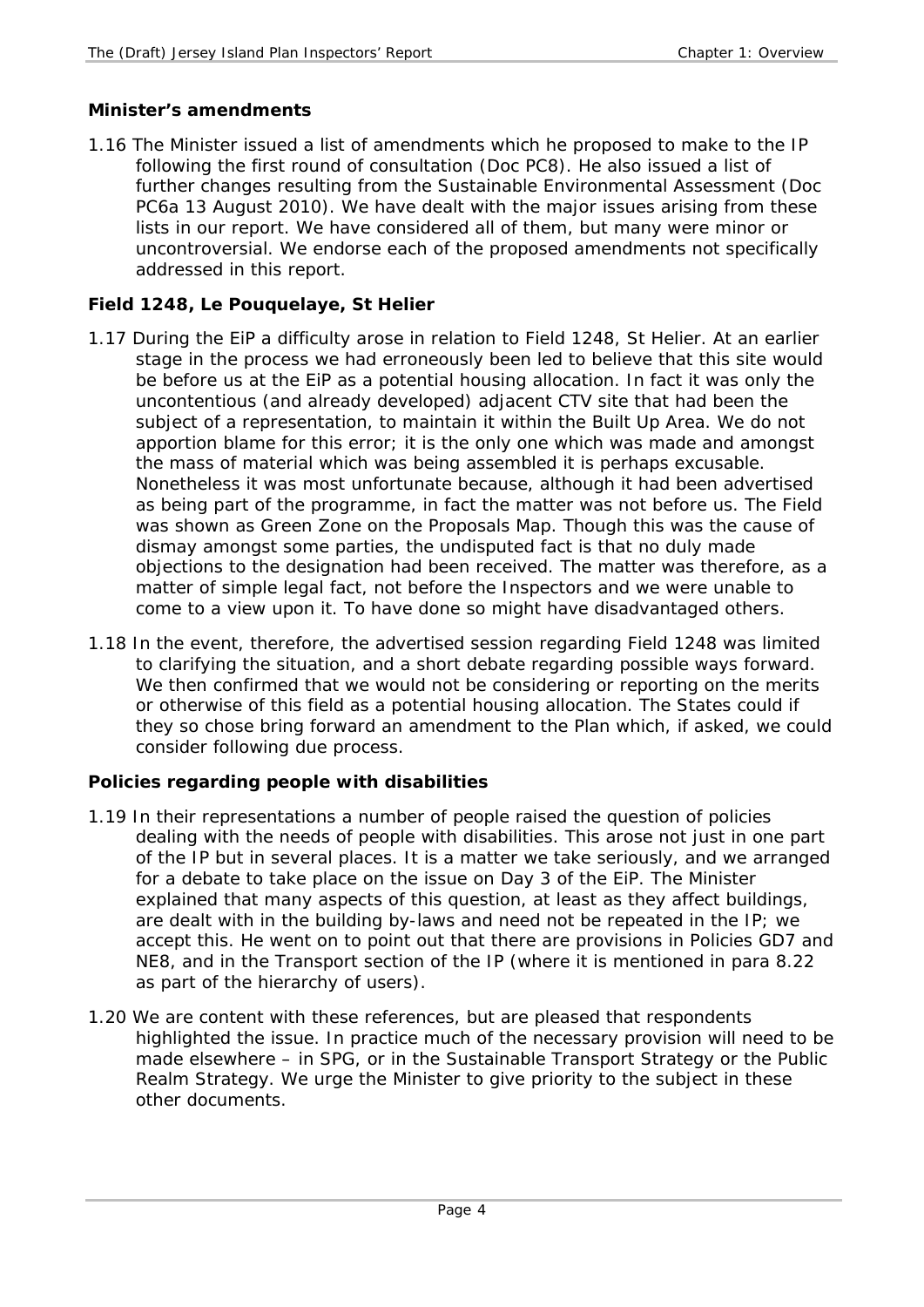### Minister's amendments

1.16 The Minister issued a list of amendments which he proposed to make to the IP following the first round of consultation (Doc PC8). He also issued a list of further changes resulting from the Sustainable Environmental Assessment (Doc PC6a 13 August 2010). We have dealt with the major issues arising from these lists in our report. We have considered all of them, but many were minor or uncontroversial. We endorse each of the proposed amendments not specifically addressed in this report.

### Field 1248, Le Pouquelaye, St Helier

1.17 During the EiP a difficulty arose in relation to Field 1248, St Helier. At an earlier stage in the process we had erroneously been led to believe that this site would be before us at the EiP as a potential housing allocation. In fact it was only the uncontentious (and already developed) adjacent CTV site that had been the subject of a representation, to maintain it within the Built Up Area. We do not apportion blame for this error; it is the only one which was made and amongst the mass of material which was being assembled it is perhaps excusable. Nonetheless it was most unfortunate because, although it had been advertised as being part of the programme, in fact the matter was not before us. The Field was shown as Green Zone on the Proposals Map. Though this was the cause of dismay amongst some parties, the undisputed fact is that no duly made objections to the designation had been received. The matter was therefore, as a matter of simple legal fact, not before the Inspectors and we were unable to come to a view upon it. To have done so might have disadvantaged others.

1.18 In the event, therefore, the advertised session regarding Field 1248 was limited to clarifying the situation, and a short debate regarding possible ways forward. We then confirmed that we would not be considering or reporting on the merits or otherwise of this field as a potential housing allocation. The States could if they so chose bring forward an amendment to the Plan which, if asked, we could consider following due process.

### Policies regarding people with disabilities

1.19 In their representations a number of people raised the question of policies dealing with the needs of people with disabilities. This arose not just in one part of the IP but in several places. It is a matter we take seriously, and we arranged for a debate to take place on the issue on Day 3 of the EiP. The Minister explained that many aspects of this question, at least as they affect buildings, are dealt with in the building by-laws and need not be repeated in the IP; we accept this. He went on to point out that there are provisions in Policies GD7 and NE8, and in the Transport section of the IP (where it is mentioned in para 8.22 as part of the hierarchy of users).

1.20 We are content with these references, but are pleased that respondents highlighted the issue. In practice much of the necessary provision will need to be made elsewhere – in SPG, or in the Sustainable Transport Strategy or the Public Realm Strategy. We urge the Minister to give priority to the subject in these other documents.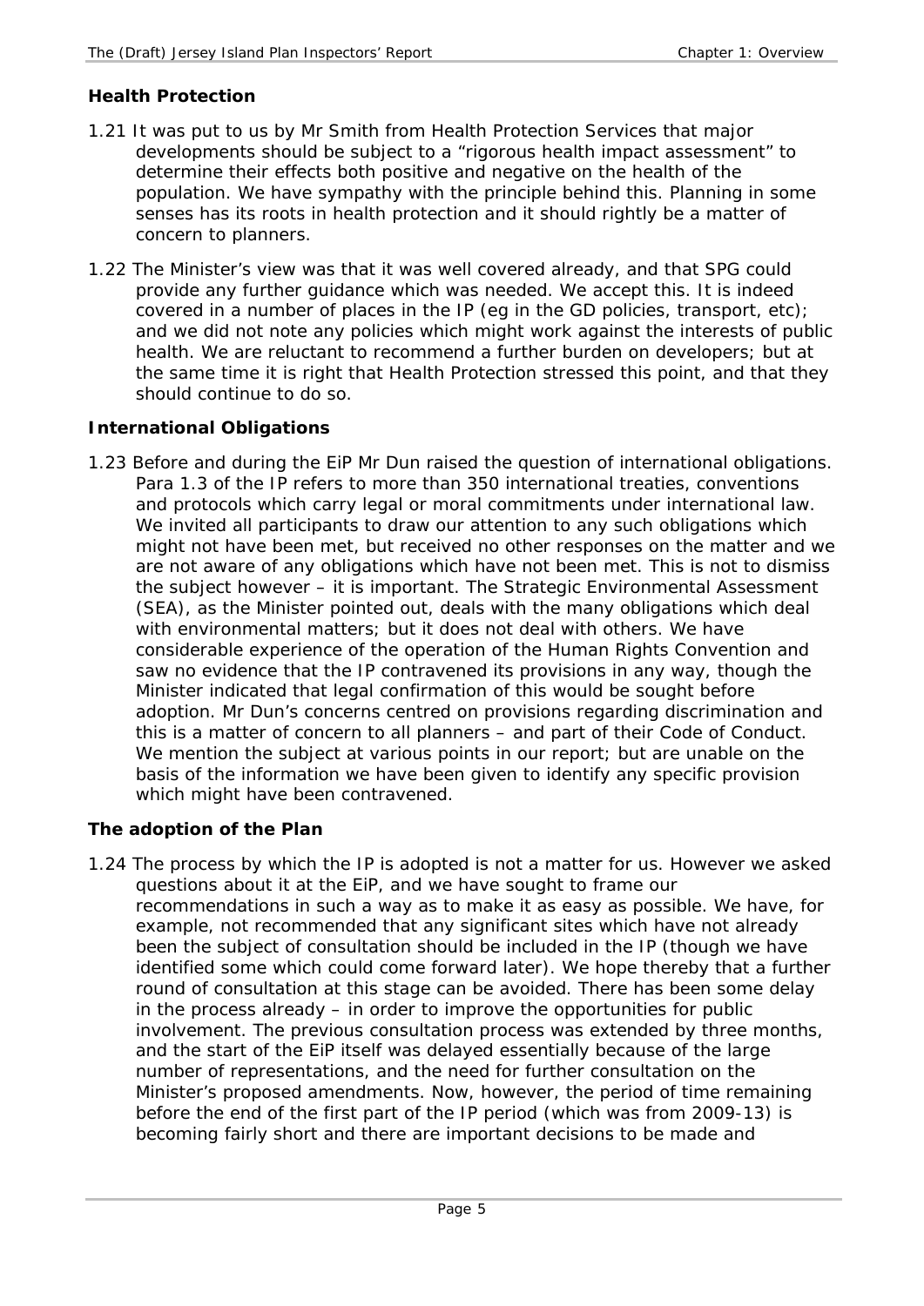### Health Protection

1.21 It was put to us by Mr Smith from Health Protection Services that major developments should be subject to a "rigorous health impact assessment" to determine their effects both positive and negative on the health of the population. We have sympathy with the principle behind this. Planning in some senses has its roots in health protection and it should rightly be a matter of concern to planners.

1.22 The Minister's view was that it was well covered already, and that SPG could provide any further guidance which was needed. We accept this. It is indeed covered in a number of places in the IP (eg in the GD policies, transport, etc); and we did not note any policies which might work against the interests of public health. We are reluctant to recommend a further burden on developers; but at the same time it is right that Health Protection stressed this point, and that they should continue to do so.

### International Obligations

1.23 Before and during the EiP Mr Dun raised the question of international obligations. Para 1.3 of the IP refers to more than 350 international treaties, conventions and protocols which carry legal or moral commitments under international law. We invited all participants to draw our attention to any such obligations which might not have been met, but received no other responses on the matter and we are not aware of any obligations which have not been met. This is not to dismiss the subject however – it is important. The Strategic Environmental Assessment (SEA), as the Minister pointed out, deals with the many obligations which deal with environmental matters; but it does not deal with others. We have considerable experience of the operation of the Human Rights Convention and saw no evidence that the IP contravened its provisions in any way, though the Minister indicated that legal confirmation of this would be sought before adoption. Mr Dun's concerns centred on provisions regarding discrimination and this is a matter of concern to all planners – and part of their Code of Conduct. We mention the subject at various points in our report; but are unable on the basis of the information we have been given to identify any specific provision which might have been contravened.

### The adoption of the Plan

1.24 The process by which the IP is adopted is not a matter for us. However we asked questions about it at the EiP, and we have sought to frame our recommendations in such a way as to make it as easy as possible. We have, for example, not recommended that any significant sites which have not already been the subject of consultation should be included in the IP (though we have identified some which could come forward later). We hope thereby that a further round of consultation at this stage can be avoided. There has been some delay in the process already – in order to improve the opportunities for public involvement. The previous consultation process was extended by three months, and the start of the EiP itself was delayed essentially because of the large number of representations, and the need for further consultation on the Minister's proposed amendments. Now, however, the period of time remaining before the end of the first part of the IP period (which was from 2009-13) is becoming fairly short and there are important decisions to be made and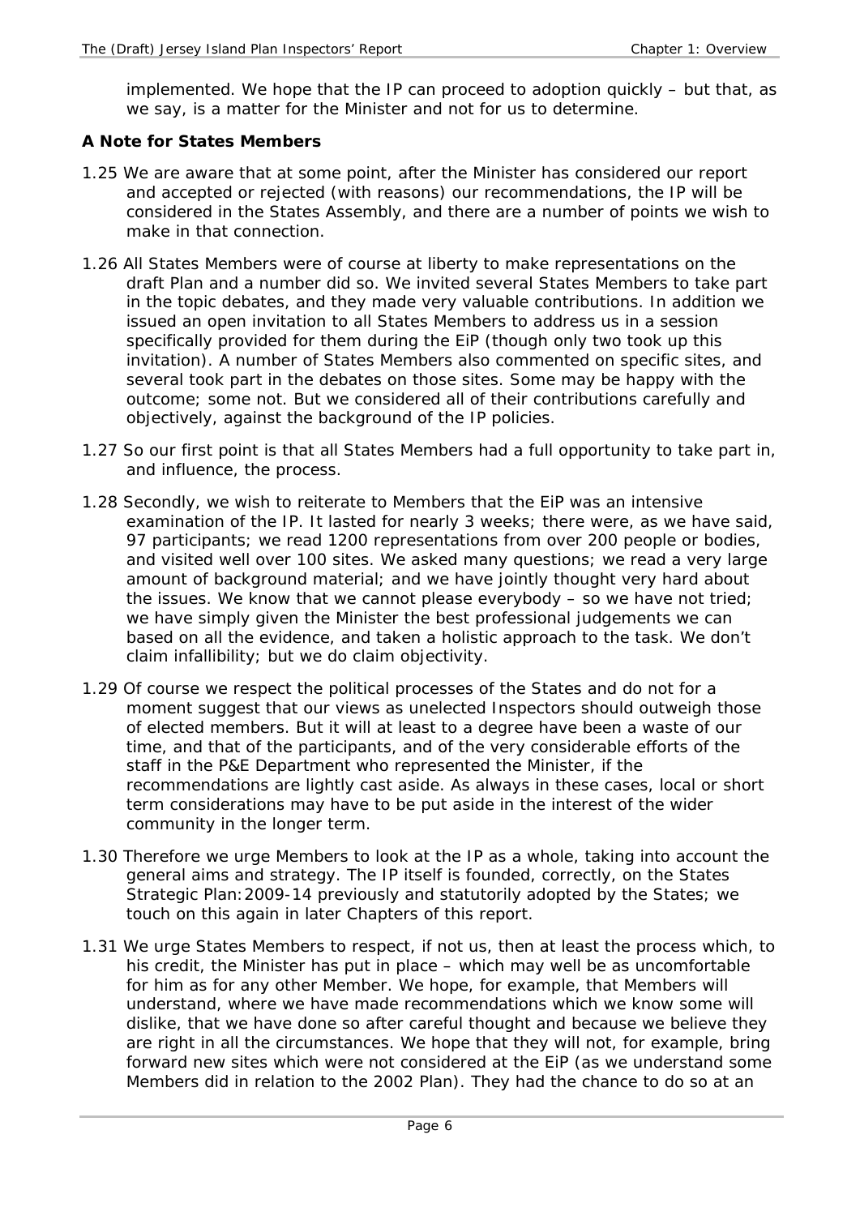implemented. We hope that the IP can proceed to adoption quickly – but that, as we say, is a matter for the Minister and not for us to determine.

**A Note for States Members**

1.25 We are aware that at some point, after the Minister has considered our report and accepted or rejected (with reasons) our recommendations, the IP will be considered in the States Assembly, and there are a number of points we wish to make in that connection.

1.26 All States Members were of course at liberty to make representations on the draft Plan and a number did so. We invited several States Members to take part in the topic debates, and they made very valuable contributions. In addition we issued an open invitation to all States Members to address us in a session specifically provided for them during the EiP (though only two took up this invitation). A number of States Members also commented on specific sites, and several took part in the debates on those sites. Some may be happy with the outcome; some not. But we considered all of their contributions carefully and objectively, against the background of the IP policies.

1.27 So our first point is that all States Members had a full opportunity to take part in, and influence, the process.

1.28 Secondly, we wish to reiterate to Members that the EiP was an intensive examination of the IP. It lasted for nearly 3 weeks; there were, as we have said, 97 participants; we read 1200 representations from over 200 people or bodies, and visited well over 100 sites. We asked many questions; we read a very large amount of background material; and we have jointly thought very hard about the issues. We know that we cannot please everybody – so we have not tried; we have simply given the Minister the best professional judgements we can based on all the evidence, and taken a holistic approach to the task. We don't claim infallibility; but we do claim objectivity.

1.29 Of course we respect the political processes of the States and do not for a moment suggest that our views as unelected Inspectors should outweigh those of elected members. But it will at least to a degree have been a waste of our time, and that of the participants, and of the very considerable efforts of the staff in the P&E Department who represented the Minister, if the recommendations are lightly cast aside. As always in these cases, local or short term considerations may have to be put aside in the interest of the wider community in the longer term.

1.30 Therefore we urge Members to look at the IP as a whole, taking into account the general aims and strategy. The IP itself is founded, correctly, on the States Strategic Plan: 2009-14 previously and statutorily adopted by the States; we touch on this again in later Chapters of this report.

1.31 We urge States Members to respect, if not us, then at least the process which, to his credit, the Minister has put in place – which may well be as uncomfortable for him as for any other Member. We hope, for example, that Members will understand, where we have made recommendations which we know some will dislike, that we have done so after careful thought and because we believe they are right in all the circumstances. We hope that they will not, for example, bring forward new sites which were not considered at the EiP (as we understand some Members did in relation to the 2002 Plan). They had the chance to do so at an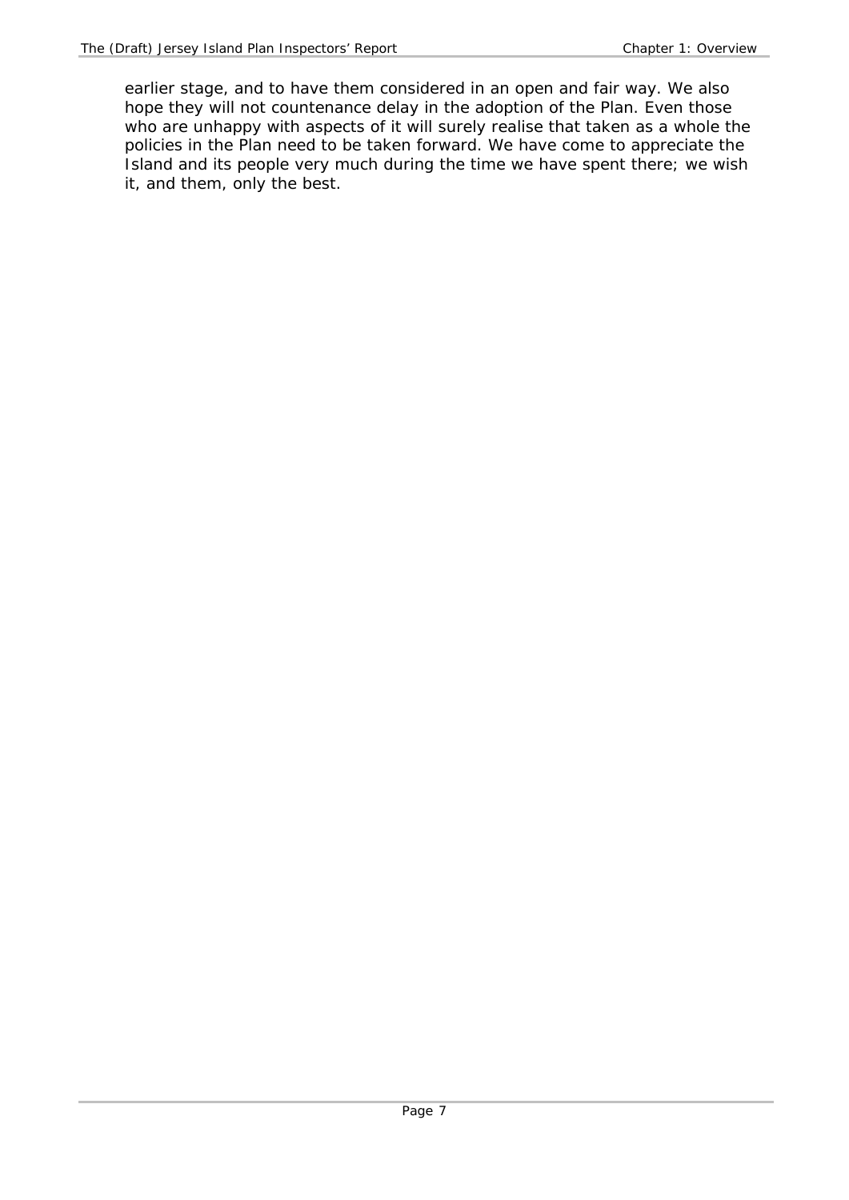earlier stage, and to have them considered in an open and fair way. We also hope they will not countenance delay in the adoption of the Plan. Even those who are unhappy with aspects of it will surely realise that taken as a whole the policies in the Plan need to be taken forward. We have come to appreciate the Island and its people very much during the time we have spent there; we wish it, and them, only the best.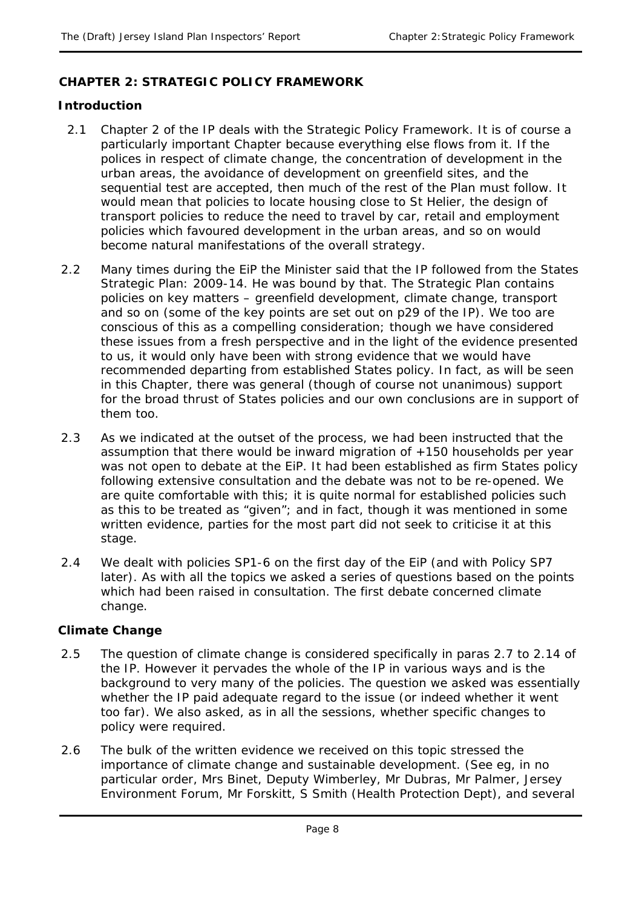## CHAPTER 2: STRATEGIC POLICY FRAMEWORK

### Introduction

2.1 Chapter 2 of the IP deals with the Strategic Policy Framework. It is of course a particularly important Chapter because everything else flows from it. If the polices in respect of climate change, the concentration of development in the urban areas, the avoidance of development on greenfield sites, and the sequential test are accepted, then much of the rest of the Plan must follow. It would mean that policies to locate housing close to St Helier, the design of transport policies to reduce the need to travel by car, retail and employment policies which favoured development in the urban areas, and so on would become natural manifestations of the overall strategy.

2.2 Many times during the EiP the Minister said that the IP followed from the States Strategic Plan: 2009-14. He was bound by that. The Strategic Plan contains policies on key matters – greenfield development, climate change, transport and so on (some of the key points are set out on p29 of the IP). We too are conscious of this as a compelling consideration; though we have considered these issues from a fresh perspective and in the light of the evidence presented to us, it would only have been with strong evidence that we would have recommended departing from established States policy. In fact, as will be seen in this Chapter, there was general (though of course not unanimous) support for the broad thrust of States policies and our own conclusions are in support of them too.

2.3 As we indicated at the outset of the process, we had been instructed that the assumption that there would be inward migration of +150 households per year was not open to debate at the EiP. It had been established as firm States policy following extensive consultation and the debate was not to be re-opened. We are quite comfortable with this; it is quite normal for established policies such as this to be treated as "given"; and in fact, though it was mentioned in some written evidence, parties for the most part did not seek to criticise it at this stage.

2.4 We dealt with policies SP1-6 on the first day of the EiP (and with Policy SP7 later). As with all the topics we asked a series of questions based on the points which had been raised in consultation. The first debate concerned climate change.

### Climate Change

2.5 The question of climate change is considered specifically in paras 2.7 to 2.14 of the IP. However it pervades the whole of the IP in various ways and is the background to very many of the policies. The question we asked was essentially whether the IP paid adequate regard to the issue (or indeed whether it went too far). We also asked, as in all the sessions, whether specific changes to policy were required.

2.6 The bulk of the written evidence we received on this topic stressed the importance of climate change and sustainable development. (See eg, in no particular order, Mrs Binet, Deputy Wimberley, Mr Dubras, Mr Palmer, Jersey Environment Forum, Mr Forskitt, S Smith (Health Protection Dept), and several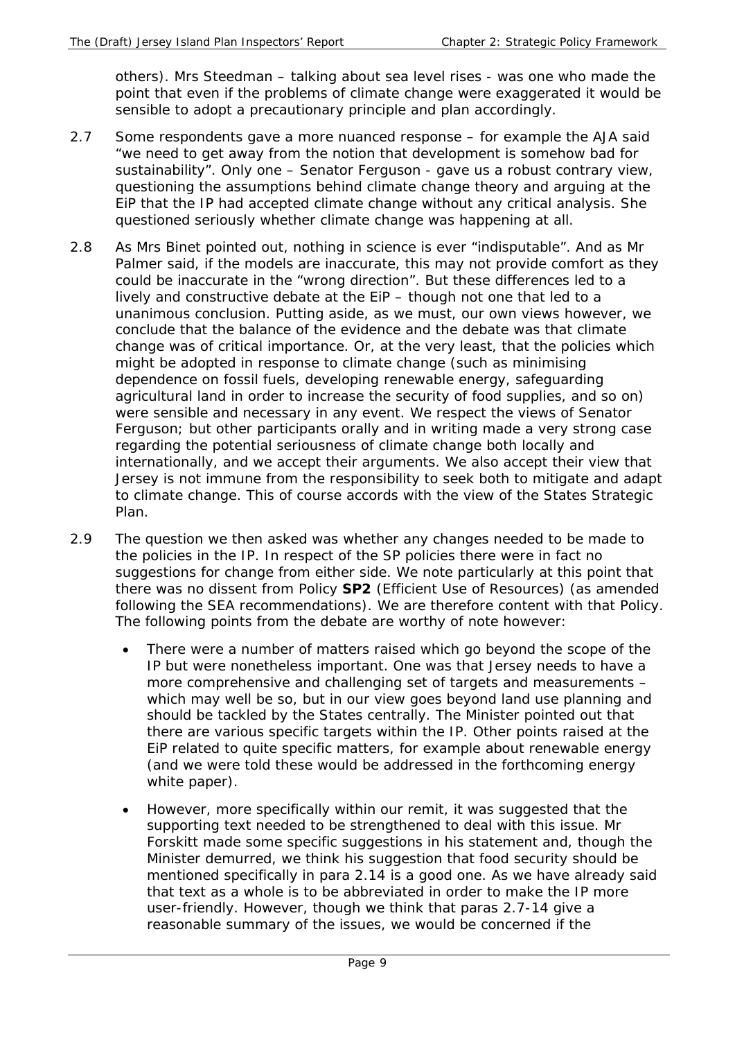others). Mrs Steedman – talking about sea level rises - was one who made the point that even if the problems of climate change were exaggerated it would be sensible to adopt a precautionary principle and plan accordingly.

2.7 Some respondents gave a more nuanced response – for example the AJA said "we need to get away from the notion that development is somehow bad for sustainability". Only one – Senator Ferguson - gave us a robust contrary view, questioning the assumptions behind climate change theory and arguing at the EiP that the IP had accepted climate change without any critical analysis. She questioned seriously whether climate change was happening at all.

2.8 As Mrs Binet pointed out, nothing in science is ever "indisputable". And as Mr Palmer said, if the models are inaccurate, this may not provide comfort as they could be inaccurate in the "wrong direction". But these differences led to a lively and constructive debate at the EiP – though not one that led to a unanimous conclusion. Putting aside, as we must, our own views however, we conclude that the balance of the evidence and the debate was that climate change was of critical importance. Or, at the very least, that the policies which might be adopted in response to climate change (such as minimising dependence on fossil fuels, developing renewable energy, safeguarding agricultural land in order to increase the security of food supplies, and so on) were sensible and necessary in any event. We respect the views of Senator Ferguson; but other participants orally and in writing made a very strong case regarding the potential seriousness of climate change both locally and internationally, and we accept their arguments. We also accept their view that Jersey is not immune from the responsibility to seek both to mitigate and adapt to climate change. This of course accords with the view of the States Strategic Plan.

2.9 The question we then asked was whether any changes needed to be made to the policies in the IP. In respect of the SP policies there were in fact no suggestions for change from either side. We note particularly at this point that there was no dissent from Policy **SP2** (Efficient Use of Resources) (as amended following the SEA recommendations). We are therefore content with that Policy. The following points from the debate are worthy of note however:

- There were a number of matters raised which go beyond the scope of the IP but were nonetheless important. One was that Jersey needs to have a more comprehensive and challenging set of targets and measurements – which may well be so, but in our view goes beyond land use planning and should be tackled by the States centrally. The Minister pointed out that there are various specific targets within the IP. Other points raised at the EiP related to quite specific matters, for example about renewable energy (and we were told these would be addressed in the forthcoming energy white paper).

- However, more specifically within our remit, it was suggested that the supporting text needed to be strengthened to deal with this issue. Mr Forskitt made some specific suggestions in his statement and, though the Minister demurred, we think his suggestion that food security should be mentioned specifically in para 2.14 is a good one. As we have already said that text as a whole is to be abbreviated in order to make the IP more user-friendly. However, though we think that paras 2.7-14 give a reasonable summary of the issues, we would be concerned if the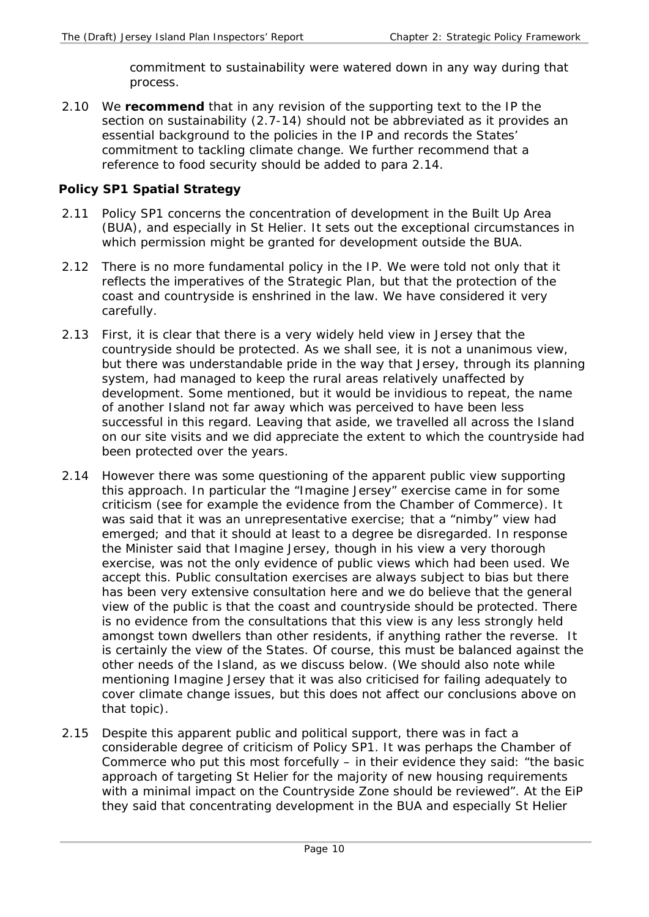commitment to sustainability were watered down in any way during that process.

2.10 We **recommend** that in any revision of the supporting text to the IP the section on sustainability (2.7-14) should not be abbreviated as it provides an essential background to the policies in the IP and records the States' commitment to tackling climate change. We further recommend that a reference to food security should be added to para 2.14.

### Policy SP1 Spatial Strategy

2.11 Policy SP1 concerns the concentration of development in the Built Up Area (BUA), and especially in St Helier. It sets out the exceptional circumstances in which permission might be granted for development outside the BUA.

2.12 There is no more fundamental policy in the IP. We were told not only that it reflects the imperatives of the Strategic Plan, but that the protection of the coast and countryside is enshrined in the law. We have considered it very carefully.

2.13 First, it is clear that there is a very widely held view in Jersey that the countryside should be protected. As we shall see, it is not a unanimous view, but there was understandable pride in the way that Jersey, through its planning system, had managed to keep the rural areas relatively unaffected by development. Some mentioned, but it would be invidious to repeat, the name of another Island not far away which was perceived to have been less successful in this regard. Leaving that aside, we travelled all across the Island on our site visits and we did appreciate the extent to which the countryside had been protected over the years.

2.14 However there was some questioning of the apparent public view supporting this approach. In particular the "Imagine Jersey" exercise came in for some criticism (see for example the evidence from the Chamber of Commerce). It was said that it was an unrepresentative exercise; that a "nimby" view had emerged; and that it should at least to a degree be disregarded. In response the Minister said that Imagine Jersey, though in his view a very thorough exercise, was not the only evidence of public views which had been used. We accept this. Public consultation exercises are always subject to bias but there has been very extensive consultation here and we do believe that the general view of the public is that the coast and countryside should be protected. There is no evidence from the consultations that this view is any less strongly held amongst town dwellers than other residents, if anything rather the reverse. It is certainly the view of the States. Of course, this must be balanced against the other needs of the Island, as we discuss below. (We should also note while mentioning Imagine Jersey that it was also criticised for failing adequately to cover climate change issues, but this does not affect our conclusions above on that topic).

2.15 Despite this apparent public and political support, there was in fact a considerable degree of criticism of Policy SP1. It was perhaps the Chamber of Commerce who put this most forcefully – in their evidence they said: "the basic approach of targeting St Helier for the majority of new housing requirements with a minimal impact on the Countryside Zone should be reviewed". At the EiP they said that concentrating development in the BUA and especially St Helier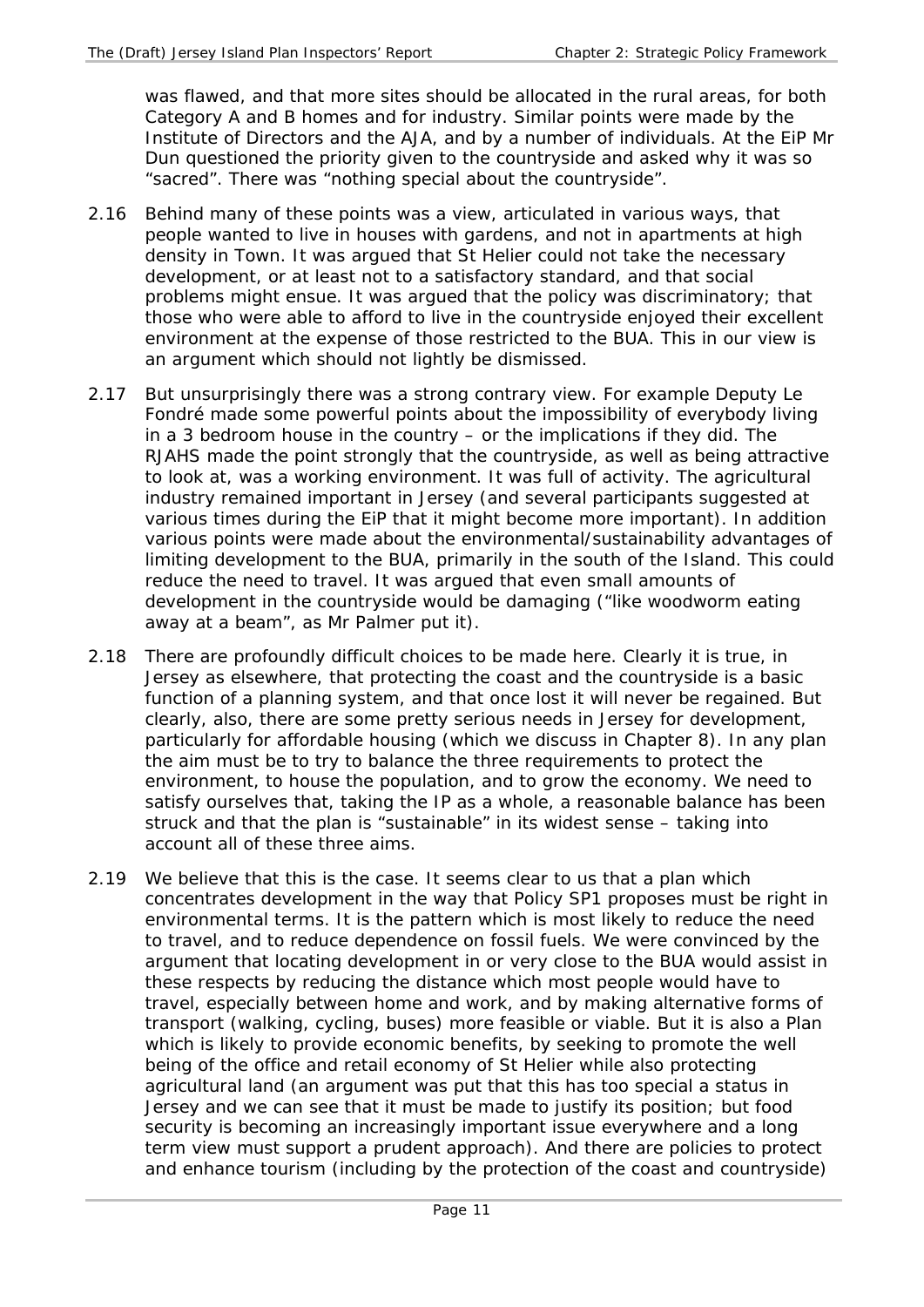was flawed, and that more sites should be allocated in the rural areas, for both Category A and B homes and for industry. Similar points were made by the Institute of Directors and the AJA, and by a number of individuals. At the EiP Mr Dun questioned the priority given to the countryside and asked why it was so "sacred". There was "nothing special about the countryside".

2.16 Behind many of these points was a view, articulated in various ways, that people wanted to live in houses with gardens, and not in apartments at high density in Town. It was argued that St Helier could not take the necessary development, or at least not to a satisfactory standard, and that social problems might ensue. It was argued that the policy was discriminatory; that those who were able to afford to live in the countryside enjoyed their excellent environment at the expense of those restricted to the BUA. This in our view is an argument which should not lightly be dismissed.

2.17 But unsurprisingly there was a strong contrary view. For example Deputy Le Fondré made some powerful points about the impossibility of everybody living in a 3 bedroom house in the country – or the implications if they did. The RJAHS made the point strongly that the countryside, as well as being attractive to look at, was a working environment. It was full of activity. The agricultural industry remained important in Jersey (and several participants suggested at various times during the EiP that it might become more important). In addition various points were made about the environmental/sustainability advantages of limiting development to the BUA, primarily in the south of the Island. This could reduce the need to travel. It was argued that even small amounts of development in the countryside would be damaging ("like woodworm eating away at a beam", as Mr Palmer put it).

2.18 There are profoundly difficult choices to be made here. Clearly it is true, in Jersey as elsewhere, that protecting the coast and the countryside is a basic function of a planning system, and that once lost it will never be regained. But clearly, also, there are some pretty serious needs in Jersey for development, particularly for affordable housing (which we discuss in Chapter 8). In any plan the aim must be to try to balance the three requirements to protect the environment, to house the population, and to grow the economy. We need to satisfy ourselves that, taking the IP as a whole, a reasonable balance has been struck and that the plan is "sustainable" in its widest sense – taking into account all of these three aims.

2.19 We believe that this is the case. It seems clear to us that a plan which concentrates development in the way that Policy SP1 proposes must be right in environmental terms. It is the pattern which is most likely to reduce the need to travel, and to reduce dependence on fossil fuels. We were convinced by the argument that locating development in or very close to the BUA would assist in these respects by reducing the distance which most people would have to travel, especially between home and work, and by making alternative forms of transport (walking, cycling, buses) more feasible or viable. But it is also a Plan which is likely to provide economic benefits, by seeking to promote the well being of the office and retail economy of St Helier while also protecting agricultural land (an argument was put that this has too special a status in Jersey and we can see that it must be made to justify its position; but food security is becoming an increasingly important issue everywhere and a long term view must support a prudent approach). And there are policies to protect and enhance tourism (including by the protection of the coast and countryside)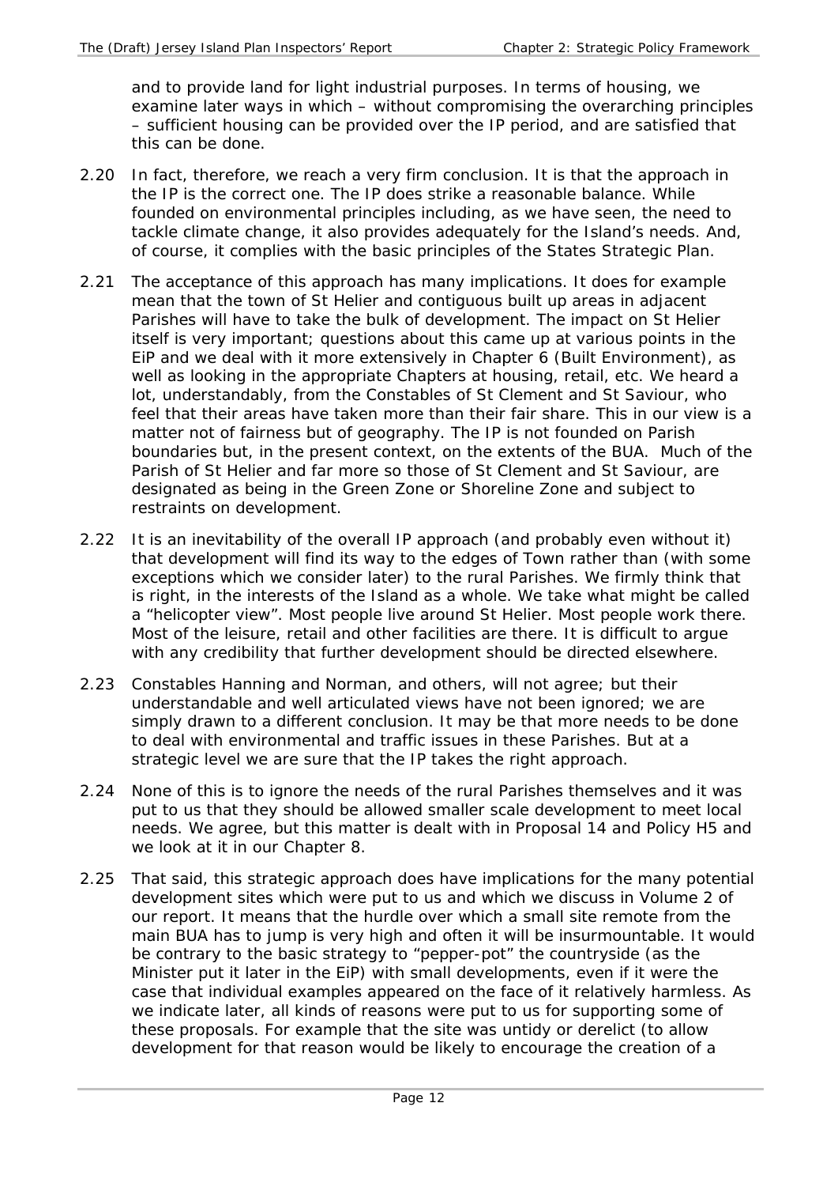and to provide land for light industrial purposes. In terms of housing, we examine later ways in which – without compromising the overarching principles – sufficient housing can be provided over the IP period, and are satisfied that this can be done.

2.20 In fact, therefore, we reach a very firm conclusion. It is that the approach in the IP is the correct one. The IP does strike a reasonable balance. While founded on environmental principles including, as we have seen, the need to tackle climate change, it also provides adequately for the Island's needs. And, of course, it complies with the basic principles of the States Strategic Plan.

2.21 The acceptance of this approach has many implications. It does for example mean that the town of St Helier and contiguous built up areas in adjacent Parishes will have to take the bulk of development. The impact on St Helier itself is very important; questions about this came up at various points in the EiP and we deal with it more extensively in Chapter 6 (Built Environment), as well as looking in the appropriate Chapters at housing, retail, etc. We heard a lot, understandably, from the Constables of St Clement and St Saviour, who feel that their areas have taken more than their fair share. This in our view is a matter not of fairness but of geography. The IP is not founded on Parish boundaries but, in the present context, on the extents of the BUA. Much of the Parish of St Helier and far more so those of St Clement and St Saviour, are designated as being in the Green Zone or Shoreline Zone and subject to restraints on development.

2.22 It is an inevitability of the overall IP approach (and probably even without it) that development will find its way to the edges of Town rather than (with some exceptions which we consider later) to the rural Parishes. We firmly think that is right, in the interests of the Island as a whole. We take what might be called a "helicopter view". Most people live around St Helier. Most people work there. Most of the leisure, retail and other facilities are there. It is difficult to argue with any credibility that further development should be directed elsewhere.

2.23 Constables Hanning and Norman, and others, will not agree; but their understandable and well articulated views have not been ignored; we are simply drawn to a different conclusion. It may be that more needs to be done to deal with environmental and traffic issues in these Parishes. But at a strategic level we are sure that the IP takes the right approach.

2.24 None of this is to ignore the needs of the rural Parishes themselves and it was put to us that they should be allowed smaller scale development to meet local needs. We agree, but this matter is dealt with in Proposal 14 and Policy H5 and we look at it in our Chapter 8.

2.25 That said, this strategic approach does have implications for the many potential development sites which were put to us and which we discuss in Volume 2 of our report. It means that the hurdle over which a small site remote from the main BUA has to jump is very high and often it will be insurmountable. It would be contrary to the basic strategy to "pepper-pot" the countryside (as the Minister put it later in the EiP) with small developments, even if it were the case that individual examples appeared on the face of it relatively harmless. As we indicate later, all kinds of reasons were put to us for supporting some of these proposals. For example that the site was untidy or derelict (to allow development for that reason would be likely to encourage the creation of a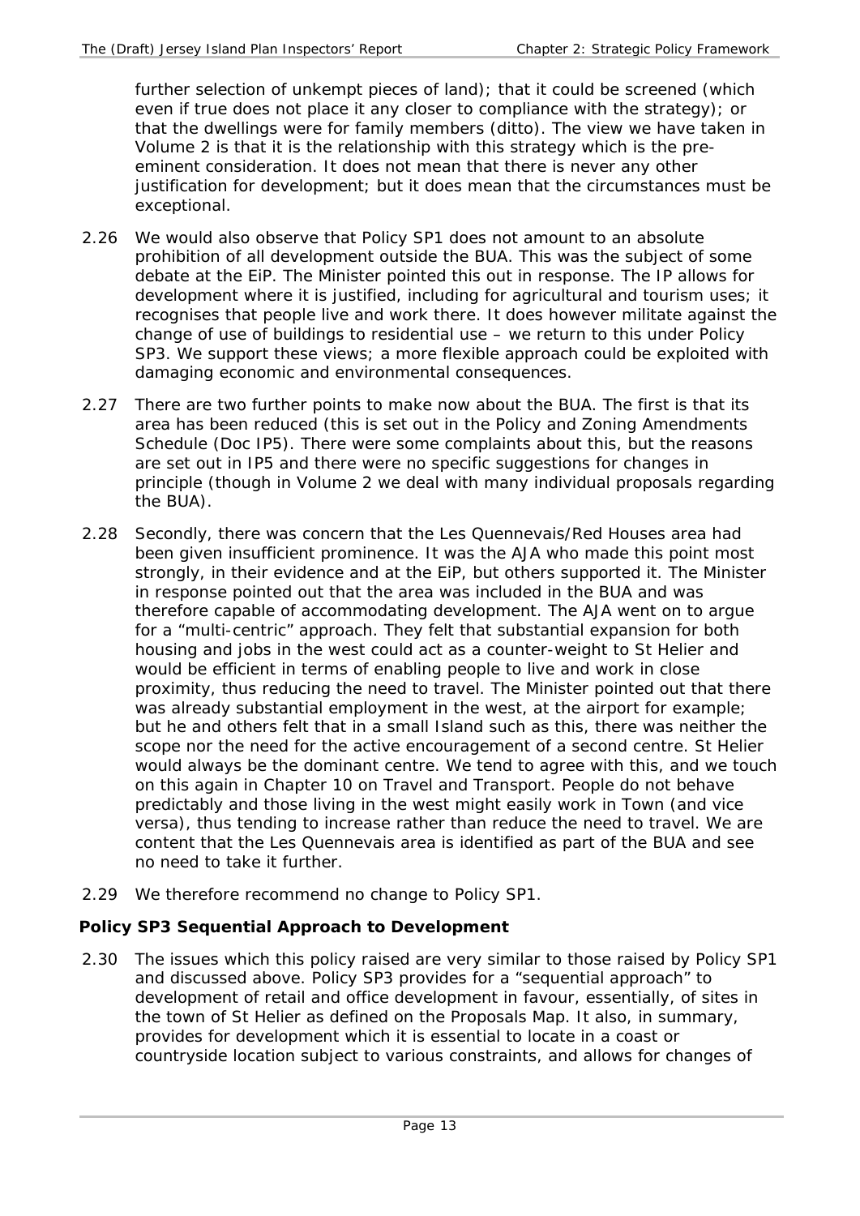further selection of unkempt pieces of land); that it could be screened (which even if true does not place it any closer to compliance with the strategy); or that the dwellings were for family members (ditto). The view we have taken in Volume 2 is that it is the relationship with this strategy which is the pre-eminent consideration. It does not mean that there is never any other justification for development; but it does mean that the circumstances must be exceptional.

2.26 We would also observe that Policy SP1 does not amount to an absolute prohibition of all development outside the BUA. This was the subject of some debate at the EiP. The Minister pointed this out in response. The IP allows for development where it is justified, including for agricultural and tourism uses; it recognises that people live and work there. It does however militate against the change of use of buildings to residential use – we return to this under Policy SP3. We support these views; a more flexible approach could be exploited with damaging economic and environmental consequences.

2.27 There are two further points to make now about the BUA. The first is that its area has been reduced (this is set out in the Policy and Zoning Amendments Schedule (Doc IP5). There were some complaints about this, but the reasons are set out in IP5 and there were no specific suggestions for changes in principle (though in Volume 2 we deal with many individual proposals regarding the BUA).

2.28 Secondly, there was concern that the Les Quennevais/Red Houses area had been given insufficient prominence. It was the AJA who made this point most strongly, in their evidence and at the EiP, but others supported it. The Minister in response pointed out that the area was included in the BUA and was therefore capable of accommodating development. The AJA went on to argue for a "multi-centric" approach. They felt that substantial expansion for both housing and jobs in the west could act as a counter-weight to St Helier and would be efficient in terms of enabling people to live and work in close proximity, thus reducing the need to travel. The Minister pointed out that there was already substantial employment in the west, at the airport for example; but he and others felt that in a small Island such as this, there was neither the scope nor the need for the active encouragement of a second centre. St Helier would always be the dominant centre. We tend to agree with this, and we touch on this again in Chapter 10 on Travel and Transport. People do not behave predictably and those living in the west might easily work in Town (and vice versa), thus tending to increase rather than reduce the need to travel. We are content that the Les Quennevais area is identified as part of the BUA and see no need to take it further.

2.29 We therefore recommend no change to Policy SP1.

**Policy SP3 Sequential Approach to Development**

2.30 The issues which this policy raised are very similar to those raised by Policy SP1 and discussed above. Policy SP3 provides for a "sequential approach" to development of retail and office development in favour, essentially, of sites in the town of St Helier as defined on the Proposals Map. It also, in summary, provides for development which it is essential to locate in a coast or countryside location subject to various constraints, and allows for changes of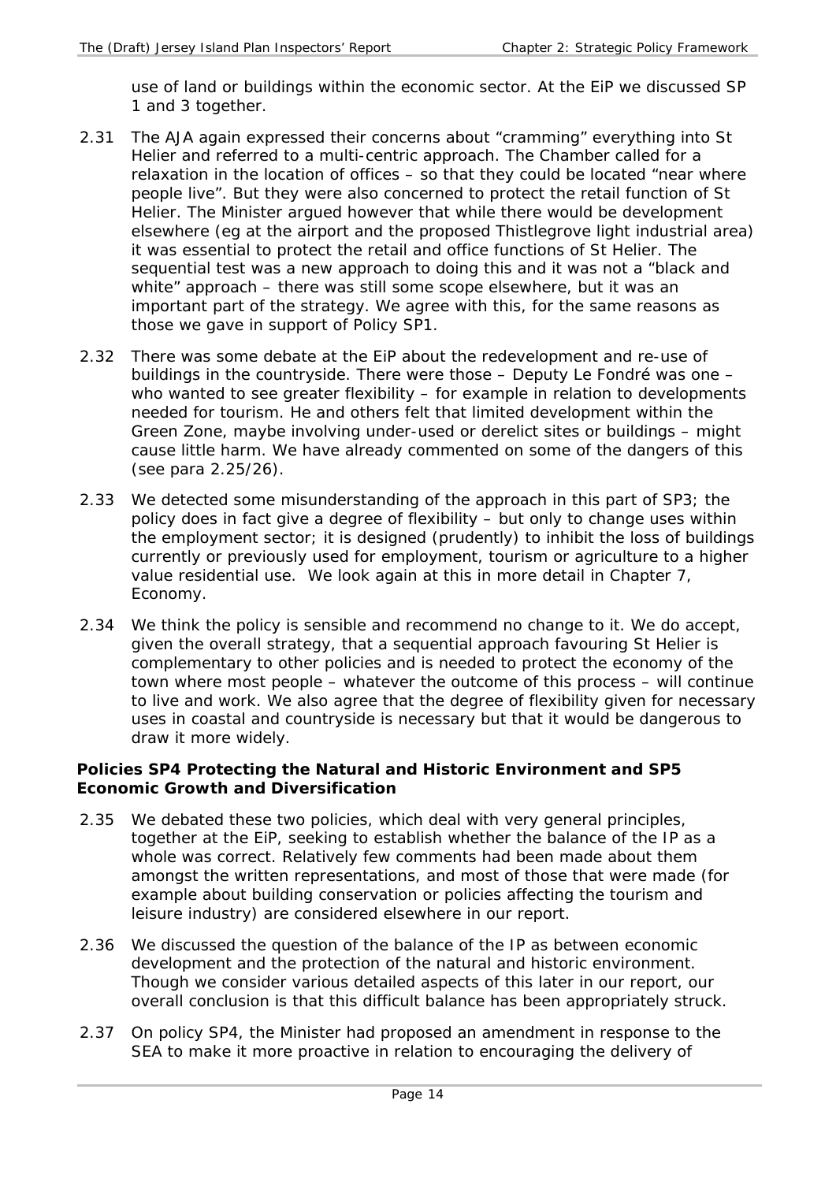use of land or buildings within the economic sector. At the EiP we discussed SP 1 and 3 together.

2.31 The AJA again expressed their concerns about "cramming" everything into St Helier and referred to a multi-centric approach. The Chamber called for a relaxation in the location of offices – so that they could be located "near where people live". But they were also concerned to protect the retail function of St Helier. The Minister argued however that while there would be development elsewhere (eg at the airport and the proposed Thistlegrove light industrial area) it was essential to protect the retail and office functions of St Helier. The sequential test was a new approach to doing this and it was not a "black and white" approach – there was still some scope elsewhere, but it was an important part of the strategy. We agree with this, for the same reasons as those we gave in support of Policy SP1.

2.32 There was some debate at the EiP about the redevelopment and re-use of buildings in the countryside. There were those – Deputy Le Fondré was one – who wanted to see greater flexibility – for example in relation to developments needed for tourism. He and others felt that limited development within the Green Zone, maybe involving under-used or derelict sites or buildings – might cause little harm. We have already commented on some of the dangers of this (see para 2.25/26).

2.33 We detected some misunderstanding of the approach in this part of SP3; the policy does in fact give a degree of flexibility – but only to change uses within the employment sector; it is designed (prudently) to inhibit the loss of buildings currently or previously used for employment, tourism or agriculture to a higher value residential use. We look again at this in more detail in Chapter 7, Economy.

2.34 We think the policy is sensible and recommend no change to it. We do accept, given the overall strategy, that a sequential approach favouring St Helier is complementary to other policies and is needed to protect the economy of the town where most people – whatever the outcome of this process – will continue to live and work. We also agree that the degree of flexibility given for necessary uses in coastal and countryside is necessary but that it would be dangerous to draw it more widely.

### Policies SP4 Protecting the Natural and Historic Environment and SP5 Economic Growth and Diversification

2.35 We debated these two policies, which deal with very general principles, together at the EiP, seeking to establish whether the balance of the IP as a whole was correct. Relatively few comments had been made about them amongst the written representations, and most of those that were made (for example about building conservation or policies affecting the tourism and leisure industry) are considered elsewhere in our report.

2.36 We discussed the question of the balance of the IP as between economic development and the protection of the natural and historic environment. Though we consider various detailed aspects of this later in our report, our overall conclusion is that this difficult balance has been appropriately struck.

2.37 On policy SP4, the Minister had proposed an amendment in response to the SEA to make it more proactive in relation to encouraging the delivery of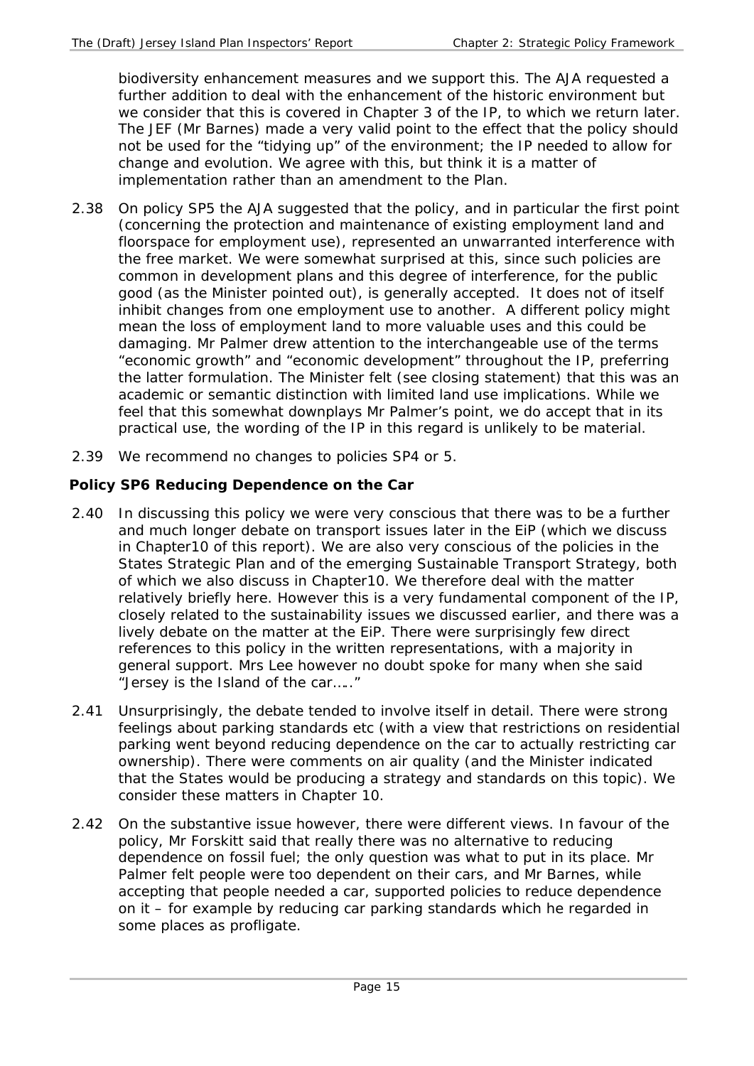biodiversity enhancement measures and we support this. The AJA requested a further addition to deal with the enhancement of the historic environment but we consider that this is covered in Chapter 3 of the IP, to which we return later. The JEF (Mr Barnes) made a very valid point to the effect that the policy should not be used for the "tidying up" of the environment; the IP needed to allow for change and evolution. We agree with this, but think it is a matter of implementation rather than an amendment to the Plan.

2.38 On policy SP5 the AJA suggested that the policy, and in particular the first point (concerning the protection and maintenance of existing employment land and floorspace for employment use), represented an unwarranted interference with the free market. We were somewhat surprised at this, since such policies are common in development plans and this degree of interference, for the public good (as the Minister pointed out), is generally accepted. It does not of itself inhibit changes from one employment use to another. A different policy might mean the loss of employment land to more valuable uses and this could be damaging. Mr Palmer drew attention to the interchangeable use of the terms "economic growth" and "economic development" throughout the IP, preferring the latter formulation. The Minister felt (see closing statement) that this was an academic or semantic distinction with limited land use implications. While we feel that this somewhat downplays Mr Palmer's point, we do accept that in its practical use, the wording of the IP in this regard is unlikely to be material.

2.39 We recommend no changes to policies SP4 or 5.

### Policy SP6 Reducing Dependence on the Car

2.40 In discussing this policy we were very conscious that there was to be a further and much longer debate on transport issues later in the EiP (which we discuss in Chapter10 of this report). We are also very conscious of the policies in the States Strategic Plan and of the emerging Sustainable Transport Strategy, both of which we also discuss in Chapter10. We therefore deal with the matter relatively briefly here. However this is a very fundamental component of the IP, closely related to the sustainability issues we discussed earlier, and there was a lively debate on the matter at the EiP. There were surprisingly few direct references to this policy in the written representations, with a majority in general support. Mrs Lee however no doubt spoke for many when she said "Jersey is the Island of the car….."

2.41 Unsurprisingly, the debate tended to involve itself in detail. There were strong feelings about parking standards etc (with a view that restrictions on residential parking went beyond reducing dependence on the car to actually restricting car ownership). There were comments on air quality (and the Minister indicated that the States would be producing a strategy and standards on this topic). We consider these matters in Chapter 10.

2.42 On the substantive issue however, there were different views. In favour of the policy, Mr Forskitt said that really there was no alternative to reducing dependence on fossil fuel; the only question was what to put in its place. Mr Palmer felt people were too dependent on their cars, and Mr Barnes, while accepting that people needed a car, supported policies to reduce dependence on it – for example by reducing car parking standards which he regarded in some places as profligate.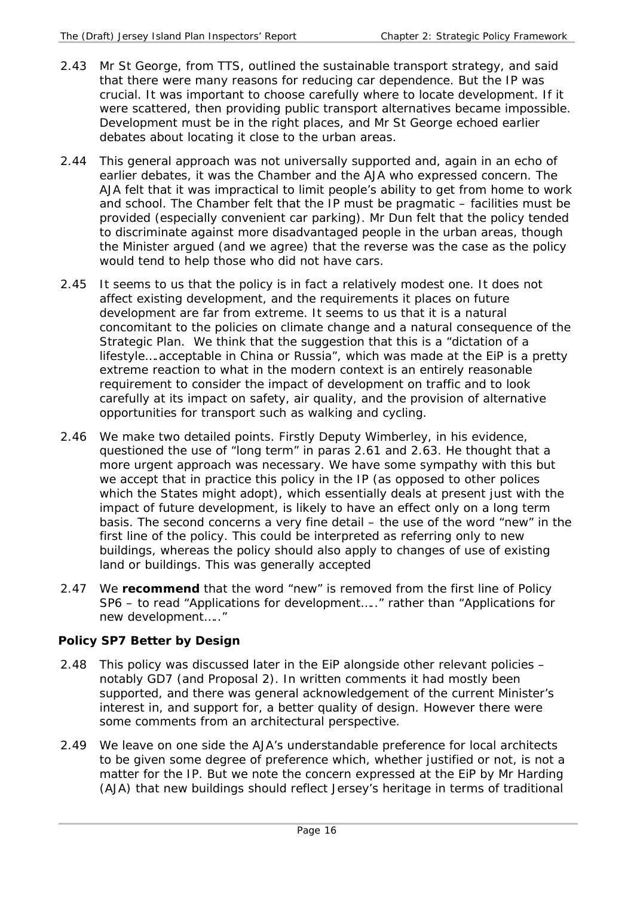2.43 Mr St George, from TTS, outlined the sustainable transport strategy, and said that there were many reasons for reducing car dependence. But the IP was crucial. It was important to choose carefully where to locate development. If it were scattered, then providing public transport alternatives became impossible. Development must be in the right places, and Mr St George echoed earlier debates about locating it close to the urban areas.

2.44 This general approach was not universally supported and, again in an echo of earlier debates, it was the Chamber and the AJA who expressed concern. The AJA felt that it was impractical to limit people's ability to get from home to work and school. The Chamber felt that the IP must be pragmatic – facilities must be provided (especially convenient car parking). Mr Dun felt that the policy tended to discriminate against more disadvantaged people in the urban areas, though the Minister argued (and we agree) that the reverse was the case as the policy would tend to help those who did not have cars.

2.45 It seems to us that the policy is in fact a relatively modest one. It does not affect existing development, and the requirements it places on future development are far from extreme. It seems to us that it is a natural concomitant to the policies on climate change and a natural consequence of the Strategic Plan. We think that the suggestion that this is a "dictation of a lifestyle….acceptable in China or Russia", which was made at the EiP is a pretty extreme reaction to what in the modern context is an entirely reasonable requirement to consider the impact of development on traffic and to look carefully at its impact on safety, air quality, and the provision of alternative opportunities for transport such as walking and cycling.

2.46 We make two detailed points. Firstly Deputy Wimberley, in his evidence, questioned the use of "long term" in paras 2.61 and 2.63. He thought that a more urgent approach was necessary. We have some sympathy with this but we accept that in practice this policy in the IP (as opposed to other polices which the States might adopt), which essentially deals at present just with the impact of future development, is likely to have an effect only on a long term basis. The second concerns a very fine detail – the use of the word "new" in the first line of the policy. This could be interpreted as referring only to new buildings, whereas the policy should also apply to changes of use of existing land or buildings. This was generally accepted

2.47 We **recommend** that the word "new" is removed from the first line of Policy SP6 – to read "Applications for development….." rather than "Applications for new development….."

### Policy SP7 Better by Design

2.48 This policy was discussed later in the EiP alongside other relevant policies – notably GD7 (and Proposal 2). In written comments it had mostly been supported, and there was general acknowledgement of the current Minister's interest in, and support for, a better quality of design. However there were some comments from an architectural perspective.

2.49 We leave on one side the AJA's understandable preference for local architects to be given some degree of preference which, whether justified or not, is not a matter for the IP. But we note the concern expressed at the EiP by Mr Harding (AJA) that new buildings should reflect Jersey's heritage in terms of traditional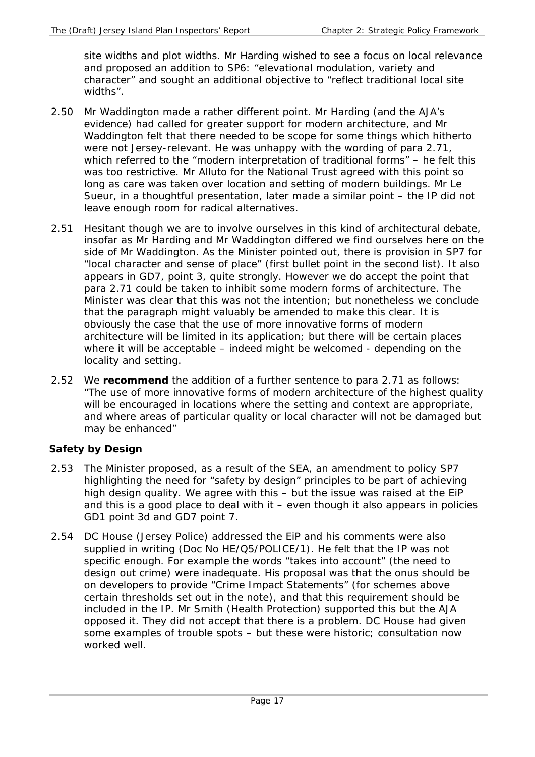site widths and plot widths. Mr Harding wished to see a focus on local relevance and proposed an addition to SP6: "elevational modulation, variety and character" and sought an additional objective to "reflect traditional local site widths".

2.50 Mr Waddington made a rather different point. Mr Harding (and the AJA's evidence) had called for greater support for modern architecture, and Mr Waddington felt that there needed to be scope for some things which hitherto were not Jersey-relevant. He was unhappy with the wording of para 2.71, which referred to the "modern interpretation of traditional forms" – he felt this was too restrictive. Mr Alluto for the National Trust agreed with this point so long as care was taken over location and setting of modern buildings. Mr Le Sueur, in a thoughtful presentation, later made a similar point – the IP did not leave enough room for radical alternatives.

2.51 Hesitant though we are to involve ourselves in this kind of architectural debate, insofar as Mr Harding and Mr Waddington differed we find ourselves here on the side of Mr Waddington. As the Minister pointed out, there is provision in SP7 for "local character and sense of place" (first bullet point in the second list). It also appears in GD7, point 3, quite strongly. However we do accept the point that para 2.71 could be taken to inhibit some modern forms of architecture. The Minister was clear that this was not the intention; but nonetheless we conclude that the paragraph might valuably be amended to make this clear. It is obviously the case that the use of more innovative forms of modern architecture will be limited in its application; but there will be certain places where it will be acceptable – indeed might be welcomed - depending on the locality and setting.

2.52 We **recommend** the addition of a further sentence to para 2.71 as follows: "The use of more innovative forms of modern architecture of the highest quality will be encouraged in locations where the setting and context are appropriate, and where areas of particular quality or local character will not be damaged but may be enhanced"

### Safety by Design

2.53 The Minister proposed, as a result of the SEA, an amendment to policy SP7 highlighting the need for "safety by design" principles to be part of achieving high design quality. We agree with this – but the issue was raised at the EiP and this is a good place to deal with it – even though it also appears in policies GD1 point 3d and GD7 point 7.

2.54 DC House (Jersey Police) addressed the EiP and his comments were also supplied in writing (Doc No HE/Q5/POLICE/1). He felt that the IP was not specific enough. For example the words "takes into account" (the need to design out crime) were inadequate. His proposal was that the onus should be on developers to provide "Crime Impact Statements" (for schemes above certain thresholds set out in the note), and that this requirement should be included in the IP. Mr Smith (Health Protection) supported this but the AJA opposed it. They did not accept that there is a problem. DC House had given some examples of trouble spots – but these were historic; consultation now worked well.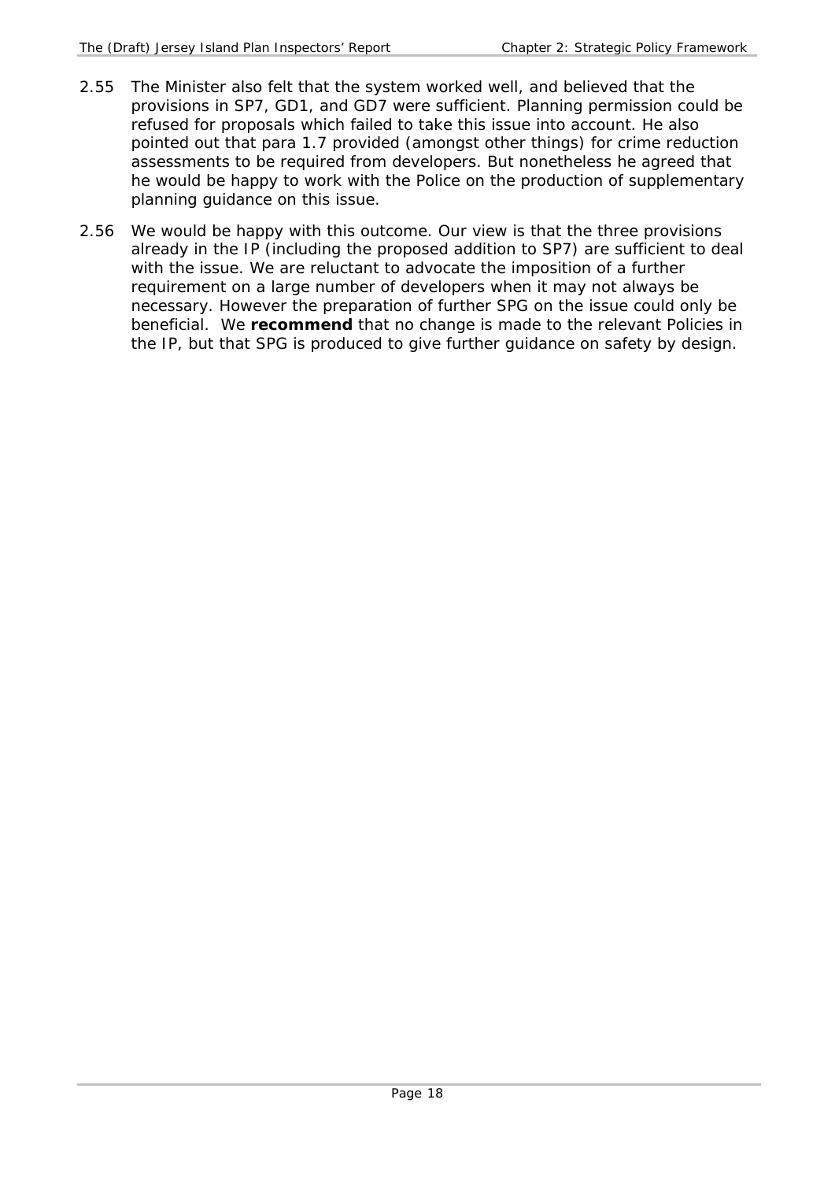2.55 The Minister also felt that the system worked well, and believed that the provisions in SP7, GD1, and GD7 were sufficient. Planning permission could be refused for proposals which failed to take this issue into account. He also pointed out that para 1.7 provided (amongst other things) for crime reduction assessments to be required from developers. But nonetheless he agreed that he would be happy to work with the Police on the production of supplementary planning guidance on this issue.

2.56 We would be happy with this outcome. Our view is that the three provisions already in the IP (including the proposed addition to SP7) are sufficient to deal with the issue. We are reluctant to advocate the imposition of a further requirement on a large number of developers when it may not always be necessary. However the preparation of further SPG on the issue could only be beneficial. We **recommend** that no change is made to the relevant Policies in the IP, but that SPG is produced to give further guidance on safety by design.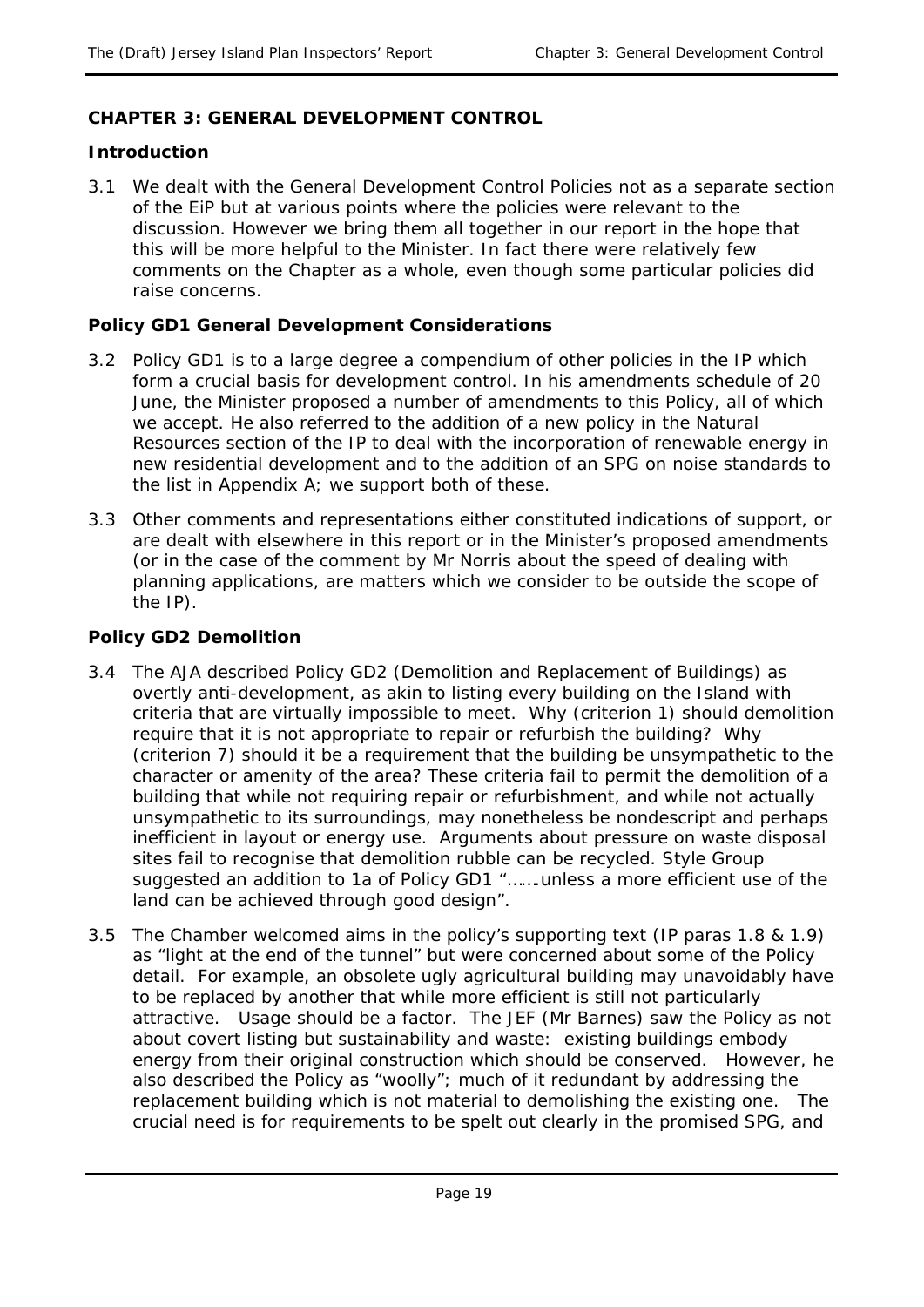## CHAPTER 3: GENERAL DEVELOPMENT CONTROL

### Introduction

3.1 We dealt with the General Development Control Policies not as a separate section of the EiP but at various points where the policies were relevant to the discussion. However we bring them all together in our report in the hope that this will be more helpful to the Minister. In fact there were relatively few comments on the Chapter as a whole, even though some particular policies did raise concerns.

### Policy GD1 General Development Considerations

3.2 Policy GD1 is to a large degree a compendium of other policies in the IP which form a crucial basis for development control. In his amendments schedule of 20 June, the Minister proposed a number of amendments to this Policy, all of which we accept. He also referred to the addition of a new policy in the Natural Resources section of the IP to deal with the incorporation of renewable energy in new residential development and to the addition of an SPG on noise standards to the list in Appendix A; we support both of these.

3.3 Other comments and representations either constituted indications of support, or are dealt with elsewhere in this report or in the Minister's proposed amendments (or in the case of the comment by Mr Norris about the speed of dealing with planning applications, are matters which we consider to be outside the scope of the IP).

### Policy GD2 Demolition

3.4 The AJA described Policy GD2 (Demolition and Replacement of Buildings) as overtly anti-development, as akin to listing every building on the Island with criteria that are virtually impossible to meet. Why (criterion 1) should demolition require that it is not appropriate to repair or refurbish the building? Why (criterion 7) should it be a requirement that the building be unsympathetic to the character or amenity of the area? These criteria fail to permit the demolition of a building that while not requiring repair or refurbishment, and while not actually unsympathetic to its surroundings, may nonetheless be nondescript and perhaps inefficient in layout or energy use. Arguments about pressure on waste disposal sites fail to recognise that demolition rubble can be recycled. Style Group suggested an addition to 1a of Policy GD1 "…….unless a more efficient use of the land can be achieved through good design".

3.5 The Chamber welcomed aims in the policy's supporting text (IP paras 1.8 & 1.9) as "light at the end of the tunnel" but were concerned about some of the Policy detail. For example, an obsolete ugly agricultural building may unavoidably have to be replaced by another that while more efficient is still not particularly attractive. Usage should be a factor. The JEF (Mr Barnes) saw the Policy as not about covert listing but sustainability and waste: existing buildings embody energy from their original construction which should be conserved. However, he also described the Policy as "woolly"; much of it redundant by addressing the replacement building which is not material to demolishing the existing one. The crucial need is for requirements to be spelt out clearly in the promised SPG, and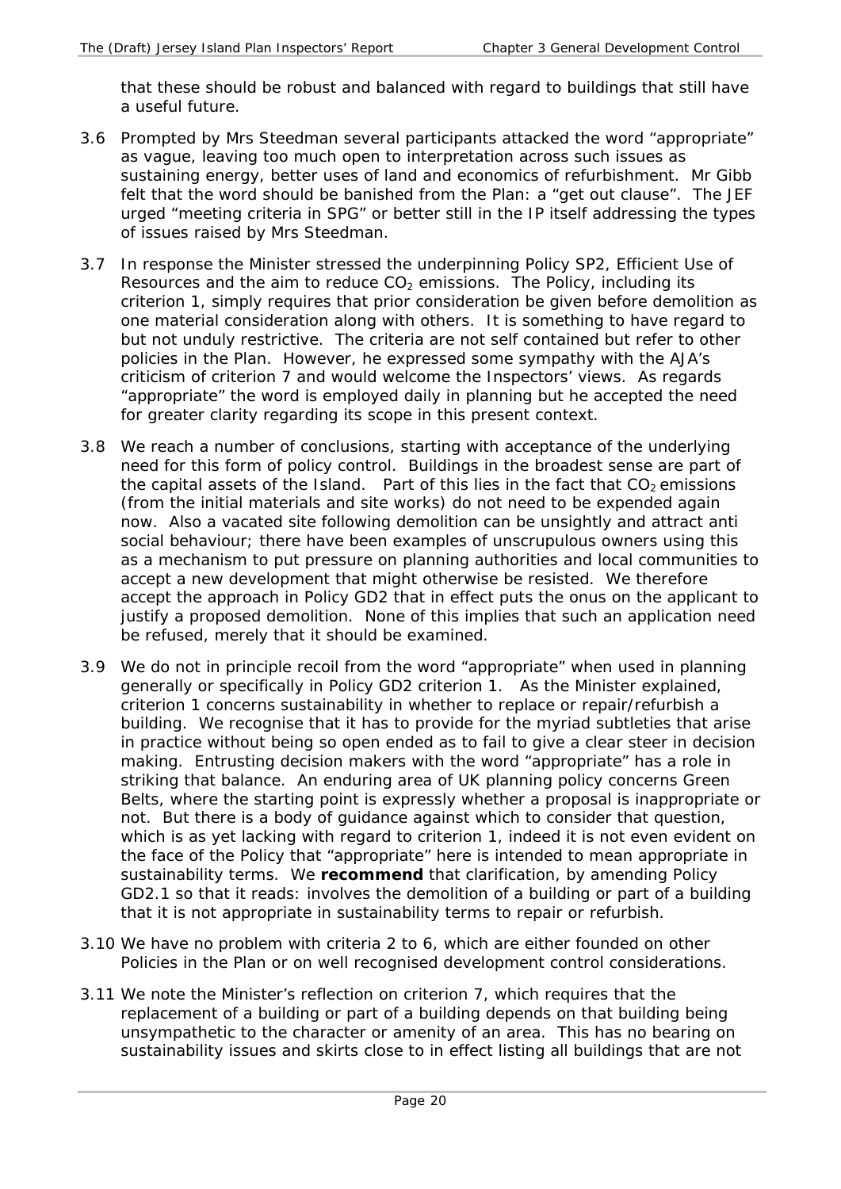that these should be robust and balanced with regard to buildings that still have a useful future.

3.6 Prompted by Mrs Steedman several participants attacked the word "appropriate" as vague, leaving too much open to interpretation across such issues as sustaining energy, better uses of land and economics of refurbishment. Mr Gibb felt that the word should be banished from the Plan: a "get out clause". The JEF urged "meeting criteria in SPG" or better still in the IP itself addressing the types of issues raised by Mrs Steedman.

3.7 In response the Minister stressed the underpinning Policy SP2, Efficient Use of Resources and the aim to reduce $CO_2$ emissions. The Policy, including its criterion 1, simply requires that prior consideration be given before demolition as one material consideration along with others. It is something to have regard to but not unduly restrictive. The criteria are not self contained but refer to other policies in the Plan. However, he expressed some sympathy with the AJA's criticism of criterion 7 and would welcome the Inspectors' views. As regards "appropriate" the word is employed daily in planning but he accepted the need for greater clarity regarding its scope in this present context.

3.8 We reach a number of conclusions, starting with acceptance of the underlying need for this form of policy control. Buildings in the broadest sense are part of the capital assets of the Island. Part of this lies in the fact that $CO_2$ emissions (from the initial materials and site works) do not need to be expended again now. Also a vacated site following demolition can be unsightly and attract anti social behaviour; there have been examples of unscrupulous owners using this as a mechanism to put pressure on planning authorities and local communities to accept a new development that might otherwise be resisted. We therefore accept the approach in Policy GD2 that in effect puts the onus on the applicant to justify a proposed demolition. None of this implies that such an application need be refused, merely that it should be examined.

3.9 We do not in principle recoil from the word "appropriate" when used in planning generally or specifically in Policy GD2 criterion 1. As the Minister explained, criterion 1 concerns sustainability in whether to replace or repair/refurbish a building. We recognise that it has to provide for the myriad subtleties that arise in practice without being so open ended as to fail to give a clear steer in decision making. Entrusting decision makers with the word "appropriate" has a role in striking that balance. An enduring area of UK planning policy concerns Green Belts, where the starting point is expressly whether a proposal is inappropriate or not. But there is a body of guidance against which to consider that question, which is as yet lacking with regard to criterion 1, indeed it is not even evident on the face of the Policy that "appropriate" here is intended to mean appropriate in sustainability terms. We **recommend** that clarification, by amending Policy GD2.1 so that it reads: involves the demolition of a building or part of a building that it is not appropriate in sustainability terms to repair or refurbish.

3.10 We have no problem with criteria 2 to 6, which are either founded on other Policies in the Plan or on well recognised development control considerations.

3.11 We note the Minister's reflection on criterion 7, which requires that the replacement of a building or part of a building depends on that building being unsympathetic to the character or amenity of an area. This has no bearing on sustainability issues and skirts close to in effect listing all buildings that are not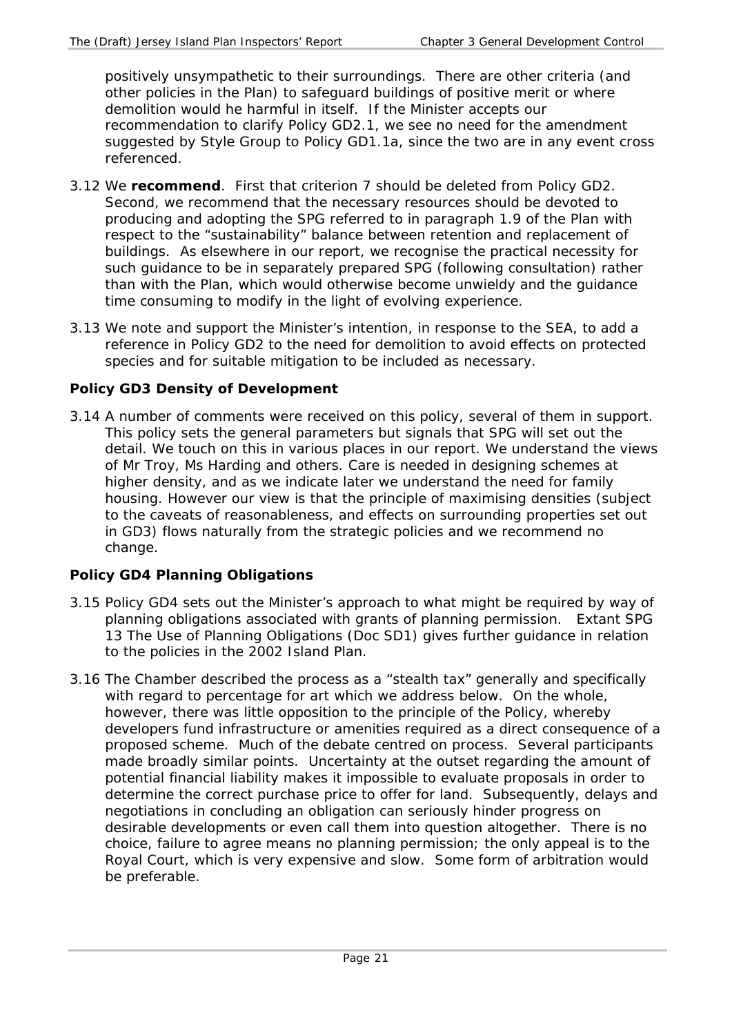positively unsympathetic to their surroundings. There are other criteria (and other policies in the Plan) to safeguard buildings of positive merit or where demolition would he harmful in itself. If the Minister accepts our recommendation to clarify Policy GD2.1, we see no need for the amendment suggested by Style Group to Policy GD1.1a, since the two are in any event cross referenced.

3.12 We **recommend**. First that criterion 7 should be deleted from Policy GD2. Second, we recommend that the necessary resources should be devoted to producing and adopting the SPG referred to in paragraph 1.9 of the Plan with respect to the "sustainability" balance between retention and replacement of buildings. As elsewhere in our report, we recognise the practical necessity for such guidance to be in separately prepared SPG (following consultation) rather than with the Plan, which would otherwise become unwieldy and the guidance time consuming to modify in the light of evolving experience.

3.13 We note and support the Minister's intention, in response to the SEA, to add a reference in Policy GD2 to the need for demolition to avoid effects on protected species and for suitable mitigation to be included as necessary.

### Policy GD3 Density of Development

3.14 A number of comments were received on this policy, several of them in support. This policy sets the general parameters but signals that SPG will set out the detail. We touch on this in various places in our report. We understand the views of Mr Troy, Ms Harding and others. Care is needed in designing schemes at higher density, and as we indicate later we understand the need for family housing. However our view is that the principle of maximising densities (subject to the caveats of reasonableness, and effects on surrounding properties set out in GD3) flows naturally from the strategic policies and we recommend no change.

### Policy GD4 Planning Obligations

3.15 Policy GD4 sets out the Minister's approach to what might be required by way of planning obligations associated with grants of planning permission. Extant SPG 13 The Use of Planning Obligations (Doc SD1) gives further guidance in relation to the policies in the 2002 Island Plan.

3.16 The Chamber described the process as a "stealth tax" generally and specifically with regard to percentage for art which we address below. On the whole, however, there was little opposition to the principle of the Policy, whereby developers fund infrastructure or amenities required as a direct consequence of a proposed scheme. Much of the debate centred on process. Several participants made broadly similar points. Uncertainty at the outset regarding the amount of potential financial liability makes it impossible to evaluate proposals in order to determine the correct purchase price to offer for land. Subsequently, delays and negotiations in concluding an obligation can seriously hinder progress on desirable developments or even call them into question altogether. There is no choice, failure to agree means no planning permission; the only appeal is to the Royal Court, which is very expensive and slow. Some form of arbitration would be preferable.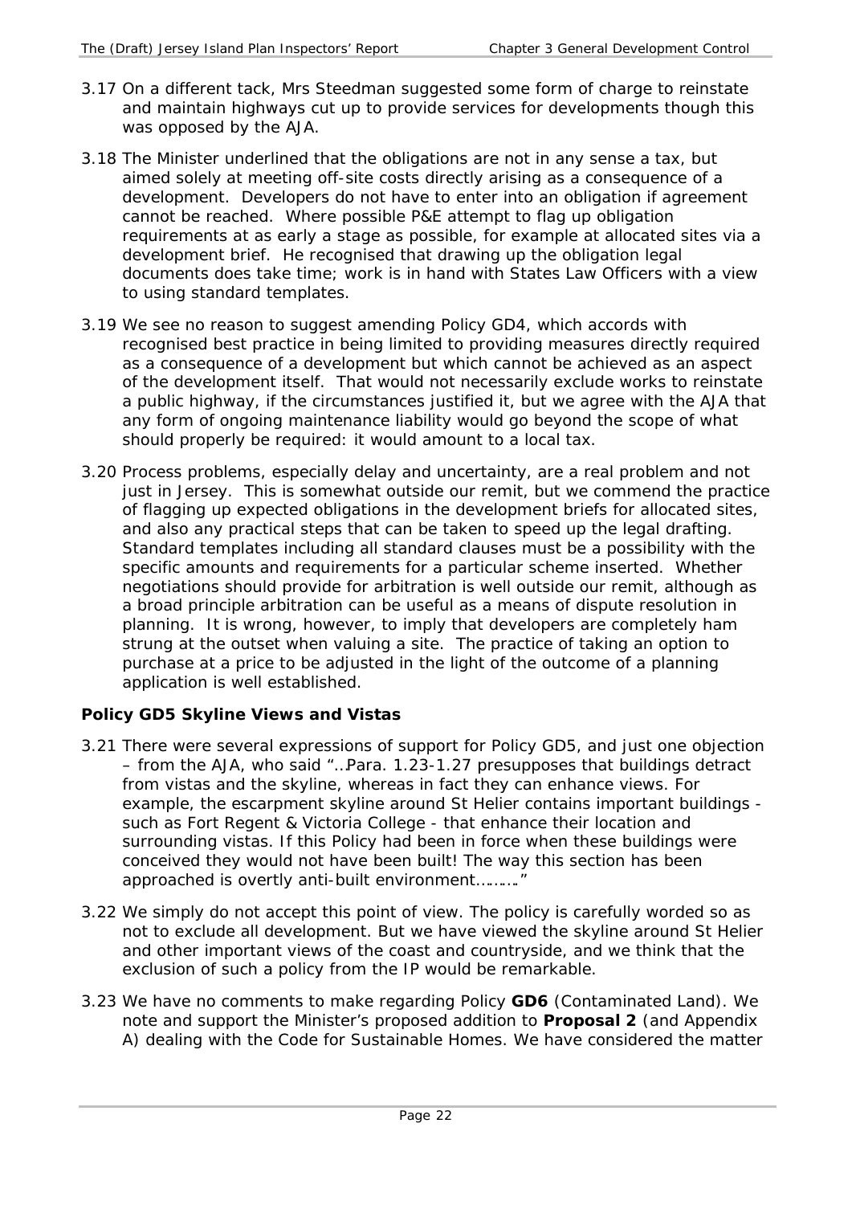3.17 On a different tack, Mrs Steedman suggested some form of charge to reinstate and maintain highways cut up to provide services for developments though this was opposed by the AJA.

3.18 The Minister underlined that the obligations are not in any sense a tax, but aimed solely at meeting off-site costs directly arising as a consequence of a development. Developers do not have to enter into an obligation if agreement cannot be reached. Where possible P&E attempt to flag up obligation requirements at as early a stage as possible, for example at allocated sites via a development brief. He recognised that drawing up the obligation legal documents does take time; work is in hand with States Law Officers with a view to using standard templates.

3.19 We see no reason to suggest amending Policy GD4, which accords with recognised best practice in being limited to providing measures directly required as a consequence of a development but which cannot be achieved as an aspect of the development itself. That would not necessarily exclude works to reinstate a public highway, if the circumstances justified it, but we agree with the AJA that any form of ongoing maintenance liability would go beyond the scope of what should properly be required: it would amount to a local tax.

3.20 Process problems, especially delay and uncertainty, are a real problem and not just in Jersey. This is somewhat outside our remit, but we commend the practice of flagging up expected obligations in the development briefs for allocated sites, and also any practical steps that can be taken to speed up the legal drafting. Standard templates including all standard clauses must be a possibility with the specific amounts and requirements for a particular scheme inserted. Whether negotiations should provide for arbitration is well outside our remit, although as a broad principle arbitration can be useful as a means of dispute resolution in planning. It is wrong, however, to imply that developers are completely ham strung at the outset when valuing a site. The practice of taking an option to purchase at a price to be adjusted in the light of the outcome of a planning application is well established.

**Policy GD5 Skyline Views and Vistas**

3.21 There were several expressions of support for Policy GD5, and just one objection – from the AJA, who said "…Para. 1.23-1.27 presupposes that buildings detract from vistas and the skyline, whereas in fact they can enhance views. For example, the escarpment skyline around St Helier contains important buildings - such as Fort Regent & Victoria College - that enhance their location and surrounding vistas. If this Policy had been in force when these buildings were conceived they would not have been built! The way this section has been approached is overtly anti-built environment………"

3.22 We simply do not accept this point of view. The policy is carefully worded so as not to exclude all development. But we have viewed the skyline around St Helier and other important views of the coast and countryside, and we think that the exclusion of such a policy from the IP would be remarkable.

3.23 We have no comments to make regarding Policy **GD6** (Contaminated Land). We note and support the Minister's proposed addition to **Proposal 2** (and Appendix A) dealing with the Code for Sustainable Homes. We have considered the matter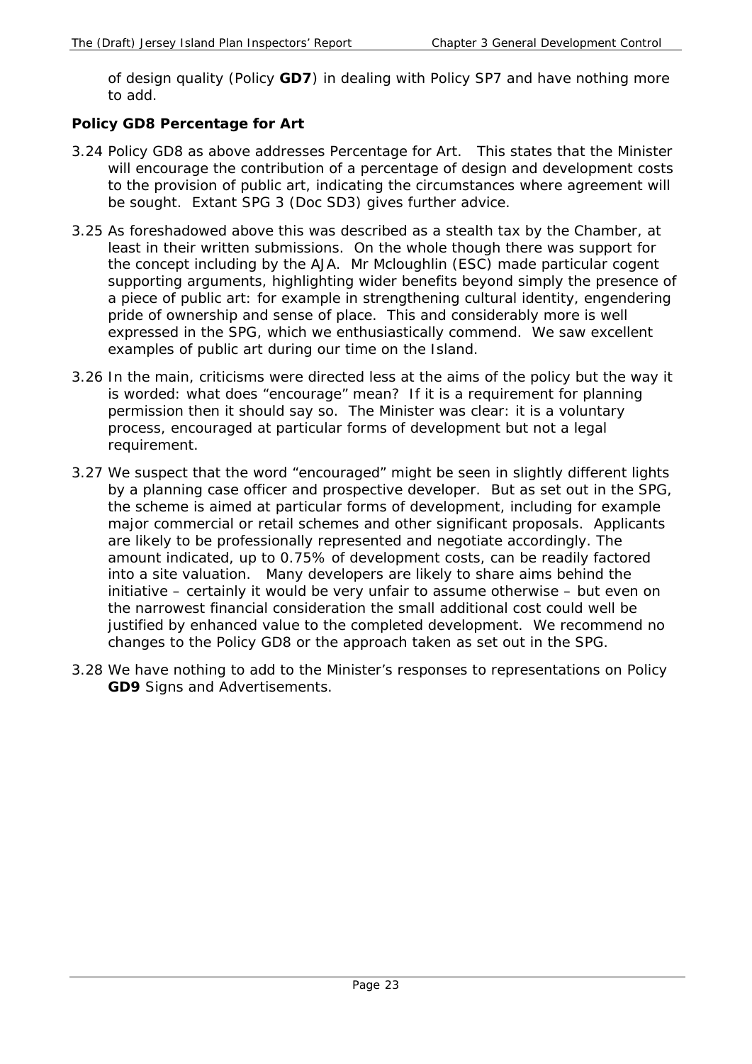of design quality (Policy **GD7**) in dealing with Policy SP7 and have nothing more to add.

### Policy GD8 Percentage for Art

3.24 Policy GD8 as above addresses Percentage for Art. This states that the Minister will encourage the contribution of a percentage of design and development costs to the provision of public art, indicating the circumstances where agreement will be sought. Extant SPG 3 (Doc SD3) gives further advice.

3.25 As foreshadowed above this was described as a stealth tax by the Chamber, at least in their written submissions. On the whole though there was support for the concept including by the AJA. Mr Mcloughlin (ESC) made particular cogent supporting arguments, highlighting wider benefits beyond simply the presence of a piece of public art: for example in strengthening cultural identity, engendering pride of ownership and sense of place. This and considerably more is well expressed in the SPG, which we enthusiastically commend. We saw excellent examples of public art during our time on the Island.

3.26 In the main, criticisms were directed less at the aims of the policy but the way it is worded: what does "encourage" mean? If it is a requirement for planning permission then it should say so. The Minister was clear: it is a voluntary process, encouraged at particular forms of development but not a legal requirement.

3.27 We suspect that the word "encouraged" might be seen in slightly different lights by a planning case officer and prospective developer. But as set out in the SPG, the scheme is aimed at particular forms of development, including for example major commercial or retail schemes and other significant proposals. Applicants are likely to be professionally represented and negotiate accordingly. The amount indicated, up to 0.75% of development costs, can be readily factored into a site valuation. Many developers are likely to share aims behind the initiative – certainly it would be very unfair to assume otherwise – but even on the narrowest financial consideration the small additional cost could well be justified by enhanced value to the completed development. We recommend no changes to the Policy GD8 or the approach taken as set out in the SPG.

3.28 We have nothing to add to the Minister's responses to representations on Policy **GD9** Signs and Advertisements.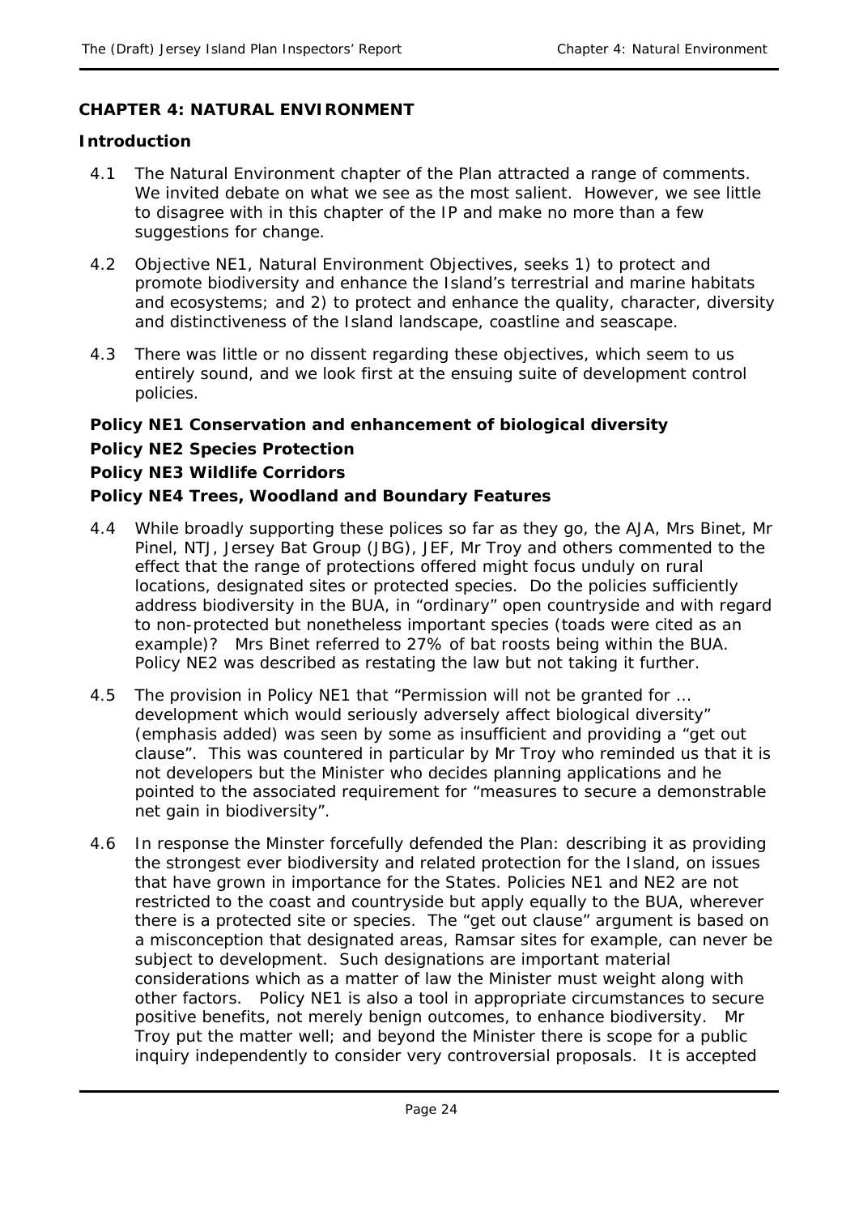## CHAPTER 4: NATURAL ENVIRONMENT

### Introduction

4.1 The Natural Environment chapter of the Plan attracted a range of comments. We invited debate on what we see as the most salient. However, we see little to disagree with in this chapter of the IP and make no more than a few suggestions for change.

4.2 Objective NE1, Natural Environment Objectives, seeks 1) to protect and promote biodiversity and enhance the Island's terrestrial and marine habitats and ecosystems; and 2) to protect and enhance the quality, character, diversity and distinctiveness of the Island landscape, coastline and seascape.

4.3 There was little or no dissent regarding these objectives, which seem to us entirely sound, and we look first at the ensuing suite of development control policies.

### Policy NE1 Conservation and enhancement of biological diversity

### Policy NE2 Species Protection

### Policy NE3 Wildlife Corridors

### Policy NE4 Trees, Woodland and Boundary Features

4.4 While broadly supporting these polices so far as they go, the AJA, Mrs Binet, Mr Pinel, NTJ, Jersey Bat Group (JBG), JEF, Mr Troy and others commented to the effect that the range of protections offered might focus unduly on rural locations, designated sites or protected species. Do the policies sufficiently address biodiversity in the BUA, in "ordinary" open countryside and with regard to non-protected but nonetheless important species (toads were cited as an example)? Mrs Binet referred to 27% of bat roosts being within the BUA. Policy NE2 was described as restating the law but not taking it further.

4.5 The provision in Policy NE1 that "Permission will not be granted for … development which would *seriously* adversely affect biological diversity" (emphasis added) was seen by some as insufficient and providing a "get out clause". This was countered in particular by Mr Troy who reminded us that it is not developers but the Minister who decides planning applications and he pointed to the associated requirement for "measures to secure a demonstrable net gain in biodiversity".

4.6 In response the Minster forcefully defended the Plan: describing it as providing the strongest ever biodiversity and related protection for the Island, on issues that have grown in importance for the States. Policies NE1 and NE2 are not restricted to the coast and countryside but apply equally to the BUA, wherever there is a protected site or species. The "get out clause" argument is based on a misconception that designated areas, Ramsar sites for example, can never be subject to development. Such designations are important material considerations which as a matter of law the Minister must weight along with other factors. Policy NE1 is also a tool in appropriate circumstances to secure positive benefits, not merely benign outcomes, to enhance biodiversity. Mr Troy put the matter well; and beyond the Minister there is scope for a public inquiry independently to consider very controversial proposals. It is accepted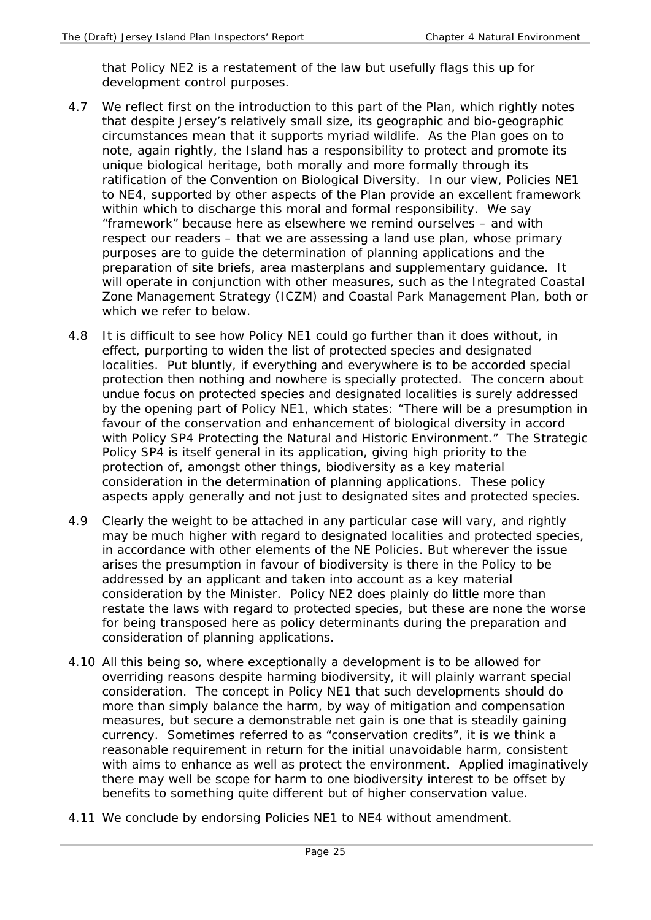that Policy NE2 is a restatement of the law but usefully flags this up for development control purposes.

4.7 We reflect first on the introduction to this part of the Plan, which rightly notes that despite Jersey's relatively small size, its geographic and bio-geographic circumstances mean that it supports myriad wildlife. As the Plan goes on to note, again rightly, the Island has a responsibility to protect and promote its unique biological heritage, both morally and more formally through its ratification of the Convention on Biological Diversity. In our view, Policies NE1 to NE4, supported by other aspects of the Plan provide an excellent framework within which to discharge this moral and formal responsibility. We say "framework" because here as elsewhere we remind ourselves – and with respect our readers – that we are assessing a land use plan, whose primary purposes are to guide the determination of planning applications and the preparation of site briefs, area masterplans and supplementary guidance. It will operate in conjunction with other measures, such as the Integrated Coastal Zone Management Strategy (ICZM) and Coastal Park Management Plan, both or which we refer to below.

4.8 It is difficult to see how Policy NE1 could go further than it does without, in effect, purporting to widen the list of protected species and designated localities. Put bluntly, if everything and everywhere is to be accorded special protection then nothing and nowhere is specially protected. The concern about undue focus on protected species and designated localities is surely addressed by the opening part of Policy NE1, which states: "There will be a presumption in favour of the conservation and enhancement of biological diversity in accord with Policy SP4 Protecting the Natural and Historic Environment." The Strategic Policy SP4 is itself general in its application, giving high priority to the protection of, amongst other things, biodiversity as a key material consideration in the determination of planning applications. These policy aspects apply generally and not just to designated sites and protected species.

4.9 Clearly the weight to be attached in any particular case will vary, and rightly may be much higher with regard to designated localities and protected species, in accordance with other elements of the NE Policies. But wherever the issue arises the presumption in favour of biodiversity is there in the Policy to be addressed by an applicant and taken into account as a key material consideration by the Minister. Policy NE2 does plainly do little more than restate the laws with regard to protected species, but these are none the worse for being transposed here as policy determinants during the preparation and consideration of planning applications.

4.10 All this being so, where exceptionally a development is to be allowed for overriding reasons despite harming biodiversity, it will plainly warrant special consideration. The concept in Policy NE1 that such developments should do more than simply balance the harm, by way of mitigation and compensation measures, but secure a demonstrable net gain is one that is steadily gaining currency. Sometimes referred to as "conservation credits", it is we think a reasonable requirement in return for the initial unavoidable harm, consistent with aims to enhance as well as protect the environment. Applied imaginatively there may well be scope for harm to one biodiversity interest to be offset by benefits to something quite different but of higher conservation value.

4.11 We conclude by endorsing Policies NE1 to NE4 without amendment.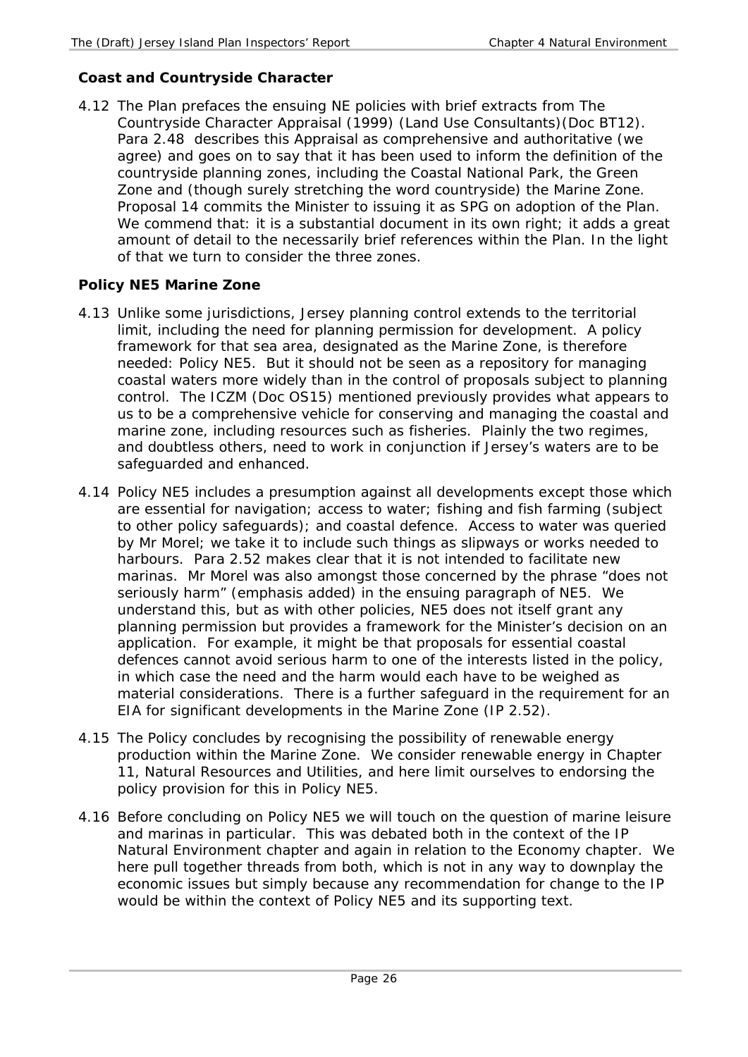## Coast and Countryside Character

4.12 The Plan prefaces the ensuing NE policies with brief extracts from The Countryside Character Appraisal (1999) (Land Use Consultants)(Doc BT12). Para 2.48 describes this Appraisal as comprehensive and authoritative (we agree) and goes on to say that it has been used to inform the definition of the countryside planning zones, including the Coastal National Park, the Green Zone and (though surely stretching the word countryside) the Marine Zone. Proposal 14 commits the Minister to issuing it as SPG on adoption of the Plan. We commend that: it is a substantial document in its own right; it adds a great amount of detail to the necessarily brief references within the Plan. In the light of that we turn to consider the three zones.

## Policy NE5 Marine Zone

4.13 Unlike some jurisdictions, Jersey planning control extends to the territorial limit, including the need for planning permission for development. A policy framework for that sea area, designated as the Marine Zone, is therefore needed: Policy NE5. But it should not be seen as a repository for managing coastal waters more widely than in the control of proposals subject to planning control. The ICZM (Doc OS15) mentioned previously provides what appears to us to be a comprehensive vehicle for conserving and managing the coastal and marine zone, including resources such as fisheries. Plainly the two regimes, and doubtless others, need to work in conjunction if Jersey's waters are to be safeguarded and enhanced.

4.14 Policy NE5 includes a presumption against all developments except those which are essential for navigation; access to water; fishing and fish farming (subject to other policy safeguards); and coastal defence. Access to water was queried by Mr Morel; we take it to include such things as slipways or works needed to harbours. Para 2.52 makes clear that it is not intended to facilitate new marinas. Mr Morel was also amongst those concerned by the phrase "does not *seriously* harm" (emphasis added) in the ensuing paragraph of NE5. We understand this, but as with other policies, NE5 does not itself grant any planning permission but provides a framework for the Minister's decision on an application. For example, it might be that proposals for essential coastal defences cannot avoid serious harm to one of the interests listed in the policy, in which case the need and the harm would each have to be weighed as material considerations. There is a further safeguard in the requirement for an EIA for significant developments in the Marine Zone (IP 2.52).

4.15 The Policy concludes by recognising the possibility of renewable energy production within the Marine Zone. We consider renewable energy in Chapter 11, Natural Resources and Utilities, and here limit ourselves to endorsing the policy provision for this in Policy NE5.

4.16 Before concluding on Policy NE5 we will touch on the question of marine leisure and marinas in particular. This was debated both in the context of the IP Natural Environment chapter and again in relation to the Economy chapter. We here pull together threads from both, which is not in any way to downplay the economic issues but simply because any recommendation for change to the IP would be within the context of Policy NE5 and its supporting text.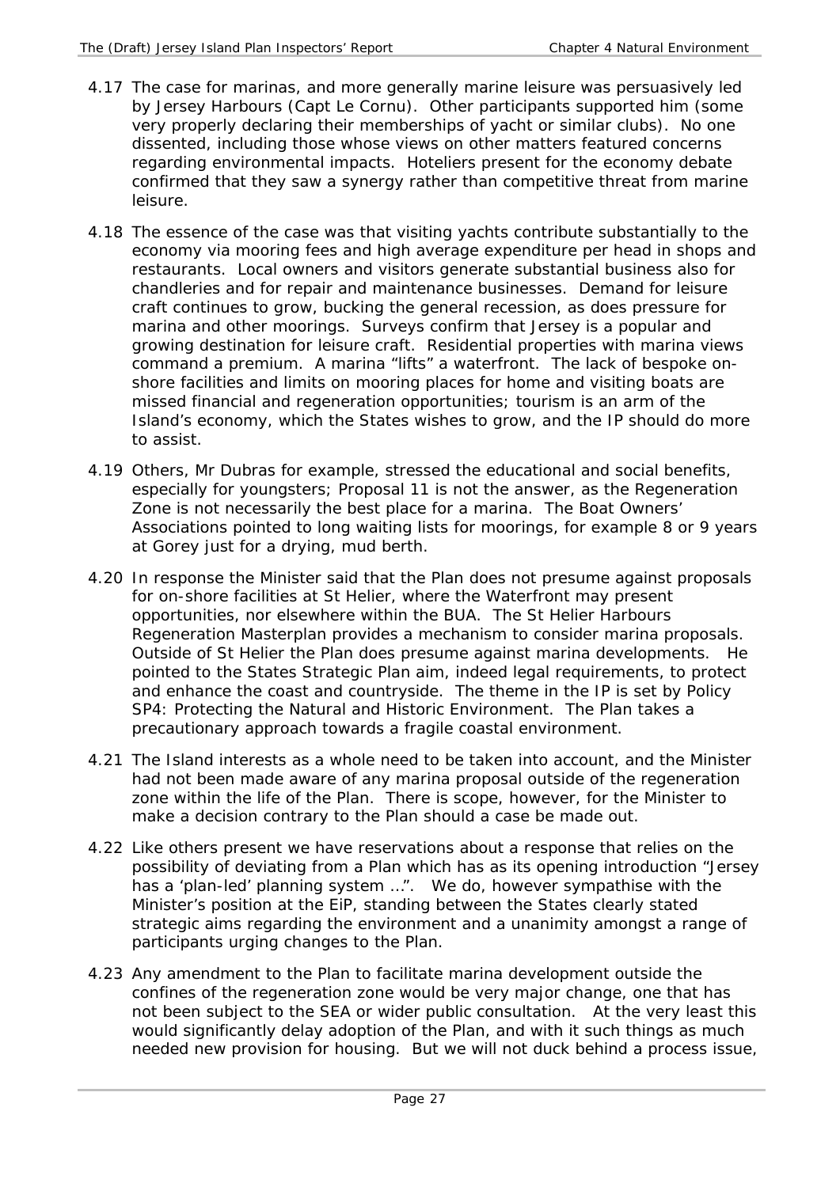4.17 The case for marinas, and more generally marine leisure was persuasively led by Jersey Harbours (Capt Le Cornu). Other participants supported him (some very properly declaring their memberships of yacht or similar clubs). No one dissented, including those whose views on other matters featured concerns regarding environmental impacts. Hoteliers present for the economy debate confirmed that they saw a synergy rather than competitive threat from marine leisure.

4.18 The essence of the case was that visiting yachts contribute substantially to the economy via mooring fees and high average expenditure per head in shops and restaurants. Local owners and visitors generate substantial business also for chandleries and for repair and maintenance businesses. Demand for leisure craft continues to grow, bucking the general recession, as does pressure for marina and other moorings. Surveys confirm that Jersey is a popular and growing destination for leisure craft. Residential properties with marina views command a premium. A marina "lifts" a waterfront. The lack of bespoke on-shore facilities and limits on mooring places for home and visiting boats are missed financial and regeneration opportunities; tourism is an arm of the Island's economy, which the States wishes to grow, and the IP should do more to assist.

4.19 Others, Mr Dubras for example, stressed the educational and social benefits, especially for youngsters; Proposal 11 is not the answer, as the Regeneration Zone is not necessarily the best place for a marina. The Boat Owners' Associations pointed to long waiting lists for moorings, for example 8 or 9 years at Gorey just for a drying, mud berth.

4.20 In response the Minister said that the Plan does not presume against proposals for on-shore facilities at St Helier, where the Waterfront may present opportunities, nor elsewhere within the BUA. The St Helier Harbours Regeneration Masterplan provides a mechanism to consider marina proposals. Outside of St Helier the Plan does presume against marina developments. He pointed to the States Strategic Plan aim, indeed legal requirements, to protect and enhance the coast and countryside. The theme in the IP is set by Policy SP4: Protecting the Natural and Historic Environment. The Plan takes a precautionary approach towards a fragile coastal environment.

4.21 The Island interests as a whole need to be taken into account, and the Minister had not been made aware of any marina proposal outside of the regeneration zone within the life of the Plan. There is scope, however, for the Minister to make a decision contrary to the Plan should a case be made out.

4.22 Like others present we have reservations about a response that relies on the possibility of deviating from a Plan which has as its opening introduction "Jersey has a 'plan-led' planning system …". We do, however sympathise with the Minister's position at the EiP, standing between the States clearly stated strategic aims regarding the environment and a unanimity amongst a range of participants urging changes to the Plan.

4.23 Any amendment to the Plan to facilitate marina development outside the confines of the regeneration zone would be very major change, one that has not been subject to the SEA or wider public consultation. At the very least this would significantly delay adoption of the Plan, and with it such things as much needed new provision for housing. But we will not duck behind a process issue,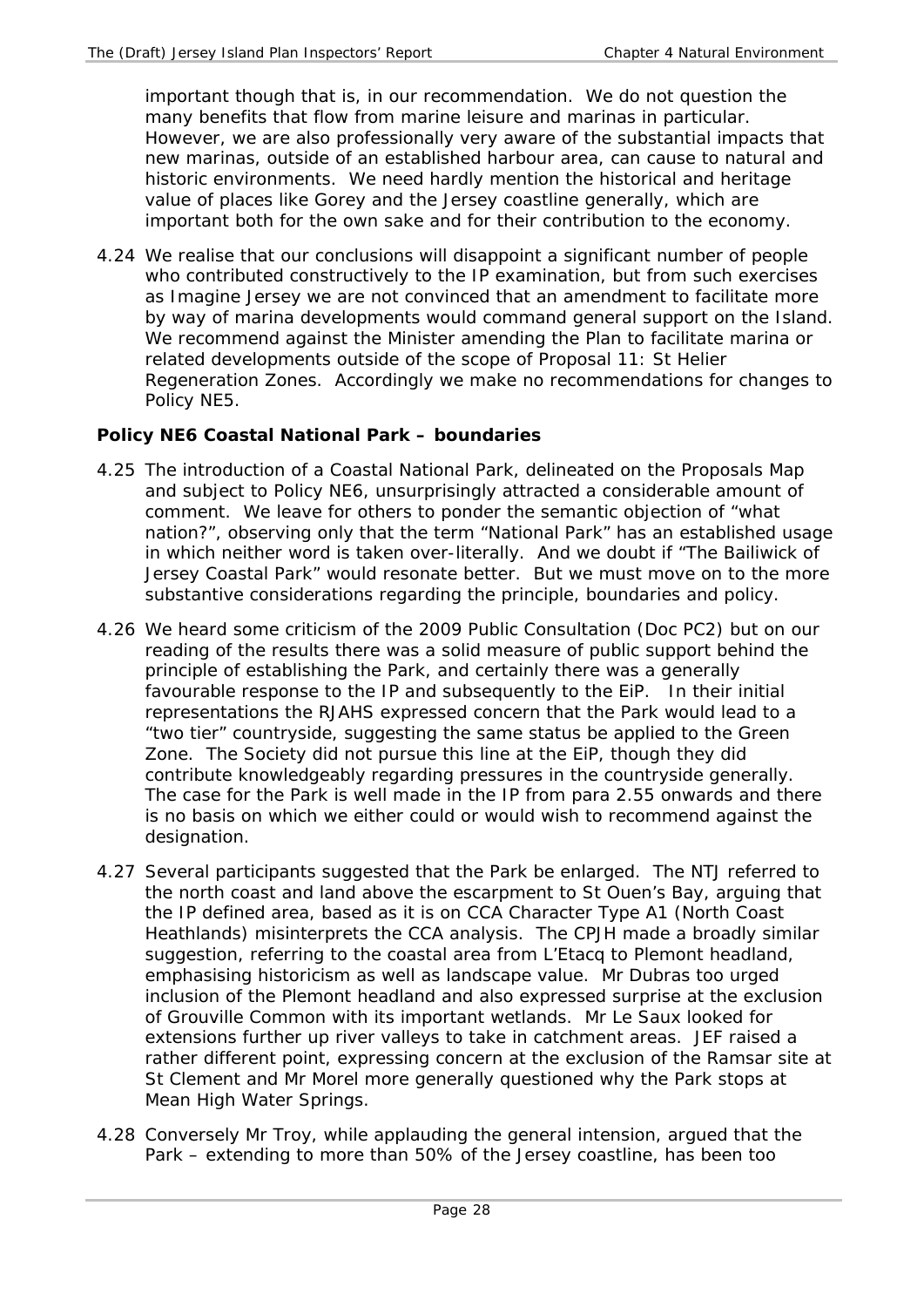important though that is, in our recommendation. We do not question the many benefits that flow from marine leisure and marinas in particular. However, we are also professionally very aware of the substantial impacts that new marinas, outside of an established harbour area, can cause to natural and historic environments. We need hardly mention the historical and heritage value of places like Gorey and the Jersey coastline generally, which are important both for the own sake and for their contribution to the economy.

4.24 We realise that our conclusions will disappoint a significant number of people who contributed constructively to the IP examination, but from such exercises as Imagine Jersey we are not convinced that an amendment to facilitate more by way of marina developments would command general support on the Island. We recommend against the Minister amending the Plan to facilitate marina or related developments outside of the scope of Proposal 11: St Helier Regeneration Zones. Accordingly we make no recommendations for changes to Policy NE5.

**Policy NE6 Coastal National Park – boundaries**

4.25 The introduction of a Coastal National Park, delineated on the Proposals Map and subject to Policy NE6, unsurprisingly attracted a considerable amount of comment. We leave for others to ponder the semantic objection of "what nation?", observing only that the term "National Park" has an established usage in which neither word is taken over-literally. And we doubt if "The Bailiwick of Jersey Coastal Park" would resonate better. But we must move on to the more substantive considerations regarding the principle, boundaries and policy.

4.26 We heard some criticism of the 2009 Public Consultation (Doc PC2) but on our reading of the results there was a solid measure of public support behind the principle of establishing the Park, and certainly there was a generally favourable response to the IP and subsequently to the EiP. In their initial representations the RJAHS expressed concern that the Park would lead to a "two tier" countryside, suggesting the same status be applied to the Green Zone. The Society did not pursue this line at the EiP, though they did contribute knowledgeably regarding pressures in the countryside generally. The case for the Park is well made in the IP from para 2.55 onwards and there is no basis on which we either could or would wish to recommend against the designation.

4.27 Several participants suggested that the Park be enlarged. The NTJ referred to the north coast and land above the escarpment to St Ouen's Bay, arguing that the IP defined area, based as it is on CCA Character Type A1 (North Coast Heathlands) misinterprets the CCA analysis. The CPJH made a broadly similar suggestion, referring to the coastal area from L'Etacq to Plemont headland, emphasising historicism as well as landscape value. Mr Dubras too urged inclusion of the Plemont headland and also expressed surprise at the exclusion of Grouville Common with its important wetlands. Mr Le Saux looked for extensions further up river valleys to take in catchment areas. JEF raised a rather different point, expressing concern at the exclusion of the Ramsar site at St Clement and Mr Morel more generally questioned why the Park stops at Mean High Water Springs.

4.28 Conversely Mr Troy, while applauding the general intension, argued that the Park – extending to more than 50% of the Jersey coastline, has been too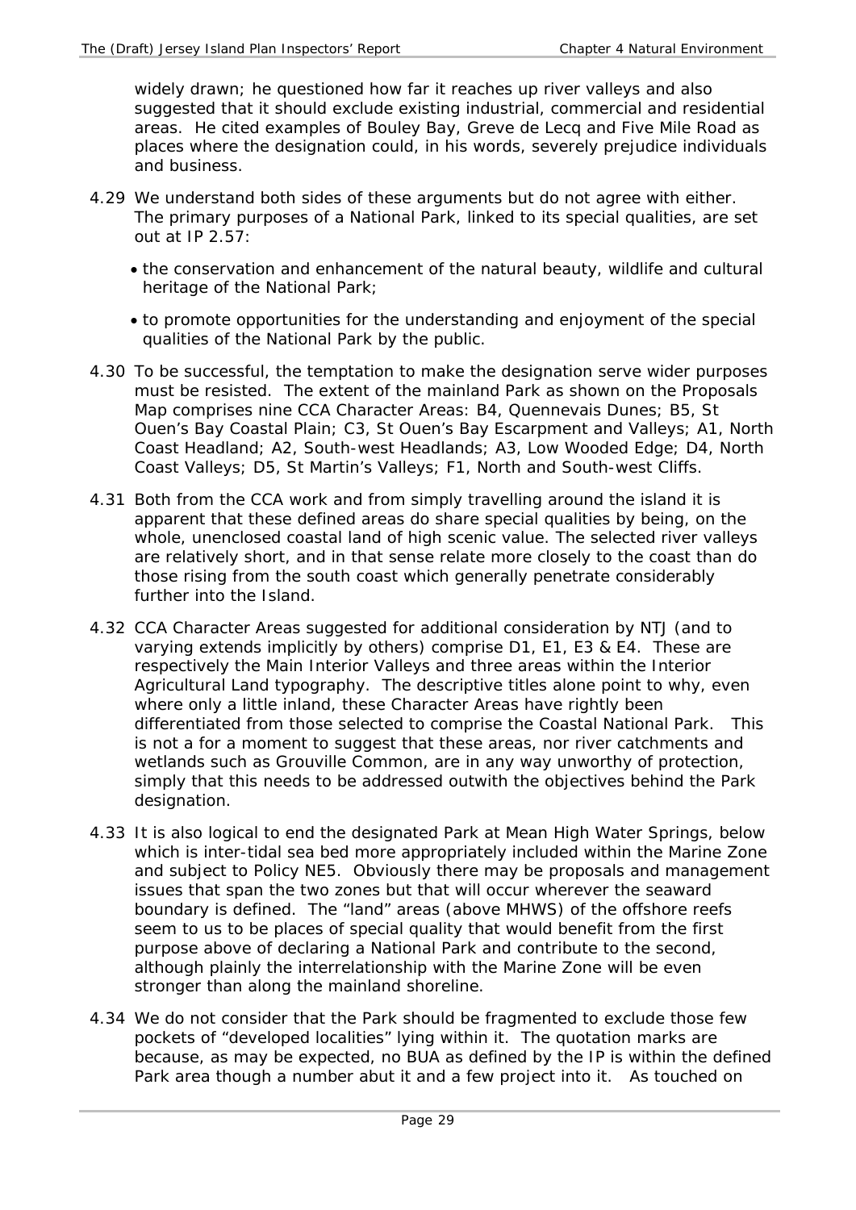widely drawn; he questioned how far it reaches up river valleys and also suggested that it should exclude existing industrial, commercial and residential areas. He cited examples of Bouley Bay, Greve de Lecq and Five Mile Road as places where the designation could, in his words, severely prejudice individuals and business.

4.29 We understand both sides of these arguments but do not agree with either. The primary purposes of a National Park, linked to its special qualities, are set out at IP 2.57:

- the conservation and enhancement of the natural beauty, wildlife and cultural heritage of the National Park;
- to promote opportunities for the understanding and enjoyment of the special qualities of the National Park by the public.

4.30 To be successful, the temptation to make the designation serve wider purposes must be resisted. The extent of the mainland Park as shown on the Proposals Map comprises nine CCA Character Areas: B4, Quennevais Dunes; B5, St Ouen's Bay Coastal Plain; C3, St Ouen's Bay Escarpment and Valleys; A1, North Coast Headland; A2, South-west Headlands; A3, Low Wooded Edge; D4, North Coast Valleys; D5, St Martin's Valleys; F1, North and South-west Cliffs.

4.31 Both from the CCA work and from simply travelling around the island it is apparent that these defined areas do share special qualities by being, on the whole, unenclosed coastal land of high scenic value. The selected river valleys are relatively short, and in that sense relate more closely to the coast than do those rising from the south coast which generally penetrate considerably further into the Island.

4.32 CCA Character Areas suggested for additional consideration by NTJ (and to varying extends implicitly by others) comprise D1, E1, E3 & E4. These are respectively the Main Interior Valleys and three areas within the Interior Agricultural Land typography. The descriptive titles alone point to why, even where only a little inland, these Character Areas have rightly been differentiated from those selected to comprise the Coastal National Park. This is not a for a moment to suggest that these areas, nor river catchments and wetlands such as Grouville Common, are in any way unworthy of protection, simply that this needs to be addressed outwith the objectives behind the Park designation.

4.33 It is also logical to end the designated Park at Mean High Water Springs, below which is inter-tidal sea bed more appropriately included within the Marine Zone and subject to Policy NE5. Obviously there may be proposals and management issues that span the two zones but that will occur wherever the seaward boundary is defined. The "land" areas (above MHWS) of the offshore reefs seem to us to be places of special quality that would benefit from the first purpose above of declaring a National Park and contribute to the second, although plainly the interrelationship with the Marine Zone will be even stronger than along the mainland shoreline.

4.34 We do not consider that the Park should be fragmented to exclude those few pockets of "developed localities" lying within it. The quotation marks are because, as may be expected, no BUA as defined by the IP is within the defined Park area though a number abut it and a few project into it. As touched on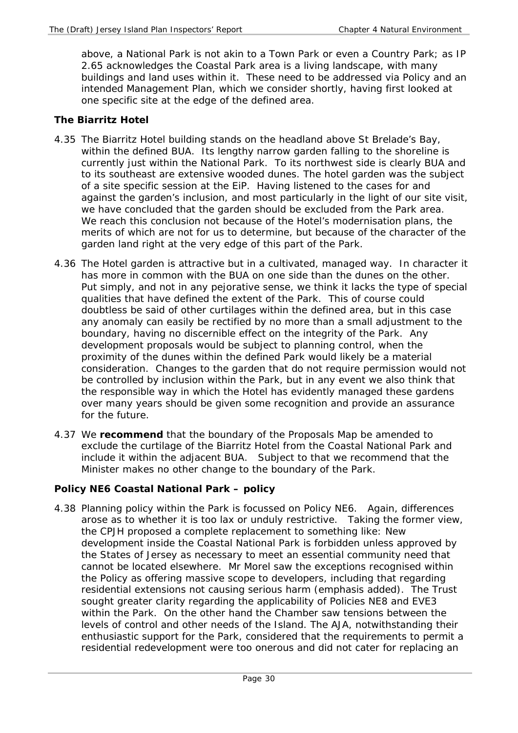above, a National Park is not akin to a Town Park or even a Country Park; as IP 2.65 acknowledges the Coastal Park area is a living landscape, with many buildings and land uses within it. These need to be addressed via Policy and an intended Management Plan, which we consider shortly, having first looked at one specific site at the edge of the defined area.

### The Biarritz Hotel

4.35 The Biarritz Hotel building stands on the headland above St Brelade's Bay, within the defined BUA. Its lengthy narrow garden falling to the shoreline is currently just within the National Park. To its northwest side is clearly BUA and to its southeast are extensive wooded dunes. The hotel garden was the subject of a site specific session at the EiP. Having listened to the cases for and against the garden's inclusion, and most particularly in the light of our site visit, we have concluded that the garden should be excluded from the Park area. We reach this conclusion not because of the Hotel's modernisation plans, the merits of which are not for us to determine, but because of the character of the garden land right at the very edge of this part of the Park.

4.36 The Hotel garden is attractive but in a cultivated, managed way. In character it has more in common with the BUA on one side than the dunes on the other. Put simply, and not in any pejorative sense, we think it lacks the type of special qualities that have defined the extent of the Park. This of course could doubtless be said of other curtilages within the defined area, but in this case any anomaly can easily be rectified by no more than a small adjustment to the boundary, having no discernible effect on the integrity of the Park. Any development proposals would be subject to planning control, when the proximity of the dunes within the defined Park would likely be a material consideration. Changes to the garden that do not require permission would not be controlled by inclusion within the Park, but in any event we also think that the responsible way in which the Hotel has evidently managed these gardens over many years should be given some recognition and provide an assurance for the future.

4.37 We **recommend** that the boundary of the Proposals Map be amended to exclude the curtilage of the Biarritz Hotel from the Coastal National Park and include it within the adjacent BUA. Subject to that we recommend that the Minister makes no other change to the boundary of the Park.

### Policy NE6 Coastal National Park – policy

4.38 Planning policy within the Park is focussed on Policy NE6. Again, differences arose as to whether it is too lax or unduly restrictive. Taking the former view, the CPJH proposed a complete replacement to something like: *New development inside the Coastal National Park is forbidden unless approved by the States of Jersey as necessary to meet an essential community need that cannot be located elsewhere.* Mr Morel saw the exceptions recognised within the Policy as offering massive scope to developers, including that regarding residential extensions not causing *serious* harm (emphasis added). The Trust sought greater clarity regarding the applicability of Policies NE8 and EVE3 within the Park. On the other hand the Chamber saw tensions between the levels of control and other needs of the Island. The AJA, notwithstanding their enthusiastic support for the Park, considered that the requirements to permit a residential redevelopment were too onerous and did not cater for replacing an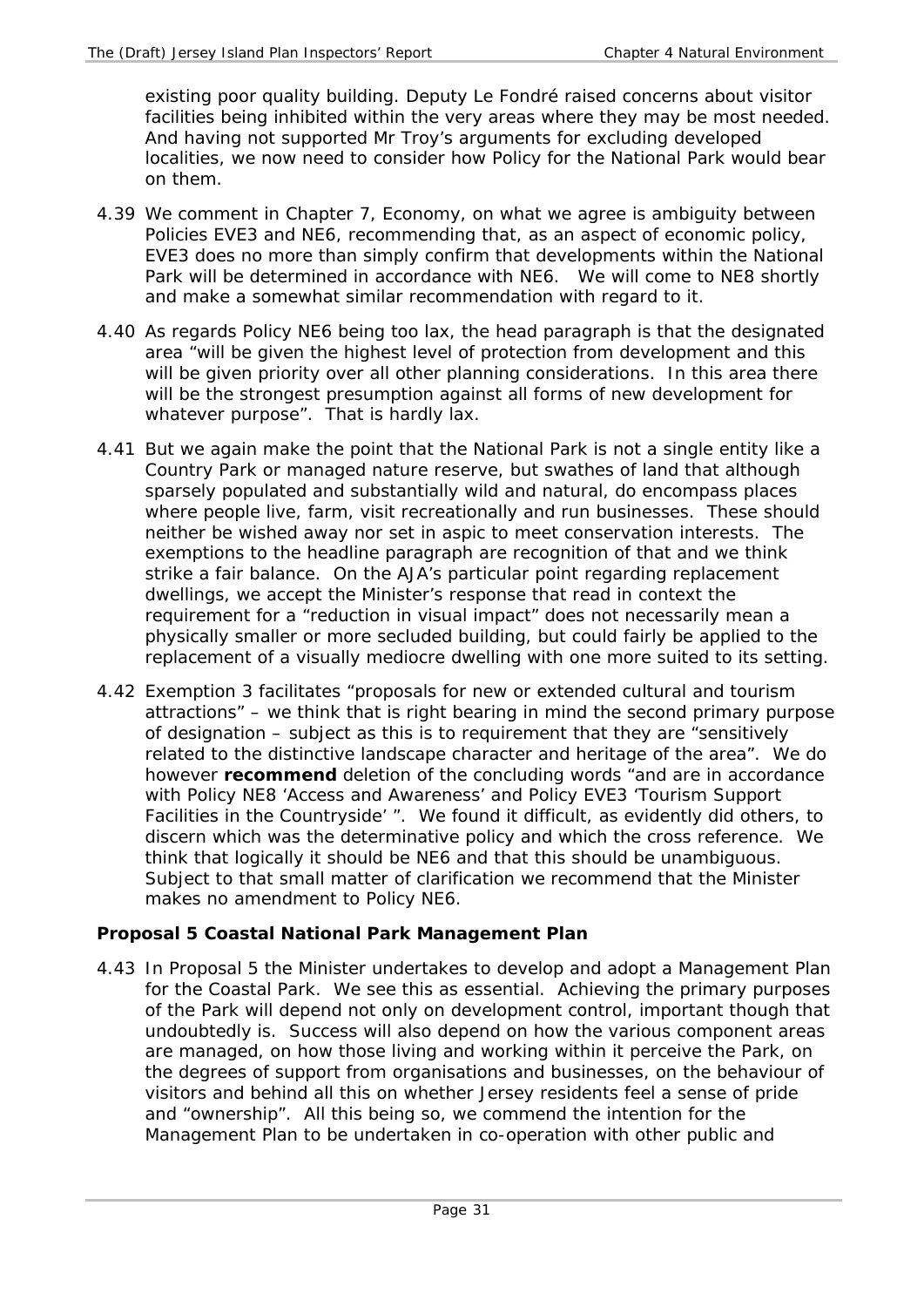existing poor quality building. Deputy Le Fondré raised concerns about visitor facilities being inhibited within the very areas where they may be most needed. And having not supported Mr Troy's arguments for excluding developed localities, we now need to consider how Policy for the National Park would bear on them.

4.39 We comment in Chapter 7, Economy, on what we agree is ambiguity between Policies EVE3 and NE6, recommending that, as an aspect of economic policy, EVE3 does no more than simply confirm that developments within the National Park will be determined in accordance with NE6. We will come to NE8 shortly and make a somewhat similar recommendation with regard to it.

4.40 As regards Policy NE6 being too lax, the head paragraph is that the designated area "will be given the highest level of protection from development and this will be given priority over all other planning considerations. In this area there will be the strongest presumption against all forms of new development for whatever purpose". That is hardly lax.

4.41 But we again make the point that the National Park is not a single entity like a Country Park or managed nature reserve, but swathes of land that although sparsely populated and substantially wild and natural, do encompass places where people live, farm, visit recreationally and run businesses. These should neither be wished away nor set in aspic to meet conservation interests. The exemptions to the headline paragraph are recognition of that and we think strike a fair balance. On the AJA's particular point regarding replacement dwellings, we accept the Minister's response that read in context the requirement for a "reduction in visual impact" does not necessarily mean a physically smaller or more secluded building, but could fairly be applied to the replacement of a visually mediocre dwelling with one more suited to its setting.

4.42 Exemption 3 facilitates "proposals for new or extended cultural and tourism attractions" – we think that is right bearing in mind the second primary purpose of designation – subject as this is to requirement that they are "sensitively related to the distinctive landscape character and heritage of the area". We do however **recommend** deletion of the concluding words "and are in accordance with Policy NE8 'Access and Awareness' and Policy EVE3 'Tourism Support Facilities in the Countryside' ". We found it difficult, as evidently did others, to discern which was the determinative policy and which the cross reference. We think that logically it should be NE6 and that this should be unambiguous. Subject to that small matter of clarification we recommend that the Minister makes no amendment to Policy NE6.

### Proposal 5 Coastal National Park Management Plan

4.43 In Proposal 5 the Minister undertakes to develop and adopt a Management Plan for the Coastal Park. We see this as essential. Achieving the primary purposes of the Park will depend not only on development control, important though that undoubtedly is. Success will also depend on how the various component areas are managed, on how those living and working within it perceive the Park, on the degrees of support from organisations and businesses, on the behaviour of visitors and behind all this on whether Jersey residents feel a sense of pride and "ownership". All this being so, we commend the intention for the Management Plan to be undertaken in co-operation with other public and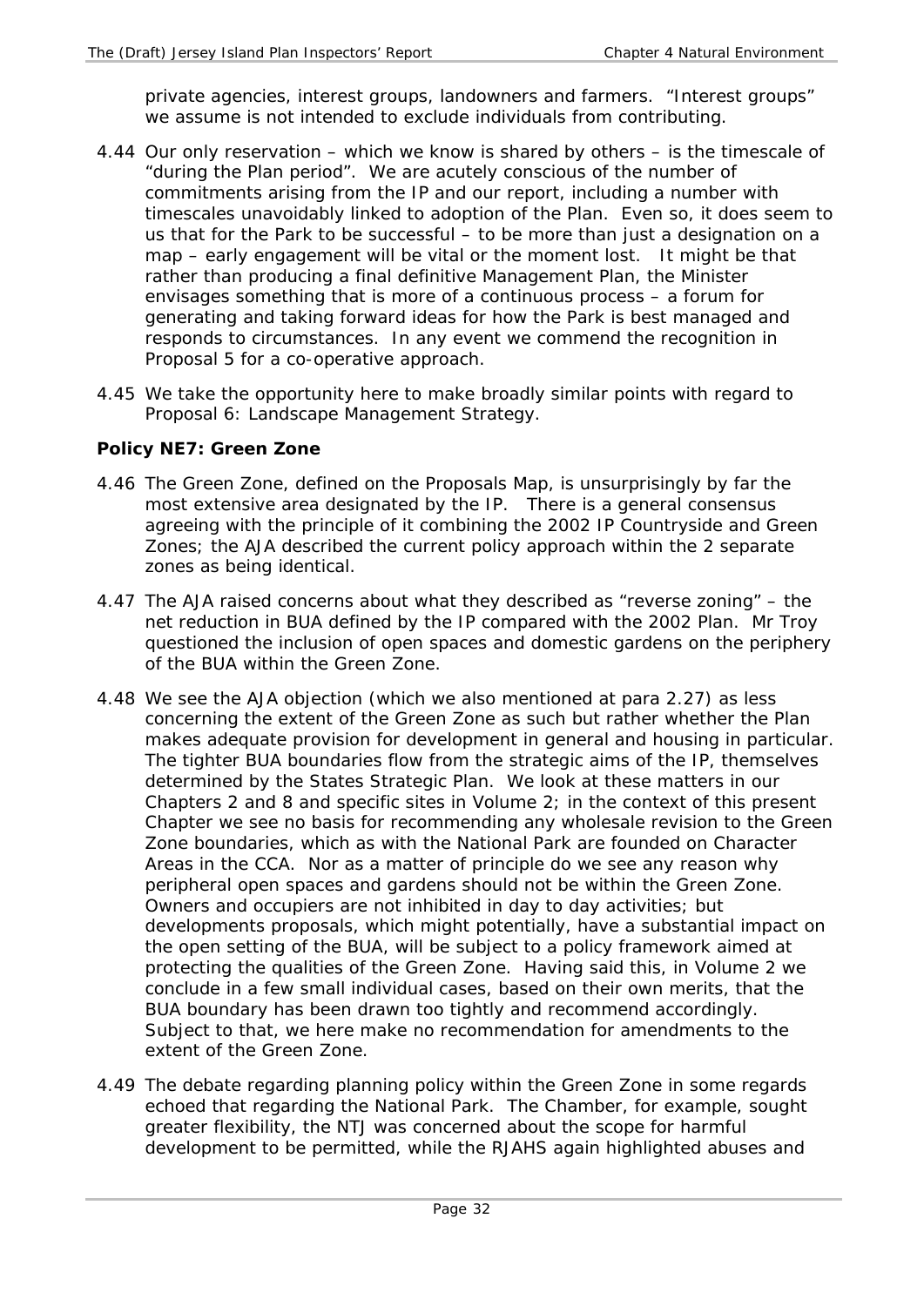private agencies, interest groups, landowners and farmers. "Interest groups" we assume is not intended to exclude individuals from contributing.

4.44 Our only reservation – which we know is shared by others – is the timescale of "during the Plan period". We are acutely conscious of the number of commitments arising from the IP and our report, including a number with timescales unavoidably linked to adoption of the Plan. Even so, it does seem to us that for the Park to be successful – to be more than just a designation on a map – early engagement will be vital or the moment lost. It might be that rather than producing a final definitive Management Plan, the Minister envisages something that is more of a continuous process – a forum for generating and taking forward ideas for how the Park is best managed and responds to circumstances. In any event we commend the recognition in Proposal 5 for a co-operative approach.

4.45 We take the opportunity here to make broadly similar points with regard to Proposal 6: Landscape Management Strategy.

**Policy NE7: Green Zone**

4.46 The Green Zone, defined on the Proposals Map, is unsurprisingly by far the most extensive area designated by the IP. There is a general consensus agreeing with the principle of it combining the 2002 IP Countryside and Green Zones; the AJA described the current policy approach within the 2 separate zones as being identical.

4.47 The AJA raised concerns about what they described as "reverse zoning" – the net reduction in BUA defined by the IP compared with the 2002 Plan. Mr Troy questioned the inclusion of open spaces and domestic gardens on the periphery of the BUA within the Green Zone.

4.48 We see the AJA objection (which we also mentioned at para 2.27) as less concerning the extent of the Green Zone as such but rather whether the Plan makes adequate provision for development in general and housing in particular. The tighter BUA boundaries flow from the strategic aims of the IP, themselves determined by the States Strategic Plan. We look at these matters in our Chapters 2 and 8 and specific sites in Volume 2; in the context of this present Chapter we see no basis for recommending any wholesale revision to the Green Zone boundaries, which as with the National Park are founded on Character Areas in the CCA. Nor as a matter of principle do we see any reason why peripheral open spaces and gardens should not be within the Green Zone. Owners and occupiers are not inhibited in day to day activities; but developments proposals, which might potentially, have a substantial impact on the open setting of the BUA, will be subject to a policy framework aimed at protecting the qualities of the Green Zone. Having said this, in Volume 2 we conclude in a few small individual cases, based on their own merits, that the BUA boundary has been drawn too tightly and recommend accordingly. Subject to that, we here make no recommendation for amendments to the extent of the Green Zone.

4.49 The debate regarding planning policy within the Green Zone in some regards echoed that regarding the National Park. The Chamber, for example, sought greater flexibility, the NTJ was concerned about the scope for harmful development to be permitted, while the RJAHS again highlighted abuses and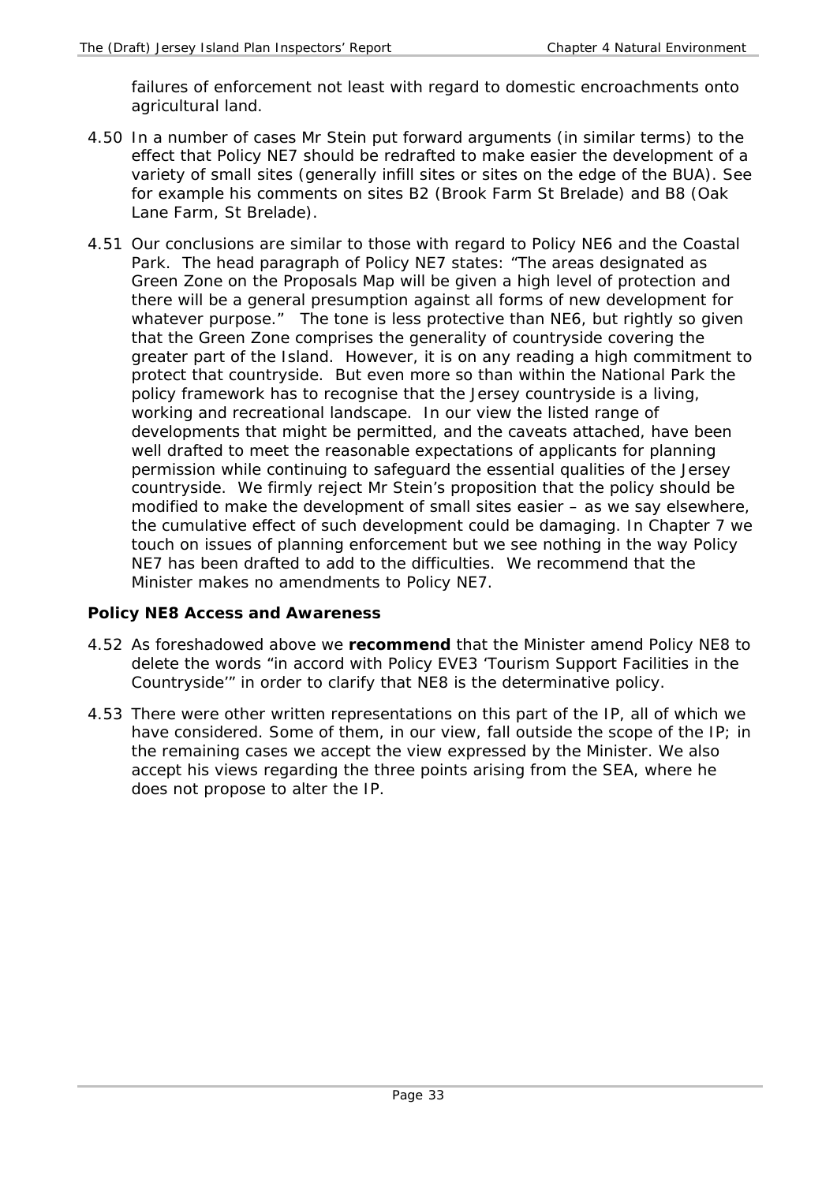failures of enforcement not least with regard to domestic encroachments onto agricultural land.

4.50 In a number of cases Mr Stein put forward arguments (in similar terms) to the effect that Policy NE7 should be redrafted to make easier the development of a variety of small sites (generally infill sites or sites on the edge of the BUA). See for example his comments on sites B2 (Brook Farm St Brelade) and B8 (Oak Lane Farm, St Brelade).

4.51 Our conclusions are similar to those with regard to Policy NE6 and the Coastal Park. The head paragraph of Policy NE7 states: "The areas designated as Green Zone on the Proposals Map will be given a high level of protection and there will be a general presumption against all forms of new development for whatever purpose." The tone is less protective than NE6, but rightly so given that the Green Zone comprises the generality of countryside covering the greater part of the Island. However, it is on any reading a high commitment to protect that countryside. But even more so than within the National Park the policy framework has to recognise that the Jersey countryside is a living, working and recreational landscape. In our view the listed range of developments that might be permitted, and the caveats attached, have been well drafted to meet the reasonable expectations of applicants for planning permission while continuing to safeguard the essential qualities of the Jersey countryside. We firmly reject Mr Stein's proposition that the policy should be modified to make the development of small sites easier – as we say elsewhere, the cumulative effect of such development could be damaging. In Chapter 7 we touch on issues of planning enforcement but we see nothing in the way Policy NE7 has been drafted to add to the difficulties. We recommend that the Minister makes no amendments to Policy NE7.

### Policy NE8 Access and Awareness

4.52 As foreshadowed above we **recommend** that the Minister amend Policy NE8 to delete the words "in accord with Policy EVE3 'Tourism Support Facilities in the Countryside'" in order to clarify that NE8 is the determinative policy.

4.53 There were other written representations on this part of the IP, all of which we have considered. Some of them, in our view, fall outside the scope of the IP; in the remaining cases we accept the view expressed by the Minister. We also accept his views regarding the three points arising from the SEA, where he does not propose to alter the IP.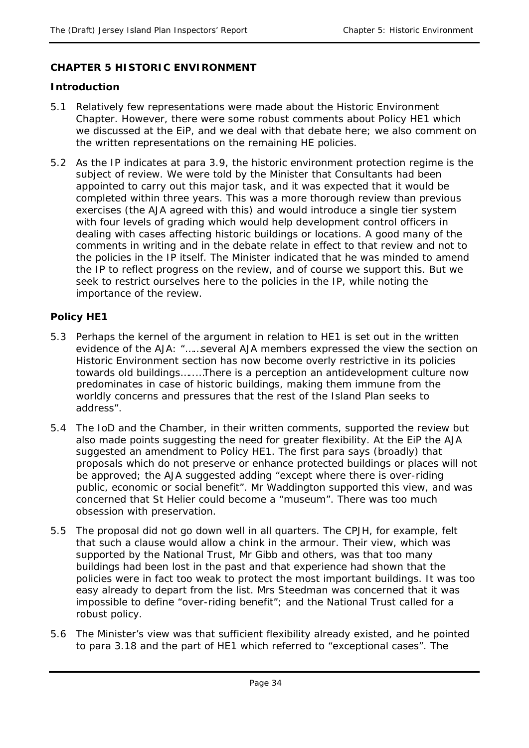## CHAPTER 5 HISTORIC ENVIRONMENT

### Introduction

5.1 Relatively few representations were made about the Historic Environment Chapter. However, there were some robust comments about Policy HE1 which we discussed at the EiP, and we deal with that debate here; we also comment on the written representations on the remaining HE policies.

5.2 As the IP indicates at para 3.9, the historic environment protection regime is the subject of review. We were told by the Minister that Consultants had been appointed to carry out this major task, and it was expected that it would be completed within three years. This was a more thorough review than previous exercises (the AJA agreed with this) and would introduce a single tier system with four levels of grading which would help development control officers in dealing with cases affecting historic buildings or locations. A good many of the comments in writing and in the debate relate in effect to that review and not to the policies in the IP itself. The Minister indicated that he was minded to amend the IP to reflect progress on the review, and of course we support this. But we seek to restrict ourselves here to the policies in the IP, while noting the importance of the review.

### Policy HE1

5.3 Perhaps the kernel of the argument in relation to HE1 is set out in the written evidence of the AJA: "……several AJA members expressed the view the section on Historic Environment section has now become overly restrictive in its policies towards old buildings……..There is a perception an antidevelopment culture now predominates in case of historic buildings, making them immune from the worldly concerns and pressures that the rest of the Island Plan seeks to address".

5.4 The IoD and the Chamber, in their written comments, supported the review but also made points suggesting the need for greater flexibility. At the EiP the AJA suggested an amendment to Policy HE1. The first para says (broadly) that proposals which do not preserve or enhance protected buildings or places will not be approved; the AJA suggested adding "except where there is over-riding public, economic or social benefit". Mr Waddington supported this view, and was concerned that St Helier could become a "museum". There was too much obsession with preservation.

5.5 The proposal did not go down well in all quarters. The CPJH, for example, felt that such a clause would allow a chink in the armour. Their view, which was supported by the National Trust, Mr Gibb and others, was that too many buildings had been lost in the past and that experience had shown that the policies were in fact too weak to protect the most important buildings. It was too easy already to depart from the list. Mrs Steedman was concerned that it was impossible to define "over-riding benefit"; and the National Trust called for a robust policy.

5.6 The Minister's view was that sufficient flexibility already existed, and he pointed to para 3.18 and the part of HE1 which referred to "exceptional cases". The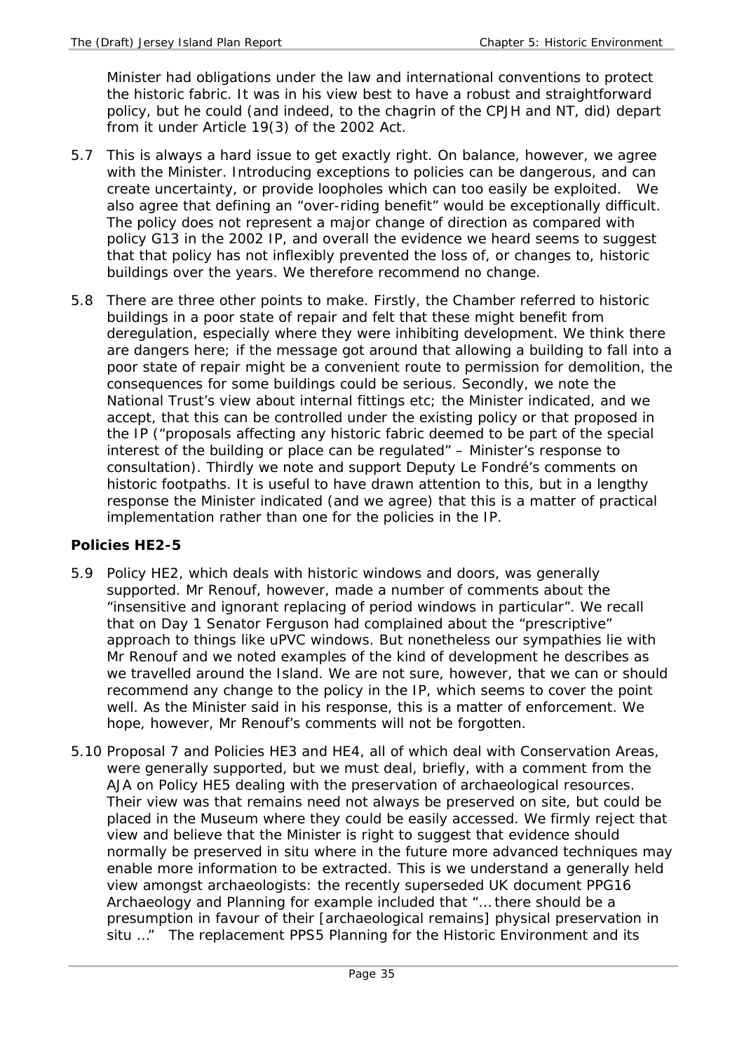Minister had obligations under the law and international conventions to protect the historic fabric. It was in his view best to have a robust and straightforward policy, but he could (and indeed, to the chagrin of the CPJH and NT, did) depart from it under Article 19(3) of the 2002 Act.

5.7 This is always a hard issue to get exactly right. On balance, however, we agree with the Minister. Introducing exceptions to policies can be dangerous, and can create uncertainty, or provide loopholes which can too easily be exploited. We also agree that defining an "over-riding benefit" would be exceptionally difficult. The policy does not represent a major change of direction as compared with policy G13 in the 2002 IP, and overall the evidence we heard seems to suggest that that policy has not inflexibly prevented the loss of, or changes to, historic buildings over the years. We therefore recommend no change.

5.8 There are three other points to make. Firstly, the Chamber referred to historic buildings in a poor state of repair and felt that these might benefit from deregulation, especially where they were inhibiting development. We think there are dangers here; if the message got around that allowing a building to fall into a poor state of repair might be a convenient route to permission for demolition, the consequences for some buildings could be serious. Secondly, we note the National Trust's view about internal fittings etc; the Minister indicated, and we accept, that this can be controlled under the existing policy or that proposed in the IP ("proposals affecting any historic fabric deemed to be part of the special interest of the building or place can be regulated" – Minister's response to consultation). Thirdly we note and support Deputy Le Fondré's comments on historic footpaths. It is useful to have drawn attention to this, but in a lengthy response the Minister indicated (and we agree) that this is a matter of practical implementation rather than one for the policies in the IP.

### Policies HE2-5

5.9 Policy HE2, which deals with historic windows and doors, was generally supported. Mr Renouf, however, made a number of comments about the "insensitive and ignorant replacing of period windows in particular". We recall that on Day 1 Senator Ferguson had complained about the "prescriptive" approach to things like uPVC windows. But nonetheless our sympathies lie with Mr Renouf and we noted examples of the kind of development he describes as we travelled around the Island. We are not sure, however, that we can or should recommend any change to the policy in the IP, which seems to cover the point well. As the Minister said in his response, this is a matter of enforcement. We hope, however, Mr Renouf's comments will not be forgotten.

5.10 Proposal 7 and Policies HE3 and HE4, all of which deal with Conservation Areas, were generally supported, but we must deal, briefly, with a comment from the AJA on Policy HE5 dealing with the preservation of archaeological resources. Their view was that remains need not always be preserved on site, but could be placed in the Museum where they could be easily accessed. We firmly reject that view and believe that the Minister is right to suggest that evidence should normally be preserved in situ where in the future more advanced techniques may enable more information to be extracted. This is we understand a generally held view amongst archaeologists: the recently superseded UK document PPG16 Archaeology and Planning for example included that "... there should be a presumption in favour of their [archaeological remains] physical preservation in situ ..." The replacement PPS5 Planning for the Historic Environment and its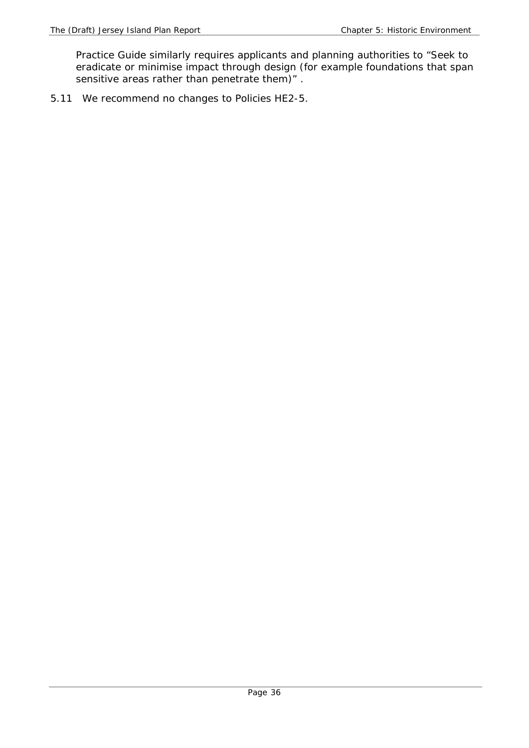Practice Guide similarly requires applicants and planning authorities to "Seek to eradicate or minimise impact through design (for example foundations that span sensitive areas rather than penetrate them)" .

5.11 We recommend no changes to Policies HE2-5.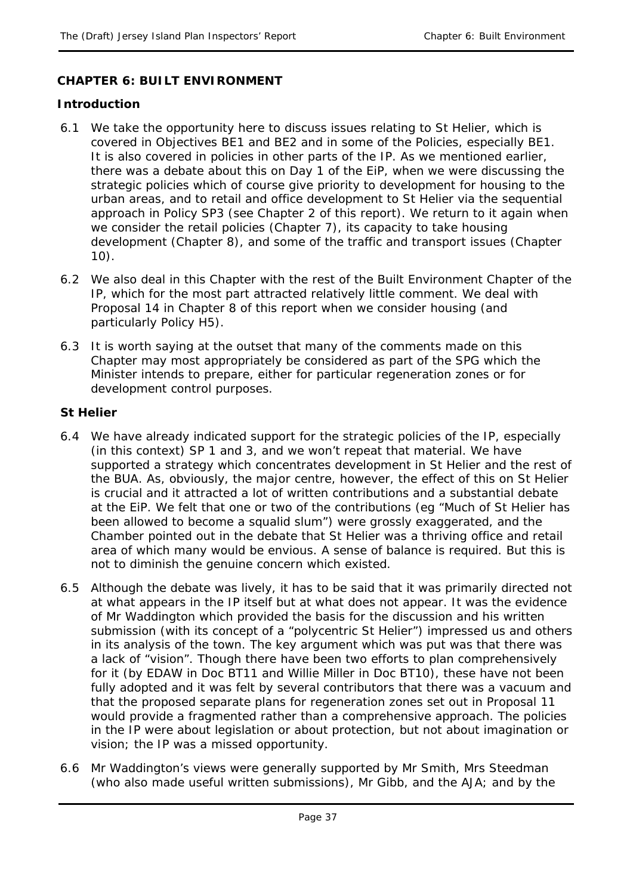## CHAPTER 6: BUILT ENVIRONMENT

### Introduction

6.1 We take the opportunity here to discuss issues relating to St Helier, which is covered in Objectives BE1 and BE2 and in some of the Policies, especially BE1. It is also covered in policies in other parts of the IP. As we mentioned earlier, there was a debate about this on Day 1 of the EiP, when we were discussing the strategic policies which of course give priority to development for housing to the urban areas, and to retail and office development to St Helier via the sequential approach in Policy SP3 (see Chapter 2 of this report). We return to it again when we consider the retail policies (Chapter 7), its capacity to take housing development (Chapter 8), and some of the traffic and transport issues (Chapter 10).

6.2 We also deal in this Chapter with the rest of the Built Environment Chapter of the IP, which for the most part attracted relatively little comment. We deal with Proposal 14 in Chapter 8 of this report when we consider housing (and particularly Policy H5).

6.3 It is worth saying at the outset that many of the comments made on this Chapter may most appropriately be considered as part of the SPG which the Minister intends to prepare, either for particular regeneration zones or for development control purposes.

### St Helier

6.4 We have already indicated support for the strategic policies of the IP, especially (in this context) SP 1 and 3, and we won't repeat that material. We have supported a strategy which concentrates development in St Helier and the rest of the BUA. As, obviously, the major centre, however, the effect of this on St Helier is crucial and it attracted a lot of written contributions and a substantial debate at the EiP. We felt that one or two of the contributions (eg "Much of St Helier has been allowed to become a squalid slum") were grossly exaggerated, and the Chamber pointed out in the debate that St Helier was a thriving office and retail area of which many would be envious. A sense of balance is required. But this is not to diminish the genuine concern which existed.

6.5 Although the debate was lively, it has to be said that it was primarily directed not at what appears in the IP itself but at what does not appear. It was the evidence of Mr Waddington which provided the basis for the discussion and his written submission (with its concept of a "polycentric St Helier") impressed us and others in its analysis of the town. The key argument which was put was that there was a lack of "vision". Though there have been two efforts to plan comprehensively for it (by EDAW in Doc BT11 and Willie Miller in Doc BT10), these have not been fully adopted and it was felt by several contributors that there was a vacuum and that the proposed separate plans for regeneration zones set out in Proposal 11 would provide a fragmented rather than a comprehensive approach. The policies in the IP were about legislation or about protection, but not about imagination or vision; the IP was a missed opportunity.

6.6 Mr Waddington's views were generally supported by Mr Smith, Mrs Steedman (who also made useful written submissions), Mr Gibb, and the AJA; and by the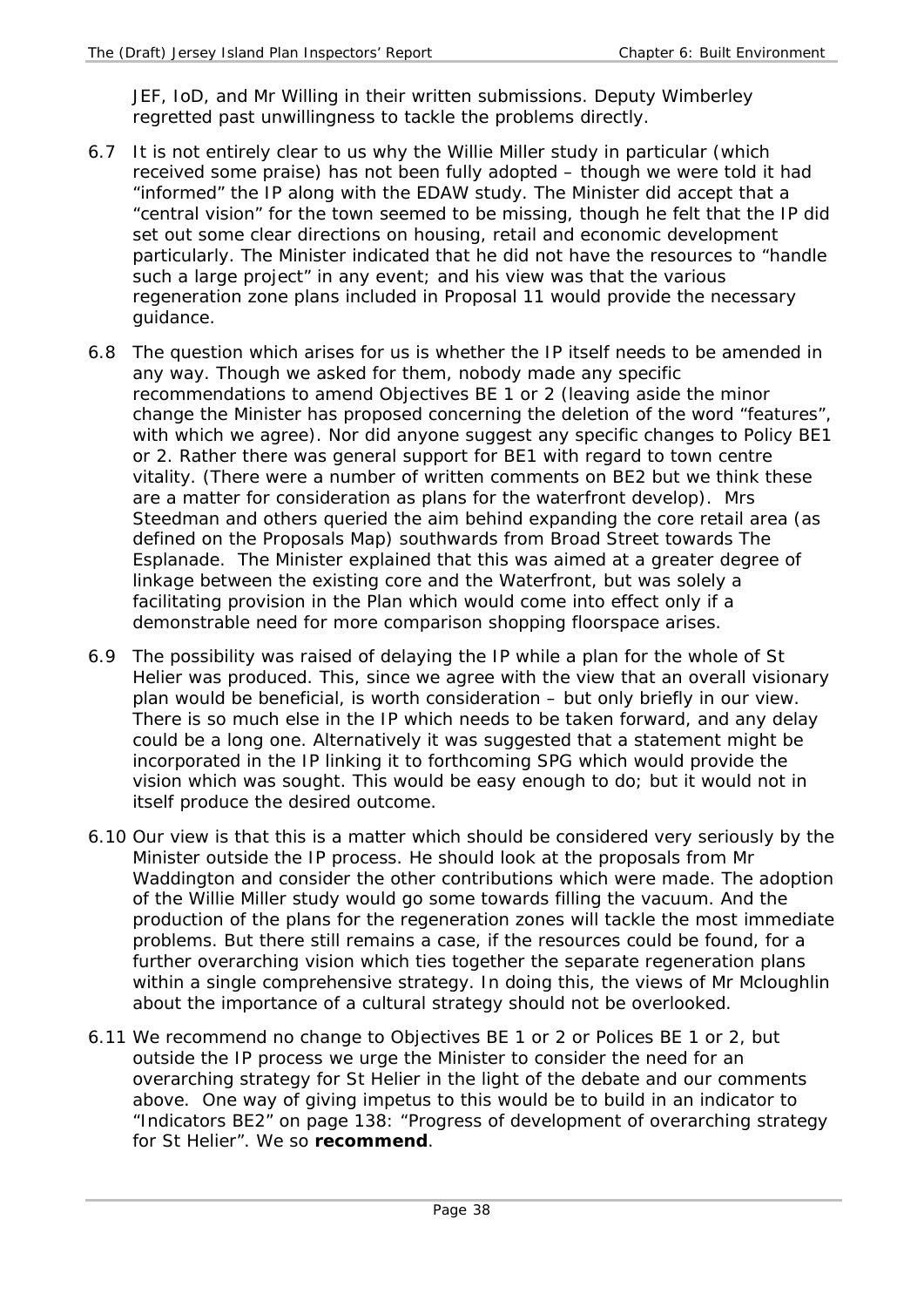JEF, IoD, and Mr Willing in their written submissions. Deputy Wimberley regretted past unwillingness to tackle the problems directly.

6.7 It is not entirely clear to us why the Willie Miller study in particular (which received some praise) has not been fully adopted – though we were told it had "informed" the IP along with the EDAW study. The Minister did accept that a "central vision" for the town seemed to be missing, though he felt that the IP did set out some clear directions on housing, retail and economic development particularly. The Minister indicated that he did not have the resources to "handle such a large project" in any event; and his view was that the various regeneration zone plans included in Proposal 11 would provide the necessary guidance.

6.8 The question which arises for us is whether the IP itself needs to be amended in any way. Though we asked for them, nobody made any specific recommendations to amend Objectives BE 1 or 2 (leaving aside the minor change the Minister has proposed concerning the deletion of the word "features", with which we agree). Nor did anyone suggest any specific changes to Policy BE1 or 2. Rather there was general support for BE1 with regard to town centre vitality. (There were a number of written comments on BE2 but we think these are a matter for consideration as plans for the waterfront develop). Mrs Steedman and others queried the aim behind expanding the core retail area (as defined on the Proposals Map) southwards from Broad Street towards The Esplanade. The Minister explained that this was aimed at a greater degree of linkage between the existing core and the Waterfront, but was solely a facilitating provision in the Plan which would come into effect only if a demonstrable need for more comparison shopping floorspace arises.

6.9 The possibility was raised of delaying the IP while a plan for the whole of St Helier was produced. This, since we agree with the view that an overall visionary plan would be beneficial, is worth consideration – but only briefly in our view. There is so much else in the IP which needs to be taken forward, and any delay could be a long one. Alternatively it was suggested that a statement might be incorporated in the IP linking it to forthcoming SPG which would provide the vision which was sought. This would be easy enough to do; but it would not in itself produce the desired outcome.

6.10 Our view is that this is a matter which should be considered very seriously by the Minister outside the IP process. He should look at the proposals from Mr Waddington and consider the other contributions which were made. The adoption of the Willie Miller study would go some towards filling the vacuum. And the production of the plans for the regeneration zones will tackle the most immediate problems. But there still remains a case, if the resources could be found, for a further overarching vision which ties together the separate regeneration plans within a single comprehensive strategy. In doing this, the views of Mr Mcloughlin about the importance of a cultural strategy should not be overlooked.

6.11 We recommend no change to Objectives BE 1 or 2 or Polices BE 1 or 2, but outside the IP process we urge the Minister to consider the need for an overarching strategy for St Helier in the light of the debate and our comments above. One way of giving impetus to this would be to build in an indicator to "Indicators BE2" on page 138: "Progress of development of overarching strategy for St Helier". We so **recommend**.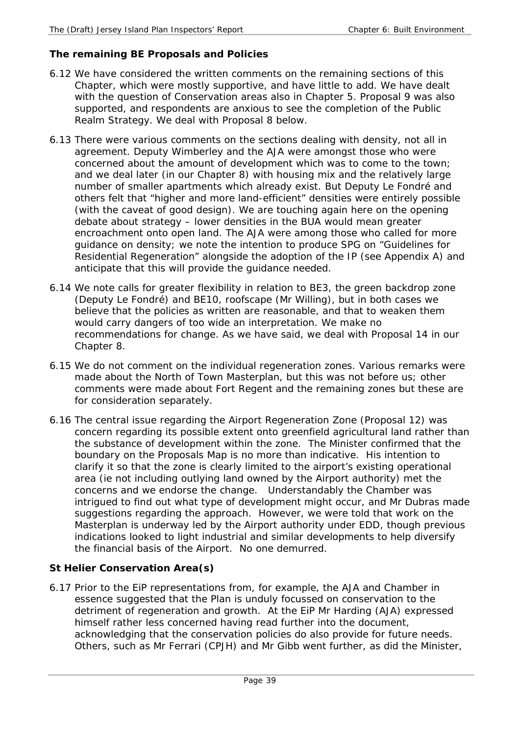### The remaining BE Proposals and Policies

6.12 We have considered the written comments on the remaining sections of this Chapter, which were mostly supportive, and have little to add. We have dealt with the question of Conservation areas also in Chapter 5. Proposal 9 was also supported, and respondents are anxious to see the completion of the Public Realm Strategy. We deal with Proposal 8 below.

6.13 There were various comments on the sections dealing with density, not all in agreement. Deputy Wimberley and the AJA were amongst those who were concerned about the amount of development which was to come to the town; and we deal later (in our Chapter 8) with housing mix and the relatively large number of smaller apartments which already exist. But Deputy Le Fondré and others felt that "higher and more land-efficient" densities were entirely possible (with the caveat of good design). We are touching again here on the opening debate about strategy – lower densities in the BUA would mean greater encroachment onto open land. The AJA were among those who called for more guidance on density; we note the intention to produce SPG on "Guidelines for Residential Regeneration" alongside the adoption of the IP (see Appendix A) and anticipate that this will provide the guidance needed.

6.14 We note calls for greater flexibility in relation to BE3, the green backdrop zone (Deputy Le Fondré) and BE10, roofscape (Mr Willing), but in both cases we believe that the policies as written are reasonable, and that to weaken them would carry dangers of too wide an interpretation. We make no recommendations for change. As we have said, we deal with Proposal 14 in our Chapter 8.

6.15 We do not comment on the individual regeneration zones. Various remarks were made about the North of Town Masterplan, but this was not before us; other comments were made about Fort Regent and the remaining zones but these are for consideration separately.

6.16 The central issue regarding the Airport Regeneration Zone (Proposal 12) was concern regarding its possible extent onto greenfield agricultural land rather than the substance of development within the zone. The Minister confirmed that the boundary on the Proposals Map is no more than indicative. His intention to clarify it so that the zone is clearly limited to the airport's existing operational area (ie not including outlying land owned by the Airport authority) met the concerns and we endorse the change. Understandably the Chamber was intrigued to find out what type of development might occur, and Mr Dubras made suggestions regarding the approach. However, we were told that work on the Masterplan is underway led by the Airport authority under EDD, though previous indications looked to light industrial and similar developments to help diversify the financial basis of the Airport. No one demurred.

### St Helier Conservation Area(s)

6.17 Prior to the EiP representations from, for example, the AJA and Chamber in essence suggested that the Plan is unduly focussed on conservation to the detriment of regeneration and growth. At the EiP Mr Harding (AJA) expressed himself rather less concerned having read further into the document, acknowledging that the conservation policies do also provide for future needs. Others, such as Mr Ferrari (CPJH) and Mr Gibb went further, as did the Minister,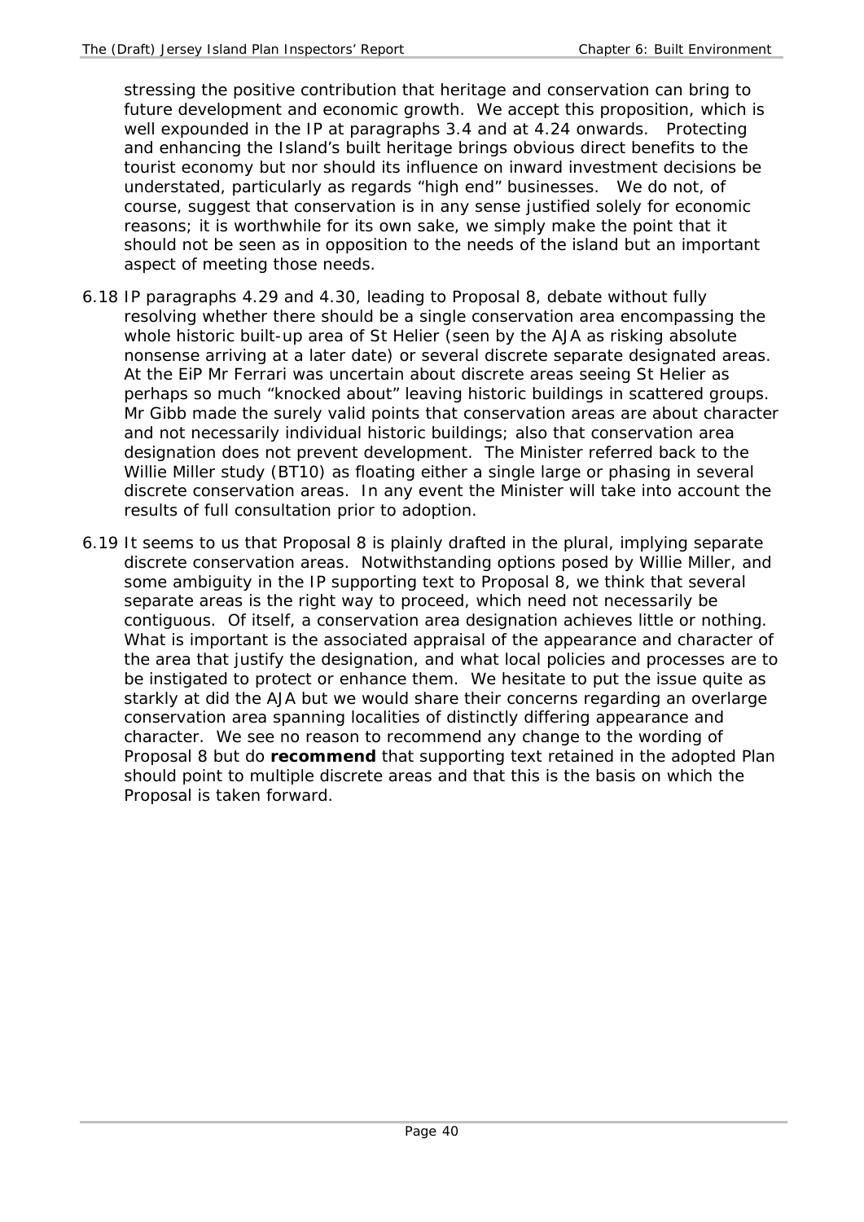stressing the positive contribution that heritage and conservation can bring to future development and economic growth. We accept this proposition, which is well expounded in the IP at paragraphs 3.4 and at 4.24 onwards. Protecting and enhancing the Island's built heritage brings obvious direct benefits to the tourist economy but nor should its influence on inward investment decisions be understated, particularly as regards "high end" businesses. We do not, of course, suggest that conservation is in any sense justified solely for economic reasons; it is worthwhile for its own sake, we simply make the point that it should not be seen as in opposition to the needs of the island but an important aspect of meeting those needs.

6.18 IP paragraphs 4.29 and 4.30, leading to Proposal 8, debate without fully resolving whether there should be a single conservation area encompassing the whole historic built-up area of St Helier (seen by the AJA as risking absolute nonsense arriving at a later date) or several discrete separate designated areas. At the EiP Mr Ferrari was uncertain about discrete areas seeing St Helier as perhaps so much "knocked about" leaving historic buildings in scattered groups. Mr Gibb made the surely valid points that conservation areas are about character and not necessarily individual historic buildings; also that conservation area designation does not prevent development. The Minister referred back to the Willie Miller study (BT10) as floating either a single large or phasing in several discrete conservation areas. In any event the Minister will take into account the results of full consultation prior to adoption.

6.19 It seems to us that Proposal 8 is plainly drafted in the plural, implying separate discrete conservation areas. Notwithstanding options posed by Willie Miller, and some ambiguity in the IP supporting text to Proposal 8, we think that several separate areas is the right way to proceed, which need not necessarily be contiguous. Of itself, a conservation area designation achieves little or nothing. What is important is the associated appraisal of the appearance and character of the area that justify the designation, and what local policies and processes are to be instigated to protect or enhance them. We hesitate to put the issue quite as starkly at did the AJA but we would share their concerns regarding an overlarge conservation area spanning localities of distinctly differing appearance and character. We see no reason to recommend any change to the wording of Proposal 8 but do **recommend** that supporting text retained in the adopted Plan should point to multiple discrete areas and that this is the basis on which the Proposal is taken forward.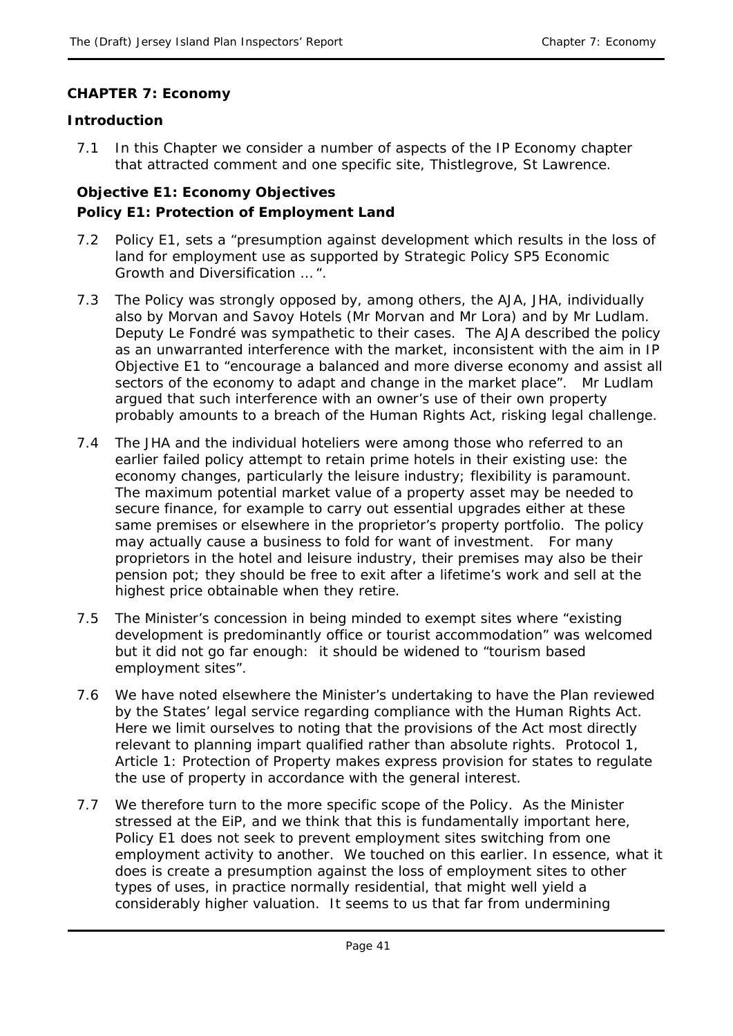## CHAPTER 7: Economy

### Introduction

7.1 In this Chapter we consider a number of aspects of the IP Economy chapter that attracted comment and one specific site, Thistlegrove, St Lawrence.

### Objective E1: Economy Objectives

### Policy E1: Protection of Employment Land

7.2 Policy E1, sets a "*presumption against development which results in the loss of land for employment use as supported by Strategic Policy SP5 Economic Growth and Diversification …*".

7.3 The Policy was strongly opposed by, among others, the AJA, JHA, individually also by Morvan and Savoy Hotels (Mr Morvan and Mr Lora) and by Mr Ludlam. Deputy Le Fondré was sympathetic to their cases. The AJA described the policy as an unwarranted interference with the market, inconsistent with the aim in IP Objective E1 to "*encourage a balanced and more diverse economy and assist all sectors of the economy to adapt and change in the market place*". Mr Ludlam argued that such interference with an owner's use of their own property probably amounts to a breach of the Human Rights Act, risking legal challenge.

7.4 The JHA and the individual hoteliers were among those who referred to an earlier failed policy attempt to retain prime hotels in their existing use: the economy changes, particularly the leisure industry; flexibility is paramount. The maximum potential market value of a property asset may be needed to secure finance, for example to carry out essential upgrades either at these same premises or elsewhere in the proprietor's property portfolio. The policy may actually cause a business to fold for want of investment. For many proprietors in the hotel and leisure industry, their premises may also be their pension pot; they should be free to exit after a lifetime's work and sell at the highest price obtainable when they retire.

7.5 The Minister's concession in being minded to exempt sites where "*existing development is predominantly office or tourist accommodation*" was welcomed but it did not go far enough: it should be widened to "*tourism based employment sites*".

7.6 We have noted elsewhere the Minister's undertaking to have the Plan reviewed by the States' legal service regarding compliance with the Human Rights Act. Here we limit ourselves to noting that the provisions of the Act most directly relevant to planning impart qualified rather than absolute rights. Protocol 1, Article 1: Protection of Property makes express provision for states to regulate the use of property in accordance with the general interest.

7.7 We therefore turn to the more specific scope of the Policy. As the Minister stressed at the EiP, and we think that this is fundamentally important here, Policy E1 does not seek to prevent employment sites switching from one employment activity to another. We touched on this earlier. In essence, what it does is create a presumption against the loss of employment sites to other types of uses, in practice normally residential, that might well yield a considerably higher valuation. It seems to us that far from undermining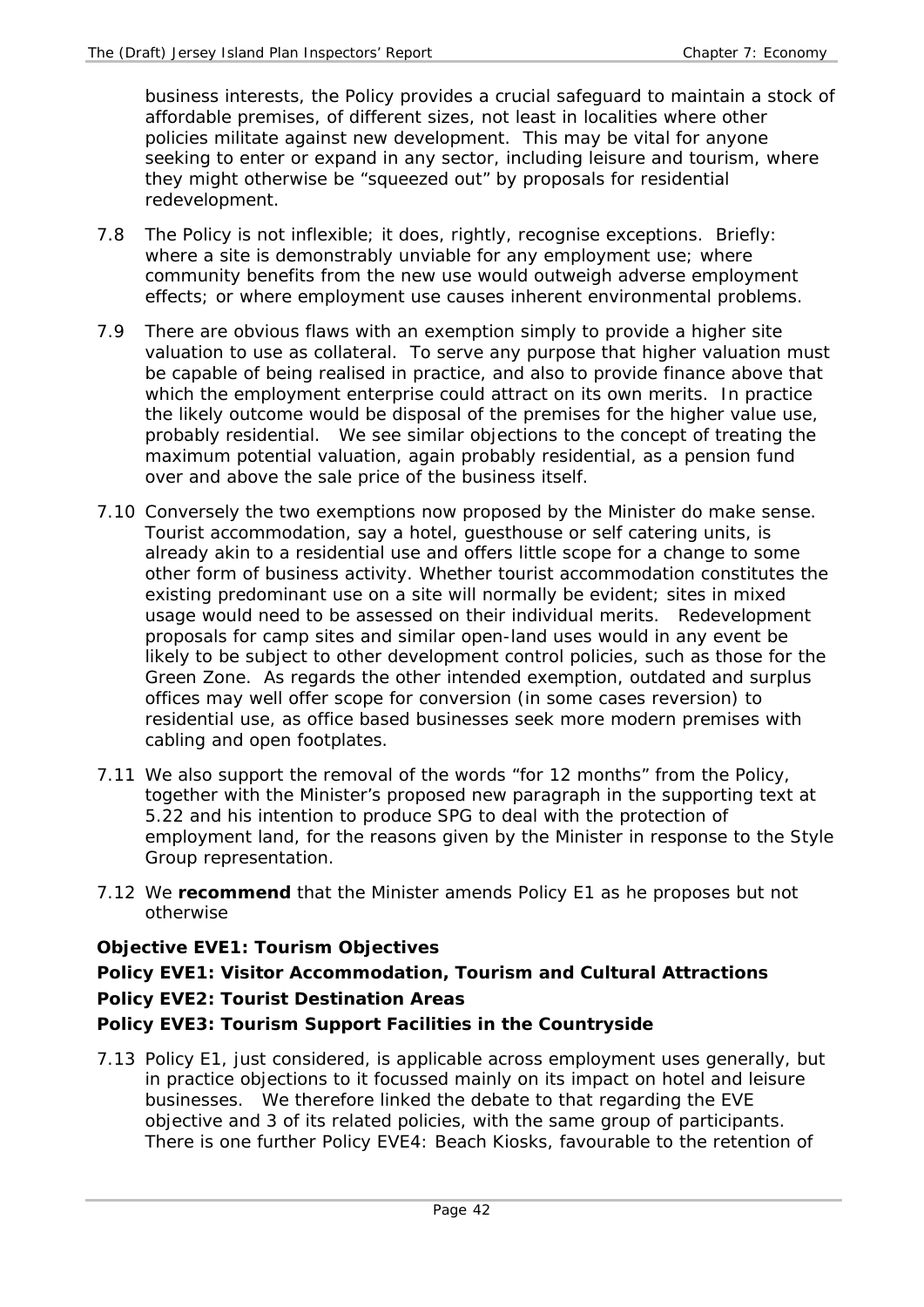business interests, the Policy provides a crucial safeguard to maintain a stock of affordable premises, of different sizes, not least in localities where other policies militate against new development. This may be vital for anyone seeking to enter or expand in any sector, including leisure and tourism, where they might otherwise be "squeezed out" by proposals for residential redevelopment.

7.8 The Policy is not inflexible; it does, rightly, recognise exceptions. Briefly: where a site is demonstrably unviable for any employment use; where community benefits from the new use would outweigh adverse employment effects; or where employment use causes inherent environmental problems.

7.9 There are obvious flaws with an exemption simply to provide a higher site valuation to use as collateral. To serve any purpose that higher valuation must be capable of being realised in practice, and also to provide finance above that which the employment enterprise could attract on its own merits. In practice the likely outcome would be disposal of the premises for the higher value use, probably residential. We see similar objections to the concept of treating the maximum potential valuation, again probably residential, as a pension fund over and above the sale price of the business itself.

7.10 Conversely the two exemptions now proposed by the Minister do make sense. Tourist accommodation, say a hotel, guesthouse or self catering units, is already akin to a residential use and offers little scope for a change to some other form of business activity. Whether tourist accommodation constitutes the existing predominant use on a site will normally be evident; sites in mixed usage would need to be assessed on their individual merits. Redevelopment proposals for camp sites and similar open-land uses would in any event be likely to be subject to other development control policies, such as those for the Green Zone. As regards the other intended exemption, outdated and surplus offices may well offer scope for conversion (in some cases reversion) to residential use, as office based businesses seek more modern premises with cabling and open footplates.

7.11 We also support the removal of the words "for 12 months" from the Policy, together with the Minister's proposed new paragraph in the supporting text at 5.22 and his intention to produce SPG to deal with the protection of employment land, for the reasons given by the Minister in response to the Style Group representation.

7.12 We **recommend** that the Minister amends Policy E1 as he proposes but not otherwise

**Objective EVE1: Tourism Objectives**

**Policy EVE1: Visitor Accommodation, Tourism and Cultural Attractions**

**Policy EVE2: Tourist Destination Areas**

**Policy EVE3: Tourism Support Facilities in the Countryside**

7.13 Policy E1, just considered, is applicable across employment uses generally, but in practice objections to it focussed mainly on its impact on hotel and leisure businesses. We therefore linked the debate to that regarding the EVE objective and 3 of its related policies, with the same group of participants. There is one further Policy EVE4: Beach Kiosks, favourable to the retention of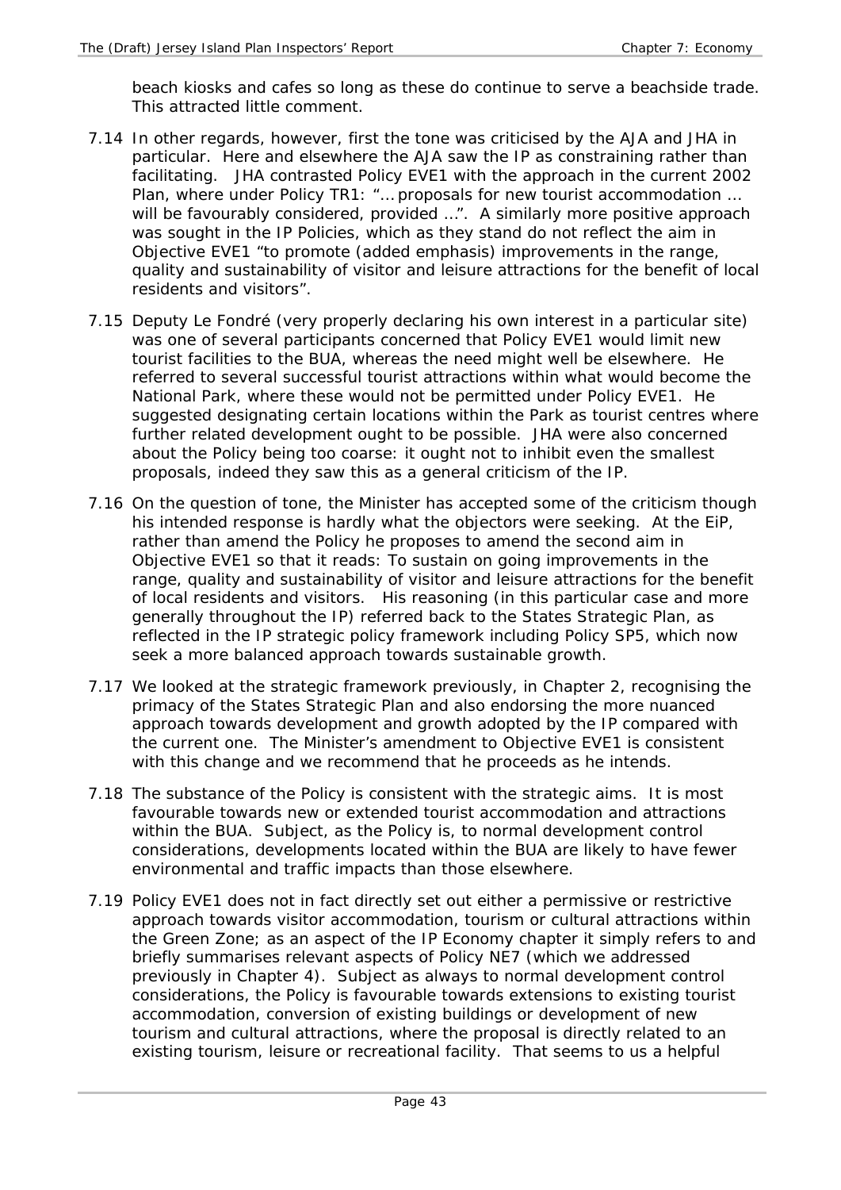beach kiosks and cafes so long as these do continue to serve a beachside trade. This attracted little comment.

7.14 In other regards, however, first the tone was criticised by the AJA and JHA in particular. Here and elsewhere the AJA saw the IP as constraining rather than facilitating. JHA contrasted Policy EVE1 with the approach in the current 2002 Plan, where under Policy TR1: "… proposals for new tourist accommodation … will be favourably considered, provided …". A similarly more positive approach was sought in the IP Policies, which as they stand do not reflect the aim in Objective EVE1 "to promote (added emphasis) improvements in the range, quality and sustainability of visitor and leisure attractions for the benefit of local residents and visitors".

7.15 Deputy Le Fondré (very properly declaring his own interest in a particular site) was one of several participants concerned that Policy EVE1 would limit new tourist facilities to the BUA, whereas the need might well be elsewhere. He referred to several successful tourist attractions within what would become the National Park, where these would not be permitted under Policy EVE1. He suggested designating certain locations within the Park as tourist centres where further related development ought to be possible. JHA were also concerned about the Policy being too coarse: it ought not to inhibit even the smallest proposals, indeed they saw this as a general criticism of the IP.

7.16 On the question of tone, the Minister has accepted some of the criticism though his intended response is hardly what the objectors were seeking. At the EiP, rather than amend the Policy he proposes to amend the second aim in Objective EVE1 so that it reads: To sustain on going improvements in the range, quality and sustainability of visitor and leisure attractions for the benefit of local residents and visitors. His reasoning (in this particular case and more generally throughout the IP) referred back to the States Strategic Plan, as reflected in the IP strategic policy framework including Policy SP5, which now seek a more balanced approach towards sustainable growth.

7.17 We looked at the strategic framework previously, in Chapter 2, recognising the primacy of the States Strategic Plan and also endorsing the more nuanced approach towards development and growth adopted by the IP compared with the current one. The Minister's amendment to Objective EVE1 is consistent with this change and we recommend that he proceeds as he intends.

7.18 The substance of the Policy is consistent with the strategic aims. It is most favourable towards new or extended tourist accommodation and attractions within the BUA. Subject, as the Policy is, to normal development control considerations, developments located within the BUA are likely to have fewer environmental and traffic impacts than those elsewhere.

7.19 Policy EVE1 does not in fact directly set out either a permissive or restrictive approach towards visitor accommodation, tourism or cultural attractions within the Green Zone; as an aspect of the IP Economy chapter it simply refers to and briefly summarises relevant aspects of Policy NE7 (which we addressed previously in Chapter 4). Subject as always to normal development control considerations, the Policy is favourable towards extensions to existing tourist accommodation, conversion of existing buildings or development of new tourism and cultural attractions, where the proposal is directly related to an existing tourism, leisure or recreational facility. That seems to us a helpful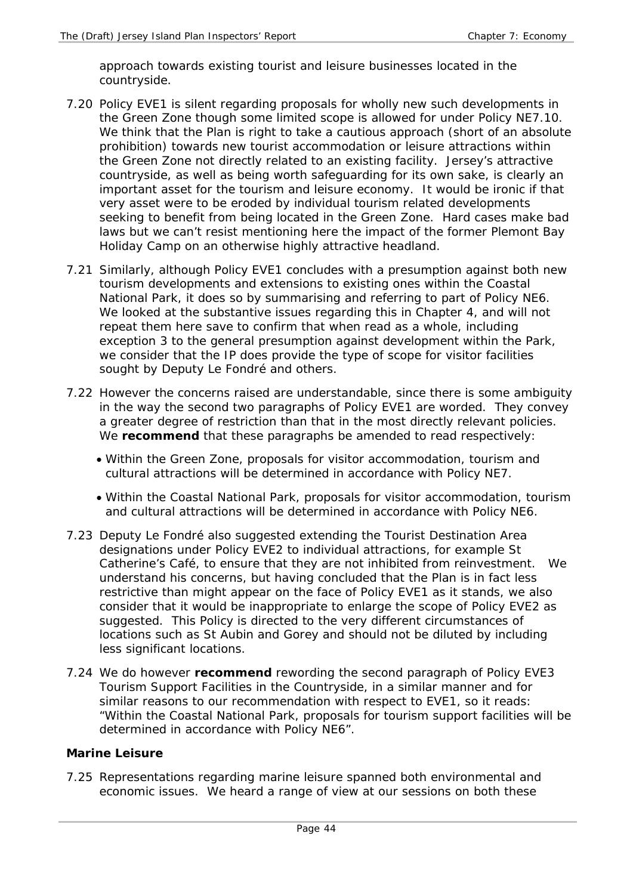approach towards existing tourist and leisure businesses located in the countryside.

7.20 Policy EVE1 is silent regarding proposals for wholly new such developments in the Green Zone though some limited scope is allowed for under Policy NE7.10. We think that the Plan is right to take a cautious approach (short of an absolute prohibition) towards new tourist accommodation or leisure attractions within the Green Zone not directly related to an existing facility. Jersey's attractive countryside, as well as being worth safeguarding for its own sake, is clearly an important asset for the tourism and leisure economy. It would be ironic if that very asset were to be eroded by individual tourism related developments seeking to benefit from being located in the Green Zone. Hard cases make bad laws but we can't resist mentioning here the impact of the former Plemont Bay Holiday Camp on an otherwise highly attractive headland.

7.21 Similarly, although Policy EVE1 concludes with a presumption against both new tourism developments and extensions to existing ones within the Coastal National Park, it does so by summarising and referring to part of Policy NE6. We looked at the substantive issues regarding this in Chapter 4, and will not repeat them here save to confirm that when read as a whole, including exception 3 to the general presumption against development within the Park, we consider that the IP does provide the type of scope for visitor facilities sought by Deputy Le Fondré and others.

7.22 However the concerns raised are understandable, since there is some ambiguity in the way the second two paragraphs of Policy EVE1 are worded. They convey a greater degree of restriction than that in the most directly relevant policies. We **recommend** that these paragraphs be amended to read respectively:

- Within the Green Zone, proposals for visitor accommodation, tourism and cultural attractions will be determined in accordance with Policy NE7.
- Within the Coastal National Park, proposals for visitor accommodation, tourism and cultural attractions will be determined in accordance with Policy NE6.

7.23 Deputy Le Fondré also suggested extending the Tourist Destination Area designations under Policy EVE2 to individual attractions, for example St Catherine's Café, to ensure that they are not inhibited from reinvestment. We understand his concerns, but having concluded that the Plan is in fact less restrictive than might appear on the face of Policy EVE1 as it stands, we also consider that it would be inappropriate to enlarge the scope of Policy EVE2 as suggested. This Policy is directed to the very different circumstances of locations such as St Aubin and Gorey and should not be diluted by including less significant locations.

7.24 We do however **recommend** rewording the second paragraph of Policy EVE3 Tourism Support Facilities in the Countryside, in a similar manner and for similar reasons to our recommendation with respect to EVE1, so it reads: "Within the Coastal National Park, proposals for tourism support facilities will be determined in accordance with Policy NE6".

**Marine Leisure**

7.25 Representations regarding marine leisure spanned both environmental and economic issues. We heard a range of view at our sessions on both these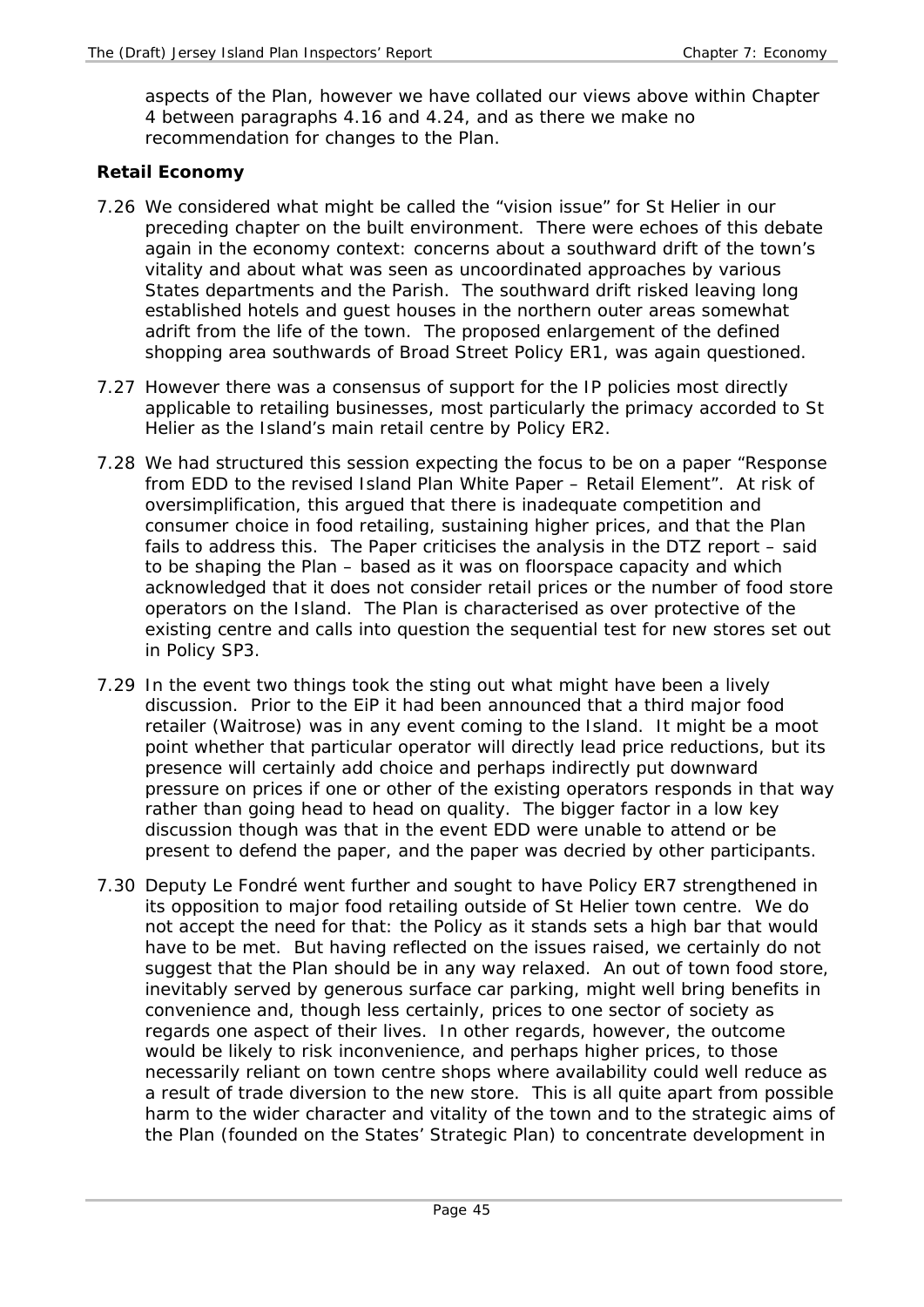aspects of the Plan, however we have collated our views above within Chapter 4 between paragraphs 4.16 and 4.24, and as there we make no recommendation for changes to the Plan.

### Retail Economy

7.26 We considered what might be called the "vision issue" for St Helier in our preceding chapter on the built environment. There were echoes of this debate again in the economy context: concerns about a southward drift of the town's vitality and about what was seen as uncoordinated approaches by various States departments and the Parish. The southward drift risked leaving long established hotels and guest houses in the northern outer areas somewhat adrift from the life of the town. The proposed enlargement of the defined shopping area southwards of Broad Street Policy ER1, was again questioned.

7.27 However there was a consensus of support for the IP policies most directly applicable to retailing businesses, most particularly the primacy accorded to St Helier as the Island's main retail centre by Policy ER2.

7.28 We had structured this session expecting the focus to be on a paper "Response from EDD to the revised Island Plan White Paper – Retail Element". At risk of oversimplification, this argued that there is inadequate competition and consumer choice in food retailing, sustaining higher prices, and that the Plan fails to address this. The Paper criticises the analysis in the DTZ report – said to be shaping the Plan – based as it was on floorspace capacity and which acknowledged that it does not consider retail prices or the number of food store operators on the Island. The Plan is characterised as over protective of the existing centre and calls into question the sequential test for new stores set out in Policy SP3.

7.29 In the event two things took the sting out what might have been a lively discussion. Prior to the EiP it had been announced that a third major food retailer (Waitrose) was in any event coming to the Island. It might be a moot point whether that particular operator will directly lead price reductions, but its presence will certainly add choice and perhaps indirectly put downward pressure on prices if one or other of the existing operators responds in that way rather than going head to head on quality. The bigger factor in a low key discussion though was that in the event EDD were unable to attend or be present to defend the paper, and the paper was decried by other participants.

7.30 Deputy Le Fondré went further and sought to have Policy ER7 strengthened in its opposition to major food retailing outside of St Helier town centre. We do not accept the need for that: the Policy as it stands sets a high bar that would have to be met. But having reflected on the issues raised, we certainly do not suggest that the Plan should be in any way relaxed. An out of town food store, inevitably served by generous surface car parking, might well bring benefits in convenience and, though less certainly, prices to one sector of society as regards one aspect of their lives. In other regards, however, the outcome would be likely to risk inconvenience, and perhaps higher prices, to those necessarily reliant on town centre shops where availability could well reduce as a result of trade diversion to the new store. This is all quite apart from possible harm to the wider character and vitality of the town and to the strategic aims of the Plan (founded on the States' Strategic Plan) to concentrate development in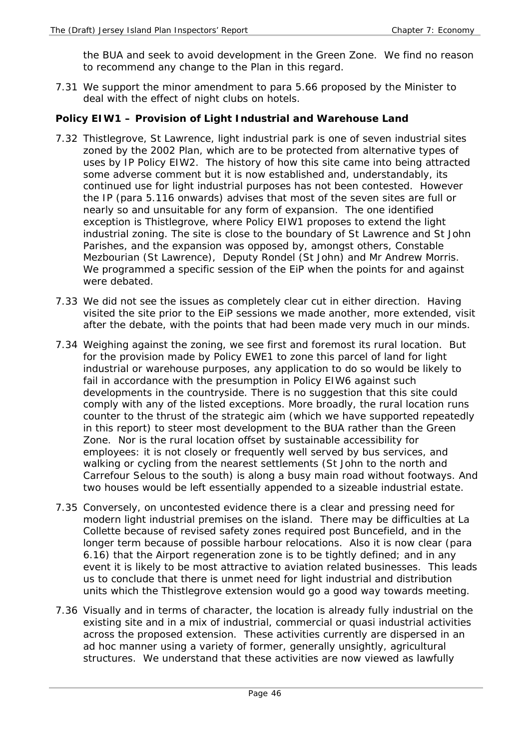the BUA and seek to avoid development in the Green Zone. We find no reason to recommend any change to the Plan in this regard.

7.31 We support the minor amendment to para 5.66 proposed by the Minister to deal with the effect of night clubs on hotels.

**Policy EIW1 – Provision of Light Industrial and Warehouse Land**

7.32 Thistlegrove, St Lawrence, light industrial park is one of seven industrial sites zoned by the 2002 Plan, which are to be protected from alternative types of uses by IP Policy EIW2. The history of how this site came into being attracted some adverse comment but it is now established and, understandably, its continued use for light industrial purposes has not been contested. However the IP (para 5.116 onwards) advises that most of the seven sites are full or nearly so and unsuitable for any form of expansion. The one identified exception is Thistlegrove, where Policy EIW1 proposes to extend the light industrial zoning. The site is close to the boundary of St Lawrence and St John Parishes, and the expansion was opposed by, amongst others, Constable Mezbourian (St Lawrence), Deputy Rondel (St John) and Mr Andrew Morris. We programmed a specific session of the EiP when the points for and against were debated.

7.33 We did not see the issues as completely clear cut in either direction. Having visited the site prior to the EiP sessions we made another, more extended, visit after the debate, with the points that had been made very much in our minds.

7.34 Weighing against the zoning, we see first and foremost its rural location. But for the provision made by Policy EWE1 to zone this parcel of land for light industrial or warehouse purposes, any application to do so would be likely to fail in accordance with the presumption in Policy EIW6 against such developments in the countryside. There is no suggestion that this site could comply with any of the listed exceptions. More broadly, the rural location runs counter to the thrust of the strategic aim (which we have supported repeatedly in this report) to steer most development to the BUA rather than the Green Zone. Nor is the rural location offset by sustainable accessibility for employees: it is not closely or frequently well served by bus services, and walking or cycling from the nearest settlements (St John to the north and Carrefour Selous to the south) is along a busy main road without footways. And two houses would be left essentially appended to a sizeable industrial estate.

7.35 Conversely, on uncontested evidence there is a clear and pressing need for modern light industrial premises on the island. There may be difficulties at La Collette because of revised safety zones required post Buncefield, and in the longer term because of possible harbour relocations. Also it is now clear (para 6.16) that the Airport regeneration zone is to be tightly defined; and in any event it is likely to be most attractive to aviation related businesses. This leads us to conclude that there is unmet need for light industrial and distribution units which the Thistlegrove extension would go a good way towards meeting.

7.36 Visually and in terms of character, the location is already fully industrial on the existing site and in a mix of industrial, commercial or quasi industrial activities across the proposed extension. These activities currently are dispersed in an ad hoc manner using a variety of former, generally unsightly, agricultural structures. We understand that these activities are now viewed as lawfully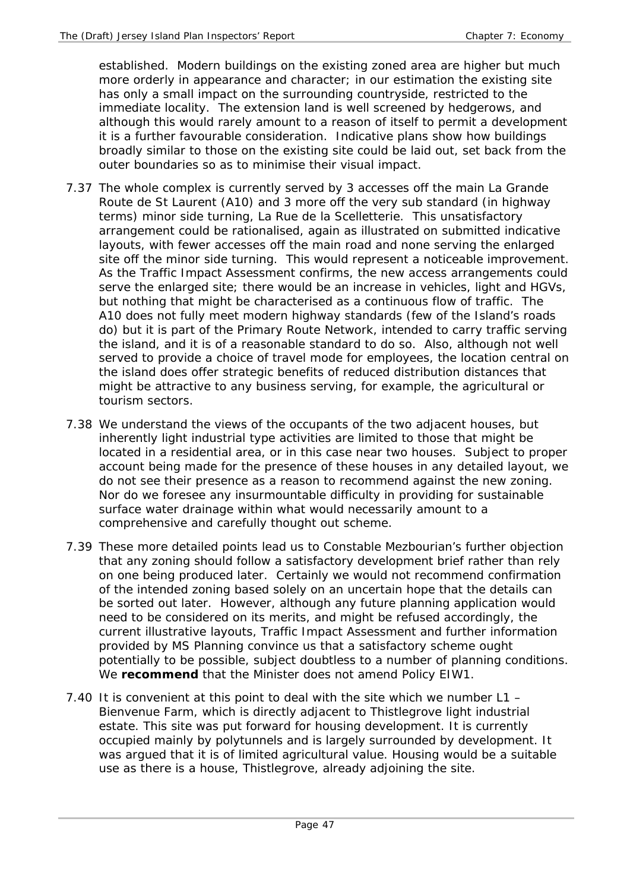established. Modern buildings on the existing zoned area are higher but much more orderly in appearance and character; in our estimation the existing site has only a small impact on the surrounding countryside, restricted to the immediate locality. The extension land is well screened by hedgerows, and although this would rarely amount to a reason of itself to permit a development it is a further favourable consideration. Indicative plans show how buildings broadly similar to those on the existing site could be laid out, set back from the outer boundaries so as to minimise their visual impact.

7.37 The whole complex is currently served by 3 accesses off the main La Grande Route de St Laurent (A10) and 3 more off the very sub standard (in highway terms) minor side turning, La Rue de la Scelletterie. This unsatisfactory arrangement could be rationalised, again as illustrated on submitted indicative layouts, with fewer accesses off the main road and none serving the enlarged site off the minor side turning. This would represent a noticeable improvement. As the Traffic Impact Assessment confirms, the new access arrangements could serve the enlarged site; there would be an increase in vehicles, light and HGVs, but nothing that might be characterised as a continuous flow of traffic. The A10 does not fully meet modern highway standards (few of the Island's roads do) but it is part of the Primary Route Network, intended to carry traffic serving the island, and it is of a reasonable standard to do so. Also, although not well served to provide a choice of travel mode for employees, the location central on the island does offer strategic benefits of reduced distribution distances that might be attractive to any business serving, for example, the agricultural or tourism sectors.

7.38 We understand the views of the occupants of the two adjacent houses, but inherently light industrial type activities are limited to those that might be located in a residential area, or in this case near two houses. Subject to proper account being made for the presence of these houses in any detailed layout, we do not see their presence as a reason to recommend against the new zoning. Nor do we foresee any insurmountable difficulty in providing for sustainable surface water drainage within what would necessarily amount to a comprehensive and carefully thought out scheme.

7.39 These more detailed points lead us to Constable Mezbourian's further objection that any zoning should follow a satisfactory development brief rather than rely on one being produced later. Certainly we would not recommend confirmation of the intended zoning based solely on an uncertain hope that the details can be sorted out later. However, although any future planning application would need to be considered on its merits, and might be refused accordingly, the current illustrative layouts, Traffic Impact Assessment and further information provided by MS Planning convince us that a satisfactory scheme ought potentially to be possible, subject doubtless to a number of planning conditions. We **recommend** that the Minister does not amend Policy EIW1.

7.40 It is convenient at this point to deal with the site which we number L1 – Bienvenue Farm, which is directly adjacent to Thistlegrove light industrial estate. This site was put forward for housing development. It is currently occupied mainly by polytunnels and is largely surrounded by development. It was argued that it is of limited agricultural value. Housing would be a suitable use as there is a house, Thistlegrove, already adjoining the site.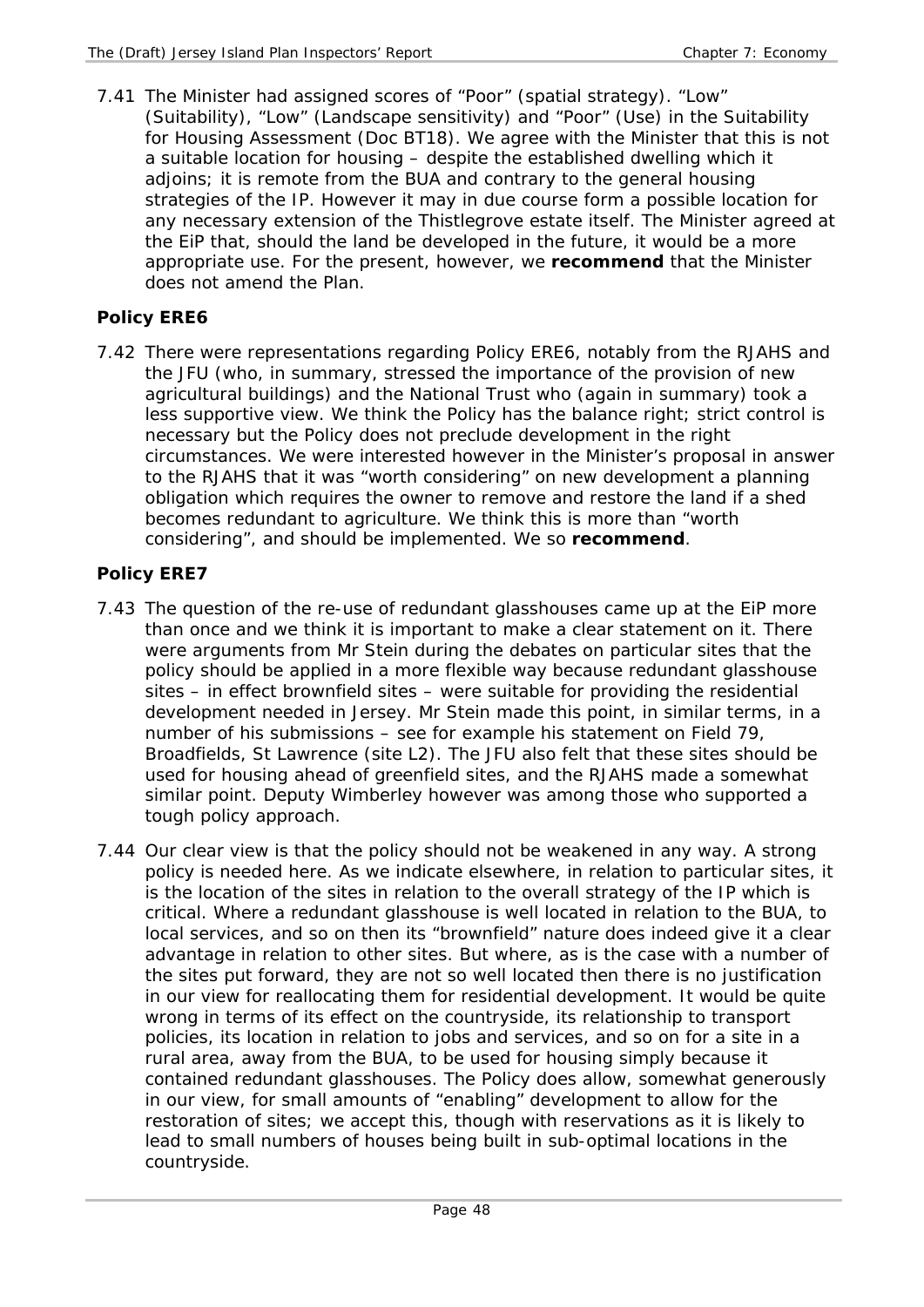7.41 The Minister had assigned scores of "Poor" (spatial strategy). "Low" (Suitability), "Low" (Landscape sensitivity) and "Poor" (Use) in the Suitability for Housing Assessment (Doc BT18). We agree with the Minister that this is not a suitable location for housing – despite the established dwelling which it adjoins; it is remote from the BUA and contrary to the general housing strategies of the IP. However it may in due course form a possible location for any necessary extension of the Thistlegrove estate itself. The Minister agreed at the EiP that, should the land be developed in the future, it would be a more appropriate use. For the present, however, we **recommend** that the Minister does not amend the Plan.

### Policy ERE6

7.42 There were representations regarding Policy ERE6, notably from the RJAHS and the JFU (who, in summary, stressed the importance of the provision of new agricultural buildings) and the National Trust who (again in summary) took a less supportive view. We think the Policy has the balance right; strict control is necessary but the Policy does not preclude development in the right circumstances. We were interested however in the Minister's proposal in answer to the RJAHS that it was "worth considering" on new development a planning obligation which requires the owner to remove and restore the land if a shed becomes redundant to agriculture. We think this is more than "worth considering", and should be implemented. We so **recommend**.

### Policy ERE7

7.43 The question of the re-use of redundant glasshouses came up at the EiP more than once and we think it is important to make a clear statement on it. There were arguments from Mr Stein during the debates on particular sites that the policy should be applied in a more flexible way because redundant glasshouse sites – in effect brownfield sites – were suitable for providing the residential development needed in Jersey. Mr Stein made this point, in similar terms, in a number of his submissions – see for example his statement on Field 79, Broadfields, St Lawrence (site L2). The JFU also felt that these sites should be used for housing ahead of greenfield sites, and the RJAHS made a somewhat similar point. Deputy Wimberley however was among those who supported a tough policy approach.

7.44 Our clear view is that the policy should not be weakened in any way. A strong policy is needed here. As we indicate elsewhere, in relation to particular sites, it is the location of the sites in relation to the overall strategy of the IP which is critical. Where a redundant glasshouse is well located in relation to the BUA, to local services, and so on then its "brownfield" nature does indeed give it a clear advantage in relation to other sites. But where, as is the case with a number of the sites put forward, they are not so well located then there is no justification in our view for reallocating them for residential development. It would be quite wrong in terms of its effect on the countryside, its relationship to transport policies, its location in relation to jobs and services, and so on for a site in a rural area, away from the BUA, to be used for housing simply because it contained redundant glasshouses. The Policy does allow, somewhat generously in our view, for small amounts of "enabling" development to allow for the restoration of sites; we accept this, though with reservations as it is likely to lead to small numbers of houses being built in sub-optimal locations in the countryside.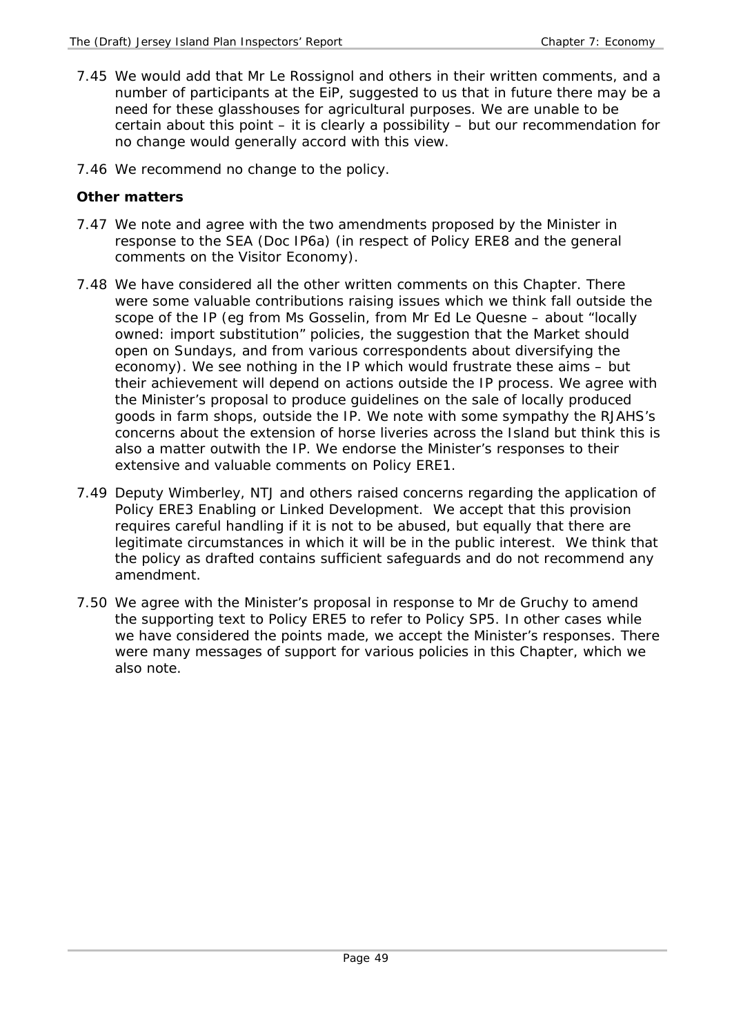7.45 We would add that Mr Le Rossignol and others in their written comments, and a number of participants at the EiP, suggested to us that in future there may be a need for these glasshouses for agricultural purposes. We are unable to be certain about this point – it is clearly a possibility – but our recommendation for no change would generally accord with this view.

7.46 We recommend no change to the policy.

**Other matters**

7.47 We note and agree with the two amendments proposed by the Minister in response to the SEA (Doc IP6a) (in respect of Policy ERE8 and the general comments on the Visitor Economy).

7.48 We have considered all the other written comments on this Chapter. There were some valuable contributions raising issues which we think fall outside the scope of the IP (eg from Ms Gosselin, from Mr Ed Le Quesne – about "locally owned: import substitution" policies, the suggestion that the Market should open on Sundays, and from various correspondents about diversifying the economy). We see nothing in the IP which would frustrate these aims – but their achievement will depend on actions outside the IP process. We agree with the Minister's proposal to produce guidelines on the sale of locally produced goods in farm shops, outside the IP. We note with some sympathy the RJAHS's concerns about the extension of horse liveries across the Island but think this is also a matter outwith the IP. We endorse the Minister's responses to their extensive and valuable comments on Policy ERE1.

7.49 Deputy Wimberley, NTJ and others raised concerns regarding the application of Policy ERE3 Enabling or Linked Development. We accept that this provision requires careful handling if it is not to be abused, but equally that there are legitimate circumstances in which it will be in the public interest. We think that the policy as drafted contains sufficient safeguards and do not recommend any amendment.

7.50 We agree with the Minister's proposal in response to Mr de Gruchy to amend the supporting text to Policy ERE5 to refer to Policy SP5. In other cases while we have considered the points made, we accept the Minister's responses. There were many messages of support for various policies in this Chapter, which we also note.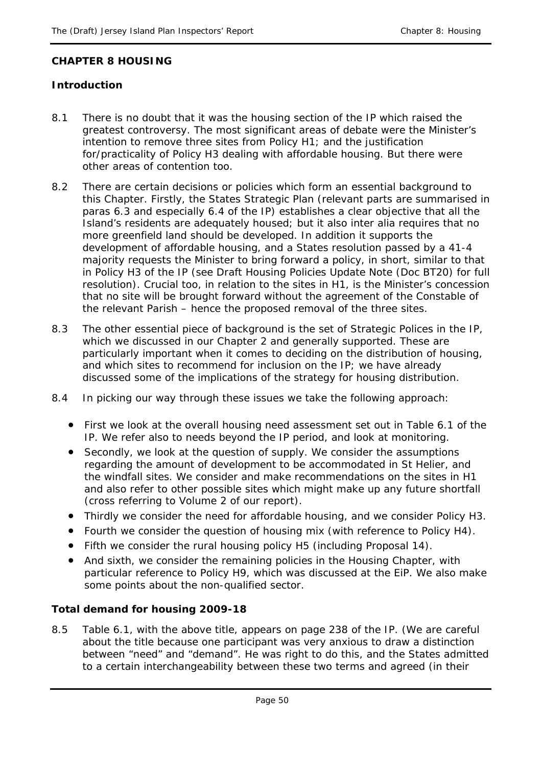## CHAPTER 8 HOUSING

### Introduction

8.1 There is no doubt that it was the housing section of the IP which raised the greatest controversy. The most significant areas of debate were the Minister's intention to remove three sites from Policy H1; and the justification for/practicality of Policy H3 dealing with affordable housing. But there were other areas of contention too.

8.2 There are certain decisions or policies which form an essential background to this Chapter. Firstly, the States Strategic Plan (relevant parts are summarised in paras 6.3 and especially 6.4 of the IP) establishes a clear objective that all the Island's residents are adequately housed; but it also inter alia requires that no more greenfield land should be developed. In addition it supports the development of affordable housing, and a States resolution passed by a 41-4 majority requests the Minister to bring forward a policy, in short, similar to that in Policy H3 of the IP (see Draft Housing Policies Update Note (Doc BT20) for full resolution). Crucial too, in relation to the sites in H1, is the Minister's concession that no site will be brought forward without the agreement of the Constable of the relevant Parish – hence the proposed removal of the three sites.

8.3 The other essential piece of background is the set of Strategic Polices in the IP, which we discussed in our Chapter 2 and generally supported. These are particularly important when it comes to deciding on the distribution of housing, and which sites to recommend for inclusion on the IP; we have already discussed some of the implications of the strategy for housing distribution.

8.4 In picking our way through these issues we take the following approach:

- First we look at the overall housing need assessment set out in Table 6.1 of the IP. We refer also to needs beyond the IP period, and look at monitoring.
- Secondly, we look at the question of supply. We consider the assumptions regarding the amount of development to be accommodated in St Helier, and the windfall sites. We consider and make recommendations on the sites in H1 and also refer to other possible sites which might make up any future shortfall (cross referring to Volume 2 of our report).
- Thirdly we consider the need for affordable housing, and we consider Policy H3.
- Fourth we consider the question of housing mix (with reference to Policy H4).
- Fifth we consider the rural housing policy H5 (including Proposal 14).
- And sixth, we consider the remaining policies in the Housing Chapter, with particular reference to Policy H9, which was discussed at the EiP. We also make some points about the non-qualified sector.

### Total demand for housing 2009-18

8.5 Table 6.1, with the above title, appears on page 238 of the IP. (We are careful about the title because one participant was very anxious to draw a distinction between "need" and "demand". He was right to do this, and the States admitted to a certain interchangeability between these two terms and agreed (in their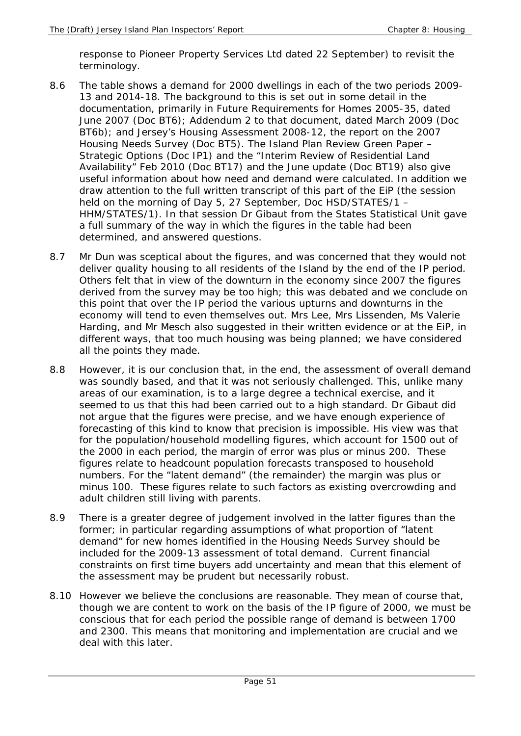response to Pioneer Property Services Ltd dated 22 September) to revisit the terminology.

8.6 The table shows a demand for 2000 dwellings in each of the two periods 2009-13 and 2014-18. The background to this is set out in some detail in the documentation, primarily in Future Requirements for Homes 2005-35, dated June 2007 (Doc BT6); Addendum 2 to that document, dated March 2009 (Doc BT6b); and Jersey's Housing Assessment 2008-12, the report on the 2007 Housing Needs Survey (Doc BT5). The Island Plan Review Green Paper – Strategic Options (Doc IP1) and the "Interim Review of Residential Land Availability" Feb 2010 (Doc BT17) and the June update (Doc BT19) also give useful information about how need and demand were calculated. In addition we draw attention to the full written transcript of this part of the EiP (the session held on the morning of Day 5, 27 September, Doc HSD/STATES/1 – HHM/STATES/1). In that session Dr Gibaut from the States Statistical Unit gave a full summary of the way in which the figures in the table had been determined, and answered questions.

8.7 Mr Dun was sceptical about the figures, and was concerned that they would not deliver quality housing to all residents of the Island by the end of the IP period. Others felt that in view of the downturn in the economy since 2007 the figures derived from the survey may be too high; this was debated and we conclude on this point that over the IP period the various upturns and downturns in the economy will tend to even themselves out. Mrs Lee, Mrs Lissenden, Ms Valerie Harding, and Mr Mesch also suggested in their written evidence or at the EiP, in different ways, that too much housing was being planned; we have considered all the points they made.

8.8 However, it is our conclusion that, in the end, the assessment of overall demand was soundly based, and that it was not seriously challenged. This, unlike many areas of our examination, is to a large degree a technical exercise, and it seemed to us that this had been carried out to a high standard. Dr Gibaut did not argue that the figures were precise, and we have enough experience of forecasting of this kind to know that precision is impossible. His view was that for the population/household modelling figures, which account for 1500 out of the 2000 in each period, the margin of error was plus or minus 200. These figures relate to headcount population forecasts transposed to household numbers. For the "latent demand" (the remainder) the margin was plus or minus 100. These figures relate to such factors as existing overcrowding and adult children still living with parents.

8.9 There is a greater degree of judgement involved in the latter figures than the former; in particular regarding assumptions of what proportion of "latent demand" for new homes identified in the Housing Needs Survey should be included for the 2009-13 assessment of total demand. Current financial constraints on first time buyers add uncertainty and mean that this element of the assessment may be prudent but necessarily robust.

8.10 However we believe the conclusions are reasonable. They mean of course that, though we are content to work on the basis of the IP figure of 2000, we must be conscious that for each period the possible range of demand is between 1700 and 2300. This means that monitoring and implementation are crucial and we deal with this later.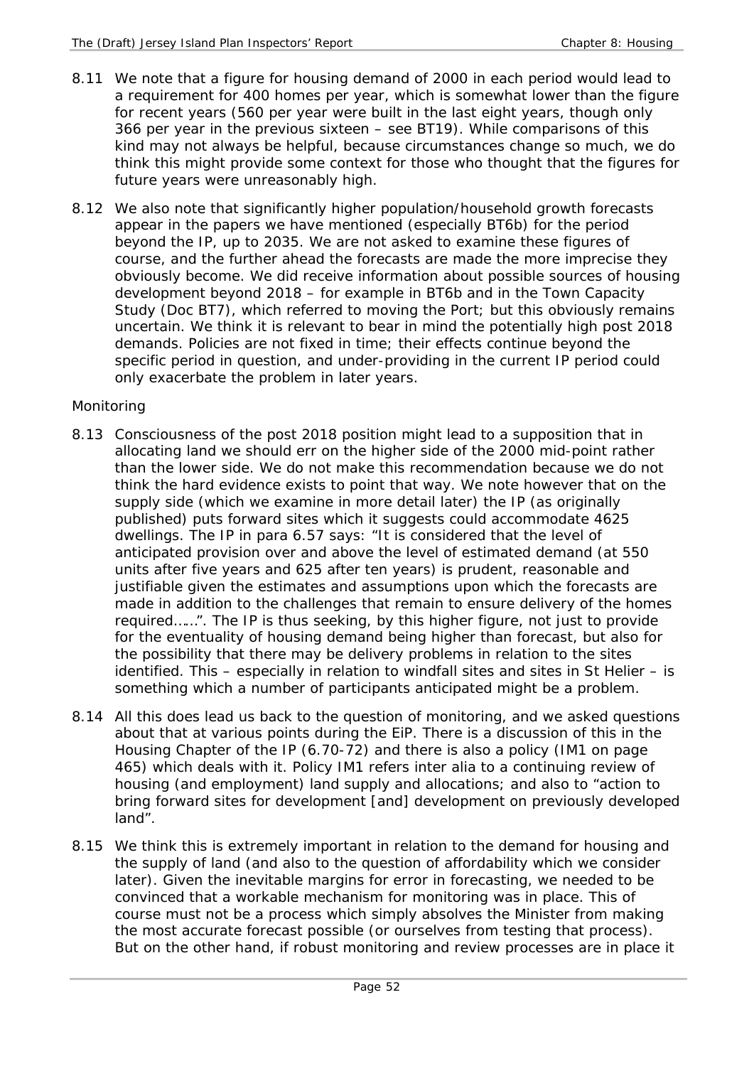8.11 We note that a figure for housing demand of 2000 in each period would lead to a requirement for 400 homes per year, which is somewhat lower than the figure for recent years (560 per year were built in the last eight years, though only 366 per year in the previous sixteen – see BT19). While comparisons of this kind may not always be helpful, because circumstances change so much, we do think this might provide some context for those who thought that the figures for future years were unreasonably high.

8.12 We also note that significantly higher population/household growth forecasts appear in the papers we have mentioned (especially BT6b) for the period beyond the IP, up to 2035. We are not asked to examine these figures of course, and the further ahead the forecasts are made the more imprecise they obviously become. We did receive information about possible sources of housing development beyond 2018 – for example in BT6b and in the Town Capacity Study (Doc BT7), which referred to moving the Port; but this obviously remains uncertain. We think it is relevant to bear in mind the potentially high post 2018 demands. Policies are not fixed in time; their effects continue beyond the specific period in question, and under-providing in the current IP period could only exacerbate the problem in later years.

*Monitoring*

8.13 Consciousness of the post 2018 position might lead to a supposition that in allocating land we should err on the higher side of the 2000 mid-point rather than the lower side. We do not make this recommendation because we do not think the hard evidence exists to point that way. We note however that on the supply side (which we examine in more detail later) the IP (as originally published) puts forward sites which it suggests could accommodate 4625 dwellings. The IP in para 6.57 says: "It is considered that the level of anticipated provision over and above the level of estimated demand (at 550 units after five years and 625 after ten years) is prudent, reasonable and justifiable given the estimates and assumptions upon which the forecasts are made in addition to the challenges that remain to ensure delivery of the homes required……". The IP is thus seeking, by this higher figure, not just to provide for the eventuality of housing demand being higher than forecast, but also for the possibility that there may be delivery problems in relation to the sites identified. This – especially in relation to windfall sites and sites in St Helier – is something which a number of participants anticipated might be a problem.

8.14 All this does lead us back to the question of monitoring, and we asked questions about that at various points during the EiP. There is a discussion of this in the Housing Chapter of the IP (6.70-72) and there is also a policy (IM1 on page 465) which deals with it. Policy IM1 refers inter alia to a continuing review of housing (and employment) land supply and allocations; and also to "action to bring forward sites for development [and] development on previously developed land".

8.15 We think this is extremely important in relation to the demand for housing and the supply of land (and also to the question of affordability which we consider later). Given the inevitable margins for error in forecasting, we needed to be convinced that a workable mechanism for monitoring was in place. This of course must not be a process which simply absolves the Minister from making the most accurate forecast possible (or ourselves from testing that process). But on the other hand, if robust monitoring and review processes are in place it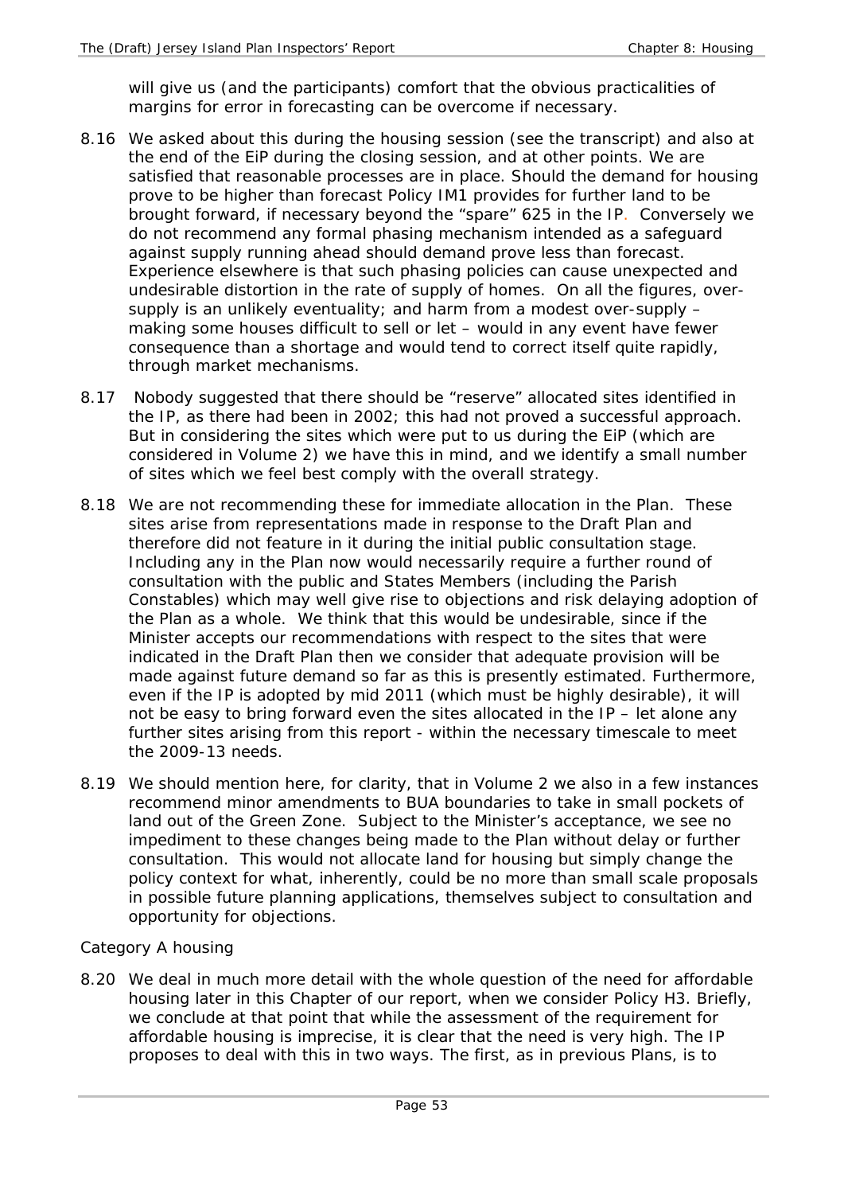will give us (and the participants) comfort that the obvious practicalities of margins for error in forecasting can be overcome if necessary.

8.16 We asked about this during the housing session (see the transcript) and also at the end of the EiP during the closing session, and at other points. We are satisfied that reasonable processes are in place. Should the demand for housing prove to be higher than forecast Policy IM1 provides for further land to be brought forward, if necessary beyond the "spare" 625 in the IP. Conversely we do not recommend any formal phasing mechanism intended as a safeguard against supply running ahead should demand prove less than forecast. Experience elsewhere is that such phasing policies can cause unexpected and undesirable distortion in the rate of supply of homes. On all the figures, over-supply is an unlikely eventuality; and harm from a modest over-supply – making some houses difficult to sell or let – would in any event have fewer consequence than a shortage and would tend to correct itself quite rapidly, through market mechanisms.

8.17 Nobody suggested that there should be "reserve" allocated sites identified in the IP, as there had been in 2002; this had not proved a successful approach. But in considering the sites which were put to us during the EiP (which are considered in Volume 2) we have this in mind, and we identify a small number of sites which we feel best comply with the overall strategy.

8.18 We are not recommending these for immediate allocation in the Plan. These sites arise from representations made in response to the Draft Plan and therefore did not feature in it during the initial public consultation stage. Including any in the Plan now would necessarily require a further round of consultation with the public and States Members (including the Parish Constables) which may well give rise to objections and risk delaying adoption of the Plan as a whole. We think that this would be undesirable, since if the Minister accepts our recommendations with respect to the sites that were indicated in the Draft Plan then we consider that adequate provision will be made against future demand so far as this is presently estimated. Furthermore, even if the IP is adopted by mid 2011 (which must be highly desirable), it will not be easy to bring forward even the sites allocated in the IP – let alone any further sites arising from this report - within the necessary timescale to meet the 2009-13 needs.

8.19 We should mention here, for clarity, that in Volume 2 we also in a few instances recommend minor amendments to BUA boundaries to take in small pockets of land out of the Green Zone. Subject to the Minister's acceptance, we see no impediment to these changes being made to the Plan without delay or further consultation. This would not allocate land for housing but simply change the policy context for what, inherently, could be no more than small scale proposals in possible future planning applications, themselves subject to consultation and opportunity for objections.

*Category A housing*

8.20 We deal in much more detail with the whole question of the need for affordable housing later in this Chapter of our report, when we consider Policy H3. Briefly, we conclude at that point that while the assessment of the requirement for affordable housing is imprecise, it is clear that the need is very high. The IP proposes to deal with this in two ways. The first, as in previous Plans, is to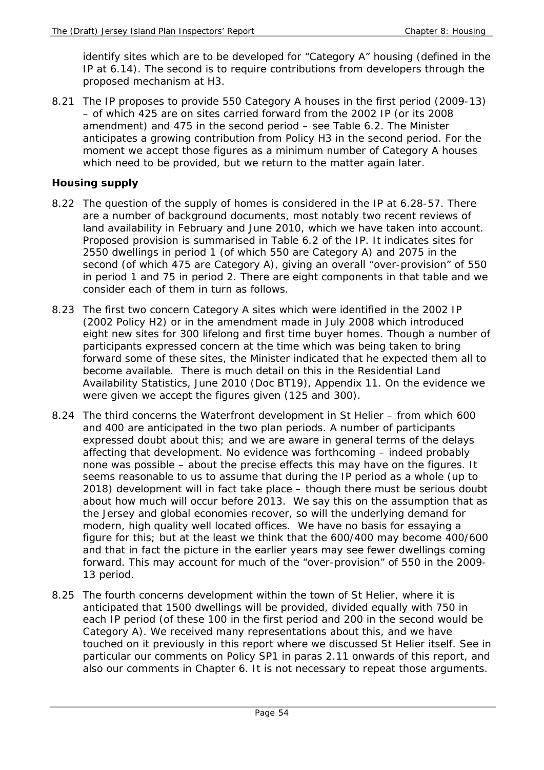identify sites which are to be developed for "Category A" housing (defined in the IP at 6.14). The second is to require contributions from developers through the proposed mechanism at H3.

8.21 The IP proposes to provide 550 Category A houses in the first period (2009-13) – of which 425 are on sites carried forward from the 2002 IP (or its 2008 amendment) and 475 in the second period – see Table 6.2. The Minister anticipates a growing contribution from Policy H3 in the second period. For the moment we accept those figures as a minimum number of Category A houses which need to be provided, but we return to the matter again later.

### Housing supply

8.22 The question of the supply of homes is considered in the IP at 6.28-57. There are a number of background documents, most notably two recent reviews of land availability in February and June 2010, which we have taken into account. Proposed provision is summarised in Table 6.2 of the IP. It indicates sites for 2550 dwellings in period 1 (of which 550 are Category A) and 2075 in the second (of which 475 are Category A), giving an overall "over-provision" of 550 in period 1 and 75 in period 2. There are eight components in that table and we consider each of them in turn as follows.

8.23 The first two concern Category A sites which were identified in the 2002 IP (2002 Policy H2) or in the amendment made in July 2008 which introduced eight new sites for 300 lifelong and first time buyer homes. Though a number of participants expressed concern at the time which was being taken to bring forward some of these sites, the Minister indicated that he expected them all to become available. There is much detail on this in the Residential Land Availability Statistics, June 2010 (Doc BT19), Appendix 11. On the evidence we were given we accept the figures given (125 and 300).

8.24 The third concerns the Waterfront development in St Helier – from which 600 and 400 are anticipated in the two plan periods. A number of participants expressed doubt about this; and we are aware in general terms of the delays affecting that development. No evidence was forthcoming – indeed probably none was possible – about the precise effects this may have on the figures. It seems reasonable to us to assume that during the IP period as a whole (up to 2018) development will in fact take place – though there must be serious doubt about how much will occur before 2013. We say this on the assumption that as the Jersey and global economies recover, so will the underlying demand for modern, high quality well located offices. We have no basis for essaying a figure for this; but at the least we think that the 600/400 may become 400/600 and that in fact the picture in the earlier years may see fewer dwellings coming forward. This may account for much of the "over-provision" of 550 in the 2009-13 period.

8.25 The fourth concerns development within the town of St Helier, where it is anticipated that 1500 dwellings will be provided, divided equally with 750 in each IP period (of these 100 in the first period and 200 in the second would be Category A). We received many representations about this, and we have touched on it previously in this report where we discussed St Helier itself. See in particular our comments on Policy SP1 in paras 2.11 onwards of this report, and also our comments in Chapter 6. It is not necessary to repeat those arguments.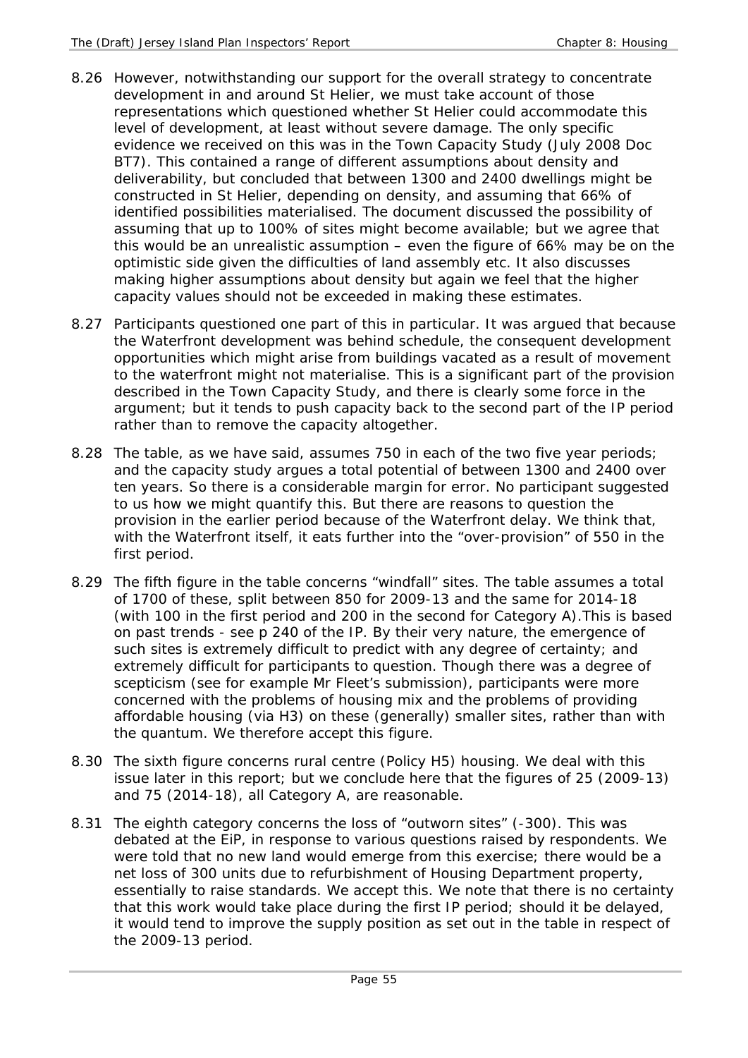8.26 However, notwithstanding our support for the overall strategy to concentrate development in and around St Helier, we must take account of those representations which questioned whether St Helier could accommodate this level of development, at least without severe damage. The only specific evidence we received on this was in the Town Capacity Study (July 2008 Doc BT7). This contained a range of different assumptions about density and deliverability, but concluded that between 1300 and 2400 dwellings might be constructed in St Helier, depending on density, and assuming that 66% of identified possibilities materialised. The document discussed the possibility of assuming that up to 100% of sites might become available; but we agree that this would be an unrealistic assumption – even the figure of 66% may be on the optimistic side given the difficulties of land assembly etc. It also discusses making higher assumptions about density but again we feel that the higher capacity values should not be exceeded in making these estimates.

8.27 Participants questioned one part of this in particular. It was argued that because the Waterfront development was behind schedule, the consequent development opportunities which might arise from buildings vacated as a result of movement to the waterfront might not materialise. This is a significant part of the provision described in the Town Capacity Study, and there is clearly some force in the argument; but it tends to push capacity back to the second part of the IP period rather than to remove the capacity altogether.

8.28 The table, as we have said, assumes 750 in each of the two five year periods; and the capacity study argues a total potential of between 1300 and 2400 over ten years. So there is a considerable margin for error. No participant suggested to us how we might quantify this. But there are reasons to question the provision in the earlier period because of the Waterfront delay. We think that, with the Waterfront itself, it eats further into the "over-provision" of 550 in the first period.

8.29 The fifth figure in the table concerns "windfall" sites. The table assumes a total of 1700 of these, split between 850 for 2009-13 and the same for 2014-18 (with 100 in the first period and 200 in the second for Category A).This is based on past trends - see p 240 of the IP. By their very nature, the emergence of such sites is extremely difficult to predict with any degree of certainty; and extremely difficult for participants to question. Though there was a degree of scepticism (see for example Mr Fleet's submission), participants were more concerned with the problems of housing mix and the problems of providing affordable housing (via H3) on these (generally) smaller sites, rather than with the quantum. We therefore accept this figure.

8.30 The sixth figure concerns rural centre (Policy H5) housing. We deal with this issue later in this report; but we conclude here that the figures of 25 (2009-13) and 75 (2014-18), all Category A, are reasonable.

8.31 The eighth category concerns the loss of "outworn sites" (-300). This was debated at the EiP, in response to various questions raised by respondents. We were told that no new land would emerge from this exercise; there would be a net loss of 300 units due to refurbishment of Housing Department property, essentially to raise standards. We accept this. We note that there is no certainty that this work would take place during the first IP period; should it be delayed, it would tend to improve the supply position as set out in the table in respect of the 2009-13 period.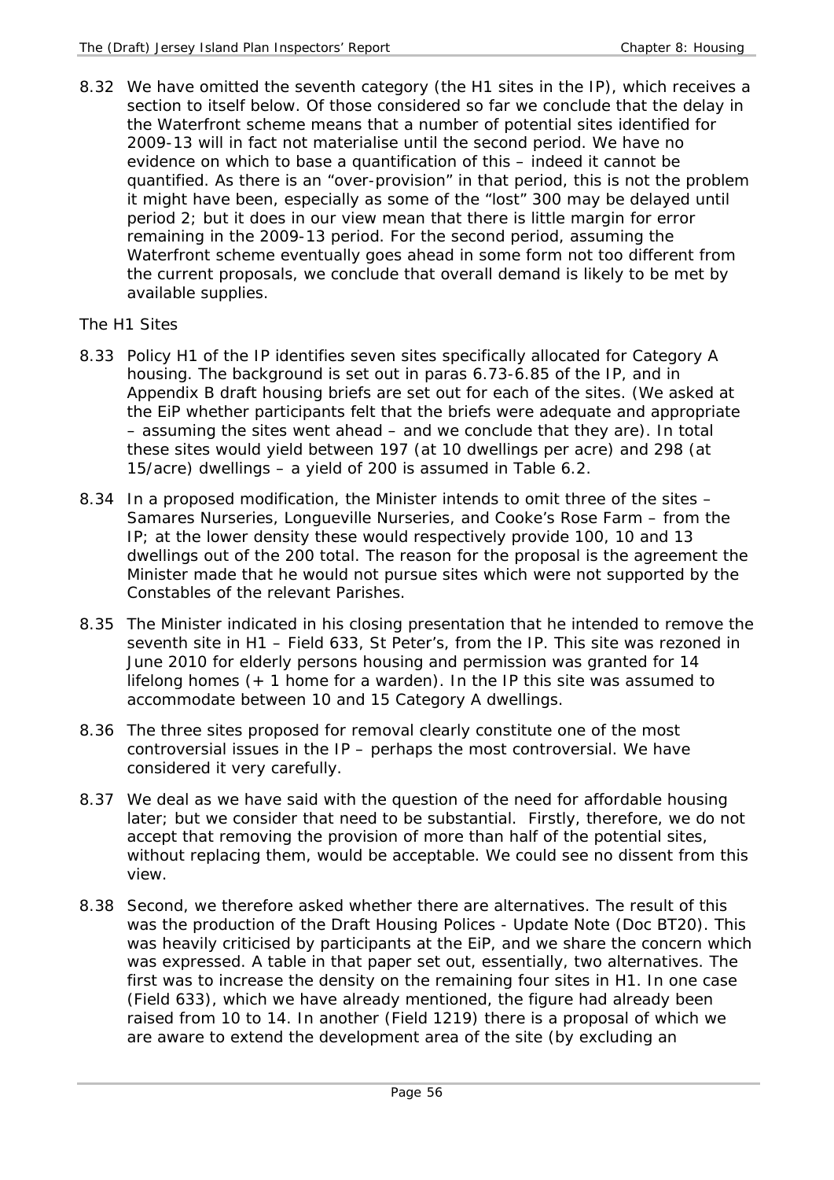8.32 We have omitted the seventh category (the H1 sites in the IP), which receives a section to itself below. Of those considered so far we conclude that the delay in the Waterfront scheme means that a number of potential sites identified for 2009-13 will in fact not materialise until the second period. We have no evidence on which to base a quantification of this – indeed it cannot be quantified. As there is an "over-provision" in that period, this is not the problem it might have been, especially as some of the "lost" 300 may be delayed until period 2; but it does in our view mean that there is little margin for error remaining in the 2009-13 period. For the second period, assuming the Waterfront scheme eventually goes ahead in some form not too different from the current proposals, we conclude that overall demand is likely to be met by available supplies.

*The H1 Sites*

8.33 Policy H1 of the IP identifies seven sites specifically allocated for Category A housing. The background is set out in paras 6.73-6.85 of the IP, and in Appendix B draft housing briefs are set out for each of the sites. (We asked at the EiP whether participants felt that the briefs were adequate and appropriate – assuming the sites went ahead – and we conclude that they are). In total these sites would yield between 197 (at 10 dwellings per acre) and 298 (at 15/acre) dwellings – a yield of 200 is assumed in Table 6.2.

8.34 In a proposed modification, the Minister intends to omit three of the sites – Samares Nurseries, Longueville Nurseries, and Cooke's Rose Farm – from the IP; at the lower density these would respectively provide 100, 10 and 13 dwellings out of the 200 total. The reason for the proposal is the agreement the Minister made that he would not pursue sites which were not supported by the Constables of the relevant Parishes.

8.35 The Minister indicated in his closing presentation that he intended to remove the seventh site in H1 – Field 633, St Peter's, from the IP. This site was rezoned in June 2010 for elderly persons housing and permission was granted for 14 lifelong homes (+ 1 home for a warden). In the IP this site was assumed to accommodate between 10 and 15 Category A dwellings.

8.36 The three sites proposed for removal clearly constitute one of the most controversial issues in the IP – perhaps the most controversial. We have considered it very carefully.

8.37 We deal as we have said with the question of the need for affordable housing later; but we consider that need to be substantial. Firstly, therefore, we do not accept that removing the provision of more than half of the potential sites, without replacing them, would be acceptable. We could see no dissent from this view.

8.38 Second, we therefore asked whether there are alternatives. The result of this was the production of the Draft Housing Polices - Update Note (Doc BT20). This was heavily criticised by participants at the EiP, and we share the concern which was expressed. A table in that paper set out, essentially, two alternatives. The first was to increase the density on the remaining four sites in H1. In one case (Field 633), which we have already mentioned, the figure had already been raised from 10 to 14. In another (Field 1219) there is a proposal of which we are aware to extend the development area of the site (by excluding an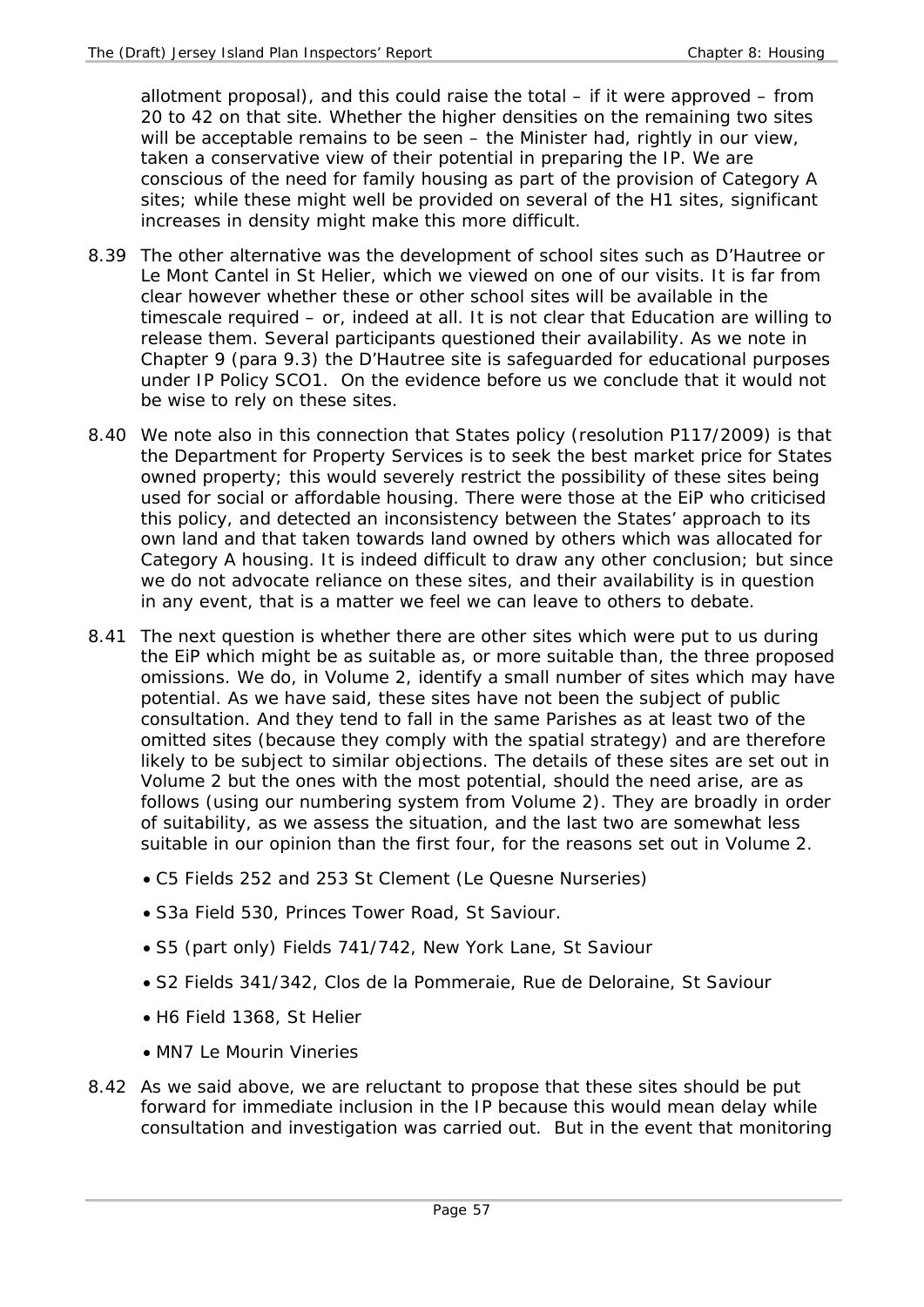allotment proposal), and this could raise the total – if it were approved – from 20 to 42 on that site. Whether the higher densities on the remaining two sites will be acceptable remains to be seen – the Minister had, rightly in our view, taken a conservative view of their potential in preparing the IP. We are conscious of the need for family housing as part of the provision of Category A sites; while these might well be provided on several of the H1 sites, significant increases in density might make this more difficult.

8.39 The other alternative was the development of school sites such as D'Hautree or Le Mont Cantel in St Helier, which we viewed on one of our visits. It is far from clear however whether these or other school sites will be available in the timescale required – or, indeed at all. It is not clear that Education are willing to release them. Several participants questioned their availability. As we note in Chapter 9 (para 9.3) the D'Hautree site is safeguarded for educational purposes under IP Policy SCO1. On the evidence before us we conclude that it would not be wise to rely on these sites.

8.40 We note also in this connection that States policy (resolution P117/2009) is that the Department for Property Services is to seek the best market price for States owned property; this would severely restrict the possibility of these sites being used for social or affordable housing. There were those at the EiP who criticised this policy, and detected an inconsistency between the States' approach to its own land and that taken towards land owned by others which was allocated for Category A housing. It is indeed difficult to draw any other conclusion; but since we do not advocate reliance on these sites, and their availability is in question in any event, that is a matter we feel we can leave to others to debate.

8.41 The next question is whether there are other sites which were put to us during the EiP which might be as suitable as, or more suitable than, the three proposed omissions. We do, in Volume 2, identify a small number of sites which may have potential. As we have said, these sites have not been the subject of public consultation. And they tend to fall in the same Parishes as at least two of the omitted sites (because they comply with the spatial strategy) and are therefore likely to be subject to similar objections. The details of these sites are set out in Volume 2 but the ones with the most potential, should the need arise, are as follows (using our numbering system from Volume 2). They are broadly in order of suitability, as we assess the situation, and the last two are somewhat less suitable in our opinion than the first four, for the reasons set out in Volume 2.

- C5 Fields 252 and 253 St Clement (Le Quesne Nurseries)
- S3a Field 530, Princes Tower Road, St Saviour.
- S5 (part only) Fields 741/742, New York Lane, St Saviour
- S2 Fields 341/342, Clos de la Pommeraie, Rue de Deloraine, St Saviour
- H6 Field 1368, St Helier
- MN7 Le Mourin Vineries

8.42 As we said above, we are reluctant to propose that these sites should be put forward for immediate inclusion in the IP because this would mean delay while consultation and investigation was carried out. But in the event that monitoring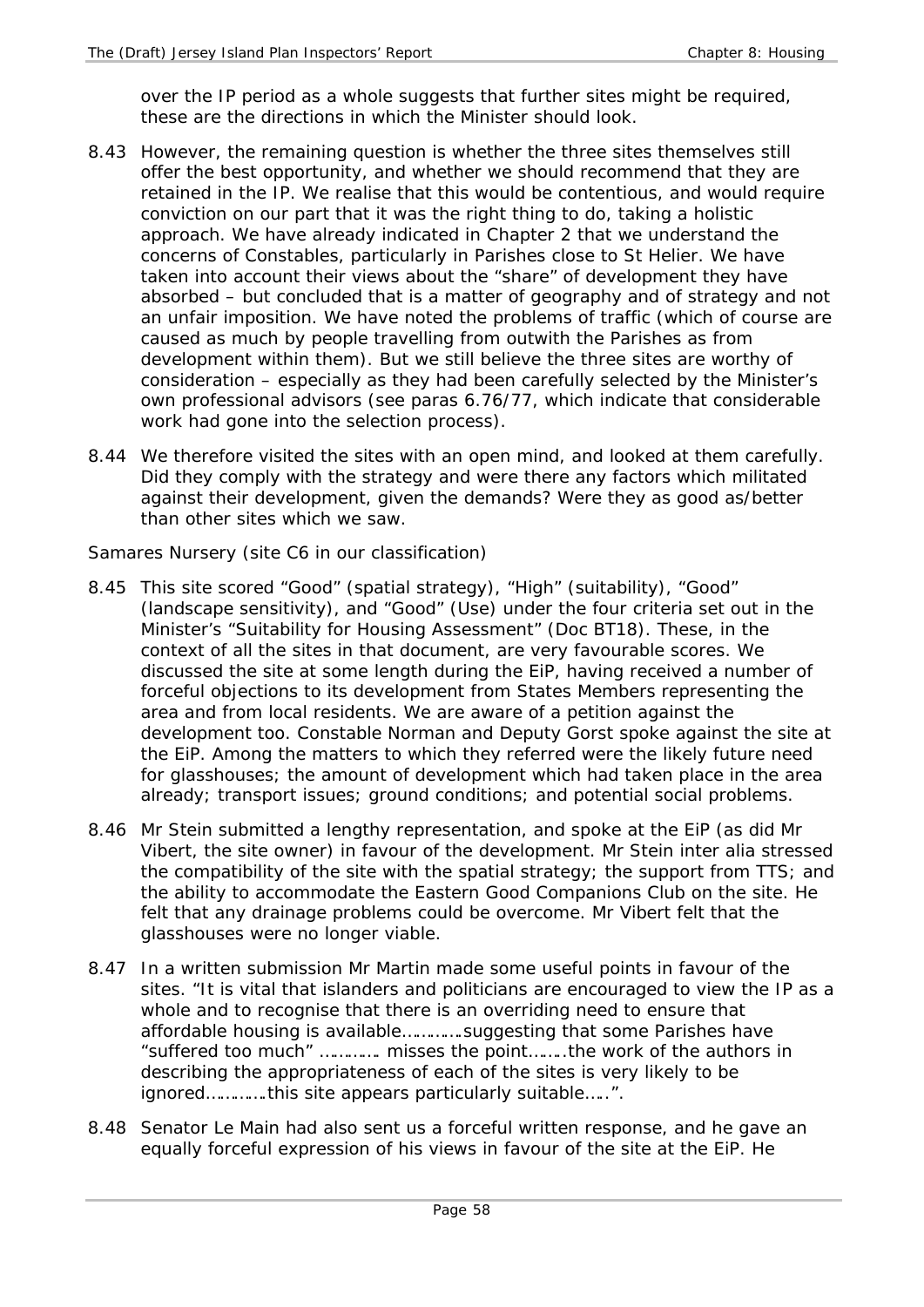over the IP period as a whole suggests that further sites might be required, these are the directions in which the Minister should look.

8.43 However, the remaining question is whether the three sites themselves still offer the best opportunity, and whether we should recommend that they are retained in the IP. We realise that this would be contentious, and would require conviction on our part that it was the right thing to do, taking a holistic approach. We have already indicated in Chapter 2 that we understand the concerns of Constables, particularly in Parishes close to St Helier. We have taken into account their views about the "share" of development they have absorbed – but concluded that is a matter of geography and of strategy and not an unfair imposition. We have noted the problems of traffic (which of course are caused as much by people travelling from outwith the Parishes as from development within them). But we still believe the three sites are worthy of consideration – especially as they had been carefully selected by the Minister's own professional advisors (see paras 6.76/77, which indicate that considerable work had gone into the selection process).

8.44 We therefore visited the sites with an open mind, and looked at them carefully. Did they comply with the strategy and were there any factors which militated against their development, given the demands? Were they as good as/better than other sites which we saw.

*Samares Nursery (site C6 in our classification)*

8.45 This site scored "Good" (spatial strategy), "High" (suitability), "Good" (landscape sensitivity), and "Good" (Use) under the four criteria set out in the Minister's "Suitability for Housing Assessment" (Doc BT18). These, in the context of all the sites in that document, are very favourable scores. We discussed the site at some length during the EiP, having received a number of forceful objections to its development from States Members representing the area and from local residents. We are aware of a petition against the development too. Constable Norman and Deputy Gorst spoke against the site at the EiP. Among the matters to which they referred were the likely future need for glasshouses; the amount of development which had taken place in the area already; transport issues; ground conditions; and potential social problems.

8.46 Mr Stein submitted a lengthy representation, and spoke at the EiP (as did Mr Vibert, the site owner) in favour of the development. Mr Stein inter alia stressed the compatibility of the site with the spatial strategy; the support from TTS; and the ability to accommodate the Eastern Good Companions Club on the site. He felt that any drainage problems could be overcome. Mr Vibert felt that the glasshouses were no longer viable.

8.47 In a written submission Mr Martin made some useful points in favour of the sites. "It is vital that islanders and politicians are encouraged to view the IP as a whole and to recognise that there is an overriding need to ensure that affordable housing is available…………suggesting that some Parishes have "suffered too much" ………… misses the point……..the work of the authors in describing the appropriateness of each of the sites is very likely to be ignored…………this site appears particularly suitable…..".

8.48 Senator Le Main had also sent us a forceful written response, and he gave an equally forceful expression of his views in favour of the site at the EiP. He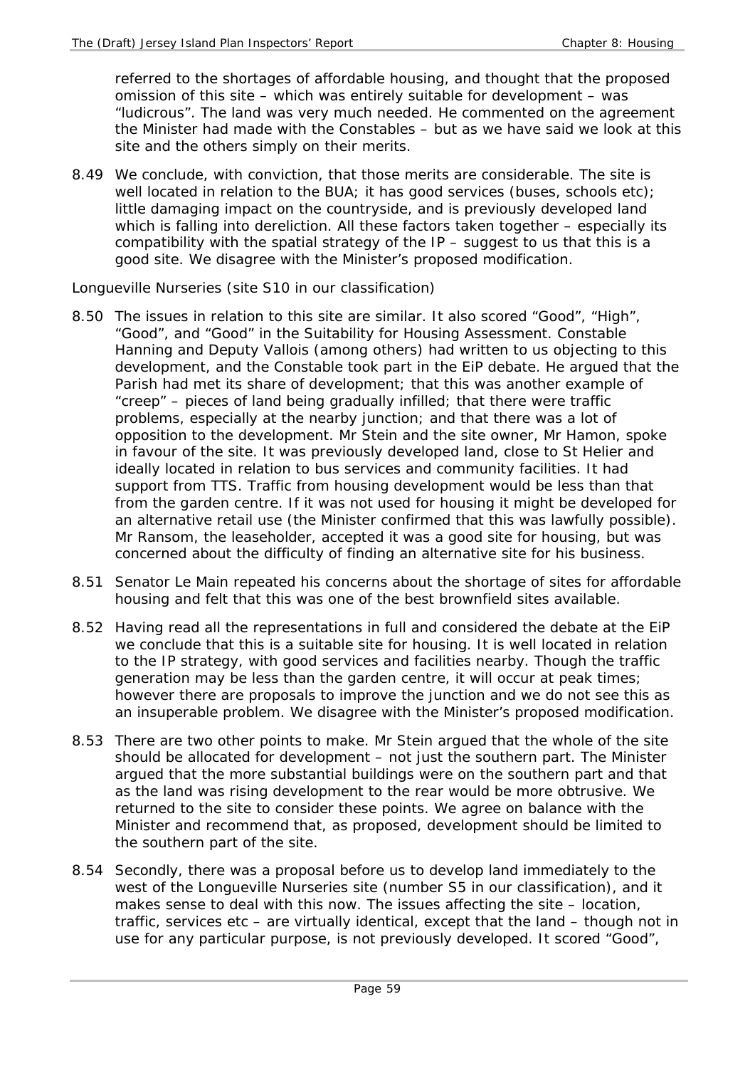referred to the shortages of affordable housing, and thought that the proposed omission of this site – which was entirely suitable for development – was "ludicrous". The land was very much needed. He commented on the agreement the Minister had made with the Constables – but as we have said we look at this site and the others simply on their merits.

8.49 We conclude, with conviction, that those merits are considerable. The site is well located in relation to the BUA; it has good services (buses, schools etc); little damaging impact on the countryside, and is previously developed land which is falling into dereliction. All these factors taken together – especially its compatibility with the spatial strategy of the IP – suggest to us that this is a good site. We disagree with the Minister's proposed modification.

Longueville Nurseries (site S10 in our classification)

8.50 The issues in relation to this site are similar. It also scored "Good", "High", "Good", and "Good" in the Suitability for Housing Assessment. Constable Hanning and Deputy Vallois (among others) had written to us objecting to this development, and the Constable took part in the EiP debate. He argued that the Parish had met its share of development; that this was another example of "creep" – pieces of land being gradually infilled; that there were traffic problems, especially at the nearby junction; and that there was a lot of opposition to the development. Mr Stein and the site owner, Mr Hamon, spoke in favour of the site. It was previously developed land, close to St Helier and ideally located in relation to bus services and community facilities. It had support from TTS. Traffic from housing development would be less than that from the garden centre. If it was not used for housing it might be developed for an alternative retail use (the Minister confirmed that this was lawfully possible). Mr Ransom, the leaseholder, accepted it was a good site for housing, but was concerned about the difficulty of finding an alternative site for his business.

8.51 Senator Le Main repeated his concerns about the shortage of sites for affordable housing and felt that this was one of the best brownfield sites available.

8.52 Having read all the representations in full and considered the debate at the EiP we conclude that this is a suitable site for housing. It is well located in relation to the IP strategy, with good services and facilities nearby. Though the traffic generation may be less than the garden centre, it will occur at peak times; however there are proposals to improve the junction and we do not see this as an insuperable problem. We disagree with the Minister's proposed modification.

8.53 There are two other points to make. Mr Stein argued that the whole of the site should be allocated for development – not just the southern part. The Minister argued that the more substantial buildings were on the southern part and that as the land was rising development to the rear would be more obtrusive. We returned to the site to consider these points. We agree on balance with the Minister and recommend that, as proposed, development should be limited to the southern part of the site.

8.54 Secondly, there was a proposal before us to develop land immediately to the west of the Longueville Nurseries site (number S5 in our classification), and it makes sense to deal with this now. The issues affecting the site – location, traffic, services etc – are virtually identical, except that the land – though not in use for any particular purpose, is not previously developed. It scored "Good",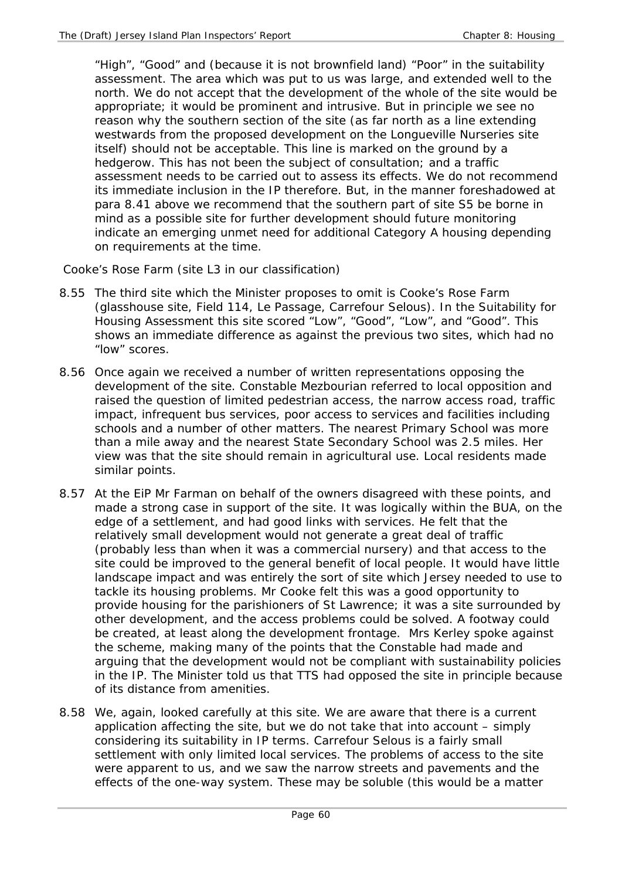"High", "Good" and (because it is not brownfield land) "Poor" in the suitability assessment. The area which was put to us was large, and extended well to the north. We do not accept that the development of the whole of the site would be appropriate; it would be prominent and intrusive. But in principle we see no reason why the southern section of the site (as far north as a line extending westwards from the proposed development on the Longueville Nurseries site itself) should not be acceptable. This line is marked on the ground by a hedgerow. This has not been the subject of consultation; and a traffic assessment needs to be carried out to assess its effects. We do not recommend its immediate inclusion in the IP therefore. But, in the manner foreshadowed at para 8.41 above we recommend that the southern part of site S5 be borne in mind as a possible site for further development should future monitoring indicate an emerging unmet need for additional Category A housing depending on requirements at the time.

*Cooke's Rose Farm (site L3 in our classification)*

8.55 The third site which the Minister proposes to omit is Cooke's Rose Farm (glasshouse site, Field 114, Le Passage, Carrefour Selous). In the Suitability for Housing Assessment this site scored "Low", "Good", "Low", and "Good". This shows an immediate difference as against the previous two sites, which had no "low" scores.

8.56 Once again we received a number of written representations opposing the development of the site. Constable Mezbourian referred to local opposition and raised the question of limited pedestrian access, the narrow access road, traffic impact, infrequent bus services, poor access to services and facilities including schools and a number of other matters. The nearest Primary School was more than a mile away and the nearest State Secondary School was 2.5 miles. Her view was that the site should remain in agricultural use. Local residents made similar points.

8.57 At the EiP Mr Farman on behalf of the owners disagreed with these points, and made a strong case in support of the site. It was logically within the BUA, on the edge of a settlement, and had good links with services. He felt that the relatively small development would not generate a great deal of traffic (probably less than when it was a commercial nursery) and that access to the site could be improved to the general benefit of local people. It would have little landscape impact and was entirely the sort of site which Jersey needed to use to tackle its housing problems. Mr Cooke felt this was a good opportunity to provide housing for the parishioners of St Lawrence; it was a site surrounded by other development, and the access problems could be solved. A footway could be created, at least along the development frontage. Mrs Kerley spoke against the scheme, making many of the points that the Constable had made and arguing that the development would not be compliant with sustainability policies in the IP. The Minister told us that TTS had opposed the site in principle because of its distance from amenities.

8.58 We, again, looked carefully at this site. We are aware that there is a current application affecting the site, but we do not take that into account – simply considering its suitability in IP terms. Carrefour Selous is a fairly small settlement with only limited local services. The problems of access to the site were apparent to us, and we saw the narrow streets and pavements and the effects of the one-way system. These may be soluble (this would be a matter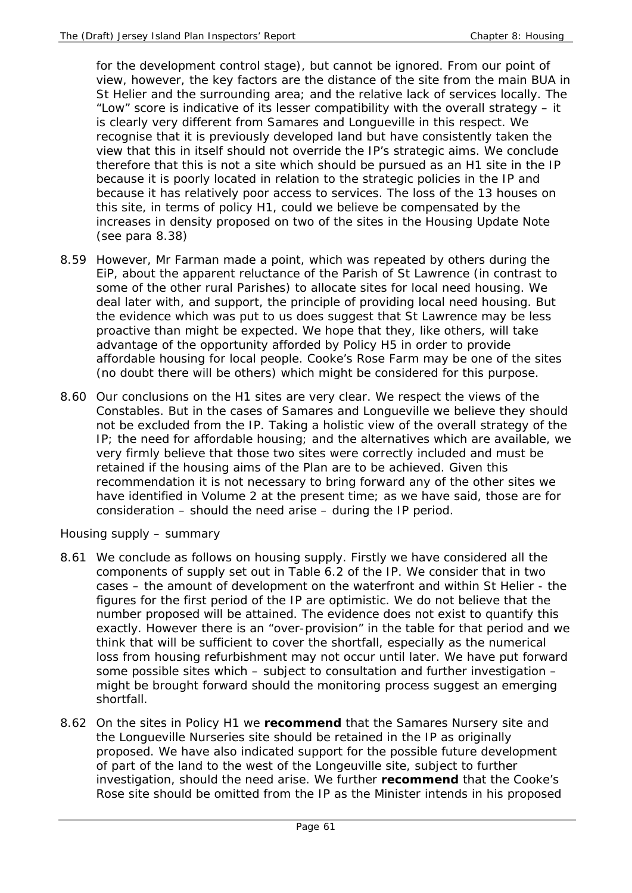for the development control stage), but cannot be ignored. From our point of view, however, the key factors are the distance of the site from the main BUA in St Helier and the surrounding area; and the relative lack of services locally. The "Low" score is indicative of its lesser compatibility with the overall strategy – it is clearly very different from Samares and Longueville in this respect. We recognise that it is previously developed land but have consistently taken the view that this in itself should not override the IP's strategic aims. We conclude therefore that this is not a site which should be pursued as an H1 site in the IP because it is poorly located in relation to the strategic policies in the IP and because it has relatively poor access to services. The loss of the 13 houses on this site, in terms of policy H1, could we believe be compensated by the increases in density proposed on two of the sites in the Housing Update Note (see para 8.38)

8.59 However, Mr Farman made a point, which was repeated by others during the EiP, about the apparent reluctance of the Parish of St Lawrence (in contrast to some of the other rural Parishes) to allocate sites for local need housing. We deal later with, and support, the principle of providing local need housing. But the evidence which was put to us does suggest that St Lawrence may be less proactive than might be expected. We hope that they, like others, will take advantage of the opportunity afforded by Policy H5 in order to provide affordable housing for local people. Cooke's Rose Farm may be one of the sites (no doubt there will be others) which might be considered for this purpose.

8.60 Our conclusions on the H1 sites are very clear. We respect the views of the Constables. But in the cases of Samares and Longueville we believe they should not be excluded from the IP. Taking a holistic view of the overall strategy of the IP; the need for affordable housing; and the alternatives which are available, we very firmly believe that those two sites were correctly included and must be retained if the housing aims of the Plan are to be achieved. Given this recommendation it is not necessary to bring forward any of the other sites we have identified in Volume 2 at the present time; as we have said, those are for consideration – should the need arise – during the IP period.

*Housing supply – summary*

8.61 We conclude as follows on housing supply. Firstly we have considered all the components of supply set out in Table 6.2 of the IP. We consider that in two cases – the amount of development on the waterfront and within St Helier - the figures for the first period of the IP are optimistic. We do not believe that the number proposed will be attained. The evidence does not exist to quantify this exactly. However there is an "over-provision" in the table for that period and we think that will be sufficient to cover the shortfall, especially as the numerical loss from housing refurbishment may not occur until later. We have put forward some possible sites which – subject to consultation and further investigation – might be brought forward should the monitoring process suggest an emerging shortfall.

8.62 On the sites in Policy H1 we **recommend** that the Samares Nursery site and the Longueville Nurseries site should be retained in the IP as originally proposed. We have also indicated support for the possible future development of part of the land to the west of the Longeuville site, subject to further investigation, should the need arise. We further **recommend** that the Cooke's Rose site should be omitted from the IP as the Minister intends in his proposed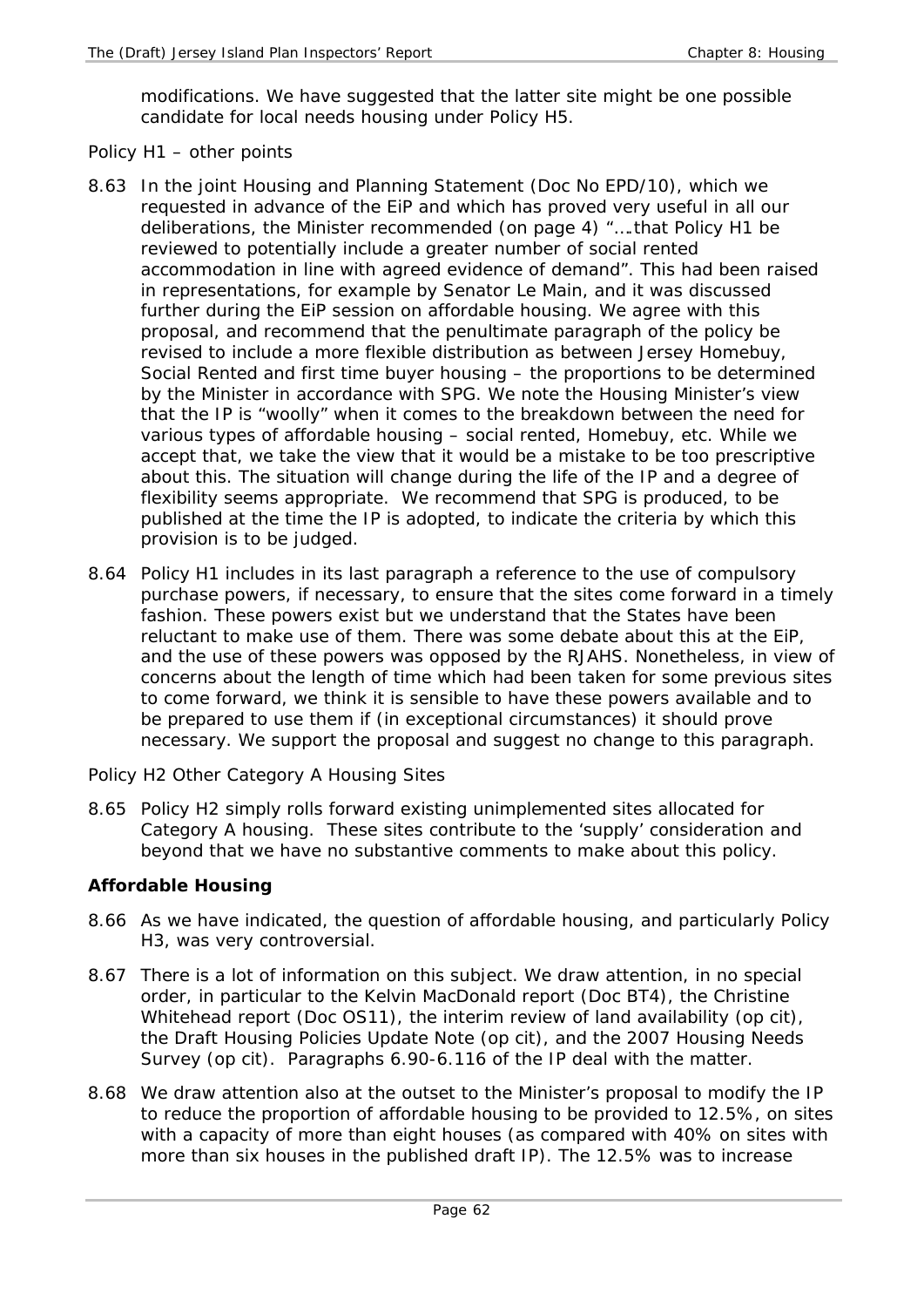modifications. We have suggested that the latter site might be one possible candidate for local needs housing under Policy H5.

*Policy H1 – other points*

8.63 In the joint Housing and Planning Statement (Doc No EPD/10), which we requested in advance of the EiP and which has proved very useful in all our deliberations, the Minister recommended (on page 4) "….that Policy H1 be reviewed to potentially include a greater number of social rented accommodation in line with agreed evidence of demand". This had been raised in representations, for example by Senator Le Main, and it was discussed further during the EiP session on affordable housing. We agree with this proposal, and recommend that the penultimate paragraph of the policy be revised to include a more flexible distribution as between Jersey Homebuy, Social Rented and first time buyer housing – the proportions to be determined by the Minister in accordance with SPG. We note the Housing Minister's view that the IP is "woolly" when it comes to the breakdown between the need for various types of affordable housing – social rented, Homebuy, etc. While we accept that, we take the view that it would be a mistake to be too prescriptive about this. The situation will change during the life of the IP and a degree of flexibility seems appropriate. We recommend that SPG is produced, to be published at the time the IP is adopted, to indicate the criteria by which this provision is to be judged.

8.64 Policy H1 includes in its last paragraph a reference to the use of compulsory purchase powers, if necessary, to ensure that the sites come forward in a timely fashion. These powers exist but we understand that the States have been reluctant to make use of them. There was some debate about this at the EiP, and the use of these powers was opposed by the RJAHS. Nonetheless, in view of concerns about the length of time which had been taken for some previous sites to come forward, we think it is sensible to have these powers available and to be prepared to use them if (in exceptional circumstances) it should prove necessary. We support the proposal and suggest no change to this paragraph.

*Policy H2 Other Category A Housing Sites*

8.65 Policy H2 simply rolls forward existing unimplemented sites allocated for Category A housing. These sites contribute to the 'supply' consideration and beyond that we have no substantive comments to make about this policy.

**Affordable Housing**

8.66 As we have indicated, the question of affordable housing, and particularly Policy H3, was very controversial.

8.67 There is a lot of information on this subject. We draw attention, in no special order, in particular to the Kelvin MacDonald report (Doc BT4), the Christine Whitehead report (Doc OS11), the interim review of land availability (op cit), the Draft Housing Policies Update Note (op cit), and the 2007 Housing Needs Survey (op cit). Paragraphs 6.90-6.116 of the IP deal with the matter.

8.68 We draw attention also at the outset to the Minister's proposal to modify the IP to reduce the proportion of affordable housing to be provided to 12.5%, on sites with a capacity of more than eight houses (as compared with 40% on sites with more than six houses in the published draft IP). The 12.5% was to increase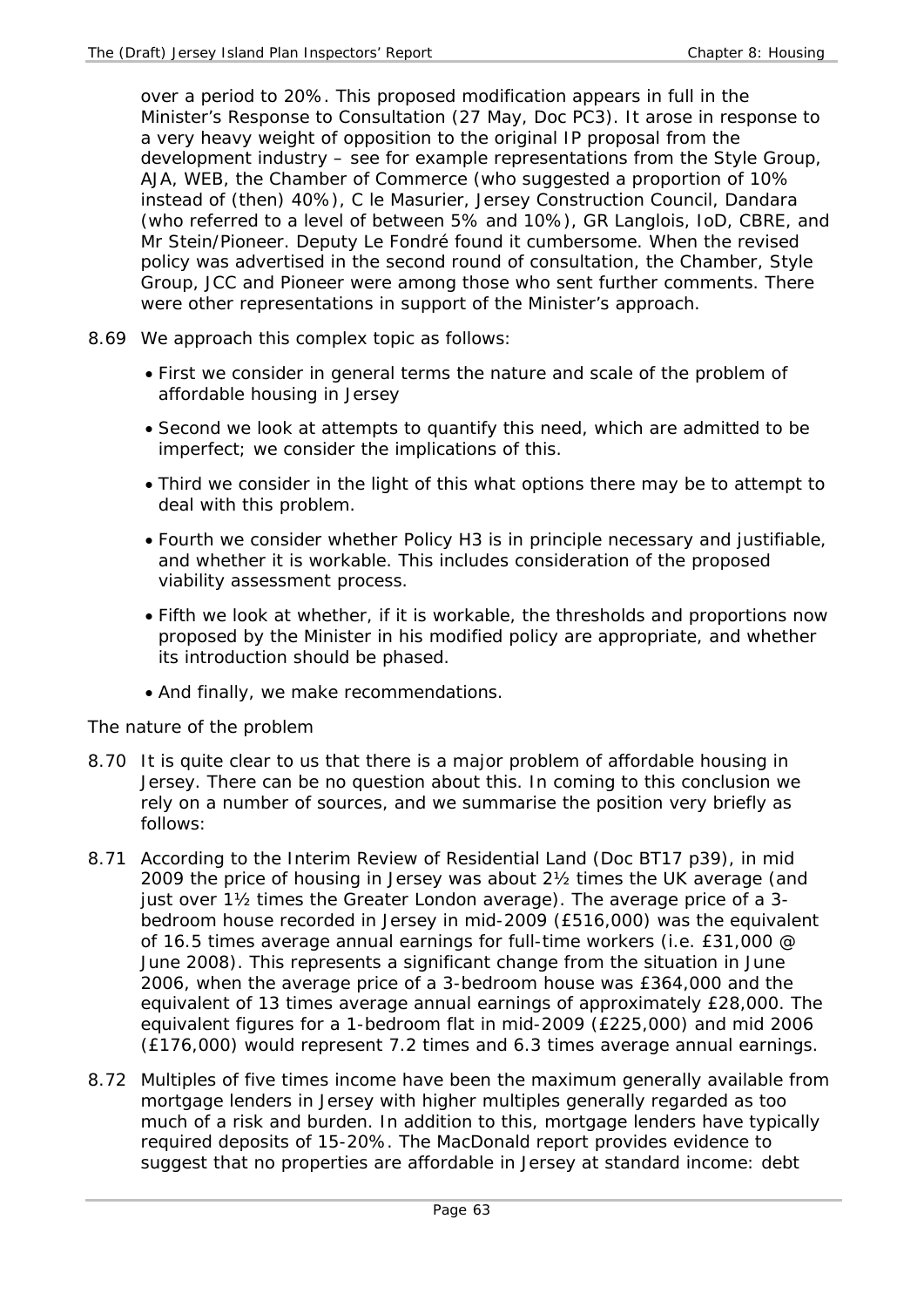over a period to 20%. This proposed modification appears in full in the Minister's Response to Consultation (27 May, Doc PC3). It arose in response to a very heavy weight of opposition to the original IP proposal from the development industry – see for example representations from the Style Group, AJA, WEB, the Chamber of Commerce (who suggested a proportion of 10% instead of (then) 40%), C le Masurier, Jersey Construction Council, Dandara (who referred to a level of between 5% and 10%), GR Langlois, IoD, CBRE, and Mr Stein/Pioneer. Deputy Le Fondré found it cumbersome. When the revised policy was advertised in the second round of consultation, the Chamber, Style Group, JCC and Pioneer were among those who sent further comments. There were other representations in support of the Minister's approach.

8.69 We approach this complex topic as follows:

- First we consider in general terms the nature and scale of the problem of affordable housing in Jersey
- Second we look at attempts to quantify this need, which are admitted to be imperfect; we consider the implications of this.
- Third we consider in the light of this what options there may be to attempt to deal with this problem.
- Fourth we consider whether Policy H3 is in principle necessary and justifiable, and whether it is workable. This includes consideration of the proposed viability assessment process.
- Fifth we look at whether, if it is workable, the thresholds and proportions now proposed by the Minister in his modified policy are appropriate, and whether its introduction should be phased.
- And finally, we make recommendations.

*The nature of the problem*

8.70 It is quite clear to us that there is a major problem of affordable housing in Jersey. There can be no question about this. In coming to this conclusion we rely on a number of sources, and we summarise the position very briefly as follows:

8.71 According to the Interim Review of Residential Land (Doc BT17 p39), in mid 2009 the price of housing in Jersey was about 2½ times the UK average (and just over 1½ times the Greater London average). The average price of a 3-bedroom house recorded in Jersey in mid-2009 (£516,000) was the equivalent of 16.5 times average annual earnings for full-time workers (i.e. £31,000 @ June 2008). This represents a significant change from the situation in June 2006, when the average price of a 3-bedroom house was £364,000 and the equivalent of 13 times average annual earnings of approximately £28,000. The equivalent figures for a 1-bedroom flat in mid-2009 (£225,000) and mid 2006 (£176,000) would represent 7.2 times and 6.3 times average annual earnings.

8.72 Multiples of five times income have been the maximum generally available from mortgage lenders in Jersey with higher multiples generally regarded as too much of a risk and burden. In addition to this, mortgage lenders have typically required deposits of 15-20%. The MacDonald report provides evidence to suggest that no properties are affordable in Jersey at standard income: debt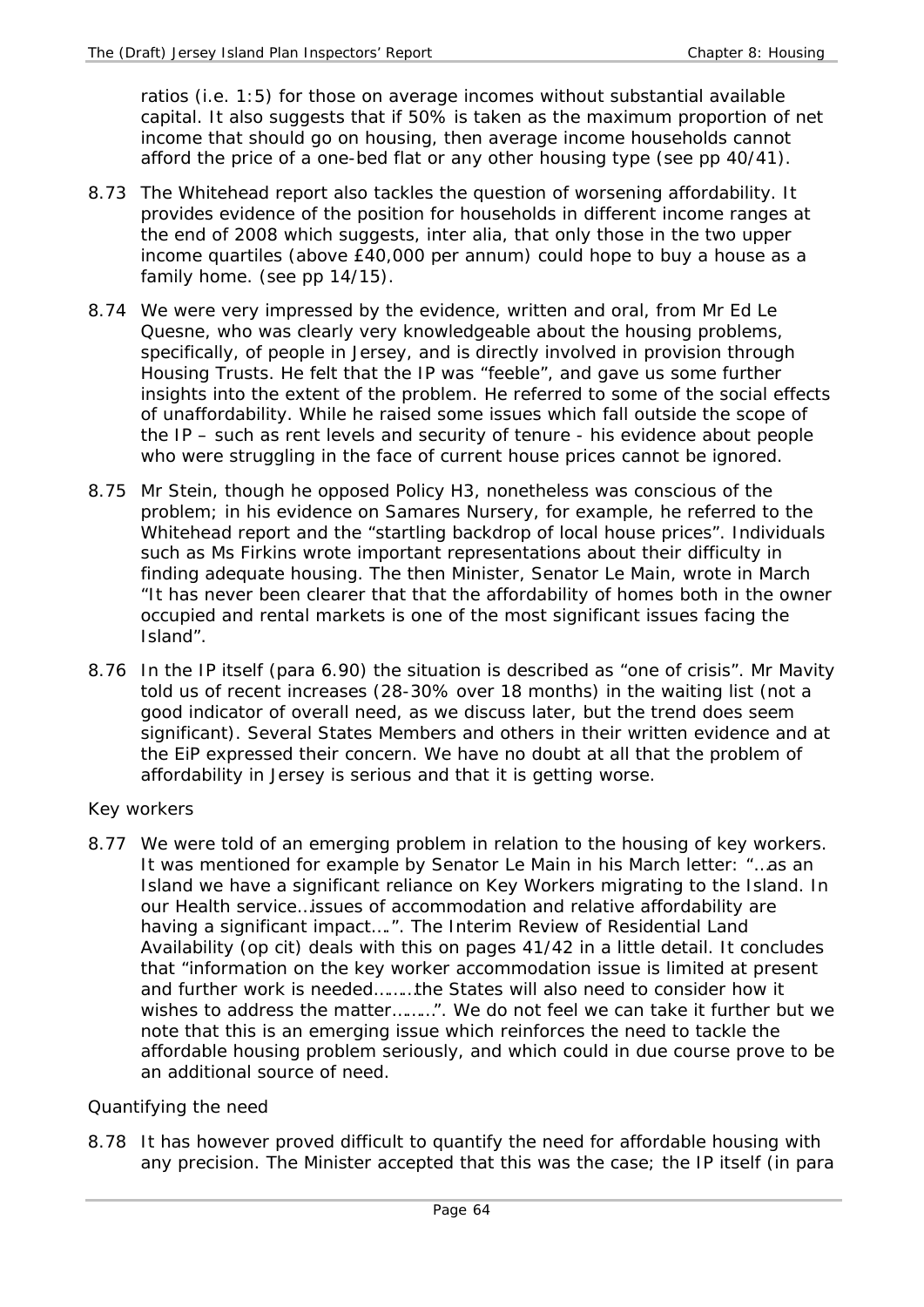ratios (i.e. 1:5) for those on average incomes without substantial available capital. It also suggests that if 50% is taken as the maximum proportion of net income that should go on housing, then average income households cannot afford the price of a one-bed flat or any other housing type (see pp 40/41).

8.73 The Whitehead report also tackles the question of worsening affordability. It provides evidence of the position for households in different income ranges at the end of 2008 which suggests, inter alia, that only those in the two upper income quartiles (above £40,000 per annum) could hope to buy a house as a family home. (see pp 14/15).

8.74 We were very impressed by the evidence, written and oral, from Mr Ed Le Quesne, who was clearly very knowledgeable about the housing problems, specifically, of people in Jersey, and is directly involved in provision through Housing Trusts. He felt that the IP was "feeble", and gave us some further insights into the extent of the problem. He referred to some of the social effects of unaffordability. While he raised some issues which fall outside the scope of the IP – such as rent levels and security of tenure - his evidence about people who were struggling in the face of current house prices cannot be ignored.

8.75 Mr Stein, though he opposed Policy H3, nonetheless was conscious of the problem; in his evidence on Samares Nursery, for example, he referred to the Whitehead report and the "startling backdrop of local house prices". Individuals such as Ms Firkins wrote important representations about their difficulty in finding adequate housing. The then Minister, Senator Le Main, wrote in March "It has never been clearer that that the affordability of homes both in the owner occupied and rental markets is one of the most significant issues facing the Island".

8.76 In the IP itself (para 6.90) the situation is described as "one of crisis". Mr Mavity told us of recent increases (28-30% over 18 months) in the waiting list (not a good indicator of overall need, as we discuss later, but the trend does seem significant). Several States Members and others in their written evidence and at the EiP expressed their concern. We have no doubt at all that the problem of affordability in Jersey is serious and that it is getting worse.

*Key workers*

8.77 We were told of an emerging problem in relation to the housing of key workers. It was mentioned for example by Senator Le Main in his March letter: "…as an Island we have a significant reliance on Key Workers migrating to the Island. In our Health service…issues of accommodation and relative affordability are having a significant impact….". The Interim Review of Residential Land Availability (op cit) deals with this on pages 41/42 in a little detail. It concludes that "information on the key worker accommodation issue is limited at present and further work is needed………the States will also need to consider how it wishes to address the matter………". We do not feel we can take it further but we note that this is an emerging issue which reinforces the need to tackle the affordable housing problem seriously, and which could in due course prove to be an additional source of need.

*Quantifying the need*

8.78 It has however proved difficult to quantify the need for affordable housing with any precision. The Minister accepted that this was the case; the IP itself (in para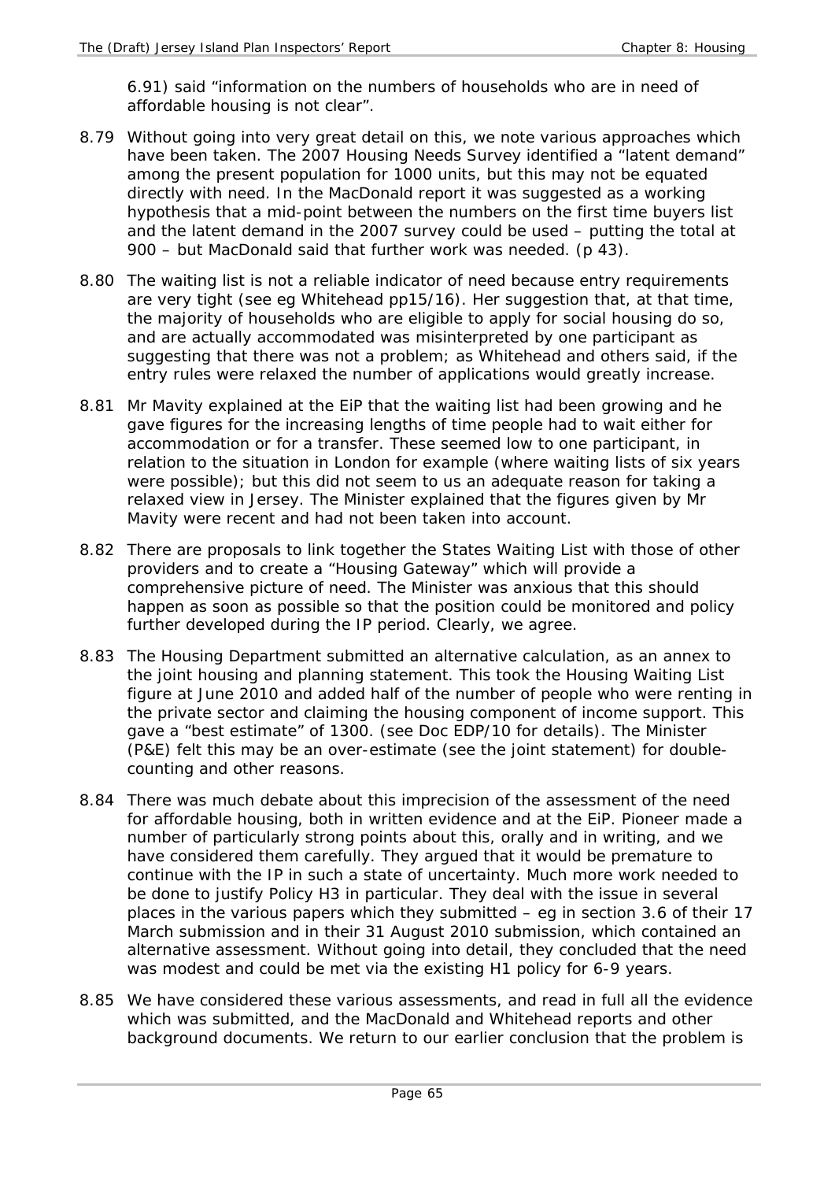6.91) said "information on the numbers of households who are in need of affordable housing is not clear".

8.79 Without going into very great detail on this, we note various approaches which have been taken. The 2007 Housing Needs Survey identified a "latent demand" among the present population for 1000 units, but this may not be equated directly with need. In the MacDonald report it was suggested as a working hypothesis that a mid-point between the numbers on the first time buyers list and the latent demand in the 2007 survey could be used – putting the total at 900 – but MacDonald said that further work was needed. (p 43).

8.80 The waiting list is not a reliable indicator of need because entry requirements are very tight (see eg Whitehead pp15/16). Her suggestion that, at that time, the majority of households who are eligible to apply for social housing do so, and are actually accommodated was misinterpreted by one participant as suggesting that there was not a problem; as Whitehead and others said, if the entry rules were relaxed the number of applications would greatly increase.

8.81 Mr Mavity explained at the EiP that the waiting list had been growing and he gave figures for the increasing lengths of time people had to wait either for accommodation or for a transfer. These seemed low to one participant, in relation to the situation in London for example (where waiting lists of six years were possible); but this did not seem to us an adequate reason for taking a relaxed view in Jersey. The Minister explained that the figures given by Mr Mavity were recent and had not been taken into account.

8.82 There are proposals to link together the States Waiting List with those of other providers and to create a "Housing Gateway" which will provide a comprehensive picture of need. The Minister was anxious that this should happen as soon as possible so that the position could be monitored and policy further developed during the IP period. Clearly, we agree.

8.83 The Housing Department submitted an alternative calculation, as an annex to the joint housing and planning statement. This took the Housing Waiting List figure at June 2010 and added half of the number of people who were renting in the private sector and claiming the housing component of income support. This gave a "best estimate" of 1300. (see Doc EDP/10 for details). The Minister (P&E) felt this may be an over-estimate (see the joint statement) for double-counting and other reasons.

8.84 There was much debate about this imprecision of the assessment of the need for affordable housing, both in written evidence and at the EiP. Pioneer made a number of particularly strong points about this, orally and in writing, and we have considered them carefully. They argued that it would be premature to continue with the IP in such a state of uncertainty. Much more work needed to be done to justify Policy H3 in particular. They deal with the issue in several places in the various papers which they submitted – eg in section 3.6 of their 17 March submission and in their 31 August 2010 submission, which contained an alternative assessment. Without going into detail, they concluded that the need was modest and could be met via the existing H1 policy for 6-9 years.

8.85 We have considered these various assessments, and read in full all the evidence which was submitted, and the MacDonald and Whitehead reports and other background documents. We return to our earlier conclusion that the problem is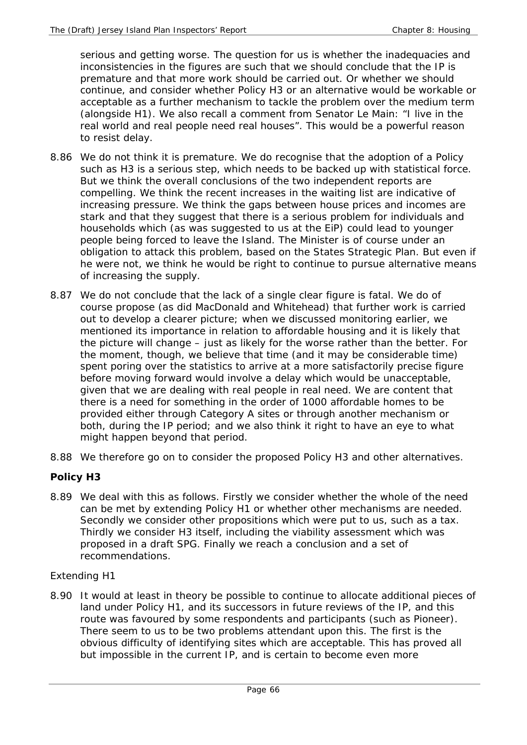serious and getting worse. The question for us is whether the inadequacies and inconsistencies in the figures are such that we should conclude that the IP is premature and that more work should be carried out. Or whether we should continue, and consider whether Policy H3 or an alternative would be workable or acceptable as a further mechanism to tackle the problem over the medium term (alongside H1). We also recall a comment from Senator Le Main: "I live in the real world and real people need real houses". This would be a powerful reason to resist delay.

8.86 We do not think it is premature. We do recognise that the adoption of a Policy such as H3 is a serious step, which needs to be backed up with statistical force. But we think the overall conclusions of the two independent reports are compelling. We think the recent increases in the waiting list are indicative of increasing pressure. We think the gaps between house prices and incomes are stark and that they suggest that there is a serious problem for individuals and households which (as was suggested to us at the EiP) could lead to younger people being forced to leave the Island. The Minister is of course under an obligation to attack this problem, based on the States Strategic Plan. But even if he were not, we think he would be right to continue to pursue alternative means of increasing the supply.

8.87 We do not conclude that the lack of a single clear figure is fatal. We do of course propose (as did MacDonald and Whitehead) that further work is carried out to develop a clearer picture; when we discussed monitoring earlier, we mentioned its importance in relation to affordable housing and it is likely that the picture will change – just as likely for the worse rather than the better. For the moment, though, we believe that time (and it may be considerable time) spent poring over the statistics to arrive at a more satisfactorily precise figure before moving forward would involve a delay which would be unacceptable, given that we are dealing with real people in real need. We are content that there is a need for something in the order of 1000 affordable homes to be provided either through Category A sites or through another mechanism or both, during the IP period; and we also think it right to have an eye to what might happen beyond that period.

8.88 We therefore go on to consider the proposed Policy H3 and other alternatives.

### Policy H3

8.89 We deal with this as follows. Firstly we consider whether the whole of the need can be met by extending Policy H1 or whether other mechanisms are needed. Secondly we consider other propositions which were put to us, such as a tax. Thirdly we consider H3 itself, including the viability assessment which was proposed in a draft SPG. Finally we reach a conclusion and a set of recommendations.

*Extending H1*

8.90 It would at least in theory be possible to continue to allocate additional pieces of land under Policy H1, and its successors in future reviews of the IP, and this route was favoured by some respondents and participants (such as Pioneer). There seem to us to be two problems attendant upon this. The first is the obvious difficulty of identifying sites which are acceptable. This has proved all but impossible in the current IP, and is certain to become even more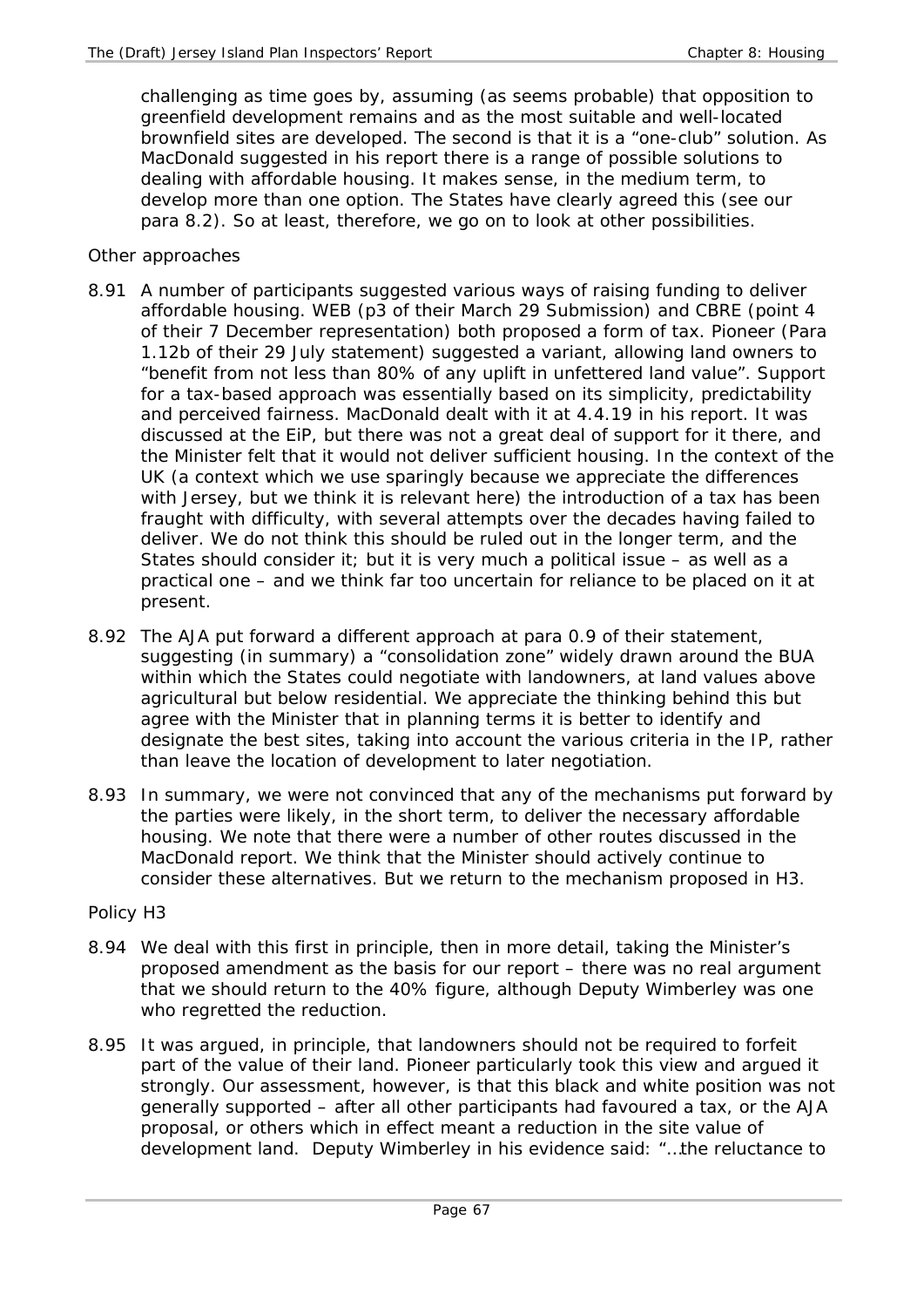challenging as time goes by, assuming (as seems probable) that opposition to greenfield development remains and as the most suitable and well-located brownfield sites are developed. The second is that it is a "one-club" solution. As MacDonald suggested in his report there is a range of possible solutions to dealing with affordable housing. It makes sense, in the medium term, to develop more than one option. The States have clearly agreed this (see our para 8.2). So at least, therefore, we go on to look at other possibilities.

Other approaches

8.91 A number of participants suggested various ways of raising funding to deliver affordable housing. WEB (p3 of their March 29 Submission) and CBRE (point 4 of their 7 December representation) both proposed a form of tax. Pioneer (Para 1.12b of their 29 July statement) suggested a variant, allowing land owners to "benefit from not less than 80% of any uplift in unfettered land value". Support for a tax-based approach was essentially based on its simplicity, predictability and perceived fairness. MacDonald dealt with it at 4.4.19 in his report. It was discussed at the EiP, but there was not a great deal of support for it there, and the Minister felt that it would not deliver sufficient housing. In the context of the UK (a context which we use sparingly because we appreciate the differences with Jersey, but we think it is relevant here) the introduction of a tax has been fraught with difficulty, with several attempts over the decades having failed to deliver. We do not think this should be ruled out in the longer term, and the States should consider it; but it is very much a political issue – as well as a practical one – and we think far too uncertain for reliance to be placed on it at present.

8.92 The AJA put forward a different approach at para 0.9 of their statement, suggesting (in summary) a "consolidation zone" widely drawn around the BUA within which the States could negotiate with landowners, at land values above agricultural but below residential. We appreciate the thinking behind this but agree with the Minister that in planning terms it is better to identify and designate the best sites, taking into account the various criteria in the IP, rather than leave the location of development to later negotiation.

8.93 In summary, we were not convinced that any of the mechanisms put forward by the parties were likely, in the short term, to deliver the necessary affordable housing. We note that there were a number of other routes discussed in the MacDonald report. We think that the Minister should actively continue to consider these alternatives. But we return to the mechanism proposed in H3.

Policy H3

8.94 We deal with this first in principle, then in more detail, taking the Minister's proposed amendment as the basis for our report – there was no real argument that we should return to the 40% figure, although Deputy Wimberley was one who regretted the reduction.

8.95 It was argued, in principle, that landowners should not be required to forfeit part of the value of their land. Pioneer particularly took this view and argued it strongly. Our assessment, however, is that this black and white position was not generally supported – after all other participants had favoured a tax, or the AJA proposal, or others which in effect meant a reduction in the site value of development land. Deputy Wimberley in his evidence said: "…the reluctance to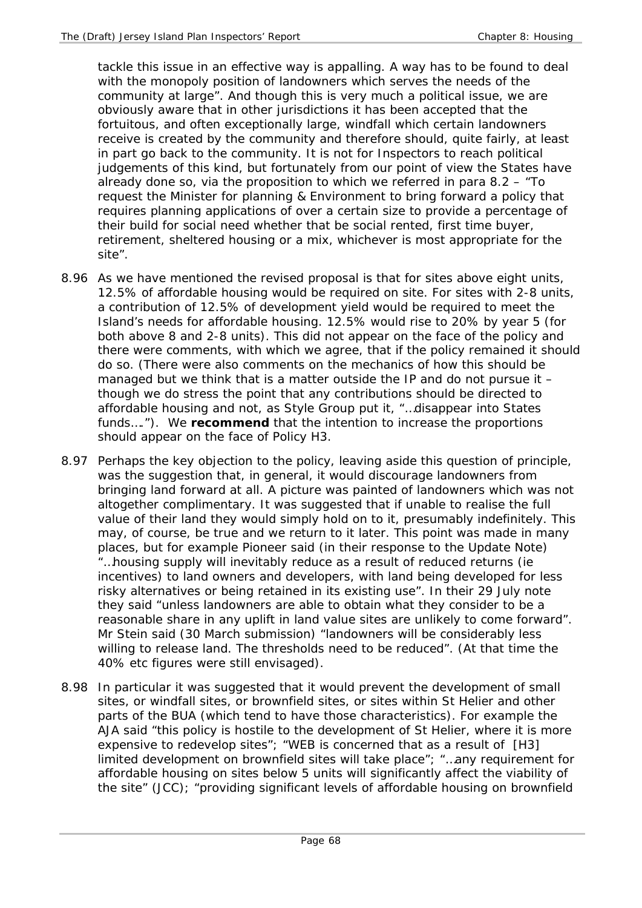tackle this issue in an effective way is appalling. A way has to be found to deal with the monopoly position of landowners which serves the needs of the community at large". And though this is very much a political issue, we are obviously aware that in other jurisdictions it has been accepted that the fortuitous, and often exceptionally large, windfall which certain landowners receive is created by the community and therefore should, quite fairly, at least in part go back to the community. It is not for Inspectors to reach political judgements of this kind, but fortunately from our point of view the States have already done so, via the proposition to which we referred in para 8.2 – "To request the Minister for planning & Environment to bring forward a policy that requires planning applications of over a certain size to provide a percentage of their build for social need whether that be social rented, first time buyer, retirement, sheltered housing or a mix, whichever is most appropriate for the site".

8.96 As we have mentioned the revised proposal is that for sites above eight units, 12.5% of affordable housing would be required on site. For sites with 2-8 units, a contribution of 12.5% of development yield would be required to meet the Island's needs for affordable housing. 12.5% would rise to 20% by year 5 (for both above 8 and 2-8 units). This did not appear on the face of the policy and there were comments, with which we agree, that if the policy remained it should do so. (There were also comments on the mechanics of how this should be managed but we think that is a matter outside the IP and do not pursue it – though we do stress the point that any contributions should be directed to affordable housing and not, as Style Group put it, "…disappear into States funds…."). We **recommend** that the intention to increase the proportions should appear on the face of Policy H3.

8.97 Perhaps the key objection to the policy, leaving aside this question of principle, was the suggestion that, in general, it would discourage landowners from bringing land forward at all. A picture was painted of landowners which was not altogether complimentary. It was suggested that if unable to realise the full value of their land they would simply hold on to it, presumably indefinitely. This may, of course, be true and we return to it later. This point was made in many places, but for example Pioneer said (in their response to the Update Note) "…housing supply will inevitably reduce as a result of reduced returns (ie incentives) to land owners and developers, with land being developed for less risky alternatives or being retained in its existing use". In their 29 July note they said "unless landowners are able to obtain what they consider to be a reasonable share in any uplift in land value sites are unlikely to come forward". Mr Stein said (30 March submission) "landowners will be considerably less willing to release land. The thresholds need to be reduced". (At that time the 40% etc figures were still envisaged).

8.98 In particular it was suggested that it would prevent the development of small sites, or windfall sites, or brownfield sites, or sites within St Helier and other parts of the BUA (which tend to have those characteristics). For example the AJA said "this policy is hostile to the development of St Helier, where it is more expensive to redevelop sites"; "WEB is concerned that as a result of [H3] limited development on brownfield sites will take place"; "…any requirement for affordable housing on sites below 5 units will significantly affect the viability of the site" (JCC); "providing significant levels of affordable housing on brownfield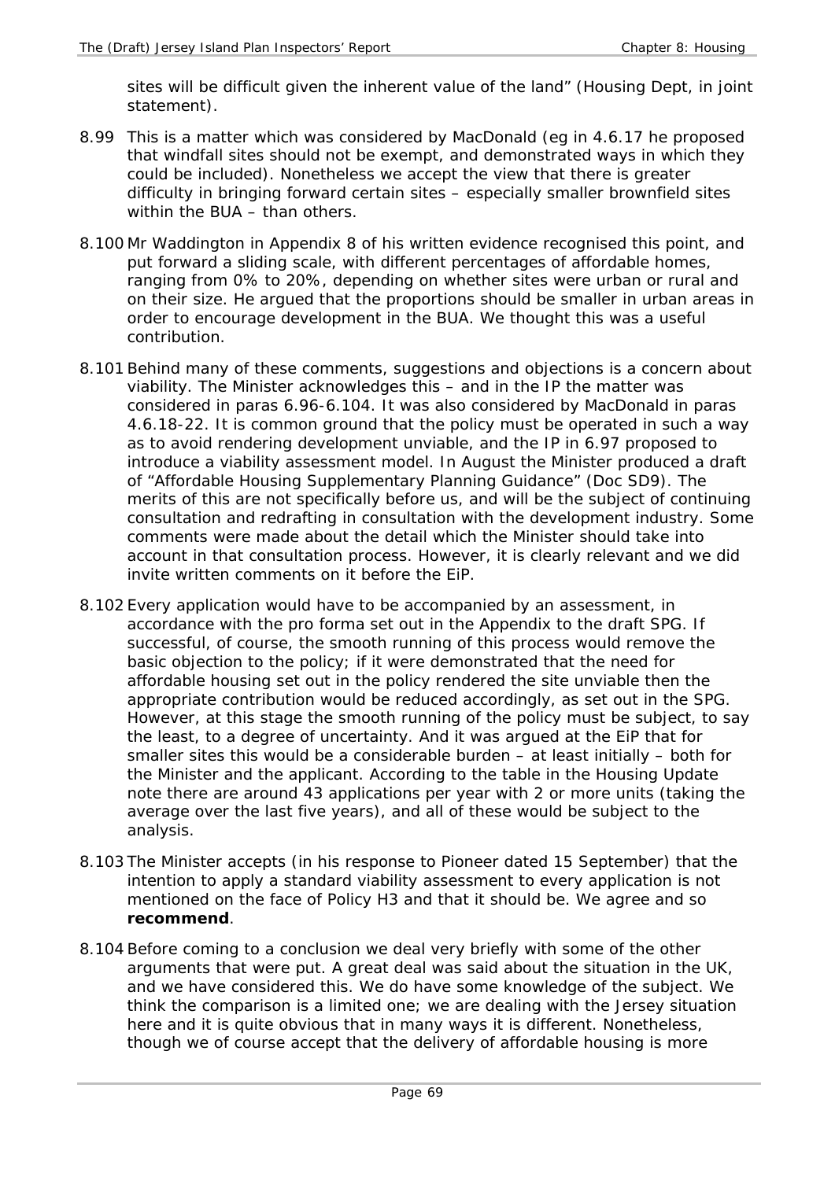sites will be difficult given the inherent value of the land" (Housing Dept, in joint statement).

8.99 This is a matter which was considered by MacDonald (eg in 4.6.17 he proposed that windfall sites should not be exempt, and demonstrated ways in which they could be included). Nonetheless we accept the view that there is greater difficulty in bringing forward certain sites – especially smaller brownfield sites within the BUA – than others.

8.100 Mr Waddington in Appendix 8 of his written evidence recognised this point, and put forward a sliding scale, with different percentages of affordable homes, ranging from 0% to 20%, depending on whether sites were urban or rural and on their size. He argued that the proportions should be smaller in urban areas in order to encourage development in the BUA. We thought this was a useful contribution.

8.101 Behind many of these comments, suggestions and objections is a concern about viability. The Minister acknowledges this – and in the IP the matter was considered in paras 6.96-6.104. It was also considered by MacDonald in paras 4.6.18-22. It is common ground that the policy must be operated in such a way as to avoid rendering development unviable, and the IP in 6.97 proposed to introduce a viability assessment model. In August the Minister produced a draft of "Affordable Housing Supplementary Planning Guidance" (Doc SD9). The merits of this are not specifically before us, and will be the subject of continuing consultation and redrafting in consultation with the development industry. Some comments were made about the detail which the Minister should take into account in that consultation process. However, it is clearly relevant and we did invite written comments on it before the EiP.

8.102 Every application would have to be accompanied by an assessment, in accordance with the pro forma set out in the Appendix to the draft SPG. If successful, of course, the smooth running of this process would remove the basic objection to the policy; if it were demonstrated that the need for affordable housing set out in the policy rendered the site unviable then the appropriate contribution would be reduced accordingly, as set out in the SPG. However, at this stage the smooth running of the policy must be subject, to say the least, to a degree of uncertainty. And it was argued at the EiP that for smaller sites this would be a considerable burden – at least initially – both for the Minister and the applicant. According to the table in the Housing Update note there are around 43 applications per year with 2 or more units (taking the average over the last five years), and all of these would be subject to the analysis.

8.103 The Minister accepts (in his response to Pioneer dated 15 September) that the intention to apply a standard viability assessment to every application is not mentioned on the face of Policy H3 and that it should be. We agree and so **recommend**.

8.104 Before coming to a conclusion we deal very briefly with some of the other arguments that were put. A great deal was said about the situation in the UK, and we have considered this. We do have some knowledge of the subject. We think the comparison is a limited one; we are dealing with the Jersey situation here and it is quite obvious that in many ways it is different. Nonetheless, though we of course accept that the delivery of affordable housing is more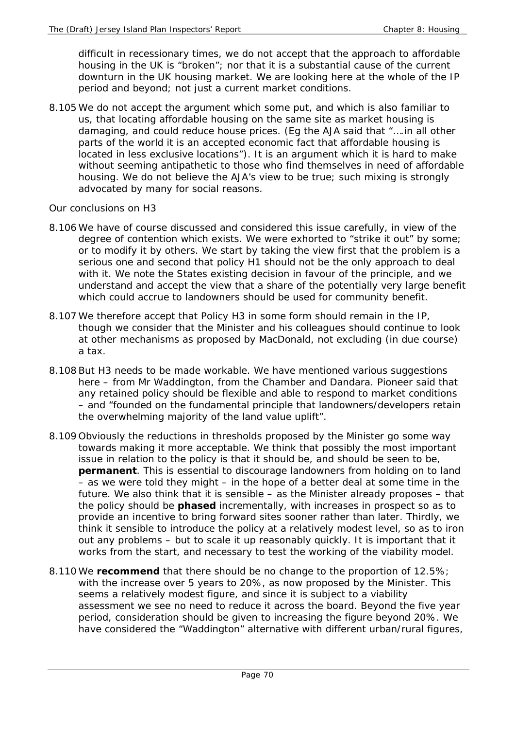difficult in recessionary times, we do not accept that the approach to affordable housing in the UK is "broken"; nor that it is a substantial cause of the current downturn in the UK housing market. We are looking here at the whole of the IP period and beyond; not just a current market conditions.

8.105 We do not accept the argument which some put, and which is also familiar to us, that locating affordable housing on the same site as market housing is damaging, and could reduce house prices. (Eg the AJA said that "….in all other parts of the world it is an accepted economic fact that affordable housing is located in less exclusive locations"). It is an argument which it is hard to make without seeming antipathetic to those who find themselves in need of affordable housing. We do not believe the AJA's view to be true; such mixing is strongly advocated by many for social reasons.

*Our conclusions on H3*

8.106 We have of course discussed and considered this issue carefully, in view of the degree of contention which exists. We were exhorted to "strike it out" by some; or to modify it by others. We start by taking the view first that the problem is a serious one and second that policy H1 should not be the only approach to deal with it. We note the States existing decision in favour of the principle, and we understand and accept the view that a share of the potentially very large benefit which could accrue to landowners should be used for community benefit.

8.107 We therefore accept that Policy H3 in some form should remain in the IP, though we consider that the Minister and his colleagues should continue to look at other mechanisms as proposed by MacDonald, not excluding (in due course) a tax.

8.108 But H3 needs to be made workable. We have mentioned various suggestions here – from Mr Waddington, from the Chamber and Dandara. Pioneer said that any retained policy should be flexible and able to respond to market conditions – and "founded on the fundamental principle that landowners/developers retain the overwhelming majority of the land value uplift".

8.109 Obviously the reductions in thresholds proposed by the Minister go some way towards making it more acceptable. We think that possibly the most important issue in relation to the policy is that it should be, and should be seen to be, **permanent**. This is essential to discourage landowners from holding on to land – as we were told they might – in the hope of a better deal at some time in the future. We also think that it is sensible – as the Minister already proposes – that the policy should be **phased** incrementally, with increases in prospect so as to provide an incentive to bring forward sites sooner rather than later. Thirdly, we think it sensible to introduce the policy at a relatively modest level, so as to iron out any problems – but to scale it up reasonably quickly. It is important that it works from the start, and necessary to test the working of the viability model.

8.110 We **recommend** that there should be no change to the proportion of 12.5%; with the increase over 5 years to 20%, as now proposed by the Minister. This seems a relatively modest figure, and since it is subject to a viability assessment we see no need to reduce it across the board. Beyond the five year period, consideration should be given to increasing the figure beyond 20%. We have considered the "Waddington" alternative with different urban/rural figures,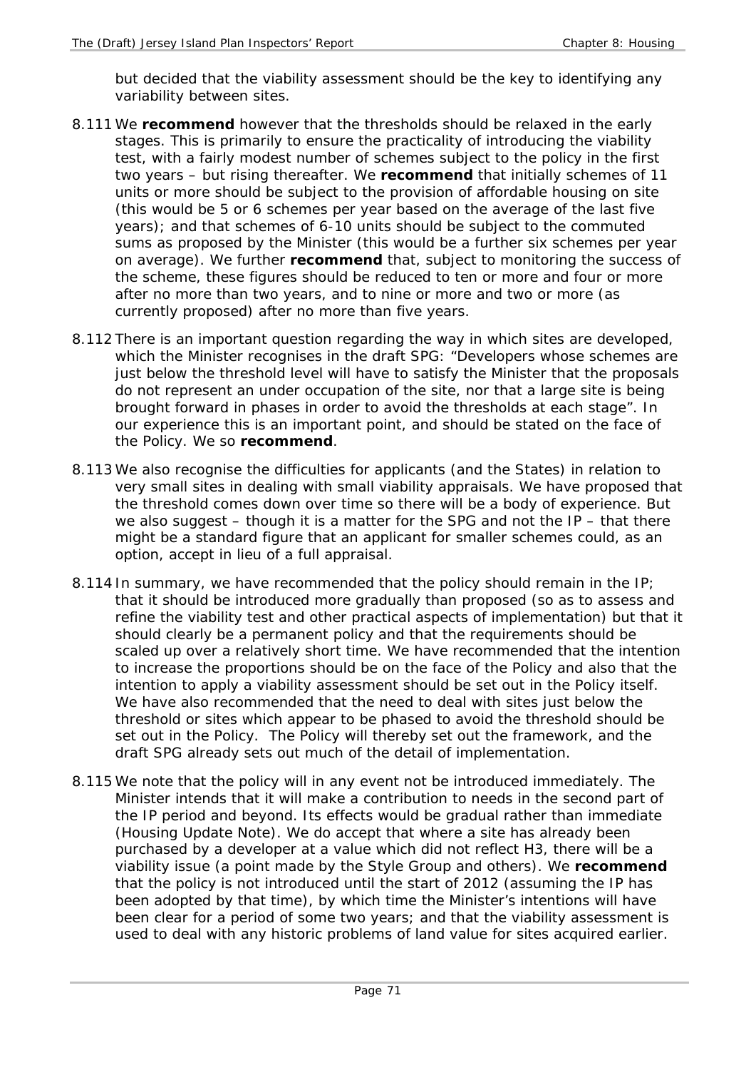but decided that the viability assessment should be the key to identifying any variability between sites.

8.111 We **recommend** however that the thresholds should be relaxed in the early stages. This is primarily to ensure the practicality of introducing the viability test, with a fairly modest number of schemes subject to the policy in the first two years – but rising thereafter. We **recommend** that initially schemes of 11 units or more should be subject to the provision of affordable housing on site (this would be 5 or 6 schemes per year based on the average of the last five years); and that schemes of 6-10 units should be subject to the commuted sums as proposed by the Minister (this would be a further six schemes per year on average). We further **recommend** that, subject to monitoring the success of the scheme, these figures should be reduced to ten or more and four or more after no more than two years, and to nine or more and two or more (as currently proposed) after no more than five years.

8.112 There is an important question regarding the way in which sites are developed, which the Minister recognises in the draft SPG: "Developers whose schemes are just below the threshold level will have to satisfy the Minister that the proposals do not represent an under occupation of the site, nor that a large site is being brought forward in phases in order to avoid the thresholds at each stage". In our experience this is an important point, and should be stated on the face of the Policy. We so **recommend**.

8.113 We also recognise the difficulties for applicants (and the States) in relation to very small sites in dealing with small viability appraisals. We have proposed that the threshold comes down over time so there will be a body of experience. But we also suggest – though it is a matter for the SPG and not the IP – that there might be a standard figure that an applicant for smaller schemes could, as an option, accept in lieu of a full appraisal.

8.114 In summary, we have recommended that the policy should remain in the IP; that it should be introduced more gradually than proposed (so as to assess and refine the viability test and other practical aspects of implementation) but that it should clearly be a permanent policy and that the requirements should be scaled up over a relatively short time. We have recommended that the intention to increase the proportions should be on the face of the Policy and also that the intention to apply a viability assessment should be set out in the Policy itself. We have also recommended that the need to deal with sites just below the threshold or sites which appear to be phased to avoid the threshold should be set out in the Policy. The Policy will thereby set out the framework, and the draft SPG already sets out much of the detail of implementation.

8.115 We note that the policy will in any event not be introduced immediately. The Minister intends that it will make a contribution to needs in the second part of the IP period and beyond. Its effects would be gradual rather than immediate (Housing Update Note). We do accept that where a site has already been purchased by a developer at a value which did not reflect H3, there will be a viability issue (a point made by the Style Group and others). We **recommend** that the policy is not introduced until the start of 2012 (assuming the IP has been adopted by that time), by which time the Minister's intentions will have been clear for a period of some two years; and that the viability assessment is used to deal with any historic problems of land value for sites acquired earlier.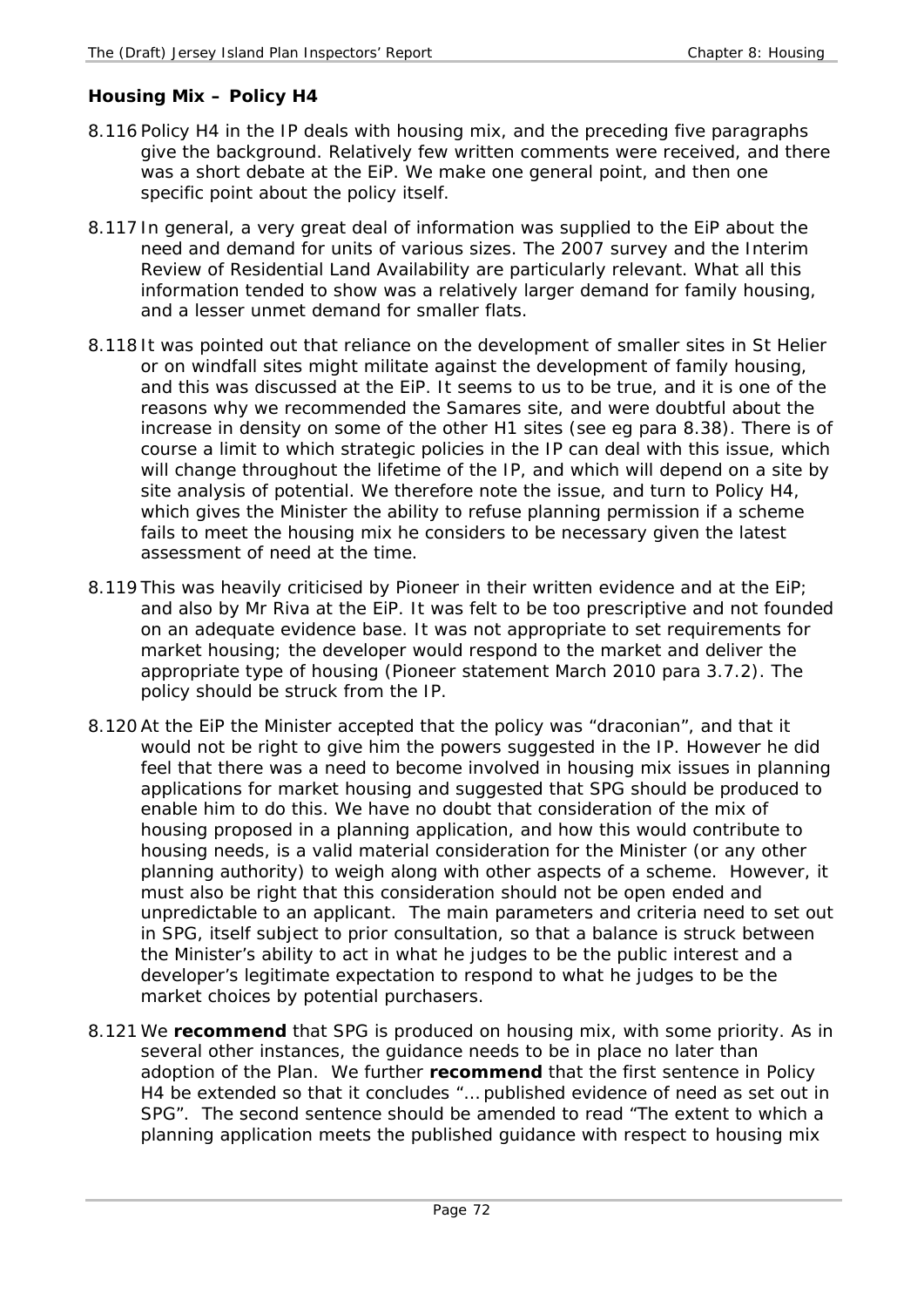### Housing Mix – Policy H4

8.116 Policy H4 in the IP deals with housing mix, and the preceding five paragraphs give the background. Relatively few written comments were received, and there was a short debate at the EiP. We make one general point, and then one specific point about the policy itself.

8.117 In general, a very great deal of information was supplied to the EiP about the need and demand for units of various sizes. The 2007 survey and the Interim Review of Residential Land Availability are particularly relevant. What all this information tended to show was a relatively larger demand for family housing, and a lesser unmet demand for smaller flats.

8.118 It was pointed out that reliance on the development of smaller sites in St Helier or on windfall sites might militate against the development of family housing, and this was discussed at the EiP. It seems to us to be true, and it is one of the reasons why we recommended the Samares site, and were doubtful about the increase in density on some of the other H1 sites (see eg para 8.38). There is of course a limit to which strategic policies in the IP can deal with this issue, which will change throughout the lifetime of the IP, and which will depend on a site by site analysis of potential. We therefore note the issue, and turn to Policy H4, which gives the Minister the ability to refuse planning permission if a scheme fails to meet the housing mix he considers to be necessary given the latest assessment of need at the time.

8.119 This was heavily criticised by Pioneer in their written evidence and at the EiP; and also by Mr Riva at the EiP. It was felt to be too prescriptive and not founded on an adequate evidence base. It was not appropriate to set requirements for market housing; the developer would respond to the market and deliver the appropriate type of housing (Pioneer statement March 2010 para 3.7.2). The policy should be struck from the IP.

8.120 At the EiP the Minister accepted that the policy was "draconian", and that it would not be right to give him the powers suggested in the IP. However he did feel that there was a need to become involved in housing mix issues in planning applications for market housing and suggested that SPG should be produced to enable him to do this. We have no doubt that consideration of the mix of housing proposed in a planning application, and how this would contribute to housing needs, is a valid material consideration for the Minister (or any other planning authority) to weigh along with other aspects of a scheme. However, it must also be right that this consideration should not be open ended and unpredictable to an applicant. The main parameters and criteria need to set out in SPG, itself subject to prior consultation, so that a balance is struck between the Minister's ability to act in what he judges to be the public interest and a developer's legitimate expectation to respond to what he judges to be the market choices by potential purchasers.

8.121 We **recommend** that SPG is produced on housing mix, with some priority. As in several other instances, the guidance needs to be in place no later than adoption of the Plan. We further **recommend** that the first sentence in Policy H4 be extended so that it concludes "… published evidence of need as set out in SPG". The second sentence should be amended to read "The extent to which a planning application meets the published guidance with respect to housing mix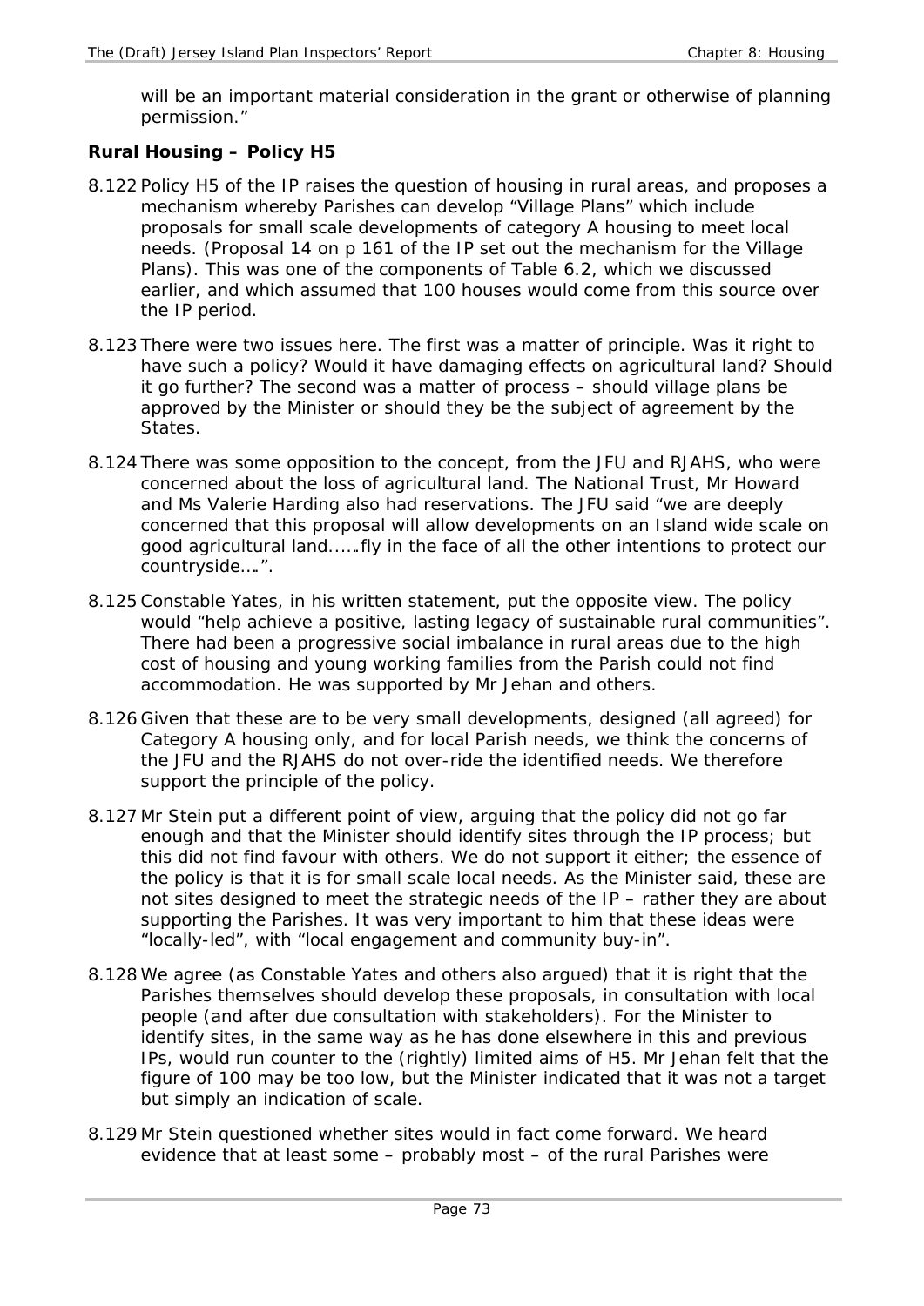will be an important material consideration in the grant or otherwise of planning permission."

### Rural Housing – Policy H5

8.122 Policy H5 of the IP raises the question of housing in rural areas, and proposes a mechanism whereby Parishes can develop "Village Plans" which include proposals for small scale developments of category A housing to meet local needs. (Proposal 14 on p 161 of the IP set out the mechanism for the Village Plans). This was one of the components of Table 6.2, which we discussed earlier, and which assumed that 100 houses would come from this source over the IP period.

8.123 There were two issues here. The first was a matter of principle. Was it right to have such a policy? Would it have damaging effects on agricultural land? Should it go further? The second was a matter of process – should village plans be approved by the Minister or should they be the subject of agreement by the States.

8.124 There was some opposition to the concept, from the JFU and RJAHS, who were concerned about the loss of agricultural land. The National Trust, Mr Howard and Ms Valerie Harding also had reservations. The JFU said "we are deeply concerned that this proposal will allow developments on an Island wide scale on good agricultural land……fly in the face of all the other intentions to protect our countryside….".

8.125 Constable Yates, in his written statement, put the opposite view. The policy would "help achieve a positive, lasting legacy of sustainable rural communities". There had been a progressive social imbalance in rural areas due to the high cost of housing and young working families from the Parish could not find accommodation. He was supported by Mr Jehan and others.

8.126 Given that these are to be very small developments, designed (all agreed) for Category A housing only, and for local Parish needs, we think the concerns of the JFU and the RJAHS do not over-ride the identified needs. We therefore support the principle of the policy.

8.127 Mr Stein put a different point of view, arguing that the policy did not go far enough and that the Minister should identify sites through the IP process; but this did not find favour with others. We do not support it either; the essence of the policy is that it is for small scale local needs. As the Minister said, these are not sites designed to meet the strategic needs of the IP – rather they are about supporting the Parishes. It was very important to him that these ideas were "locally-led", with "local engagement and community buy-in".

8.128 We agree (as Constable Yates and others also argued) that it is right that the Parishes themselves should develop these proposals, in consultation with local people (and after due consultation with stakeholders). For the Minister to identify sites, in the same way as he has done elsewhere in this and previous IPs, would run counter to the (rightly) limited aims of H5. Mr Jehan felt that the figure of 100 may be too low, but the Minister indicated that it was not a target but simply an indication of scale.

8.129 Mr Stein questioned whether sites would in fact come forward. We heard evidence that at least some – probably most – of the rural Parishes were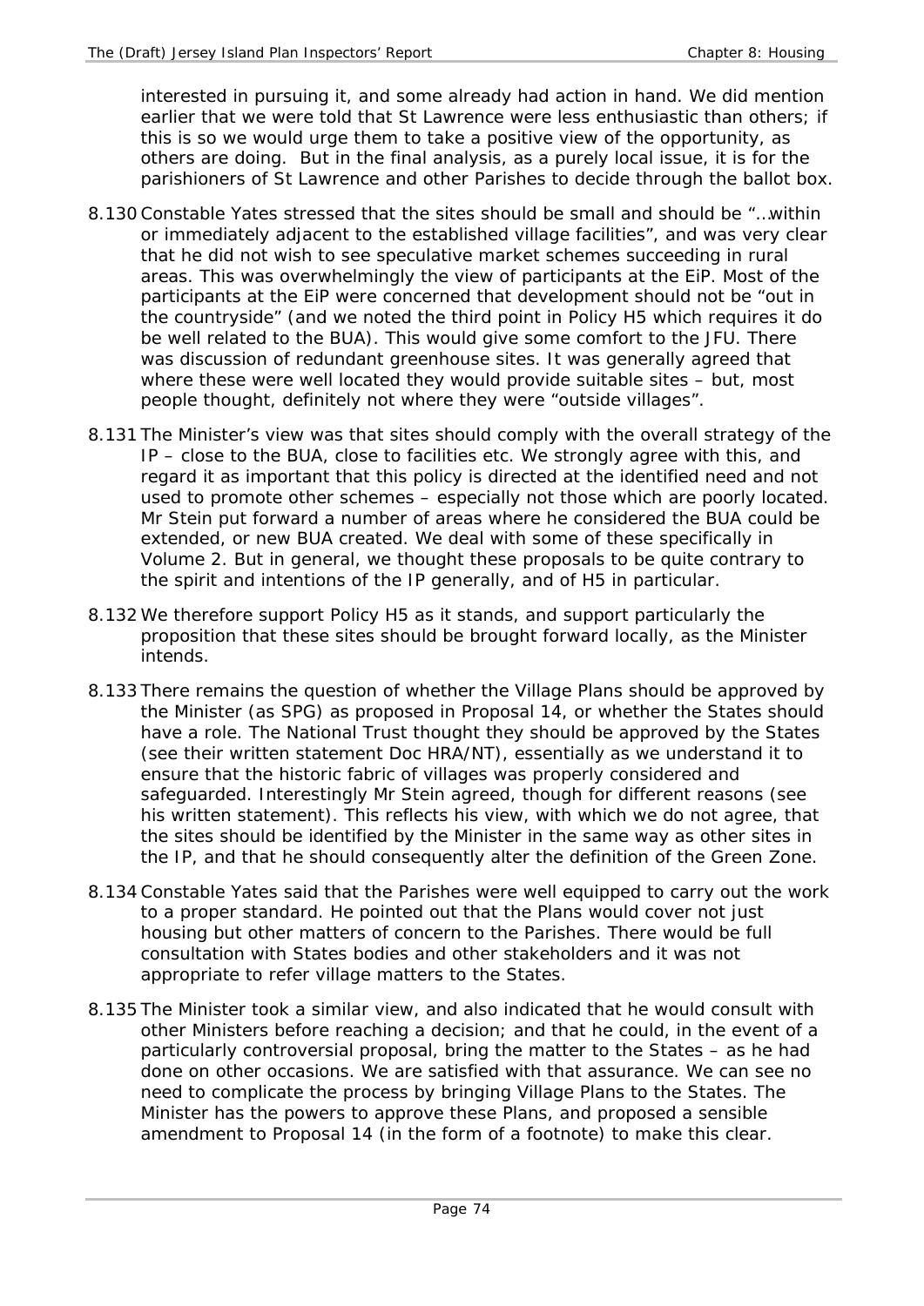interested in pursuing it, and some already had action in hand. We did mention earlier that we were told that St Lawrence were less enthusiastic than others; if this is so we would urge them to take a positive view of the opportunity, as others are doing. But in the final analysis, as a purely local issue, it is for the parishioners of St Lawrence and other Parishes to decide through the ballot box.

8.130 Constable Yates stressed that the sites should be small and should be "…within or immediately adjacent to the established village facilities", and was very clear that he did not wish to see speculative market schemes succeeding in rural areas. This was overwhelmingly the view of participants at the EiP. Most of the participants at the EiP were concerned that development should not be "out in the countryside" (and we noted the third point in Policy H5 which requires it do be well related to the BUA). This would give some comfort to the JFU. There was discussion of redundant greenhouse sites. It was generally agreed that where these were well located they would provide suitable sites – but, most people thought, definitely not where they were "outside villages".

8.131 The Minister's view was that sites should comply with the overall strategy of the IP – close to the BUA, close to facilities etc. We strongly agree with this, and regard it as important that this policy is directed at the identified need and not used to promote other schemes – especially not those which are poorly located. Mr Stein put forward a number of areas where he considered the BUA could be extended, or new BUA created. We deal with some of these specifically in Volume 2. But in general, we thought these proposals to be quite contrary to the spirit and intentions of the IP generally, and of H5 in particular.

8.132 We therefore support Policy H5 as it stands, and support particularly the proposition that these sites should be brought forward locally, as the Minister intends.

8.133 There remains the question of whether the Village Plans should be approved by the Minister (as SPG) as proposed in Proposal 14, or whether the States should have a role. The National Trust thought they should be approved by the States (see their written statement Doc HRA/NT), essentially as we understand it to ensure that the historic fabric of villages was properly considered and safeguarded. Interestingly Mr Stein agreed, though for different reasons (see his written statement). This reflects his view, with which we do not agree, that the sites should be identified by the Minister in the same way as other sites in the IP, and that he should consequently alter the definition of the Green Zone.

8.134 Constable Yates said that the Parishes were well equipped to carry out the work to a proper standard. He pointed out that the Plans would cover not just housing but other matters of concern to the Parishes. There would be full consultation with States bodies and other stakeholders and it was not appropriate to refer village matters to the States.

8.135 The Minister took a similar view, and also indicated that he would consult with other Ministers before reaching a decision; and that he could, in the event of a particularly controversial proposal, bring the matter to the States – as he had done on other occasions. We are satisfied with that assurance. We can see no need to complicate the process by bringing Village Plans to the States. The Minister has the powers to approve these Plans, and proposed a sensible amendment to Proposal 14 (in the form of a footnote) to make this clear.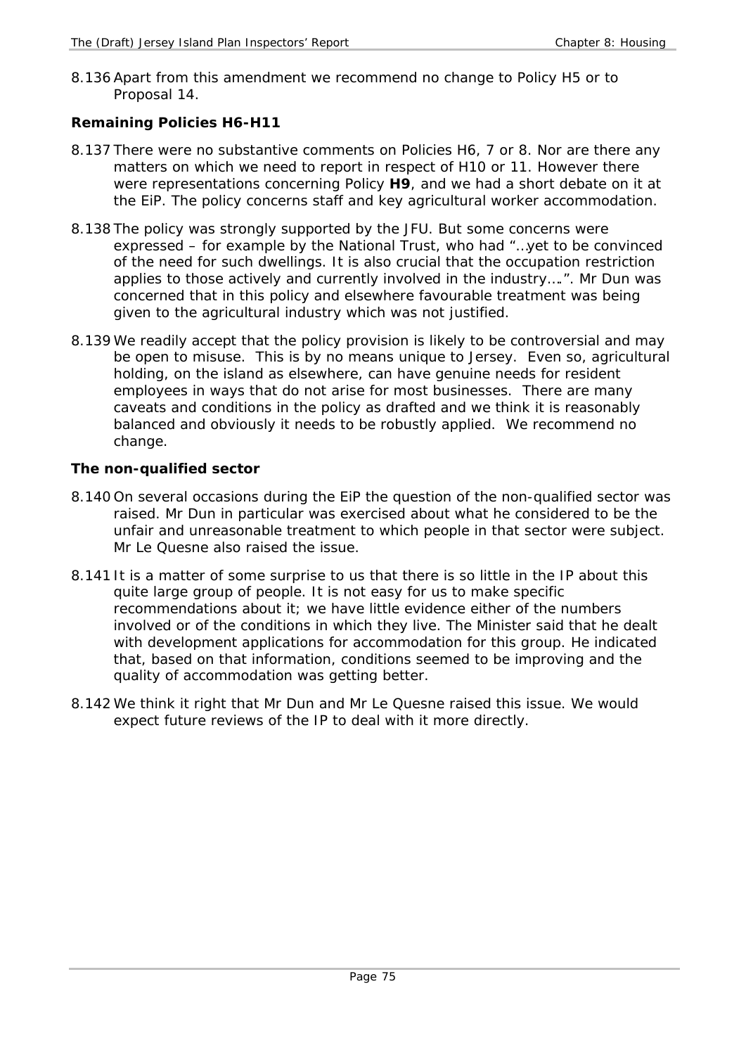8.136 Apart from this amendment we recommend no change to Policy H5 or to Proposal 14.

### Remaining Policies H6-H11

8.137 There were no substantive comments on Policies H6, 7 or 8. Nor are there any matters on which we need to report in respect of H10 or 11. However there were representations concerning Policy **H9**, and we had a short debate on it at the EiP. The policy concerns staff and key agricultural worker accommodation.

8.138 The policy was strongly supported by the JFU. But some concerns were expressed – for example by the National Trust, who had "…yet to be convinced of the need for such dwellings. It is also crucial that the occupation restriction applies to those actively and currently involved in the industry….". Mr Dun was concerned that in this policy and elsewhere favourable treatment was being given to the agricultural industry which was not justified.

8.139 We readily accept that the policy provision is likely to be controversial and may be open to misuse. This is by no means unique to Jersey. Even so, agricultural holding, on the island as elsewhere, can have genuine needs for resident employees in ways that do not arise for most businesses. There are many caveats and conditions in the policy as drafted and we think it is reasonably balanced and obviously it needs to be robustly applied. We recommend no change.

### The non-qualified sector

8.140 On several occasions during the EiP the question of the non-qualified sector was raised. Mr Dun in particular was exercised about what he considered to be the unfair and unreasonable treatment to which people in that sector were subject. Mr Le Quesne also raised the issue.

8.141 It is a matter of some surprise to us that there is so little in the IP about this quite large group of people. It is not easy for us to make specific recommendations about it; we have little evidence either of the numbers involved or of the conditions in which they live. The Minister said that he dealt with development applications for accommodation for this group. He indicated that, based on that information, conditions seemed to be improving and the quality of accommodation was getting better.

8.142 We think it right that Mr Dun and Mr Le Quesne raised this issue. We would expect future reviews of the IP to deal with it more directly.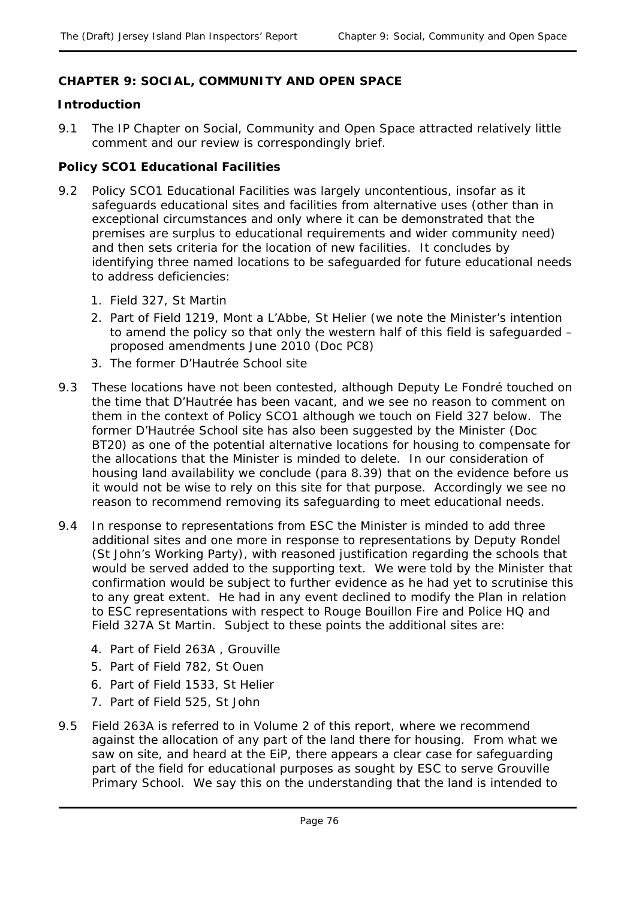## CHAPTER 9: SOCIAL, COMMUNITY AND OPEN SPACE

### Introduction

9.1 The IP Chapter on Social, Community and Open Space attracted relatively little comment and our review is correspondingly brief.

### Policy SCO1 Educational Facilities

9.2 Policy SCO1 Educational Facilities was largely uncontentious, insofar as it safeguards educational sites and facilities from alternative uses (other than in exceptional circumstances and only where it can be demonstrated that the premises are surplus to educational requirements and wider community need) and then sets criteria for the location of new facilities. It concludes by identifying three named locations to be safeguarded for future educational needs to address deficiencies:

1. Field 327, St Martin
2. Part of Field 1219, Mont a L'Abbe, St Helier (we note the Minister's intention to amend the policy so that only the western half of this field is safeguarded – proposed amendments June 2010 (Doc PC8)
3. The former D'Hautrée School site

9.3 These locations have not been contested, although Deputy Le Fondré touched on the time that D'Hautrée has been vacant, and we see no reason to comment on them in the context of Policy SCO1 although we touch on Field 327 below. The former D'Hautrée School site has also been suggested by the Minister (Doc BT20) as one of the potential alternative locations for housing to compensate for the allocations that the Minister is minded to delete. In our consideration of housing land availability we conclude (para 8.39) that on the evidence before us it would not be wise to rely on this site for that purpose. Accordingly we see no reason to recommend removing its safeguarding to meet educational needs.

9.4 In response to representations from ESC the Minister is minded to add three additional sites and one more in response to representations by Deputy Rondel (St John's Working Party), with reasoned justification regarding the schools that would be served added to the supporting text. We were told by the Minister that confirmation would be subject to further evidence as he had yet to scrutinise this to any great extent. He had in any event declined to modify the Plan in relation to ESC representations with respect to Rouge Bouillon Fire and Police HQ and Field 327A St Martin. Subject to these points the additional sites are:

4. Part of Field 263A , Grouville
5. Part of Field 782, St Ouen
6. Part of Field 1533, St Helier
7. Part of Field 525, St John

9.5 Field 263A is referred to in Volume 2 of this report, where we recommend against the allocation of any part of the land there for housing. From what we saw on site, and heard at the EiP, there appears a clear case for safeguarding part of the field for educational purposes as sought by ESC to serve Grouville Primary School. We say this on the understanding that the land is intended to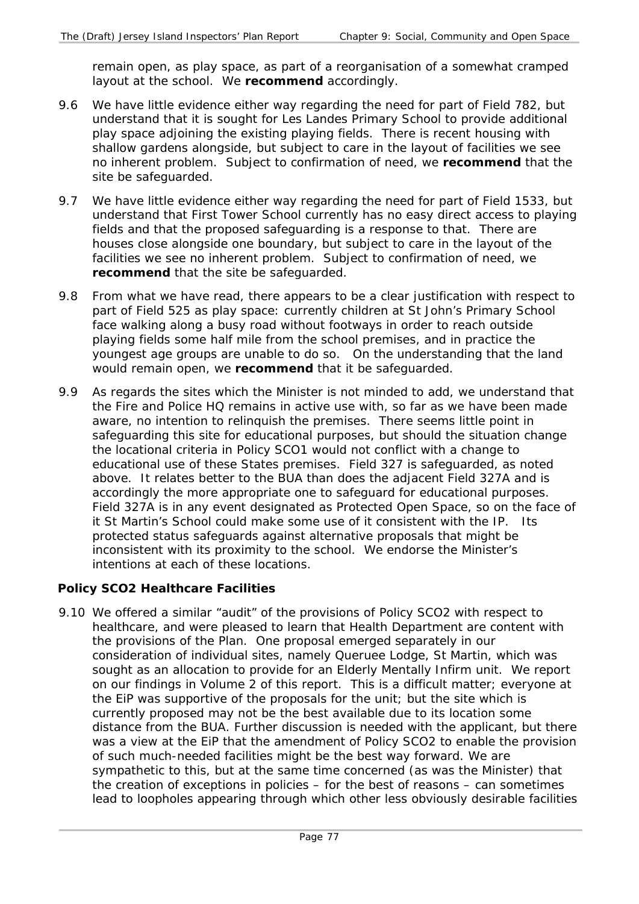remain open, as play space, as part of a reorganisation of a somewhat cramped layout at the school. We **recommend** accordingly.

9.6 We have little evidence either way regarding the need for part of Field 782, but understand that it is sought for Les Landes Primary School to provide additional play space adjoining the existing playing fields. There is recent housing with shallow gardens alongside, but subject to care in the layout of facilities we see no inherent problem. Subject to confirmation of need, we **recommend** that the site be safeguarded.

9.7 We have little evidence either way regarding the need for part of Field 1533, but understand that First Tower School currently has no easy direct access to playing fields and that the proposed safeguarding is a response to that. There are houses close alongside one boundary, but subject to care in the layout of the facilities we see no inherent problem. Subject to confirmation of need, we **recommend** that the site be safeguarded.

9.8 From what we have read, there appears to be a clear justification with respect to part of Field 525 as play space: currently children at St John's Primary School face walking along a busy road without footways in order to reach outside playing fields some half mile from the school premises, and in practice the youngest age groups are unable to do so. On the understanding that the land would remain open, we **recommend** that it be safeguarded.

9.9 As regards the sites which the Minister is not minded to add, we understand that the Fire and Police HQ remains in active use with, so far as we have been made aware, no intention to relinquish the premises. There seems little point in safeguarding this site for educational purposes, but should the situation change the locational criteria in Policy SCO1 would not conflict with a change to educational use of these States premises. Field 327 is safeguarded, as noted above. It relates better to the BUA than does the adjacent Field 327A and is accordingly the more appropriate one to safeguard for educational purposes. Field 327A is in any event designated as Protected Open Space, so on the face of it St Martin's School could make some use of it consistent with the IP. Its protected status safeguards against alternative proposals that might be inconsistent with its proximity to the school. We endorse the Minister's intentions at each of these locations.

### Policy SCO2 Healthcare Facilities

9.10 We offered a similar "audit" of the provisions of Policy SCO2 with respect to healthcare, and were pleased to learn that Health Department are content with the provisions of the Plan. One proposal emerged separately in our consideration of individual sites, namely Queruee Lodge, St Martin, which was sought as an allocation to provide for an Elderly Mentally Infirm unit. We report on our findings in Volume 2 of this report. This is a difficult matter; everyone at the EiP was supportive of the proposals for the unit; but the site which is currently proposed may not be the best available due to its location some distance from the BUA. Further discussion is needed with the applicant, but there was a view at the EiP that the amendment of Policy SCO2 to enable the provision of such much-needed facilities might be the best way forward. We are sympathetic to this, but at the same time concerned (as was the Minister) that the creation of exceptions in policies – for the best of reasons – can sometimes lead to loopholes appearing through which other less obviously desirable facilities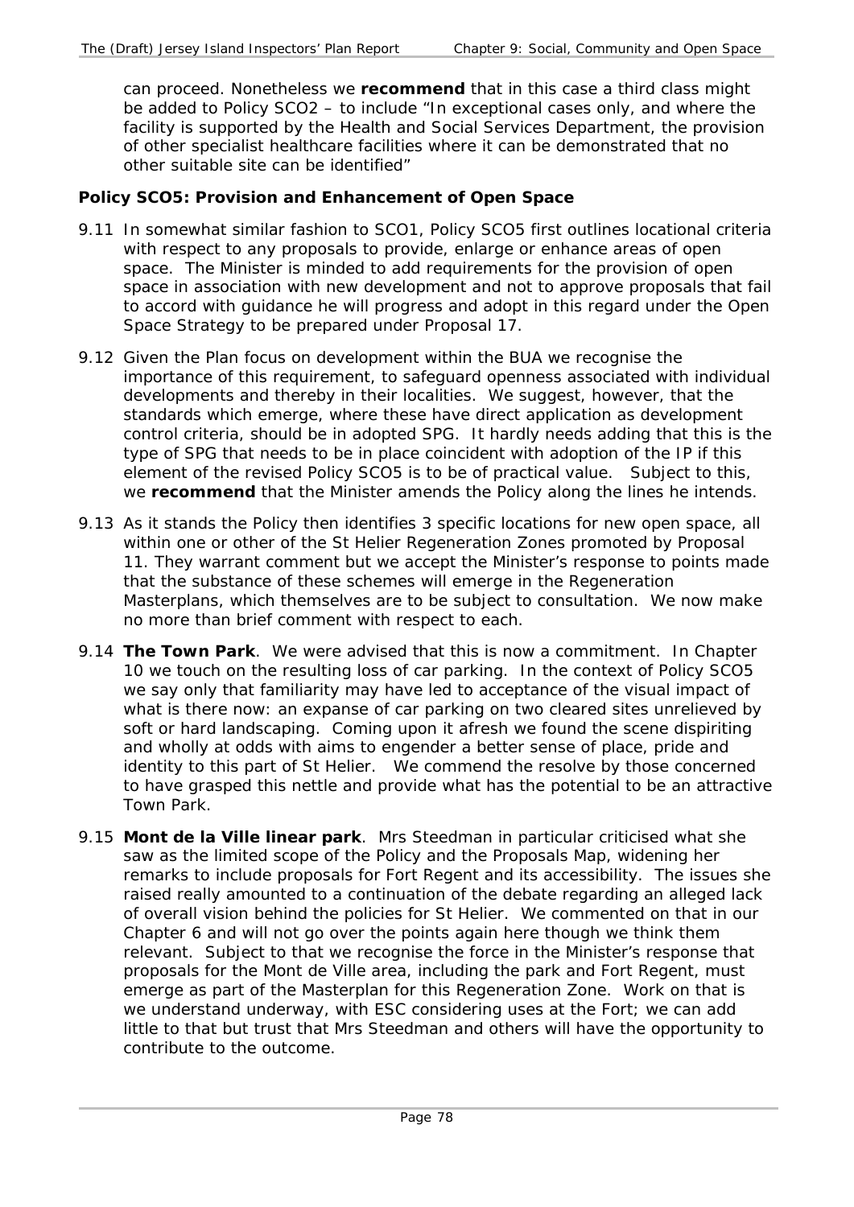can proceed. Nonetheless we **recommend** that in this case a third class might be added to Policy SCO2 – to include "In exceptional cases only, and where the facility is supported by the Health and Social Services Department, the provision of other specialist healthcare facilities where it can be demonstrated that no other suitable site can be identified"

### Policy SCO5: Provision and Enhancement of Open Space

9.11 In somewhat similar fashion to SCO1, Policy SCO5 first outlines locational criteria with respect to any proposals to provide, enlarge or enhance areas of open space. The Minister is minded to add requirements for the provision of open space in association with new development and not to approve proposals that fail to accord with guidance he will progress and adopt in this regard under the Open Space Strategy to be prepared under Proposal 17.

9.12 Given the Plan focus on development within the BUA we recognise the importance of this requirement, to safeguard openness associated with individual developments and thereby in their localities. We suggest, however, that the standards which emerge, where these have direct application as development control criteria, should be in adopted SPG. It hardly needs adding that this is the type of SPG that needs to be in place coincident with adoption of the IP if this element of the revised Policy SCO5 is to be of practical value. Subject to this, we **recommend** that the Minister amends the Policy along the lines he intends.

9.13 As it stands the Policy then identifies 3 specific locations for new open space, all within one or other of the St Helier Regeneration Zones promoted by Proposal 11. They warrant comment but we accept the Minister's response to points made that the substance of these schemes will emerge in the Regeneration Masterplans, which themselves are to be subject to consultation. We now make no more than brief comment with respect to each.

9.14 **The Town Park**. We were advised that this is now a commitment. In Chapter 10 we touch on the resulting loss of car parking. In the context of Policy SCO5 we say only that familiarity may have led to acceptance of the visual impact of what is there now: an expanse of car parking on two cleared sites unrelieved by soft or hard landscaping. Coming upon it afresh we found the scene dispiriting and wholly at odds with aims to engender a better sense of place, pride and identity to this part of St Helier. We commend the resolve by those concerned to have grasped this nettle and provide what has the potential to be an attractive Town Park.

9.15 **Mont de la Ville linear park**. Mrs Steedman in particular criticised what she saw as the limited scope of the Policy and the Proposals Map, widening her remarks to include proposals for Fort Regent and its accessibility. The issues she raised really amounted to a continuation of the debate regarding an alleged lack of overall vision behind the policies for St Helier. We commented on that in our Chapter 6 and will not go over the points again here though we think them relevant. Subject to that we recognise the force in the Minister's response that proposals for the Mont de Ville area, including the park and Fort Regent, must emerge as part of the Masterplan for this Regeneration Zone. Work on that is we understand underway, with ESC considering uses at the Fort; we can add little to that but trust that Mrs Steedman and others will have the opportunity to contribute to the outcome.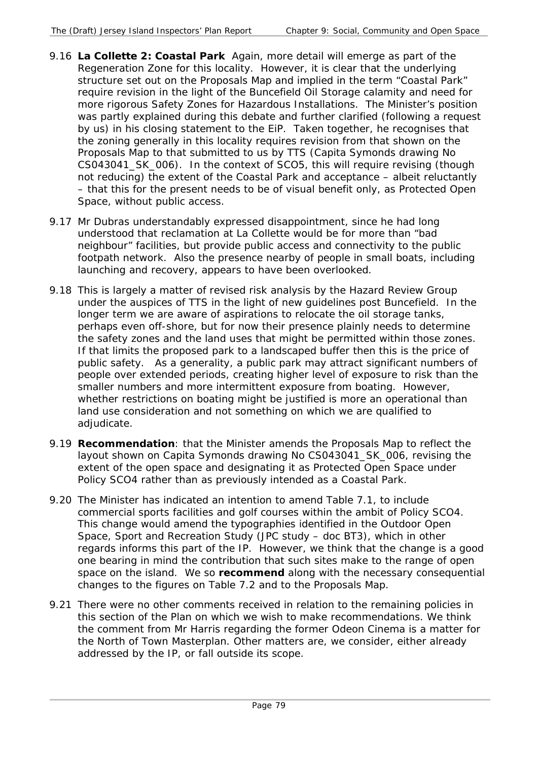9.16 **La Collette 2: Coastal Park** Again, more detail will emerge as part of the Regeneration Zone for this locality. However, it is clear that the underlying structure set out on the Proposals Map and implied in the term "Coastal Park" require revision in the light of the Buncefield Oil Storage calamity and need for more rigorous Safety Zones for Hazardous Installations. The Minister's position was partly explained during this debate and further clarified (following a request by us) in his closing statement to the EiP. Taken together, he recognises that the zoning generally in this locality requires revision from that shown on the Proposals Map to that submitted to us by TTS (Capita Symonds drawing No CS043041_SK_006). In the context of SCO5, this will require revising (though not reducing) the extent of the Coastal Park and acceptance – albeit reluctantly – that this for the present needs to be of visual benefit only, as Protected Open Space, without public access.

9.17 Mr Dubras understandably expressed disappointment, since he had long understood that reclamation at La Collette would be for more than "bad neighbour" facilities, but provide public access and connectivity to the public footpath network. Also the presence nearby of people in small boats, including launching and recovery, appears to have been overlooked.

9.18 This is largely a matter of revised risk analysis by the Hazard Review Group under the auspices of TTS in the light of new guidelines post Buncefield. In the longer term we are aware of aspirations to relocate the oil storage tanks, perhaps even off-shore, but for now their presence plainly needs to determine the safety zones and the land uses that might be permitted within those zones. If that limits the proposed park to a landscaped buffer then this is the price of public safety. As a generality, a public park may attract significant numbers of people over extended periods, creating higher level of exposure to risk than the smaller numbers and more intermittent exposure from boating. However, whether restrictions on boating might be justified is more an operational than land use consideration and not something on which we are qualified to adjudicate.

9.19 **Recommendation**: that the Minister amends the Proposals Map to reflect the layout shown on Capita Symonds drawing No CS043041_SK_006, revising the extent of the open space and designating it as Protected Open Space under Policy SCO4 rather than as previously intended as a Coastal Park.

9.20 The Minister has indicated an intention to amend Table 7.1, to include commercial sports facilities and golf courses within the ambit of Policy SCO4. This change would amend the typographies identified in the Outdoor Open Space, Sport and Recreation Study (JPC study – doc BT3), which in other regards informs this part of the IP. However, we think that the change is a good one bearing in mind the contribution that such sites make to the range of open space on the island. We so **recommend** along with the necessary consequential changes to the figures on Table 7.2 and to the Proposals Map.

9.21 There were no other comments received in relation to the remaining policies in this section of the Plan on which we wish to make recommendations. We think the comment from Mr Harris regarding the former Odeon Cinema is a matter for the North of Town Masterplan. Other matters are, we consider, either already addressed by the IP, or fall outside its scope.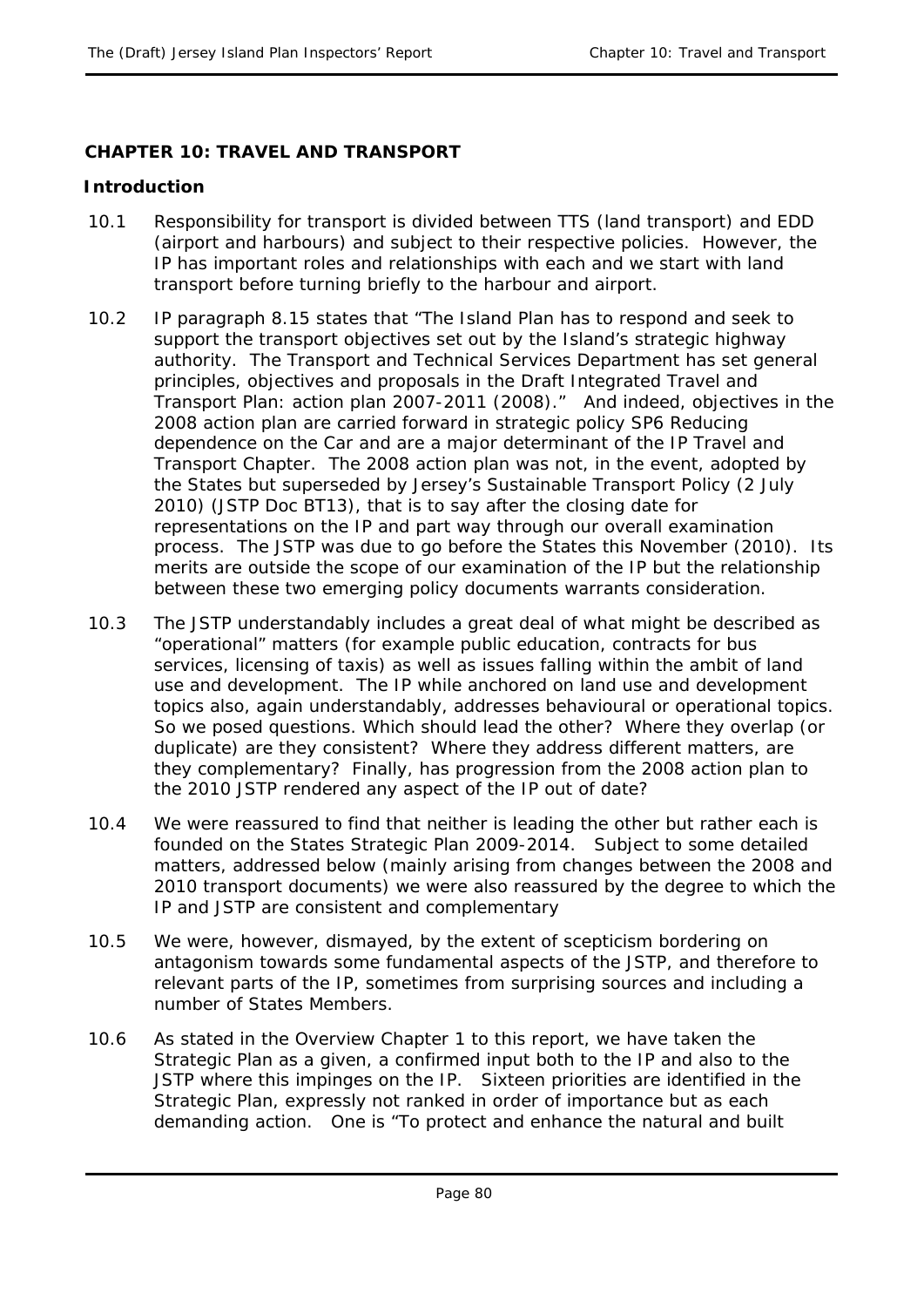## CHAPTER 10: TRAVEL AND TRANSPORT

### Introduction

10.1 Responsibility for transport is divided between TTS (land transport) and EDD (airport and harbours) and subject to their respective policies. However, the IP has important roles and relationships with each and we start with land transport before turning briefly to the harbour and airport.

10.2 IP paragraph 8.15 states that "The Island Plan has to respond and seek to support the transport objectives set out by the Island's strategic highway authority. The Transport and Technical Services Department has set general principles, objectives and proposals in the Draft Integrated Travel and Transport Plan: action plan 2007-2011 (2008)." And indeed, objectives in the 2008 action plan are carried forward in strategic policy SP6 Reducing dependence on the Car and are a major determinant of the IP Travel and Transport Chapter. The 2008 action plan was not, in the event, adopted by the States but superseded by Jersey's Sustainable Transport Policy (2 July 2010) (JSTP Doc BT13), that is to say after the closing date for representations on the IP and part way through our overall examination process. The JSTP was due to go before the States this November (2010). Its merits are outside the scope of our examination of the IP but the relationship between these two emerging policy documents warrants consideration.

10.3 The JSTP understandably includes a great deal of what might be described as "operational" matters (for example public education, contracts for bus services, licensing of taxis) as well as issues falling within the ambit of land use and development. The IP while anchored on land use and development topics also, again understandably, addresses behavioural or operational topics. So we posed questions. Which should lead the other? Where they overlap (or duplicate) are they consistent? Where they address different matters, are they complementary? Finally, has progression from the 2008 action plan to the 2010 JSTP rendered any aspect of the IP out of date?

10.4 We were reassured to find that neither is leading the other but rather each is founded on the States Strategic Plan 2009-2014. Subject to some detailed matters, addressed below (mainly arising from changes between the 2008 and 2010 transport documents) we were also reassured by the degree to which the IP and JSTP are consistent and complementary

10.5 We were, however, dismayed, by the extent of scepticism bordering on antagonism towards some fundamental aspects of the JSTP, and therefore to relevant parts of the IP, sometimes from surprising sources and including a number of States Members.

10.6 As stated in the Overview Chapter 1 to this report, we have taken the Strategic Plan as a given, a confirmed input both to the IP and also to the JSTP where this impinges on the IP. Sixteen priorities are identified in the Strategic Plan, expressly not ranked in order of importance but as each demanding action. One is "To protect and enhance the natural and built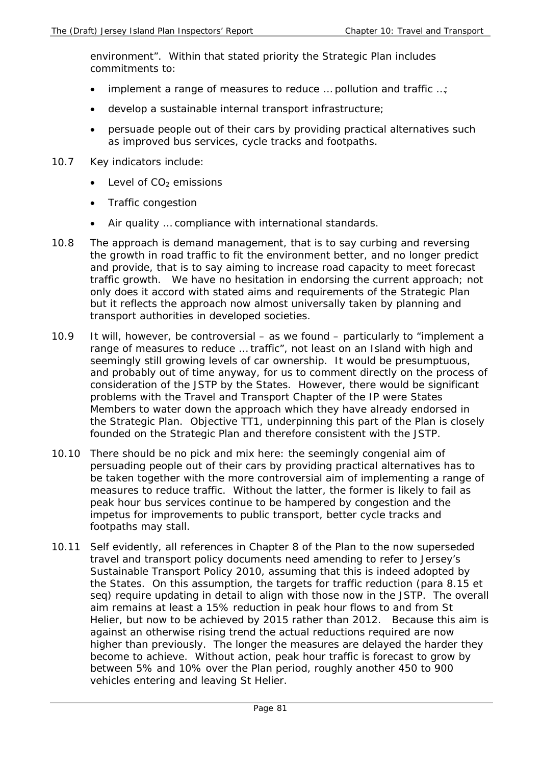environment". Within that stated priority the Strategic Plan includes commitments to:

- implement a range of measures to reduce … pollution and traffic …;
- develop a sustainable internal transport infrastructure;
- persuade people out of their cars by providing practical alternatives such as improved bus services, cycle tracks and footpaths.

10.7 Key indicators include:

- Level of $CO_2$ emissions
- Traffic congestion
- Air quality … compliance with international standards.

10.8 The approach is demand management, that is to say curbing and reversing the growth in road traffic to fit the environment better, and no longer predict and provide, that is to say aiming to increase road capacity to meet forecast traffic growth. We have no hesitation in endorsing the current approach; not only does it accord with stated aims and requirements of the Strategic Plan but it reflects the approach now almost universally taken by planning and transport authorities in developed societies.

10.9 It will, however, be controversial – as we found – particularly to "implement a range of measures to reduce … traffic", not least on an Island with high and seemingly still growing levels of car ownership. It would be presumptuous, and probably out of time anyway, for us to comment directly on the process of consideration of the JSTP by the States. However, there would be significant problems with the Travel and Transport Chapter of the IP were States Members to water down the approach which they have already endorsed in the Strategic Plan. Objective TT1, underpinning this part of the Plan is closely founded on the Strategic Plan and therefore consistent with the JSTP.

10.10 There should be no pick and mix here: the seemingly congenial aim of persuading people out of their cars by providing practical alternatives has to be taken together with the more controversial aim of implementing a range of measures to reduce traffic. Without the latter, the former is likely to fail as peak hour bus services continue to be hampered by congestion and the impetus for improvements to public transport, better cycle tracks and footpaths may stall.

10.11 Self evidently, all references in Chapter 8 of the Plan to the now superseded travel and transport policy documents need amending to refer to Jersey's Sustainable Transport Policy 2010, assuming that this is indeed adopted by the States. On this assumption, the targets for traffic reduction (para 8.15 et seq) require updating in detail to align with those now in the JSTP. The overall aim remains at least a 15% reduction in peak hour flows to and from St Helier, but now to be achieved by 2015 rather than 2012. Because this aim is against an otherwise rising trend the actual reductions required are now higher than previously. The longer the measures are delayed the harder they become to achieve. Without action, peak hour traffic is forecast to grow by between 5% and 10% over the Plan period, roughly another 450 to 900 vehicles entering and leaving St Helier.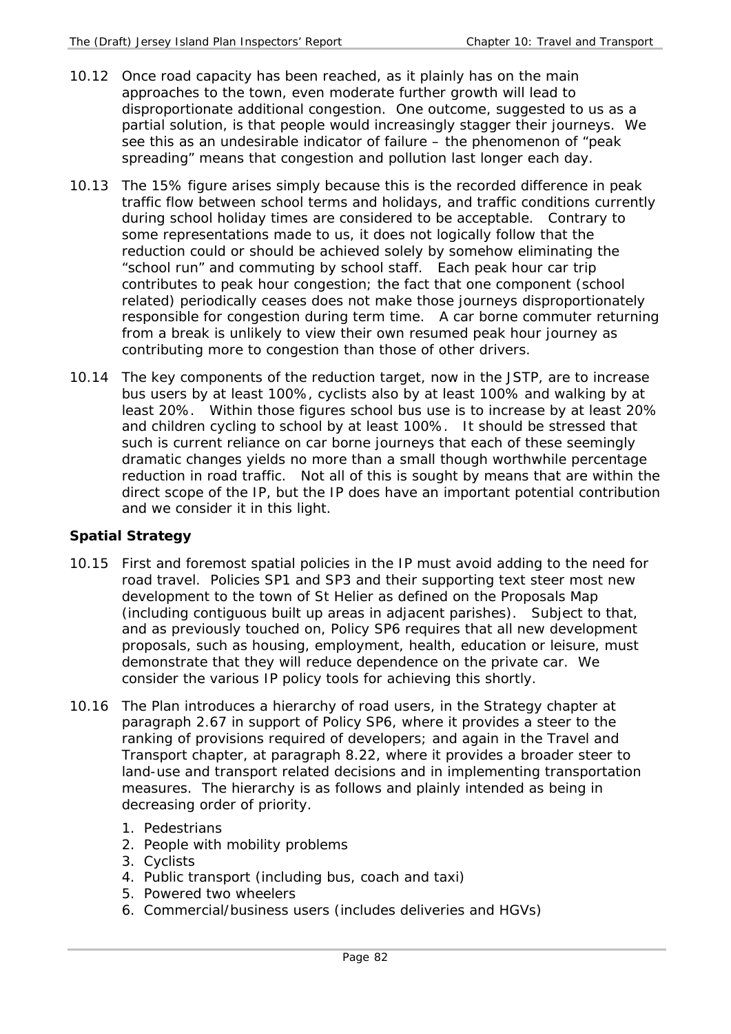10.12 Once road capacity has been reached, as it plainly has on the main approaches to the town, even moderate further growth will lead to disproportionate additional congestion. One outcome, suggested to us as a partial solution, is that people would increasingly stagger their journeys. We see this as an undesirable indicator of failure – the phenomenon of "peak spreading" means that congestion and pollution last longer each day.

10.13 The 15% figure arises simply because this is the recorded difference in peak traffic flow between school terms and holidays, and traffic conditions currently during school holiday times are considered to be acceptable. Contrary to some representations made to us, it does not logically follow that the reduction could or should be achieved solely by somehow eliminating the "school run" and commuting by school staff. Each peak hour car trip contributes to peak hour congestion; the fact that one component (school related) periodically ceases does not make those journeys disproportionately responsible for congestion during term time. A car borne commuter returning from a break is unlikely to view their own resumed peak hour journey as contributing more to congestion than those of other drivers.

10.14 The key components of the reduction target, now in the JSTP, are to increase bus users by at least 100%, cyclists also by at least 100% and walking by at least 20%. Within those figures school bus use is to increase by at least 20% and children cycling to school by at least 100%. It should be stressed that such is current reliance on car borne journeys that each of these seemingly dramatic changes yields no more than a small though worthwhile percentage reduction in road traffic. Not all of this is sought by means that are within the direct scope of the IP, but the IP does have an important potential contribution and we consider it in this light.

**Spatial Strategy**

10.15 First and foremost spatial policies in the IP must avoid adding to the need for road travel. Policies SP1 and SP3 and their supporting text steer most new development to the town of St Helier as defined on the Proposals Map (including contiguous built up areas in adjacent parishes). Subject to that, and as previously touched on, Policy SP6 requires that all new development proposals, such as housing, employment, health, education or leisure, must demonstrate that they will reduce dependence on the private car. We consider the various IP policy tools for achieving this shortly.

10.16 The Plan introduces a hierarchy of road users, in the Strategy chapter at paragraph 2.67 in support of Policy SP6, where it provides a steer to the ranking of provisions required of developers; and again in the Travel and Transport chapter, at paragraph 8.22, where it provides a broader steer to land-use and transport related decisions and in implementing transportation measures. The hierarchy is as follows and plainly intended as being in decreasing order of priority.

1. Pedestrians
2. People with mobility problems
3. Cyclists
4. Public transport (including bus, coach and taxi)
5. Powered two wheelers
6. Commercial/business users (includes deliveries and HGVs)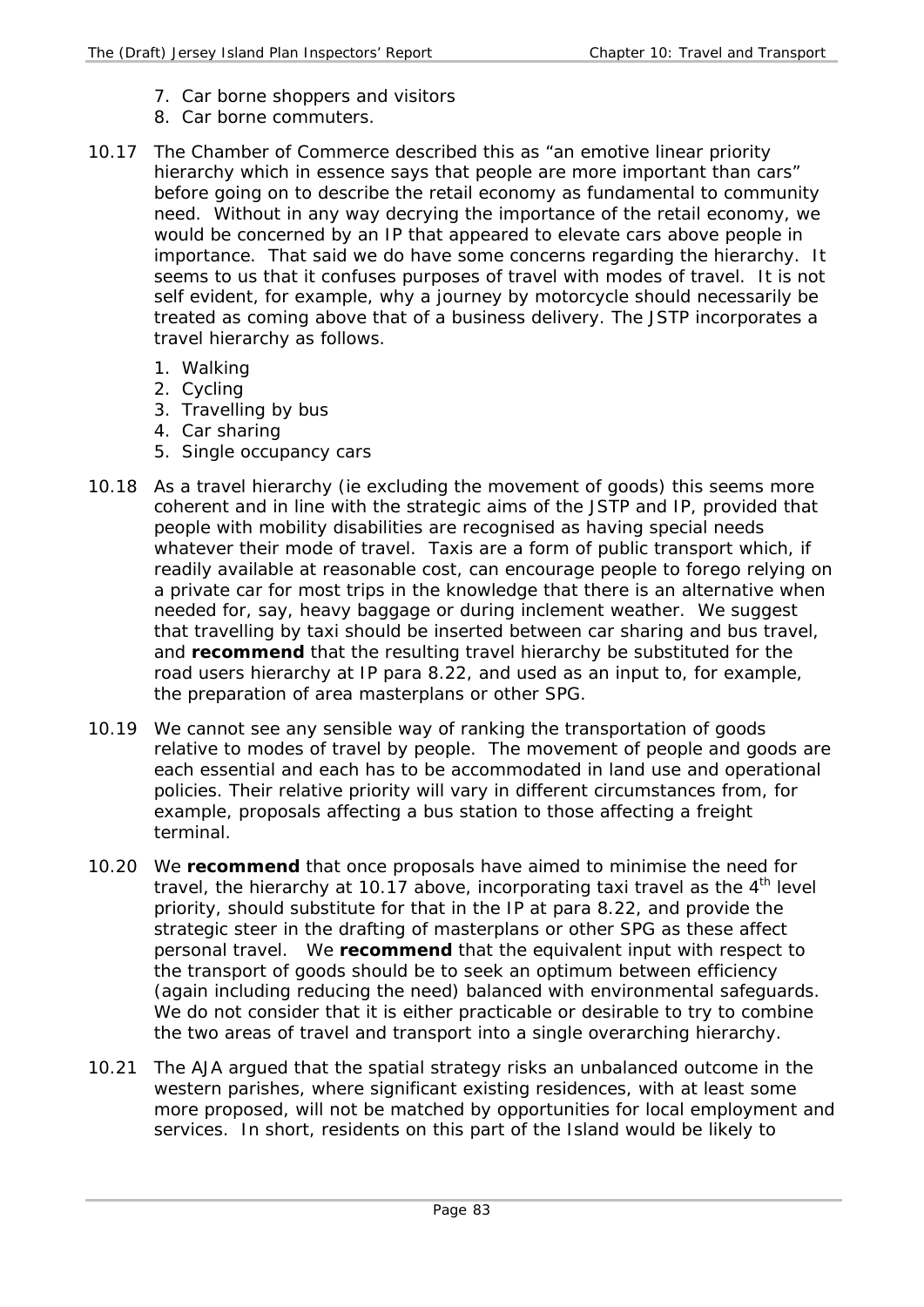7. Car borne shoppers and visitors
8. Car borne commuters.

10.17 The Chamber of Commerce described this as "an emotive linear priority hierarchy which in essence says that people are more important than cars" before going on to describe the retail economy as fundamental to community need. Without in any way decrying the importance of the retail economy, we would be concerned by an IP that appeared to elevate cars above people in importance. That said we do have some concerns regarding the hierarchy. It seems to us that it confuses purposes of travel with modes of travel. It is not self evident, for example, why a journey by motorcycle should necessarily be treated as coming above that of a business delivery. The JSTP incorporates a travel hierarchy as follows.

1. Walking
2. Cycling
3. Travelling by bus
4. Car sharing
5. Single occupancy cars

10.18 As a travel hierarchy (ie excluding the movement of goods) this seems more coherent and in line with the strategic aims of the JSTP and IP, provided that people with mobility disabilities are recognised as having special needs whatever their mode of travel. Taxis are a form of public transport which, if readily available at reasonable cost, can encourage people to forego relying on a private car for most trips in the knowledge that there is an alternative when needed for, say, heavy baggage or during inclement weather. We suggest that travelling by taxi should be inserted between car sharing and bus travel, and **recommend** that the resulting travel hierarchy be substituted for the road users hierarchy at IP para 8.22, and used as an input to, for example, the preparation of area masterplans or other SPG.

10.19 We cannot see any sensible way of ranking the transportation of goods relative to modes of travel by people. The movement of people and goods are each essential and each has to be accommodated in land use and operational policies. Their relative priority will vary in different circumstances from, for example, proposals affecting a bus station to those affecting a freight terminal.

10.20 We **recommend** that once proposals have aimed to minimise the need for travel, the hierarchy at 10.17 above, incorporating taxi travel as the 4th level priority, should substitute for that in the IP at para 8.22, and provide the strategic steer in the drafting of masterplans or other SPG as these affect personal travel. We **recommend** that the equivalent input with respect to the transport of goods should be to seek an optimum between efficiency (again including reducing the need) balanced with environmental safeguards. We do not consider that it is either practicable or desirable to try to combine the two areas of travel and transport into a single overarching hierarchy.

10.21 The AJA argued that the spatial strategy risks an unbalanced outcome in the western parishes, where significant existing residences, with at least some more proposed, will not be matched by opportunities for local employment and services. In short, residents on this part of the Island would be likely to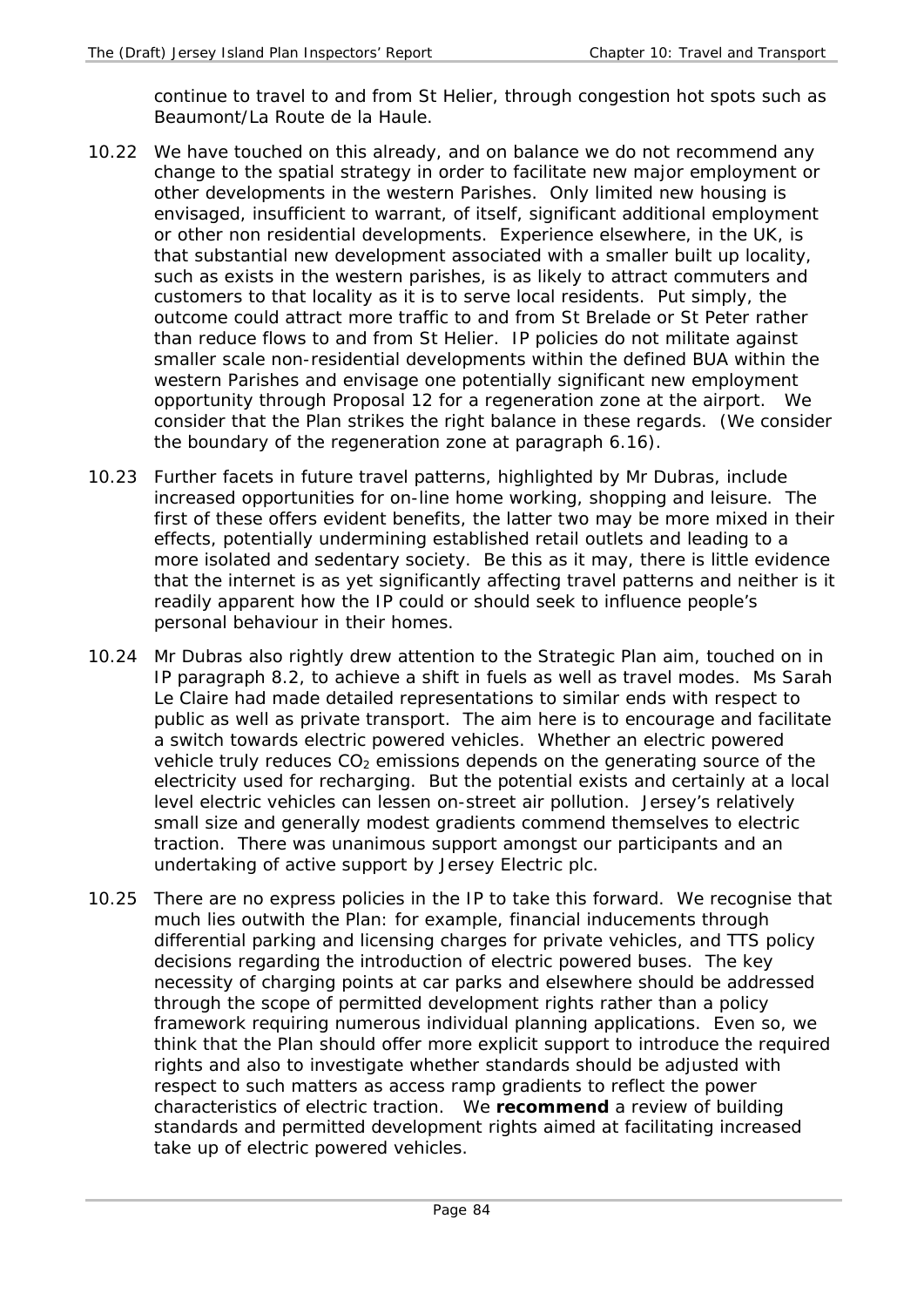continue to travel to and from St Helier, through congestion hot spots such as Beaumont/La Route de la Haule.

10.22 We have touched on this already, and on balance we do not recommend any change to the spatial strategy in order to facilitate new major employment or other developments in the western Parishes. Only limited new housing is envisaged, insufficient to warrant, of itself, significant additional employment or other non residential developments. Experience elsewhere, in the UK, is that substantial new development associated with a smaller built up locality, such as exists in the western parishes, is as likely to attract commuters and customers to that locality as it is to serve local residents. Put simply, the outcome could attract more traffic to and from St Brelade or St Peter rather than reduce flows to and from St Helier. IP policies do not militate against smaller scale non-residential developments within the defined BUA within the western Parishes and envisage one potentially significant new employment opportunity through Proposal 12 for a regeneration zone at the airport. We consider that the Plan strikes the right balance in these regards. (We consider the boundary of the regeneration zone at paragraph 6.16).

10.23 Further facets in future travel patterns, highlighted by Mr Dubras, include increased opportunities for on-line home working, shopping and leisure. The first of these offers evident benefits, the latter two may be more mixed in their effects, potentially undermining established retail outlets and leading to a more isolated and sedentary society. Be this as it may, there is little evidence that the internet is as yet significantly affecting travel patterns and neither is it readily apparent how the IP could or should seek to influence people's personal behaviour in their homes.

10.24 Mr Dubras also rightly drew attention to the Strategic Plan aim, touched on in IP paragraph 8.2, to achieve a shift in fuels as well as travel modes. Ms Sarah Le Claire had made detailed representations to similar ends with respect to public as well as private transport. The aim here is to encourage and facilitate a switch towards electric powered vehicles. Whether an electric powered vehicle truly reduces $CO_2$ emissions depends on the generating source of the electricity used for recharging. But the potential exists and certainly at a local level electric vehicles can lessen on-street air pollution. Jersey's relatively small size and generally modest gradients commend themselves to electric traction. There was unanimous support amongst our participants and an undertaking of active support by Jersey Electric plc.

10.25 There are no express policies in the IP to take this forward. We recognise that much lies outwith the Plan: for example, financial inducements through differential parking and licensing charges for private vehicles, and TTS policy decisions regarding the introduction of electric powered buses. The key necessity of charging points at car parks and elsewhere should be addressed through the scope of permitted development rights rather than a policy framework requiring numerous individual planning applications. Even so, we think that the Plan should offer more explicit support to introduce the required rights and also to investigate whether standards should be adjusted with respect to such matters as access ramp gradients to reflect the power characteristics of electric traction. We **recommend** a review of building standards and permitted development rights aimed at facilitating increased take up of electric powered vehicles.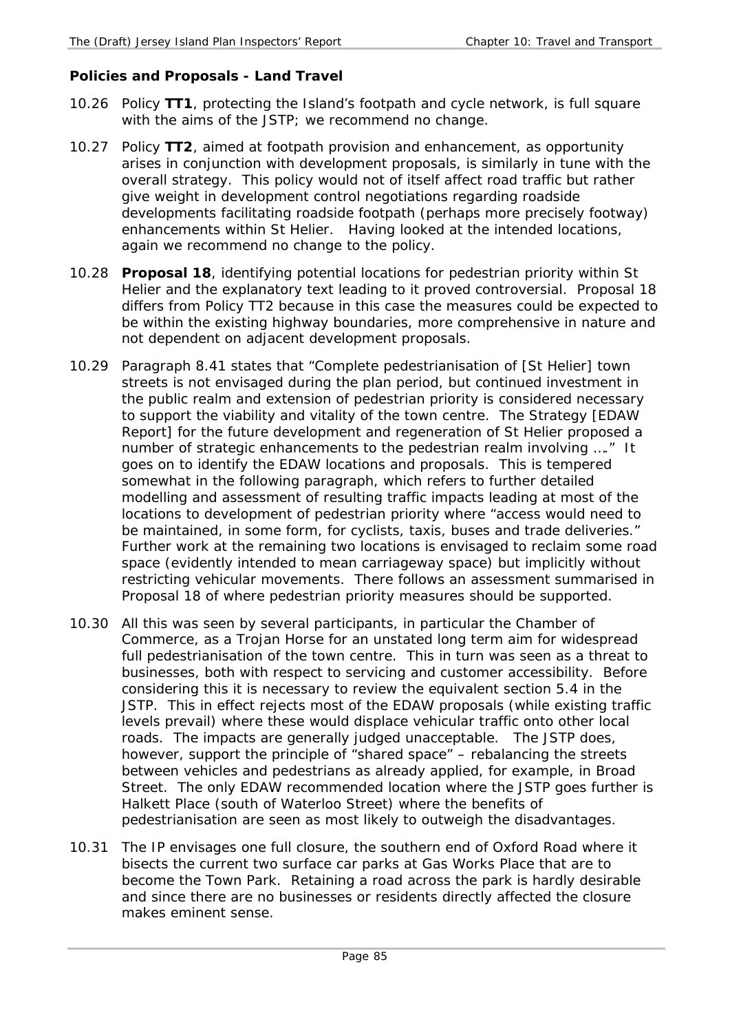**Policies and Proposals - Land Travel**

10.26 Policy **TT1**, protecting the Island's footpath and cycle network, is full square with the aims of the JSTP; we recommend no change.

10.27 Policy **TT2**, aimed at footpath provision and enhancement, as opportunity arises in conjunction with development proposals, is similarly in tune with the overall strategy. This policy would not of itself affect road traffic but rather give weight in development control negotiations regarding roadside developments facilitating roadside footpath (perhaps more precisely footway) enhancements within St Helier. Having looked at the intended locations, again we recommend no change to the policy.

10.28 **Proposal 18**, identifying potential locations for pedestrian priority within St Helier and the explanatory text leading to it proved controversial. Proposal 18 differs from Policy TT2 because in this case the measures could be expected to be within the existing highway boundaries, more comprehensive in nature and not dependent on adjacent development proposals.

10.29 Paragraph 8.41 states that "Complete pedestrianisation of [St Helier] town streets is not envisaged during the plan period, but continued investment in the public realm and extension of pedestrian priority is considered necessary to support the viability and vitality of the town centre. The Strategy [EDAW Report] for the future development and regeneration of St Helier proposed a number of strategic enhancements to the pedestrian realm involving …." It goes on to identify the EDAW locations and proposals. This is tempered somewhat in the following paragraph, which refers to further detailed modelling and assessment of resulting traffic impacts leading at most of the locations to development of pedestrian priority where "access would need to be maintained, in some form, for cyclists, taxis, buses and trade deliveries." Further work at the remaining two locations is envisaged to reclaim some road space (evidently intended to mean carriageway space) but implicitly without restricting vehicular movements. There follows an assessment summarised in Proposal 18 of where pedestrian priority measures should be supported.

10.30 All this was seen by several participants, in particular the Chamber of Commerce, as a Trojan Horse for an unstated long term aim for widespread full pedestrianisation of the town centre. This in turn was seen as a threat to businesses, both with respect to servicing and customer accessibility. Before considering this it is necessary to review the equivalent section 5.4 in the JSTP. This in effect rejects most of the EDAW proposals (while existing traffic levels prevail) where these would displace vehicular traffic onto other local roads. The impacts are generally judged unacceptable. The JSTP does, however, support the principle of "shared space" – rebalancing the streets between vehicles and pedestrians as already applied, for example, in Broad Street. The only EDAW recommended location where the JSTP goes further is Halkett Place (south of Waterloo Street) where the benefits of pedestrianisation are seen as most likely to outweigh the disadvantages.

10.31 The IP envisages one full closure, the southern end of Oxford Road where it bisects the current two surface car parks at Gas Works Place that are to become the Town Park. Retaining a road across the park is hardly desirable and since there are no businesses or residents directly affected the closure makes eminent sense.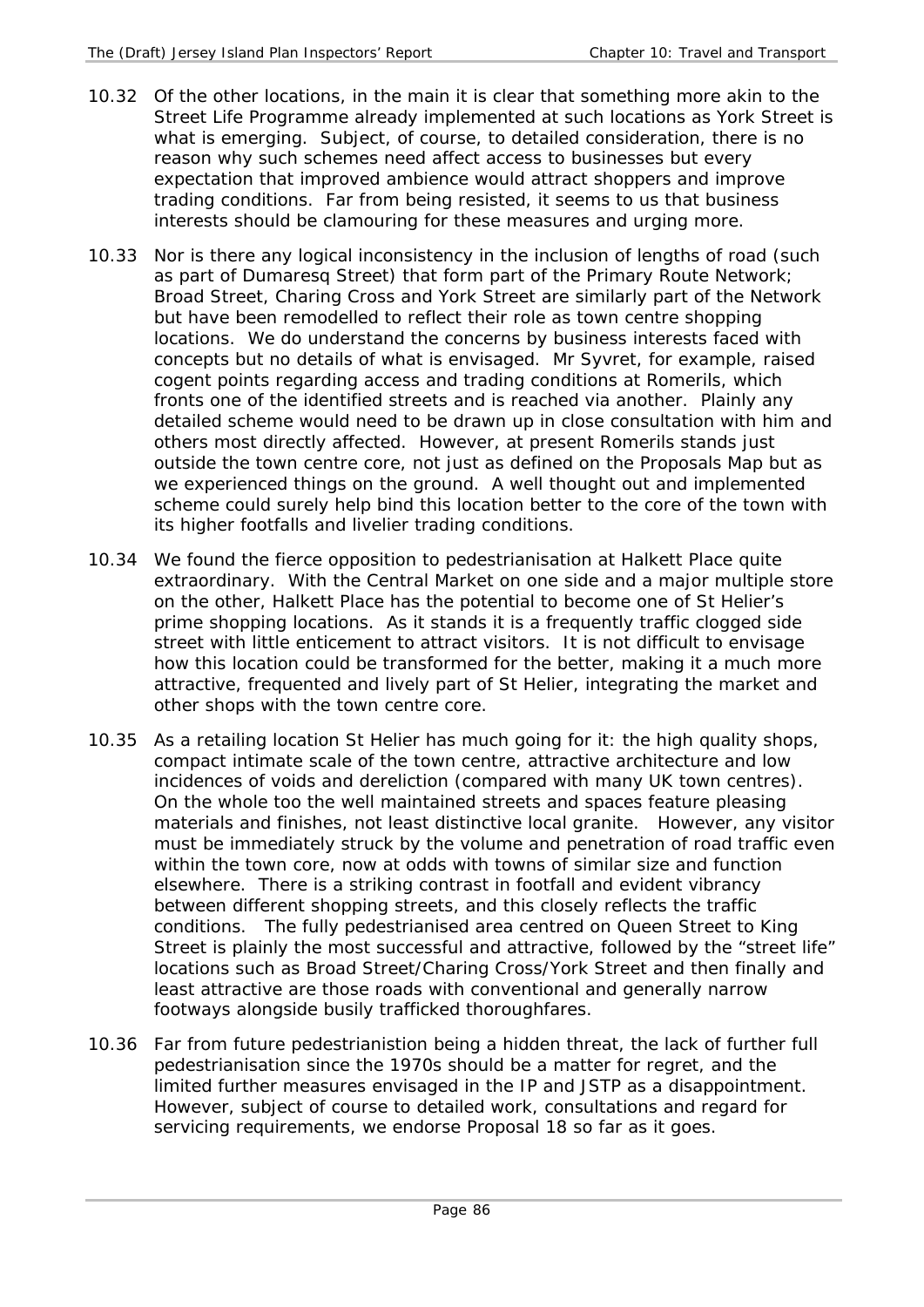10.32 Of the other locations, in the main it is clear that something more akin to the Street Life Programme already implemented at such locations as York Street is what is emerging. Subject, of course, to detailed consideration, there is no reason why such schemes need affect access to businesses but every expectation that improved ambience would attract shoppers and improve trading conditions. Far from being resisted, it seems to us that business interests should be clamouring for these measures and urging more.

10.33 Nor is there any logical inconsistency in the inclusion of lengths of road (such as part of Dumaresq Street) that form part of the Primary Route Network; Broad Street, Charing Cross and York Street are similarly part of the Network but have been remodelled to reflect their role as town centre shopping locations. We do understand the concerns by business interests faced with concepts but no details of what is envisaged. Mr Syvret, for example, raised cogent points regarding access and trading conditions at Romerils, which fronts one of the identified streets and is reached via another. Plainly any detailed scheme would need to be drawn up in close consultation with him and others most directly affected. However, at present Romerils stands just outside the town centre core, not just as defined on the Proposals Map but as we experienced things on the ground. A well thought out and implemented scheme could surely help bind this location better to the core of the town with its higher footfalls and livelier trading conditions.

10.34 We found the fierce opposition to pedestrianisation at Halkett Place quite extraordinary. With the Central Market on one side and a major multiple store on the other, Halkett Place has the potential to become one of St Helier's prime shopping locations. As it stands it is a frequently traffic clogged side street with little enticement to attract visitors. It is not difficult to envisage how this location could be transformed for the better, making it a much more attractive, frequented and lively part of St Helier, integrating the market and other shops with the town centre core.

10.35 As a retailing location St Helier has much going for it: the high quality shops, compact intimate scale of the town centre, attractive architecture and low incidences of voids and dereliction (compared with many UK town centres). On the whole too the well maintained streets and spaces feature pleasing materials and finishes, not least distinctive local granite. However, any visitor must be immediately struck by the volume and penetration of road traffic even within the town core, now at odds with towns of similar size and function elsewhere. There is a striking contrast in footfall and evident vibrancy between different shopping streets, and this closely reflects the traffic conditions. The fully pedestrianised area centred on Queen Street to King Street is plainly the most successful and attractive, followed by the "street life" locations such as Broad Street/Charing Cross/York Street and then finally and least attractive are those roads with conventional and generally narrow footways alongside busily trafficked thoroughfares.

10.36 Far from future pedestrianistion being a hidden threat, the lack of further full pedestrianisation since the 1970s should be a matter for regret, and the limited further measures envisaged in the IP and JSTP as a disappointment. However, subject of course to detailed work, consultations and regard for servicing requirements, we endorse Proposal 18 so far as it goes.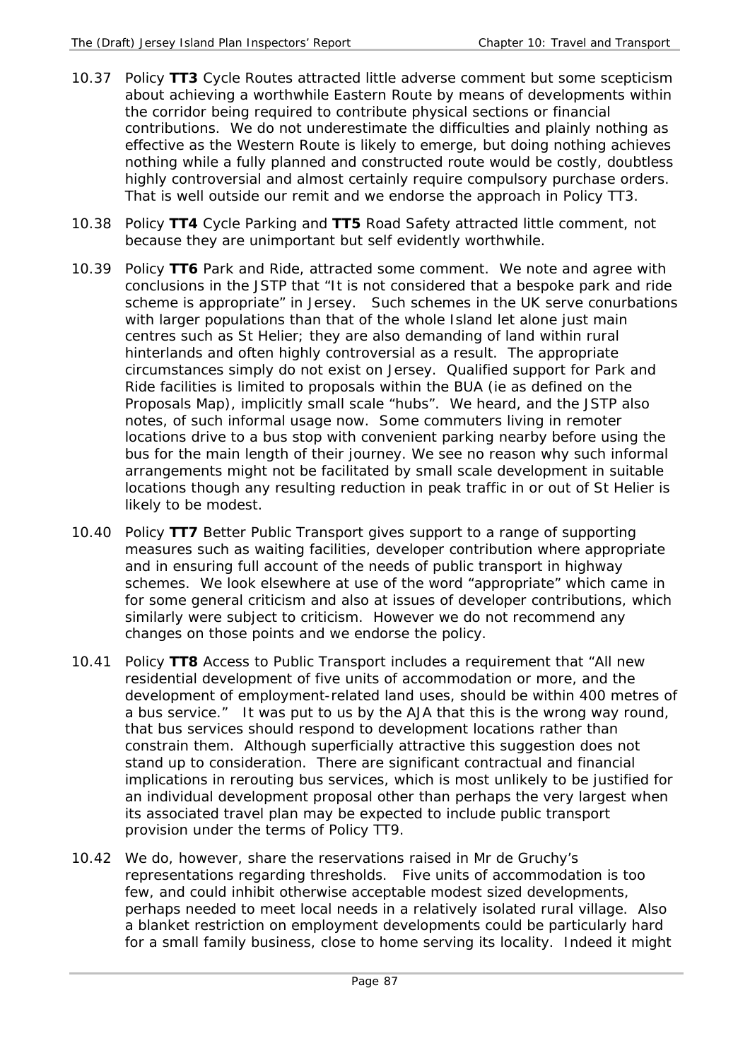10.37 Policy **TT3** Cycle Routes attracted little adverse comment but some scepticism about achieving a worthwhile Eastern Route by means of developments within the corridor being required to contribute physical sections or financial contributions. We do not underestimate the difficulties and plainly nothing as effective as the Western Route is likely to emerge, but doing nothing achieves nothing while a fully planned and constructed route would be costly, doubtless highly controversial and almost certainly require compulsory purchase orders. That is well outside our remit and we endorse the approach in Policy TT3.

10.38 Policy **TT4** Cycle Parking and **TT5** Road Safety attracted little comment, not because they are unimportant but self evidently worthwhile.

10.39 Policy **TT6** Park and Ride, attracted some comment. We note and agree with conclusions in the JSTP that "It is not considered that a bespoke park and ride scheme is appropriate" in Jersey. Such schemes in the UK serve conurbations with larger populations than that of the whole Island let alone just main centres such as St Helier; they are also demanding of land within rural hinterlands and often highly controversial as a result. The appropriate circumstances simply do not exist on Jersey. Qualified support for Park and Ride facilities is limited to proposals within the BUA (ie as defined on the Proposals Map), implicitly small scale "hubs". We heard, and the JSTP also notes, of such informal usage now. Some commuters living in remoter locations drive to a bus stop with convenient parking nearby before using the bus for the main length of their journey. We see no reason why such informal arrangements might not be facilitated by small scale development in suitable locations though any resulting reduction in peak traffic in or out of St Helier is likely to be modest.

10.40 Policy **TT7** Better Public Transport gives support to a range of supporting measures such as waiting facilities, developer contribution where appropriate and in ensuring full account of the needs of public transport in highway schemes. We look elsewhere at use of the word "appropriate" which came in for some general criticism and also at issues of developer contributions, which similarly were subject to criticism. However we do not recommend any changes on those points and we endorse the policy.

10.41 Policy **TT8** Access to Public Transport includes a requirement that "All new residential development of five units of accommodation or more, and the development of employment-related land uses, should be within 400 metres of a bus service." It was put to us by the AJA that this is the wrong way round, that bus services should respond to development locations rather than constrain them. Although superficially attractive this suggestion does not stand up to consideration. There are significant contractual and financial implications in rerouting bus services, which is most unlikely to be justified for an individual development proposal other than perhaps the very largest when its associated travel plan may be expected to include public transport provision under the terms of Policy TT9.

10.42 We do, however, share the reservations raised in Mr de Gruchy's representations regarding thresholds. Five units of accommodation is too few, and could inhibit otherwise acceptable modest sized developments, perhaps needed to meet local needs in a relatively isolated rural village. Also a blanket restriction on employment developments could be particularly hard for a small family business, close to home serving its locality. Indeed it might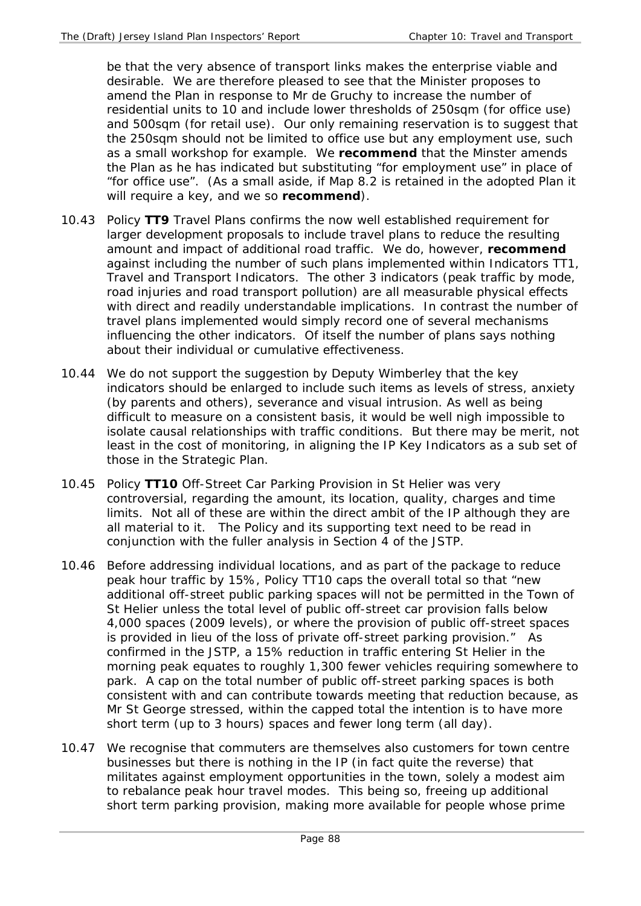be that the very absence of transport links makes the enterprise viable and desirable. We are therefore pleased to see that the Minister proposes to amend the Plan in response to Mr de Gruchy to increase the number of residential units to 10 and include lower thresholds of 250sqm (for office use) and 500sqm (for retail use). Our only remaining reservation is to suggest that the 250sqm should not be limited to office use but any employment use, such as a small workshop for example. We **recommend** that the Minster amends the Plan as he has indicated but substituting "for employment use" in place of "for office use". (As a small aside, if Map 8.2 is retained in the adopted Plan it will require a key, and we so **recommend**).

10.43 Policy **TT9** Travel Plans confirms the now well established requirement for larger development proposals to include travel plans to reduce the resulting amount and impact of additional road traffic. We do, however, **recommend** against including the number of such plans implemented within Indicators TT1, Travel and Transport Indicators. The other 3 indicators (peak traffic by mode, road injuries and road transport pollution) are all measurable physical effects with direct and readily understandable implications. In contrast the number of travel plans implemented would simply record one of several mechanisms influencing the other indicators. Of itself the number of plans says nothing about their individual or cumulative effectiveness.

10.44 We do not support the suggestion by Deputy Wimberley that the key indicators should be enlarged to include such items as levels of stress, anxiety (by parents and others), severance and visual intrusion. As well as being difficult to measure on a consistent basis, it would be well nigh impossible to isolate causal relationships with traffic conditions. But there may be merit, not least in the cost of monitoring, in aligning the IP Key Indicators as a sub set of those in the Strategic Plan.

10.45 Policy **TT10** Off-Street Car Parking Provision in St Helier was very controversial, regarding the amount, its location, quality, charges and time limits. Not all of these are within the direct ambit of the IP although they are all material to it. The Policy and its supporting text need to be read in conjunction with the fuller analysis in Section 4 of the JSTP.

10.46 Before addressing individual locations, and as part of the package to reduce peak hour traffic by 15%, Policy TT10 caps the overall total so that "new additional off-street public parking spaces will not be permitted in the Town of St Helier unless the total level of public off-street car provision falls below 4,000 spaces (2009 levels), or where the provision of public off-street spaces is provided in lieu of the loss of private off-street parking provision." As confirmed in the JSTP, a 15% reduction in traffic entering St Helier in the morning peak equates to roughly 1,300 fewer vehicles requiring somewhere to park. A cap on the total number of public off-street parking spaces is both consistent with and can contribute towards meeting that reduction because, as Mr St George stressed, within the capped total the intention is to have more short term (up to 3 hours) spaces and fewer long term (all day).

10.47 We recognise that commuters are themselves also customers for town centre businesses but there is nothing in the IP (in fact quite the reverse) that militates against employment opportunities in the town, solely a modest aim to rebalance peak hour travel modes. This being so, freeing up additional short term parking provision, making more available for people whose prime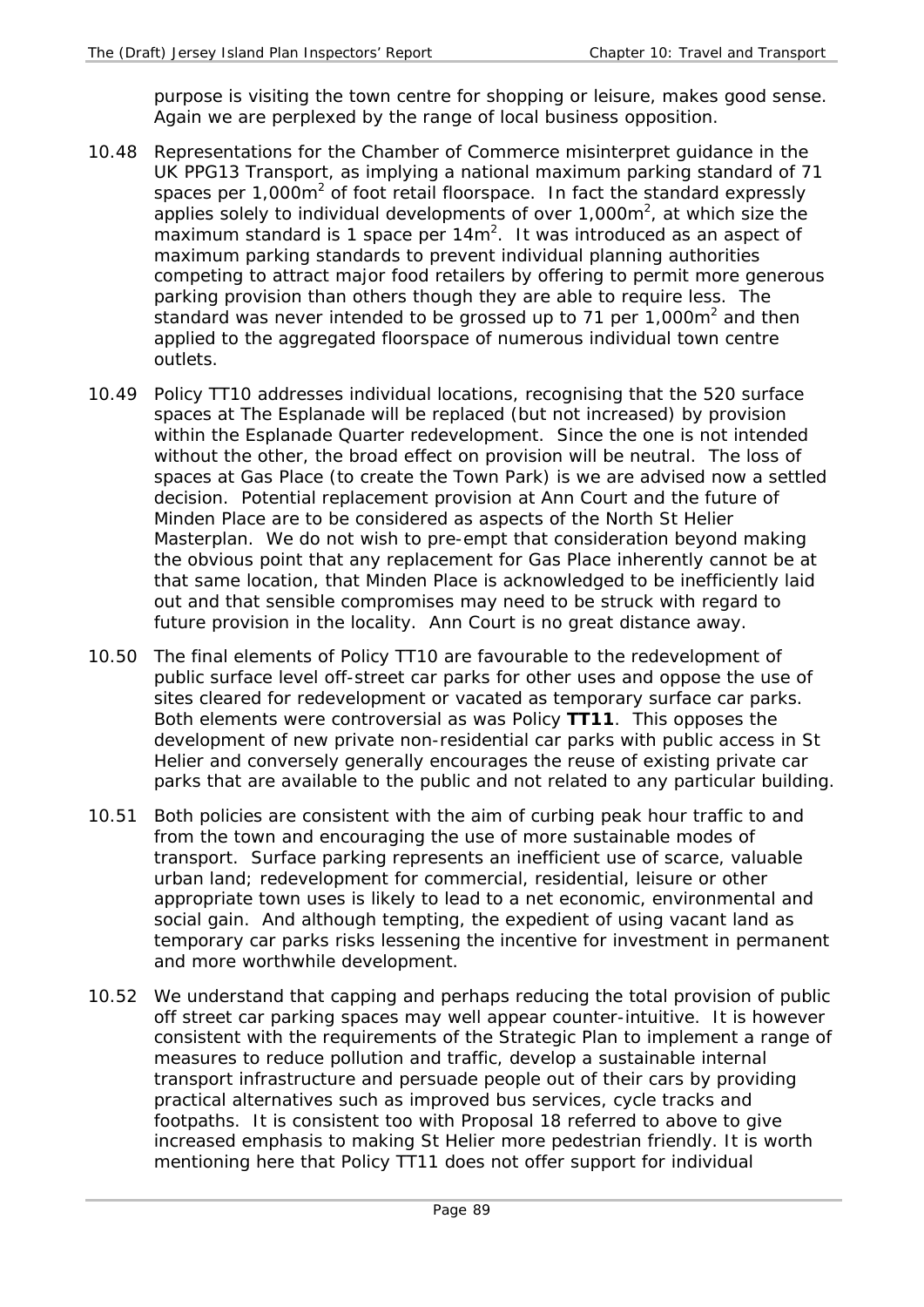purpose is visiting the town centre for shopping or leisure, makes good sense. Again we are perplexed by the range of local business opposition.

10.48 Representations for the Chamber of Commerce misinterpret guidance in the UK PPG13 Transport, as implying a national maximum parking standard of 71 spaces per $1{,}000m^2$ of foot retail floorspace. In fact the standard expressly applies solely to individual developments of over $1{,}000m^2$, at which size the maximum standard is 1 space per $14m^2$. It was introduced as an aspect of maximum parking standards to prevent individual planning authorities competing to attract major food retailers by offering to permit more generous parking provision than others though they are able to require less. The standard was never intended to be grossed up to 71 per $1{,}000m^2$ and then applied to the aggregated floorspace of numerous individual town centre outlets.

10.49 Policy TT10 addresses individual locations, recognising that the 520 surface spaces at The Esplanade will be replaced (but not increased) by provision within the Esplanade Quarter redevelopment. Since the one is not intended without the other, the broad effect on provision will be neutral. The loss of spaces at Gas Place (to create the Town Park) is we are advised now a settled decision. Potential replacement provision at Ann Court and the future of Minden Place are to be considered as aspects of the North St Helier Masterplan. We do not wish to pre-empt that consideration beyond making the obvious point that any replacement for Gas Place inherently cannot be at that same location, that Minden Place is acknowledged to be inefficiently laid out and that sensible compromises may need to be struck with regard to future provision in the locality. Ann Court is no great distance away.

10.50 The final elements of Policy TT10 are favourable to the redevelopment of public surface level off-street car parks for other uses and oppose the use of sites cleared for redevelopment or vacated as temporary surface car parks. Both elements were controversial as was Policy **TT11**. This opposes the development of new private non-residential car parks with public access in St Helier and conversely generally encourages the reuse of existing private car parks that are available to the public and not related to any particular building.

10.51 Both policies are consistent with the aim of curbing peak hour traffic to and from the town and encouraging the use of more sustainable modes of transport. Surface parking represents an inefficient use of scarce, valuable urban land; redevelopment for commercial, residential, leisure or other appropriate town uses is likely to lead to a net economic, environmental and social gain. And although tempting, the expedient of using vacant land as temporary car parks risks lessening the incentive for investment in permanent and more worthwhile development.

10.52 We understand that capping and perhaps reducing the total provision of public off street car parking spaces may well appear counter-intuitive. It is however consistent with the requirements of the Strategic Plan to implement a range of measures to reduce pollution and traffic, develop a sustainable internal transport infrastructure and persuade people out of their cars by providing practical alternatives such as improved bus services, cycle tracks and footpaths. It is consistent too with Proposal 18 referred to above to give increased emphasis to making St Helier more pedestrian friendly. It is worth mentioning here that Policy TT11 does not offer support for individual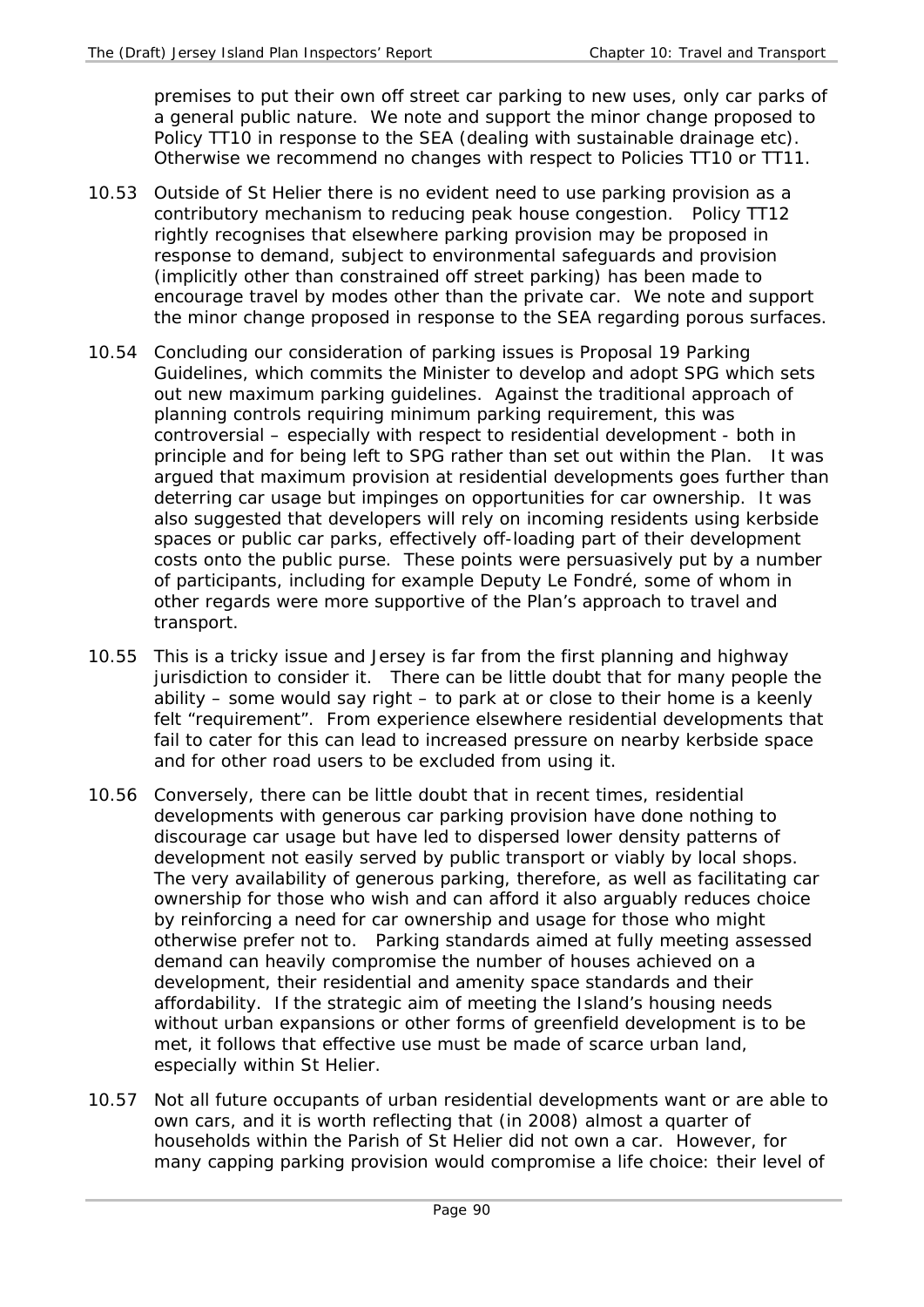premises to put their own off street car parking to new uses, only car parks of a general public nature. We note and support the minor change proposed to Policy TT10 in response to the SEA (dealing with sustainable drainage etc). Otherwise we recommend no changes with respect to Policies TT10 or TT11.

10.53 Outside of St Helier there is no evident need to use parking provision as a contributory mechanism to reducing peak house congestion. Policy TT12 rightly recognises that elsewhere parking provision may be proposed in response to demand, subject to environmental safeguards and provision (implicitly other than constrained off street parking) has been made to encourage travel by modes other than the private car. We note and support the minor change proposed in response to the SEA regarding porous surfaces.

10.54 Concluding our consideration of parking issues is Proposal 19 Parking Guidelines, which commits the Minister to develop and adopt SPG which sets out new maximum parking guidelines. Against the traditional approach of planning controls requiring minimum parking requirement, this was controversial – especially with respect to residential development - both in principle and for being left to SPG rather than set out within the Plan. It was argued that maximum provision at residential developments goes further than deterring car usage but impinges on opportunities for car ownership. It was also suggested that developers will rely on incoming residents using kerbside spaces or public car parks, effectively off-loading part of their development costs onto the public purse. These points were persuasively put by a number of participants, including for example Deputy Le Fondré, some of whom in other regards were more supportive of the Plan's approach to travel and transport.

10.55 This is a tricky issue and Jersey is far from the first planning and highway jurisdiction to consider it. There can be little doubt that for many people the ability – some would say right – to park at or close to their home is a keenly felt "requirement". From experience elsewhere residential developments that fail to cater for this can lead to increased pressure on nearby kerbside space and for other road users to be excluded from using it.

10.56 Conversely, there can be little doubt that in recent times, residential developments with generous car parking provision have done nothing to discourage car usage but have led to dispersed lower density patterns of development not easily served by public transport or viably by local shops. The very availability of generous parking, therefore, as well as facilitating car ownership for those who wish and can afford it also arguably reduces choice by reinforcing a need for car ownership and usage for those who might otherwise prefer not to. Parking standards aimed at fully meeting assessed demand can heavily compromise the number of houses achieved on a development, their residential and amenity space standards and their affordability. If the strategic aim of meeting the Island's housing needs without urban expansions or other forms of greenfield development is to be met, it follows that effective use must be made of scarce urban land, especially within St Helier.

10.57 Not all future occupants of urban residential developments want or are able to own cars, and it is worth reflecting that (in 2008) almost a quarter of households within the Parish of St Helier did not own a car. However, for many capping parking provision would compromise a life choice: their level of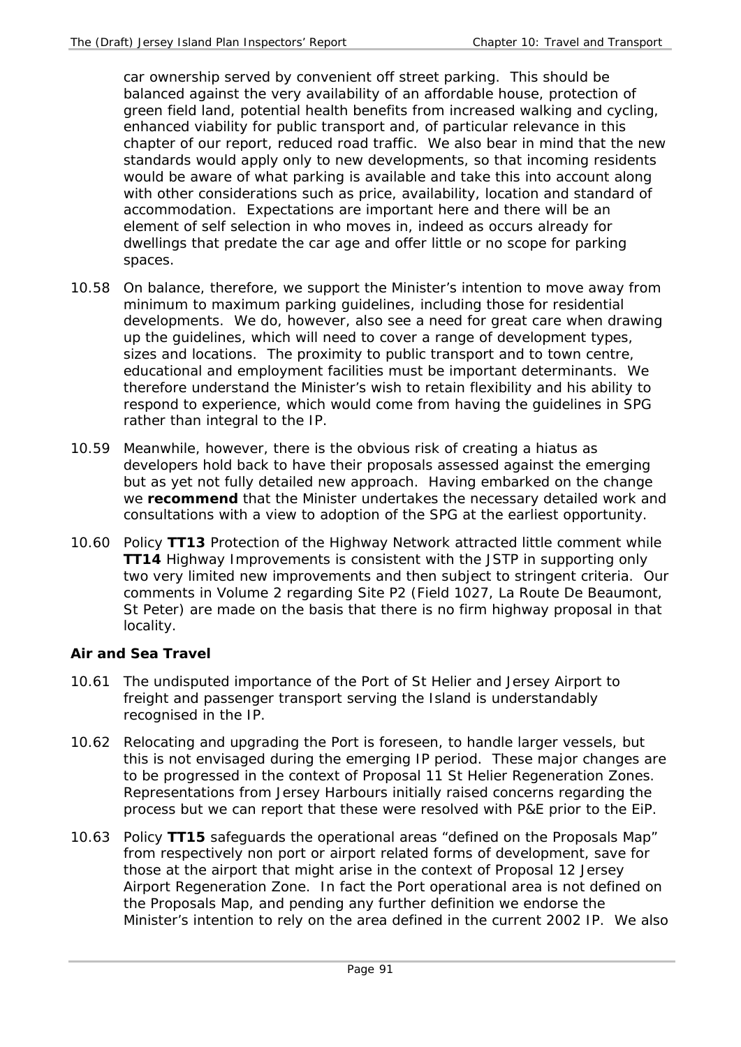car ownership served by convenient off street parking. This should be balanced against the very availability of an affordable house, protection of green field land, potential health benefits from increased walking and cycling, enhanced viability for public transport and, of particular relevance in this chapter of our report, reduced road traffic. We also bear in mind that the new standards would apply only to new developments, so that incoming residents would be aware of what parking is available and take this into account along with other considerations such as price, availability, location and standard of accommodation. Expectations are important here and there will be an element of self selection in who moves in, indeed as occurs already for dwellings that predate the car age and offer little or no scope for parking spaces.

10.58 On balance, therefore, we support the Minister's intention to move away from minimum to maximum parking guidelines, including those for residential developments. We do, however, also see a need for great care when drawing up the guidelines, which will need to cover a range of development types, sizes and locations. The proximity to public transport and to town centre, educational and employment facilities must be important determinants. We therefore understand the Minister's wish to retain flexibility and his ability to respond to experience, which would come from having the guidelines in SPG rather than integral to the IP.

10.59 Meanwhile, however, there is the obvious risk of creating a hiatus as developers hold back to have their proposals assessed against the emerging but as yet not fully detailed new approach. Having embarked on the change we **recommend** that the Minister undertakes the necessary detailed work and consultations with a view to adoption of the SPG at the earliest opportunity.

10.60 Policy **TT13** Protection of the Highway Network attracted little comment while **TT14** Highway Improvements is consistent with the JSTP in supporting only two very limited new improvements and then subject to stringent criteria. Our comments in Volume 2 regarding Site P2 (Field 1027, La Route De Beaumont, St Peter) are made on the basis that there is no firm highway proposal in that locality.

### Air and Sea Travel

10.61 The undisputed importance of the Port of St Helier and Jersey Airport to freight and passenger transport serving the Island is understandably recognised in the IP.

10.62 Relocating and upgrading the Port is foreseen, to handle larger vessels, but this is not envisaged during the emerging IP period. These major changes are to be progressed in the context of Proposal 11 St Helier Regeneration Zones. Representations from Jersey Harbours initially raised concerns regarding the process but we can report that these were resolved with P&E prior to the EiP.

10.63 Policy **TT15** safeguards the operational areas "defined on the Proposals Map" from respectively non port or airport related forms of development, save for those at the airport that might arise in the context of Proposal 12 Jersey Airport Regeneration Zone. In fact the Port operational area is not defined on the Proposals Map, and pending any further definition we endorse the Minister's intention to rely on the area defined in the current 2002 IP. We also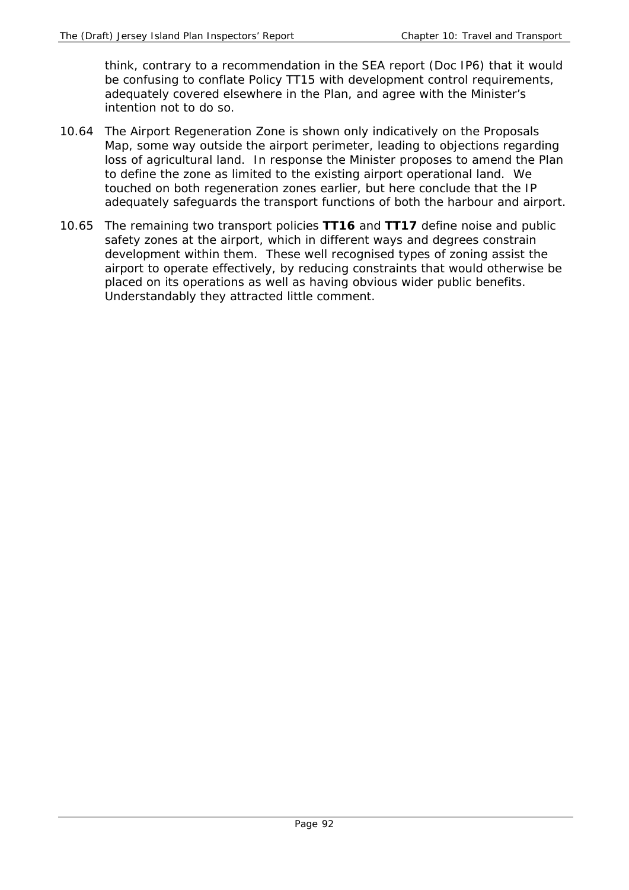think, contrary to a recommendation in the SEA report (Doc IP6) that it would be confusing to conflate Policy TT15 with development control requirements, adequately covered elsewhere in the Plan, and agree with the Minister's intention not to do so.

10.64 The Airport Regeneration Zone is shown only indicatively on the Proposals Map, some way outside the airport perimeter, leading to objections regarding loss of agricultural land. In response the Minister proposes to amend the Plan to define the zone as limited to the existing airport operational land. We touched on both regeneration zones earlier, but here conclude that the IP adequately safeguards the transport functions of both the harbour and airport.

10.65 The remaining two transport policies **TT16** and **TT17** define noise and public safety zones at the airport, which in different ways and degrees constrain development within them. These well recognised types of zoning assist the airport to operate effectively, by reducing constraints that would otherwise be placed on its operations as well as having obvious wider public benefits. Understandably they attracted little comment.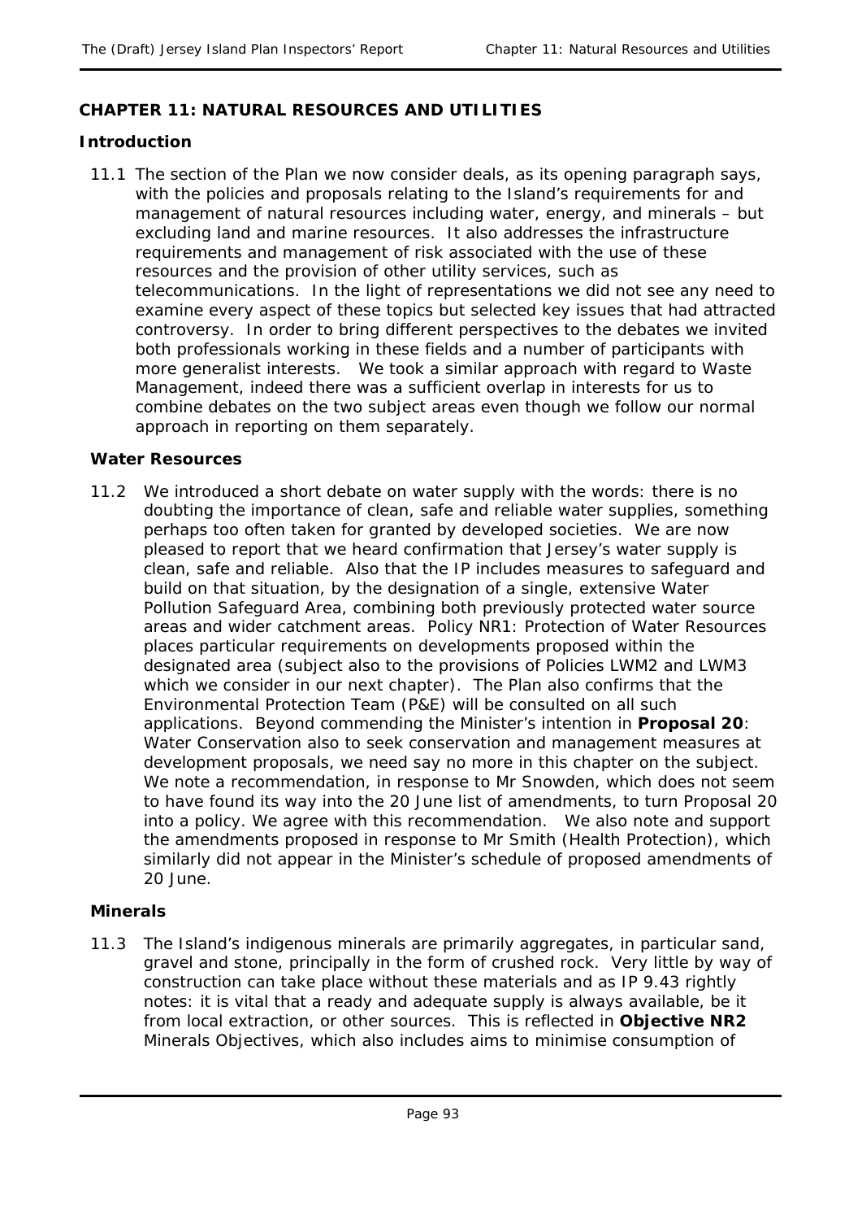## CHAPTER 11: NATURAL RESOURCES AND UTILITIES

### Introduction

11.1 The section of the Plan we now consider deals, as its opening paragraph says, with the policies and proposals relating to the Island's requirements for and management of natural resources including water, energy, and minerals – but excluding land and marine resources. It also addresses the infrastructure requirements and management of risk associated with the use of these resources and the provision of other utility services, such as telecommunications. In the light of representations we did not see any need to examine every aspect of these topics but selected key issues that had attracted controversy. In order to bring different perspectives to the debates we invited both professionals working in these fields and a number of participants with more generalist interests. We took a similar approach with regard to Waste Management, indeed there was a sufficient overlap in interests for us to combine debates on the two subject areas even though we follow our normal approach in reporting on them separately.

### Water Resources

11.2 We introduced a short debate on water supply with the words: *there is no doubting the importance of clean, safe and reliable water supplies, something perhaps too often taken for granted by developed societies*. We are now pleased to report that we heard confirmation that Jersey's water supply is clean, safe and reliable. Also that the IP includes measures to safeguard and build on that situation, by the designation of a single, extensive Water Pollution Safeguard Area, combining both previously protected water source areas and wider catchment areas. Policy NR1: Protection of Water Resources places particular requirements on developments proposed within the designated area (subject also to the provisions of Policies LWM2 and LWM3 which we consider in our next chapter). The Plan also confirms that the Environmental Protection Team (P&E) will be consulted on all such applications. Beyond commending the Minister's intention in **Proposal 20**: Water Conservation also to seek conservation and management measures at development proposals, we need say no more in this chapter on the subject. We note a recommendation, in response to Mr Snowden, which does not seem to have found its way into the 20 June list of amendments, to turn Proposal 20 into a policy. We agree with this recommendation. We also note and support the amendments proposed in response to Mr Smith (Health Protection), which similarly did not appear in the Minister's schedule of proposed amendments of 20 June.

### Minerals

11.3 The Island's indigenous minerals are primarily aggregates, in particular sand, gravel and stone, principally in the form of crushed rock. Very little by way of construction can take place without these materials and as IP 9.43 rightly notes: *it is vital that a ready and adequate supply is always available, be it from local extraction, or other sources*. This is reflected in **Objective NR2** Minerals Objectives, which also includes aims to minimise consumption of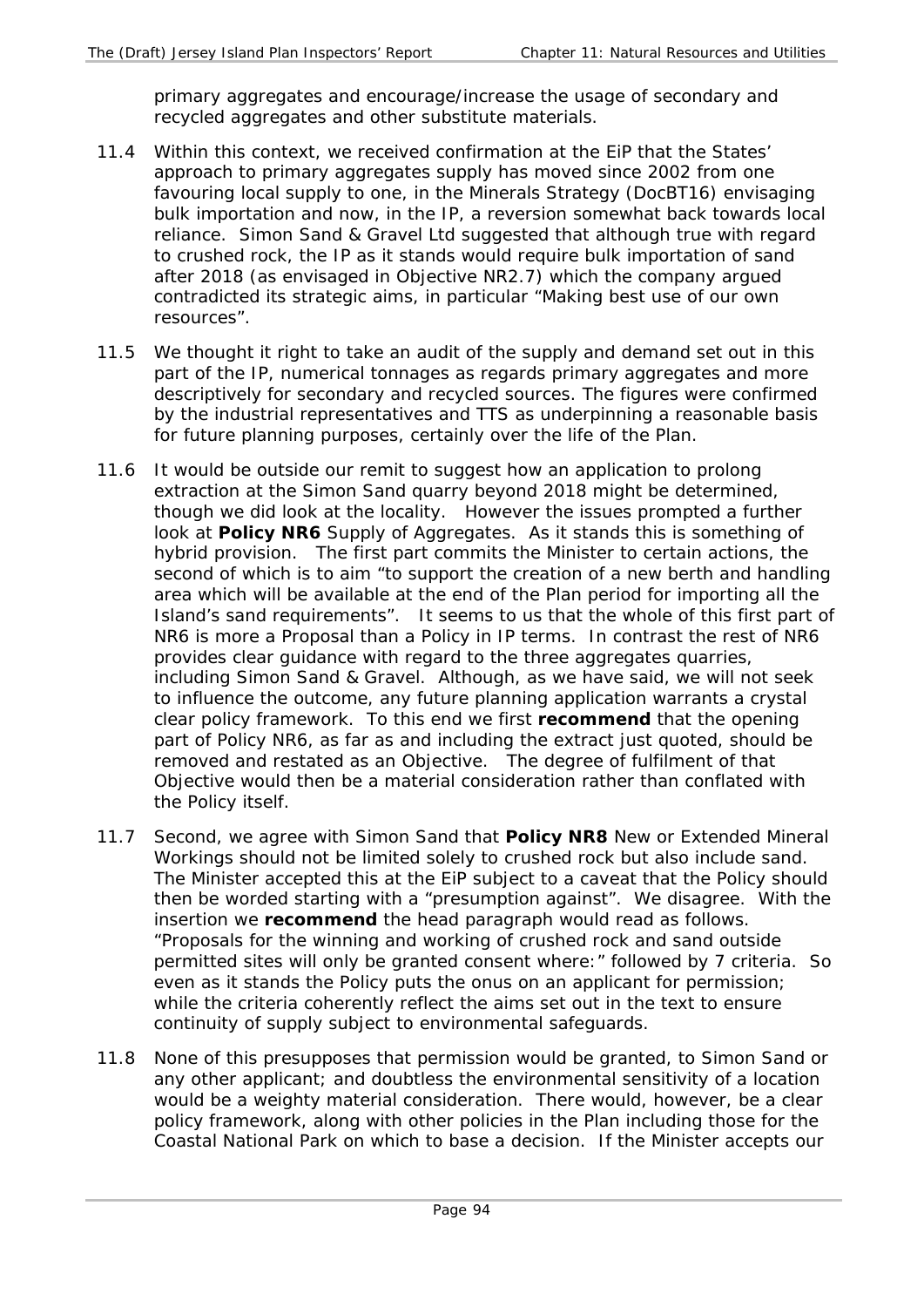primary aggregates and encourage/increase the usage of secondary and recycled aggregates and other substitute materials.

11.4 Within this context, we received confirmation at the EiP that the States' approach to primary aggregates supply has moved since 2002 from one favouring local supply to one, in the Minerals Strategy (DocBT16) envisaging bulk importation and now, in the IP, a reversion somewhat back towards local reliance. Simon Sand & Gravel Ltd suggested that although true with regard to crushed rock, the IP as it stands would require bulk importation of sand after 2018 (as envisaged in Objective NR2.7) which the company argued contradicted its strategic aims, in particular "Making best use of our own resources".

11.5 We thought it right to take an audit of the supply and demand set out in this part of the IP, numerical tonnages as regards primary aggregates and more descriptively for secondary and recycled sources. The figures were confirmed by the industrial representatives and TTS as underpinning a reasonable basis for future planning purposes, certainly over the life of the Plan.

11.6 It would be outside our remit to suggest how an application to prolong extraction at the Simon Sand quarry beyond 2018 might be determined, though we did look at the locality. However the issues prompted a further look at **Policy NR6** Supply of Aggregates. As it stands this is something of hybrid provision. The first part commits the Minister to certain actions, the second of which is to aim "to support the creation of a new berth and handling area which will be available at the end of the Plan period for importing all the Island's sand requirements". It seems to us that the whole of this first part of NR6 is more a Proposal than a Policy in IP terms. In contrast the rest of NR6 provides clear guidance with regard to the three aggregates quarries, including Simon Sand & Gravel. Although, as we have said, we will not seek to influence the outcome, any future planning application warrants a crystal clear policy framework. To this end we first **recommend** that the opening part of Policy NR6, as far as and including the extract just quoted, should be removed and restated as an Objective. The degree of fulfilment of that Objective would then be a material consideration rather than conflated with the Policy itself.

11.7 Second, we agree with Simon Sand that **Policy NR8** New or Extended Mineral Workings should not be limited solely to crushed rock but also include sand. The Minister accepted this at the EiP subject to a caveat that the Policy should then be worded starting with a "presumption against". We disagree. With the insertion we **recommend** the head paragraph would read as follows. "Proposals for the winning and working of crushed rock and sand outside permitted sites will only be granted consent where:" followed by 7 criteria. So even as it stands the Policy puts the onus on an applicant for permission; while the criteria coherently reflect the aims set out in the text to ensure continuity of supply subject to environmental safeguards.

11.8 None of this presupposes that permission would be granted, to Simon Sand or any other applicant; and doubtless the environmental sensitivity of a location would be a weighty material consideration. There would, however, be a clear policy framework, along with other policies in the Plan including those for the Coastal National Park on which to base a decision. If the Minister accepts our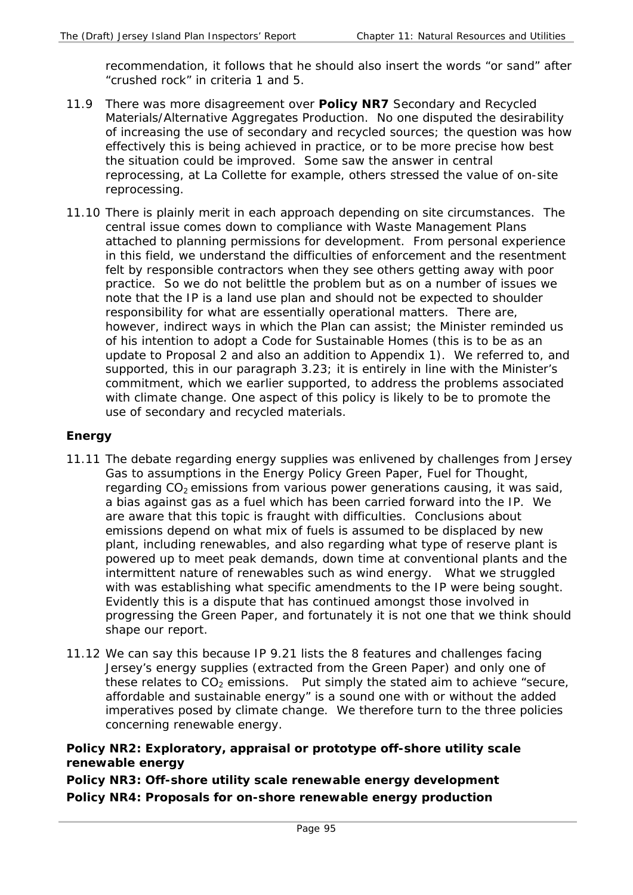recommendation, it follows that he should also insert the words "or sand" after "crushed rock" in criteria 1 and 5.

11.9 There was more disagreement over **Policy NR7** Secondary and Recycled Materials/Alternative Aggregates Production. No one disputed the desirability of increasing the use of secondary and recycled sources; the question was how effectively this is being achieved in practice, or to be more precise how best the situation could be improved. Some saw the answer in central reprocessing, at La Collette for example, others stressed the value of on-site reprocessing.

11.10 There is plainly merit in each approach depending on site circumstances. The central issue comes down to compliance with Waste Management Plans attached to planning permissions for development. From personal experience in this field, we understand the difficulties of enforcement and the resentment felt by responsible contractors when they see others getting away with poor practice. So we do not belittle the problem but as on a number of issues we note that the IP is a land use plan and should not be expected to shoulder responsibility for what are essentially operational matters. There are, however, indirect ways in which the Plan can assist; the Minister reminded us of his intention to adopt a Code for Sustainable Homes (this is to be as an update to Proposal 2 and also an addition to Appendix 1). We referred to, and supported, this in our paragraph 3.23; it is entirely in line with the Minister's commitment, which we earlier supported, to address the problems associated with climate change. One aspect of this policy is likely to be to promote the use of secondary and recycled materials.

### Energy

11.11 The debate regarding energy supplies was enlivened by challenges from Jersey Gas to assumptions in the Energy Policy Green Paper, Fuel for Thought, regarding $CO_2$ emissions from various power generations causing, it was said, a bias against gas as a fuel which has been carried forward into the IP. We are aware that this topic is fraught with difficulties. Conclusions about emissions depend on what mix of fuels is assumed to be displaced by new plant, including renewables, and also regarding what type of reserve plant is powered up to meet peak demands, down time at conventional plants and the intermittent nature of renewables such as wind energy. What we struggled with was establishing what specific amendments to the IP were being sought. Evidently this is a dispute that has continued amongst those involved in progressing the Green Paper, and fortunately it is not one that we think should shape our report.

11.12 We can say this because IP 9.21 lists the 8 features and challenges facing Jersey's energy supplies (extracted from the Green Paper) and only one of these relates to $CO_2$ emissions. Put simply the stated aim to achieve "secure, affordable and sustainable energy" is a sound one with or without the added imperatives posed by climate change. We therefore turn to the three policies concerning renewable energy.

**Policy NR2: Exploratory, appraisal or prototype off-shore utility scale renewable energy**

**Policy NR3: Off-shore utility scale renewable energy development**

**Policy NR4: Proposals for on-shore renewable energy production**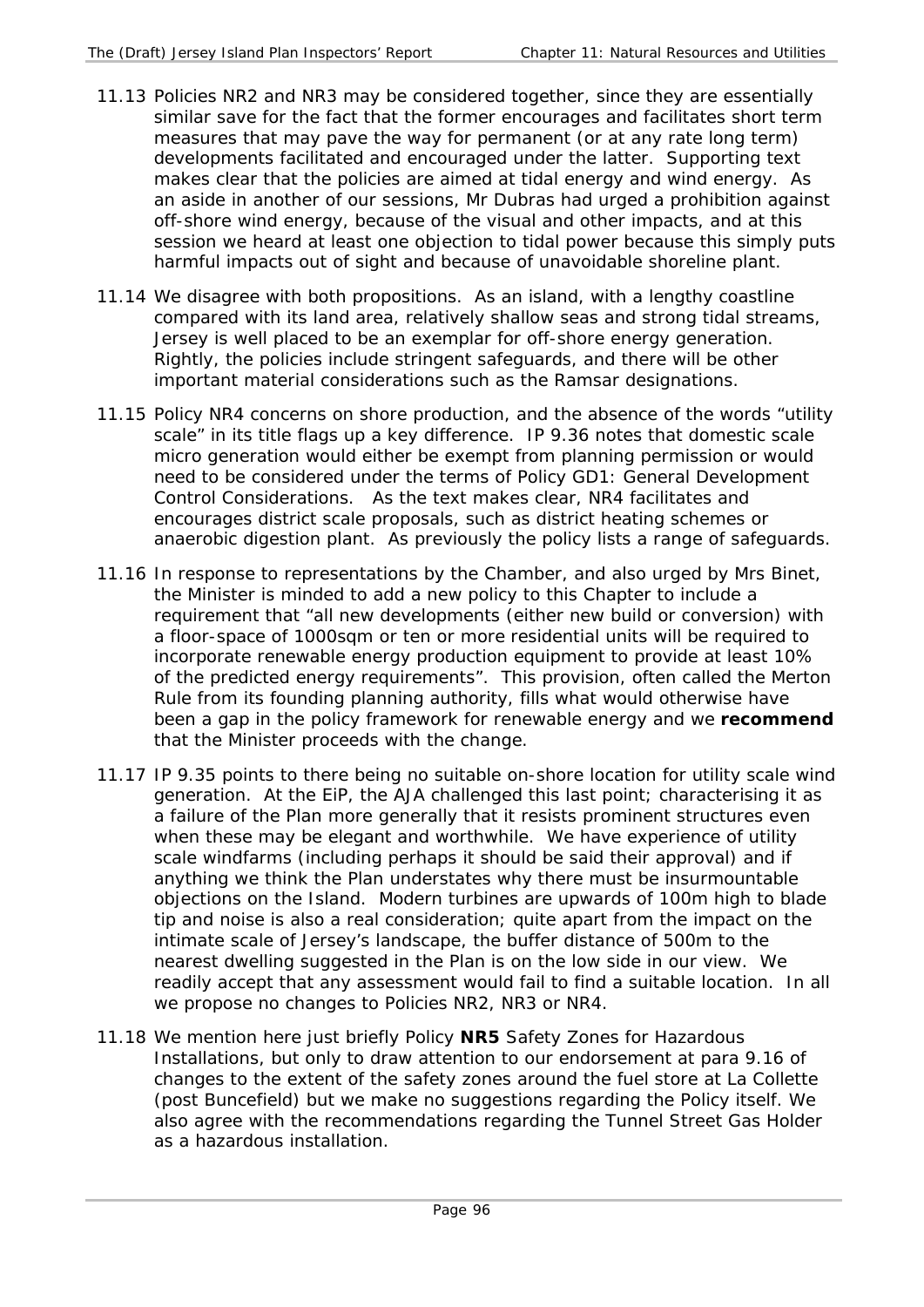11.13 Policies NR2 and NR3 may be considered together, since they are essentially similar save for the fact that the former encourages and facilitates short term measures that may pave the way for permanent (or at any rate long term) developments facilitated and encouraged under the latter. Supporting text makes clear that the policies are aimed at tidal energy and wind energy. As an aside in another of our sessions, Mr Dubras had urged a prohibition against off-shore wind energy, because of the visual and other impacts, and at this session we heard at least one objection to tidal power because this simply puts harmful impacts out of sight and because of unavoidable shoreline plant.

11.14 We disagree with both propositions. As an island, with a lengthy coastline compared with its land area, relatively shallow seas and strong tidal streams, Jersey is well placed to be an exemplar for off-shore energy generation. Rightly, the policies include stringent safeguards, and there will be other important material considerations such as the Ramsar designations.

11.15 Policy NR4 concerns on shore production, and the absence of the words "utility scale" in its title flags up a key difference. IP 9.36 notes that domestic scale micro generation would either be exempt from planning permission or would need to be considered under the terms of Policy GD1: General Development Control Considerations. As the text makes clear, NR4 facilitates and encourages district scale proposals, such as district heating schemes or anaerobic digestion plant. As previously the policy lists a range of safeguards.

11.16 In response to representations by the Chamber, and also urged by Mrs Binet, the Minister is minded to add a new policy to this Chapter to include a requirement that "all new developments (either new build or conversion) with a floor-space of 1000sqm or ten or more residential units will be required to incorporate renewable energy production equipment to provide at least 10% of the predicted energy requirements". This provision, often called the Merton Rule from its founding planning authority, fills what would otherwise have been a gap in the policy framework for renewable energy and we **recommend** that the Minister proceeds with the change.

11.17 IP 9.35 points to there being no suitable on-shore location for utility scale wind generation. At the EiP, the AJA challenged this last point; characterising it as a failure of the Plan more generally that it resists prominent structures even when these may be elegant and worthwhile. We have experience of utility scale windfarms (including perhaps it should be said their approval) and if anything we think the Plan understates why there must be insurmountable objections on the Island. Modern turbines are upwards of 100m high to blade tip and noise is also a real consideration; quite apart from the impact on the intimate scale of Jersey's landscape, the buffer distance of 500m to the nearest dwelling suggested in the Plan is on the low side in our view. We readily accept that any assessment would fail to find a suitable location. In all we propose no changes to Policies NR2, NR3 or NR4.

11.18 We mention here just briefly Policy **NR5** Safety Zones for Hazardous Installations, but only to draw attention to our endorsement at para 9.16 of changes to the extent of the safety zones around the fuel store at La Collette (post Buncefield) but we make no suggestions regarding the Policy itself. We also agree with the recommendations regarding the Tunnel Street Gas Holder as a hazardous installation.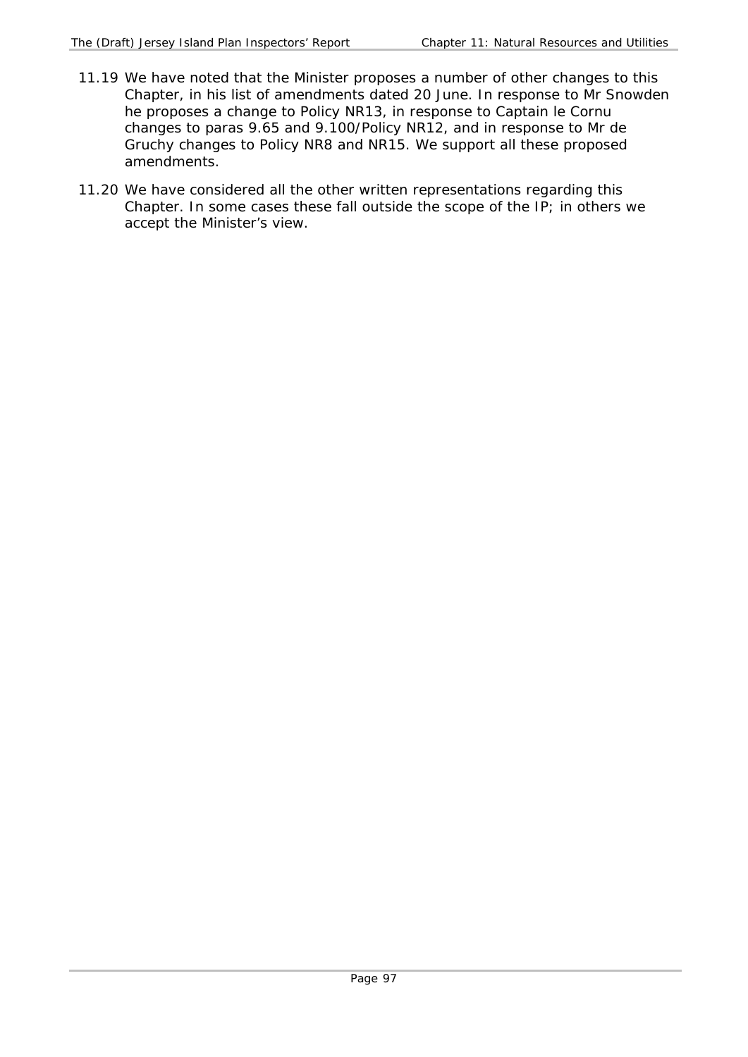11.19 We have noted that the Minister proposes a number of other changes to this Chapter, in his list of amendments dated 20 June. In response to Mr Snowden he proposes a change to Policy NR13, in response to Captain le Cornu changes to paras 9.65 and 9.100/Policy NR12, and in response to Mr de Gruchy changes to Policy NR8 and NR15. We support all these proposed amendments.

11.20 We have considered all the other written representations regarding this Chapter. In some cases these fall outside the scope of the IP; in others we accept the Minister's view.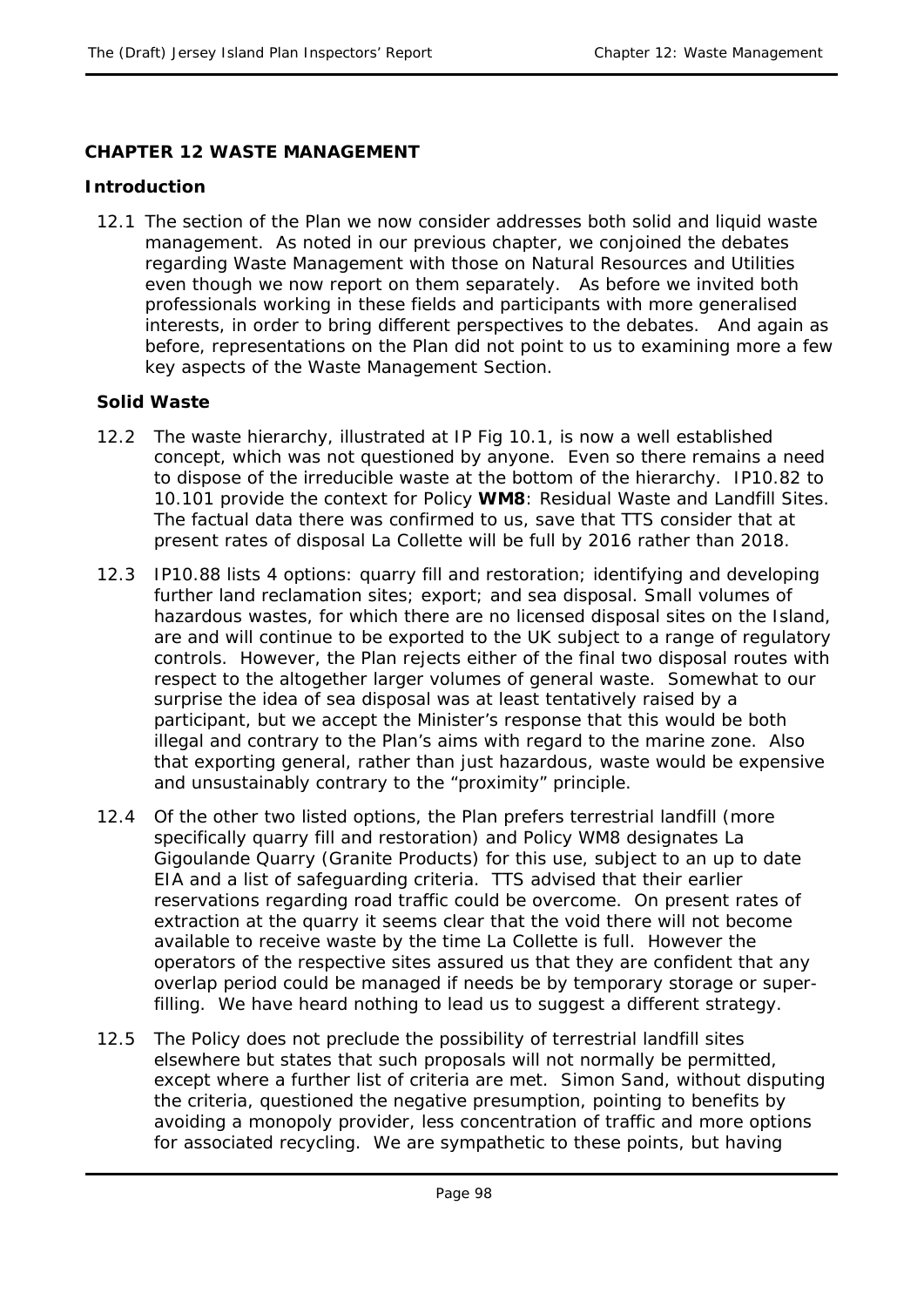## CHAPTER 12 WASTE MANAGEMENT

### Introduction

12.1 The section of the Plan we now consider addresses both solid and liquid waste management. As noted in our previous chapter, we conjoined the debates regarding Waste Management with those on Natural Resources and Utilities even though we now report on them separately. As before we invited both professionals working in these fields and participants with more generalised interests, in order to bring different perspectives to the debates. And again as before, representations on the Plan did not point to us to examining more a few key aspects of the Waste Management Section.

### Solid Waste

12.2 The waste hierarchy, illustrated at IP Fig 10.1, is now a well established concept, which was not questioned by anyone. Even so there remains a need to dispose of the irreducible waste at the bottom of the hierarchy. IP10.82 to 10.101 provide the context for Policy **WM8**: Residual Waste and Landfill Sites. The factual data there was confirmed to us, save that TTS consider that at present rates of disposal La Collette will be full by 2016 rather than 2018.

12.3 IP10.88 lists 4 options: quarry fill and restoration; identifying and developing further land reclamation sites; export; and sea disposal. Small volumes of hazardous wastes, for which there are no licensed disposal sites on the Island, are and will continue to be exported to the UK subject to a range of regulatory controls. However, the Plan rejects either of the final two disposal routes with respect to the altogether larger volumes of general waste. Somewhat to our surprise the idea of sea disposal was at least tentatively raised by a participant, but we accept the Minister's response that this would be both illegal and contrary to the Plan's aims with regard to the marine zone. Also that exporting general, rather than just hazardous, waste would be expensive and unsustainably contrary to the "proximity" principle.

12.4 Of the other two listed options, the Plan prefers terrestrial landfill (more specifically quarry fill and restoration) and Policy WM8 designates La Gigoulande Quarry (Granite Products) for this use, subject to an up to date EIA and a list of safeguarding criteria. TTS advised that their earlier reservations regarding road traffic could be overcome. On present rates of extraction at the quarry it seems clear that the void there will not become available to receive waste by the time La Collette is full. However the operators of the respective sites assured us that they are confident that any overlap period could be managed if needs be by temporary storage or super-filling. We have heard nothing to lead us to suggest a different strategy.

12.5 The Policy does not preclude the possibility of terrestrial landfill sites elsewhere but states that such proposals will not normally be permitted, except where a further list of criteria are met. Simon Sand, without disputing the criteria, questioned the negative presumption, pointing to benefits by avoiding a monopoly provider, less concentration of traffic and more options for associated recycling. We are sympathetic to these points, but having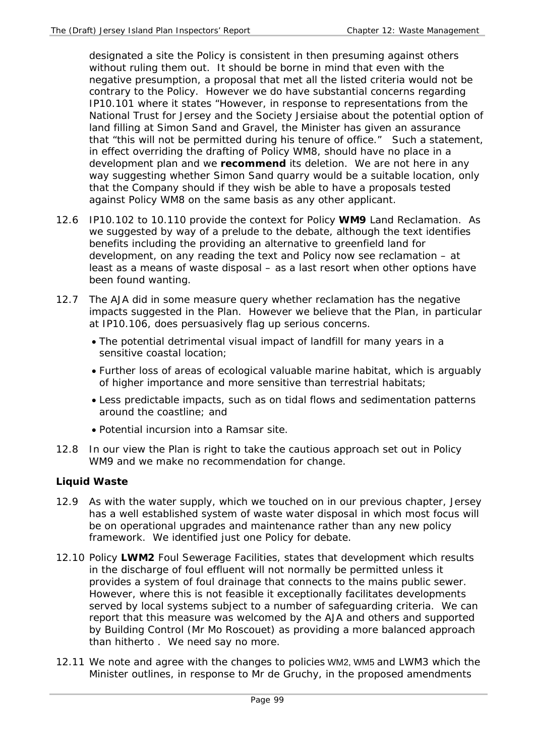designated a site the Policy is consistent in then presuming against others without ruling them out. It should be borne in mind that even with the negative presumption, a proposal that met all the listed criteria would not be contrary to the Policy. However we do have substantial concerns regarding IP10.101 where it states "However, in response to representations from the National Trust for Jersey and the Society Jersiaise about the potential option of land filling at Simon Sand and Gravel, the Minister has given an assurance that "this will not be permitted during his tenure of office." Such a statement, in effect overriding the drafting of Policy WM8, should have no place in a development plan and we **recommend** its deletion. We are not here in any way suggesting whether Simon Sand quarry would be a suitable location, only that the Company should if they wish be able to have a proposals tested against Policy WM8 on the same basis as any other applicant.

12.6 IP10.102 to 10.110 provide the context for Policy **WM9** Land Reclamation. As we suggested by way of a prelude to the debate, although the text identifies benefits including the providing an alternative to greenfield land for development, on any reading the text and Policy now see reclamation – at least as a means of waste disposal – as a last resort when other options have been found wanting.

12.7 The AJA did in some measure query whether reclamation has the negative impacts suggested in the Plan. However we believe that the Plan, in particular at IP10.106, does persuasively flag up serious concerns.

- The potential detrimental visual impact of landfill for many years in a sensitive coastal location;
- Further loss of areas of ecological valuable marine habitat, which is arguably of higher importance and more sensitive than terrestrial habitats;
- Less predictable impacts, such as on tidal flows and sedimentation patterns around the coastline; and
- Potential incursion into a Ramsar site.

12.8 In our view the Plan is right to take the cautious approach set out in Policy WM9 and we make no recommendation for change.

### Liquid Waste

12.9 As with the water supply, which we touched on in our previous chapter, Jersey has a well established system of waste water disposal in which most focus will be on operational upgrades and maintenance rather than any new policy framework. We identified just one Policy for debate.

12.10 Policy **LWM2** Foul Sewerage Facilities, states that development which results in the discharge of foul effluent will not normally be permitted unless it provides a system of foul drainage that connects to the mains public sewer. However, where this is not feasible it exceptionally facilitates developments served by local systems subject to a number of safeguarding criteria. We can report that this measure was welcomed by the AJA and others and supported by Building Control (Mr Mo Roscouet) as providing a more balanced approach than hitherto . We need say no more.

12.11 We note and agree with the changes to policies WM2, WM5 and LWM3 which the Minister outlines, in response to Mr de Gruchy, in the proposed amendments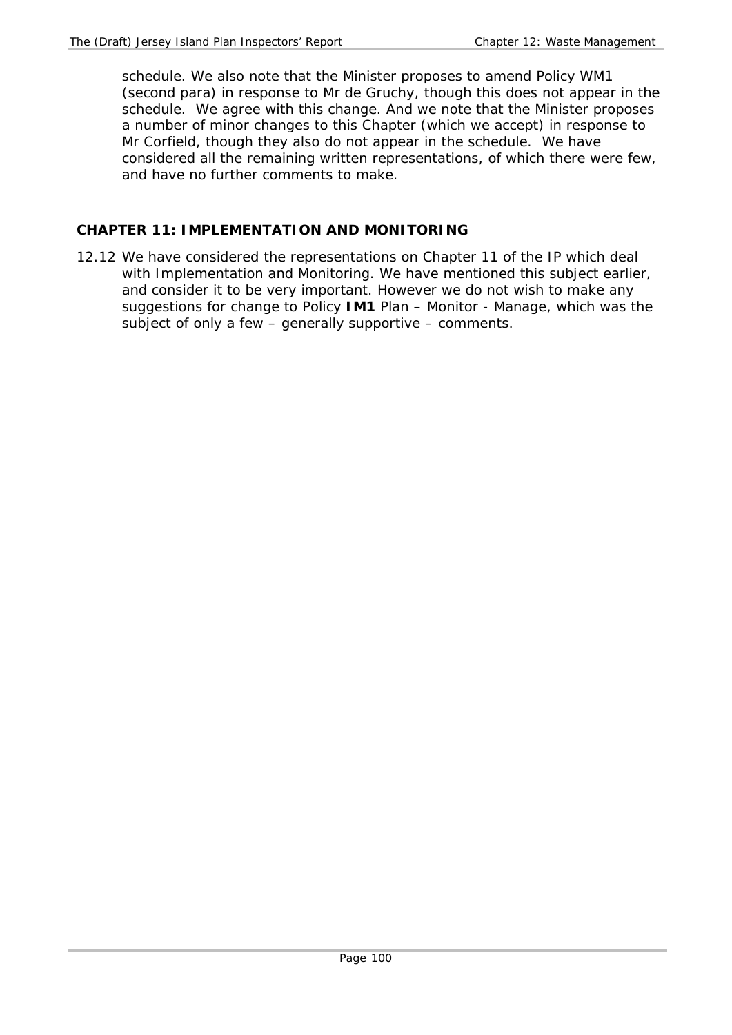schedule. We also note that the Minister proposes to amend Policy WM1 (second para) in response to Mr de Gruchy, though this does not appear in the schedule. We agree with this change. And we note that the Minister proposes a number of minor changes to this Chapter (which we accept) in response to Mr Corfield, though they also do not appear in the schedule. We have considered all the remaining written representations, of which there were few, and have no further comments to make.

## CHAPTER 11: IMPLEMENTATION AND MONITORING

12.12 We have considered the representations on Chapter 11 of the IP which deal with Implementation and Monitoring. We have mentioned this subject earlier, and consider it to be very important. However we do not wish to make any suggestions for change to Policy **IM1** Plan – Monitor - Manage, which was the subject of only a few – generally supportive – comments.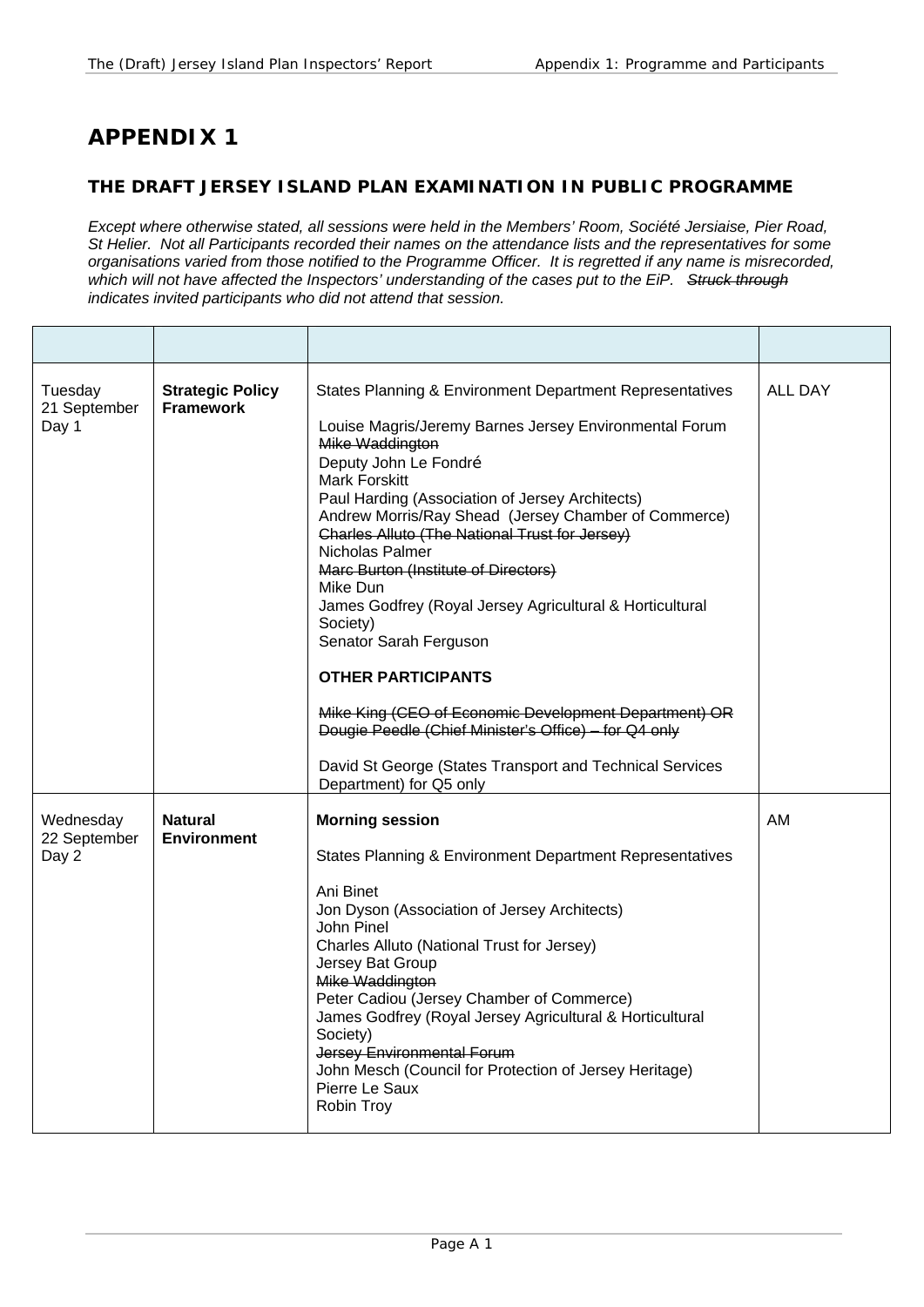# APPENDIX 1

## THE DRAFT JERSEY ISLAND PLAN EXAMINATION IN PUBLIC PROGRAMME

*Except where otherwise stated, all sessions were held in the Members' Room, Société Jersiaise, Pier Road, St Helier. Not all Participants recorded their names on the attendance lists and the representatives for some organisations varied from those notified to the Programme Officer. It is regretted if any name is misrecorded, which will not have affected the Inspectors' understanding of the cases put to the EiP. ~~Struck through~~ indicates invited participants who did not attend that session.*

| | | | |
|---|---|---|---|
| Tuesday 21 September Day 1 | **Strategic Policy Framework** | States Planning & Environment Department Representatives<br><br>Louise Magris/Jeremy Barnes Jersey Environmental Forum<br>~~Mike Waddington~~<br>Deputy John Le Fondré<br>Mark Forskitt<br>Paul Harding (Association of Jersey Architects)<br>Andrew Morris/Ray Shead (Jersey Chamber of Commerce)<br>~~Charles Alluto (The National Trust for Jersey)~~<br>Nicholas Palmer<br>~~Marc Burton (Institute of Directors)~~<br>Mike Dun<br>James Godfrey (Royal Jersey Agricultural & Horticultural Society)<br>Senator Sarah Ferguson<br><br>**OTHER PARTICIPANTS**<br><br>~~Mike King (CEO of Economic Development Department) OR Dougie Peedle (Chief Minister's Office) – for Q4 only~~<br><br>David St George (States Transport and Technical Services Department) for Q5 only | ALL DAY |
| Wednesday 22 September Day 2 | **Natural Environment** | **Morning session**<br><br>States Planning & Environment Department Representatives<br><br>Ani Binet<br>Jon Dyson (Association of Jersey Architects)<br>John Pinel<br>Charles Alluto (National Trust for Jersey)<br>Jersey Bat Group<br>~~Mike Waddington~~<br>Peter Cadiou (Jersey Chamber of Commerce)<br>James Godfrey (Royal Jersey Agricultural & Horticultural Society)<br>~~Jersey Environmental Forum~~<br>John Mesch (Council for Protection of Jersey Heritage)<br>Pierre Le Saux<br>Robin Troy | AM |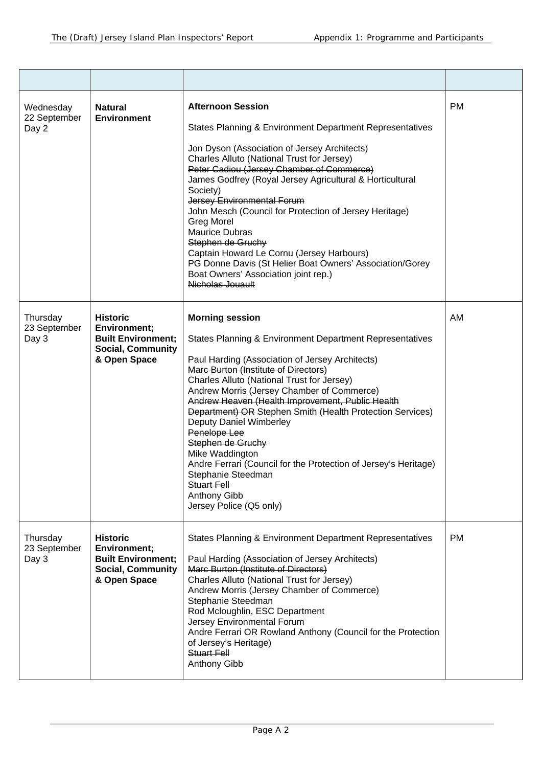| | | | |
|---|---|---|---|
| Wednesday 22 September Day 2 | **Natural Environment** | **Afternoon Session**<br><br>States Planning & Environment Department Representatives<br><br>Jon Dyson (Association of Jersey Architects)<br>Charles Alluto (National Trust for Jersey)<br>~~Peter Cadiou (Jersey Chamber of Commerce)~~<br>James Godfrey (Royal Jersey Agricultural & Horticultural Society)<br>~~Jersey Environmental Forum~~<br>John Mesch (Council for Protection of Jersey Heritage)<br>Greg Morel<br>Maurice Dubras<br>~~Stephen de Gruchy~~<br>Captain Howard Le Cornu (Jersey Harbours)<br>PG Donne Davis (St Helier Boat Owners' Association/Gorey Boat Owners' Association joint rep.)<br>~~Nicholas Jouault~~ | PM |
| Thursday 23 September Day 3 | **Historic Environment; Built Environment; Social, Community & Open Space** | **Morning session**<br><br>States Planning & Environment Department Representatives<br><br>Paul Harding (Association of Jersey Architects)<br>~~Marc Burton (Institute of Directors)~~<br>Charles Alluto (National Trust for Jersey)<br>Andrew Morris (Jersey Chamber of Commerce)<br>~~Andrew Heaven (Health Improvement, Public Health Department) OR~~ Stephen Smith (Health Protection Services)<br>Deputy Daniel Wimberley<br>~~Penelope Lee~~<br>~~Stephen de Gruchy~~<br>Mike Waddington<br>Andre Ferrari (Council for the Protection of Jersey's Heritage)<br>Stephanie Steedman<br>~~Stuart Fell~~<br>Anthony Gibb<br>Jersey Police (Q5 only) | AM |
| Thursday 23 September Day 3 | **Historic Environment; Built Environment; Social, Community & Open Space** | States Planning & Environment Department Representatives<br><br>Paul Harding (Association of Jersey Architects)<br>~~Marc Burton (Institute of Directors)~~<br>Charles Alluto (National Trust for Jersey)<br>Andrew Morris (Jersey Chamber of Commerce)<br>Stephanie Steedman<br>Rod Mcloughlin, ESC Department<br>Jersey Environmental Forum<br>Andre Ferrari OR Rowland Anthony (Council for the Protection of Jersey's Heritage)<br>~~Stuart Fell~~<br>Anthony Gibb | PM |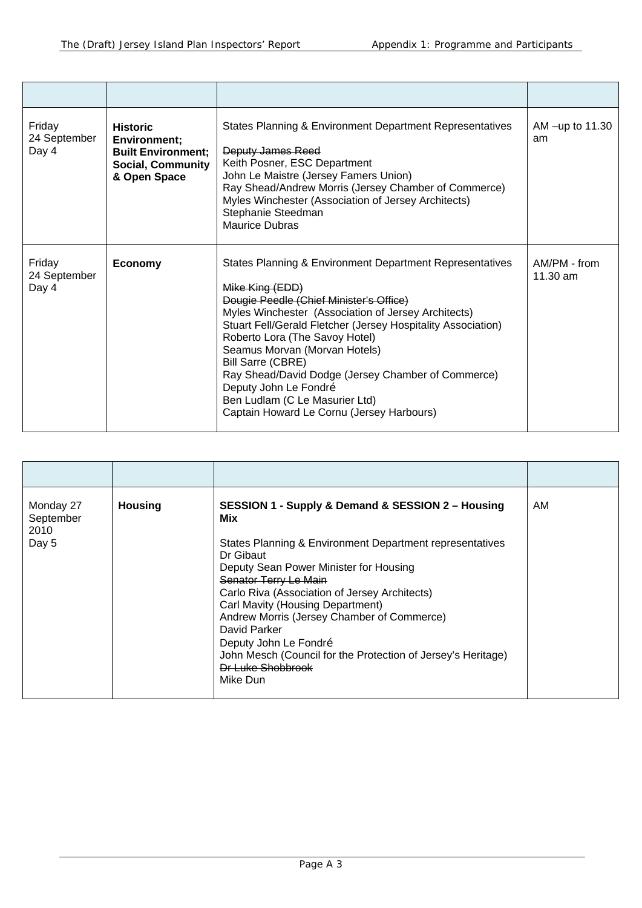| | | | |
|---|---|---|---|
| Friday 24 September Day 4 | **Historic Environment; Built Environment; Social, Community & Open Space** | States Planning & Environment Department Representatives<br><br>~~Deputy James Reed~~<br>Keith Posner, ESC Department<br>John Le Maistre (Jersey Famers Union)<br>Ray Shead/Andrew Morris (Jersey Chamber of Commerce)<br>Myles Winchester (Association of Jersey Architects)<br>Stephanie Steedman<br>Maurice Dubras | AM –up to 11.30 am |
| Friday 24 September Day 4 | **Economy** | States Planning & Environment Department Representatives<br><br>~~Mike King (EDD)~~<br>~~Dougie Peedle (Chief Minister's Office)~~<br>Myles Winchester (Association of Jersey Architects)<br>Stuart Fell/Gerald Fletcher (Jersey Hospitality Association)<br>Roberto Lora (The Savoy Hotel)<br>Seamus Morvan (Morvan Hotels)<br>Bill Sarre (CBRE)<br>Ray Shead/David Dodge (Jersey Chamber of Commerce)<br>Deputy John Le Fondré<br>Ben Ludlam (C Le Masurier Ltd)<br>Captain Howard Le Cornu (Jersey Harbours) | AM/PM - from 11.30 am |

| | | | |
|---|---|---|---|
| Monday 27 September 2010 Day 5 | **Housing** | **SESSION 1 - Supply & Demand & SESSION 2 – Housing Mix**<br><br>States Planning & Environment Department representatives<br>Dr Gibaut<br>Deputy Sean Power Minister for Housing<br>~~Senator Terry Le Main~~<br>Carlo Riva (Association of Jersey Architects)<br>Carl Mavity (Housing Department)<br>Andrew Morris (Jersey Chamber of Commerce)<br>David Parker<br>Deputy John Le Fondré<br>John Mesch (Council for the Protection of Jersey's Heritage)<br>~~Dr Luke Shobbrook~~<br>Mike Dun | AM |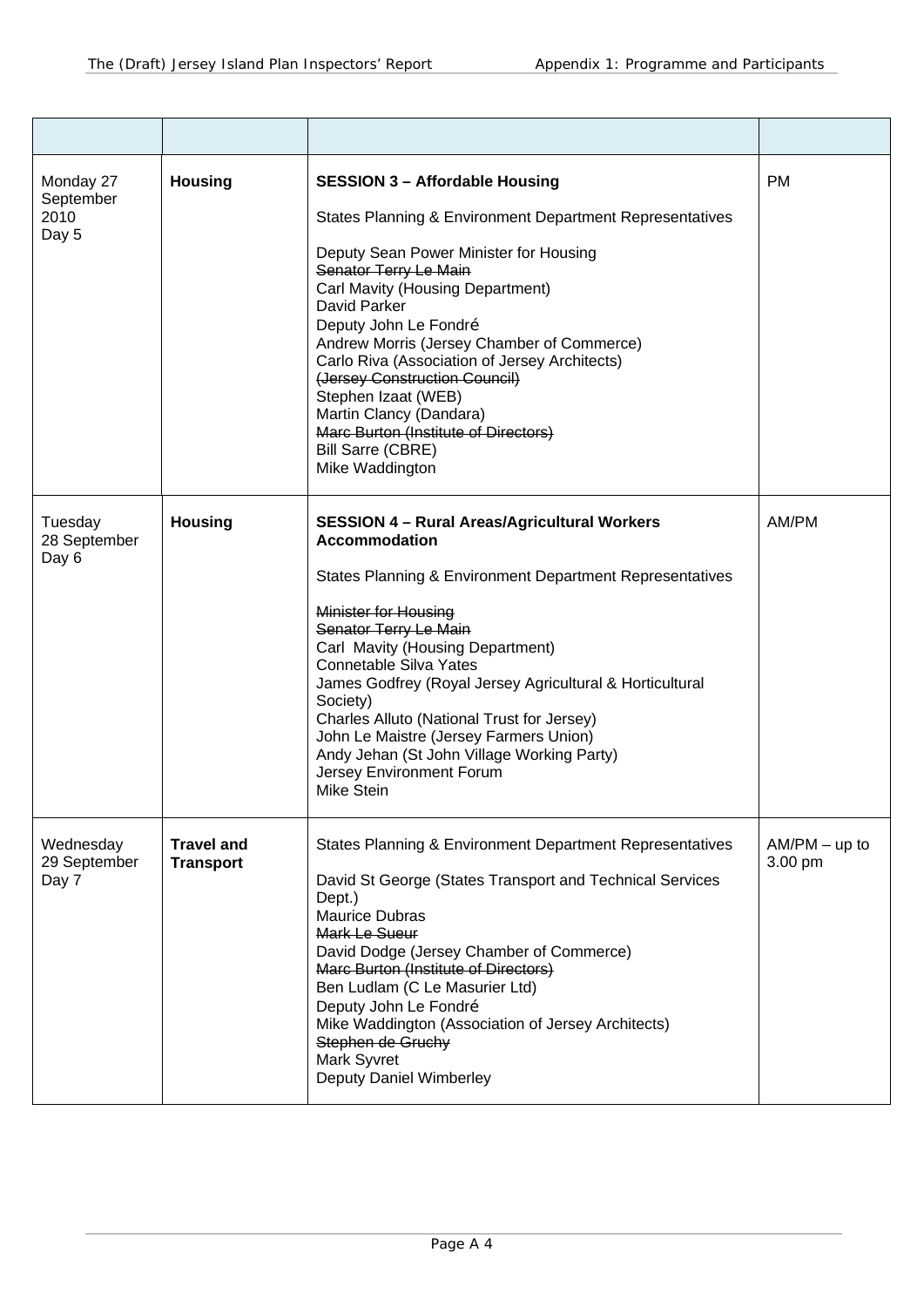| | | | |
|---|---|---|---|
| Monday 27 September 2010 Day 5 | **Housing** | **SESSION 3 – Affordable Housing**<br><br>States Planning & Environment Department Representatives<br><br>Deputy Sean Power Minister for Housing<br>~~Senator Terry Le Main~~<br>Carl Mavity (Housing Department)<br>David Parker<br>Deputy John Le Fondré<br>Andrew Morris (Jersey Chamber of Commerce)<br>Carlo Riva (Association of Jersey Architects)<br>~~(Jersey Construction Council)~~<br>Stephen Izaat (WEB)<br>Martin Clancy (Dandara)<br>~~Marc Burton (Institute of Directors)~~<br>Bill Sarre (CBRE)<br>Mike Waddington | PM |
| Tuesday 28 September Day 6 | **Housing** | **SESSION 4 – Rural Areas/Agricultural Workers Accommodation**<br><br>States Planning & Environment Department Representatives<br><br>~~Minister for Housing~~<br>~~Senator Terry Le Main~~<br>Carl Mavity (Housing Department)<br>Connetable Silva Yates<br>James Godfrey (Royal Jersey Agricultural & Horticultural Society)<br>Charles Alluto (National Trust for Jersey)<br>John Le Maistre (Jersey Farmers Union)<br>Andy Jehan (St John Village Working Party)<br>Jersey Environment Forum<br>Mike Stein | AM/PM |
| Wednesday 29 September Day 7 | **Travel and Transport** | States Planning & Environment Department Representatives<br><br>David St George (States Transport and Technical Services Dept.)<br>Maurice Dubras<br>~~Mark Le Sueur~~<br>David Dodge (Jersey Chamber of Commerce)<br>~~Marc Burton (Institute of Directors)~~<br>Ben Ludlam (C Le Masurier Ltd)<br>Deputy John Le Fondré<br>Mike Waddington (Association of Jersey Architects)<br>~~Stephen de Gruchy~~<br>Mark Syvret<br>Deputy Daniel Wimberley | AM/PM – up to 3.00 pm |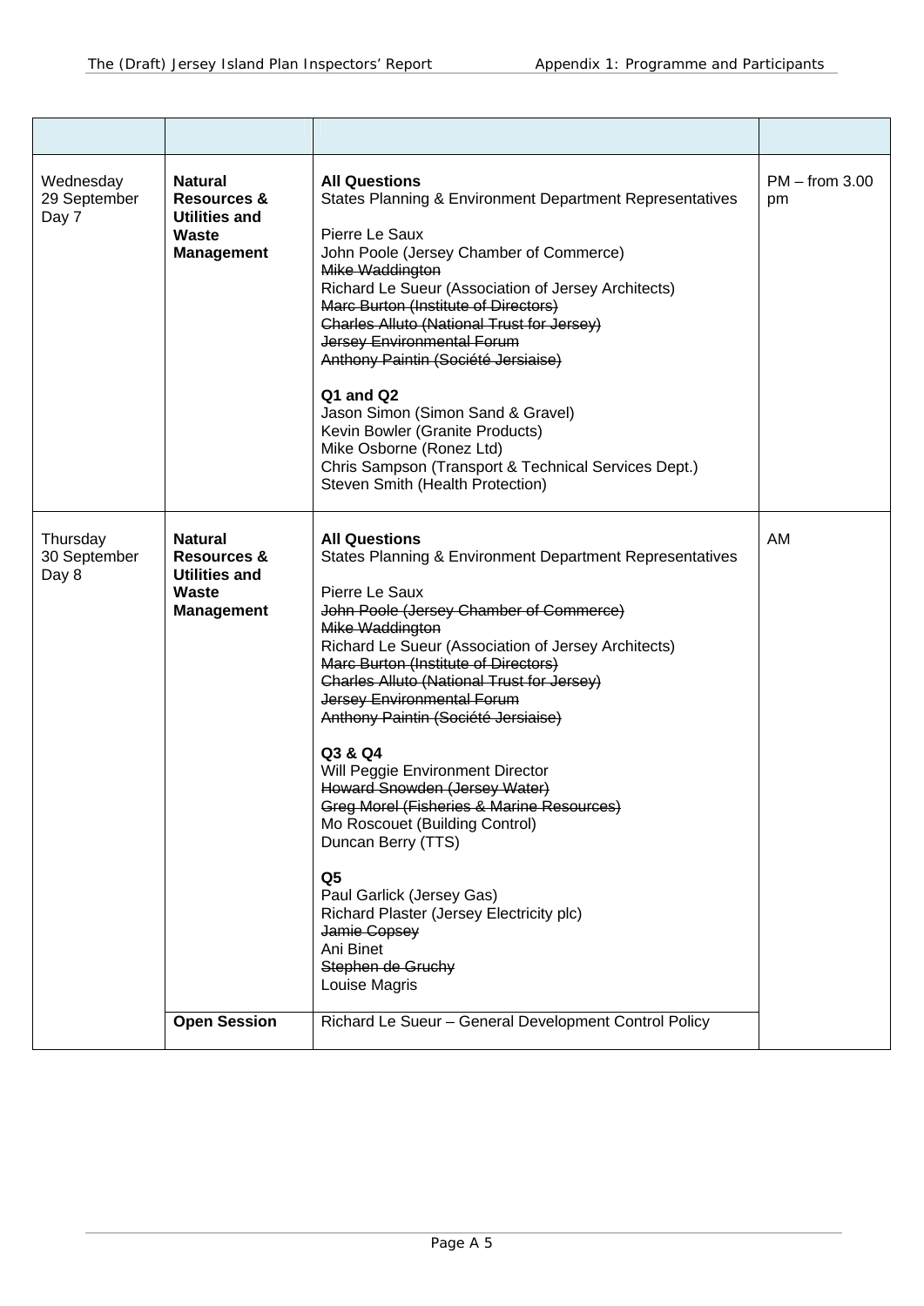| | | | |
|---|---|---|---|
| Wednesday 29 September Day 7 | **Natural Resources & Utilities and Waste Management** | **All Questions**<br>States Planning & Environment Department Representatives<br><br>Pierre Le Saux<br>John Poole (Jersey Chamber of Commerce)<br>~~Mike Waddington~~<br>Richard Le Sueur (Association of Jersey Architects)<br>~~Marc Burton (Institute of Directors)~~<br>~~Charles Alluto (National Trust for Jersey)~~<br>~~Jersey Environmental Forum~~<br>~~Anthony Paintin (Société Jersiaise)~~<br><br>**Q1 and Q2**<br>Jason Simon (Simon Sand & Gravel)<br>Kevin Bowler (Granite Products)<br>Mike Osborne (Ronez Ltd)<br>Chris Sampson (Transport & Technical Services Dept.)<br>Steven Smith (Health Protection) | PM – from 3.00 pm |
| Thursday 30 September Day 8 | **Natural Resources & Utilities and Waste Management** | **All Questions**<br>States Planning & Environment Department Representatives<br><br>Pierre Le Saux<br>~~John Poole (Jersey Chamber of Commerce)~~<br>~~Mike Waddington~~<br>Richard Le Sueur (Association of Jersey Architects)<br>~~Marc Burton (Institute of Directors)~~<br>~~Charles Alluto (National Trust for Jersey)~~<br>~~Jersey Environmental Forum~~<br>~~Anthony Paintin (Société Jersiaise)~~<br><br>**Q3 & Q4**<br>Will Peggie Environment Director<br>~~Howard Snowden (Jersey Water)~~<br>~~Greg Morel (Fisheries & Marine Resources)~~<br>Mo Roscouet (Building Control)<br>Duncan Berry (TTS)<br><br>**Q5**<br>Paul Garlick (Jersey Gas)<br>Richard Plaster (Jersey Electricity plc)<br>~~Jamie Copsey~~<br>Ani Binet<br>~~Stephen de Gruchy~~<br>Louise Magris | AM |
| | **Open Session** | Richard Le Sueur – General Development Control Policy | |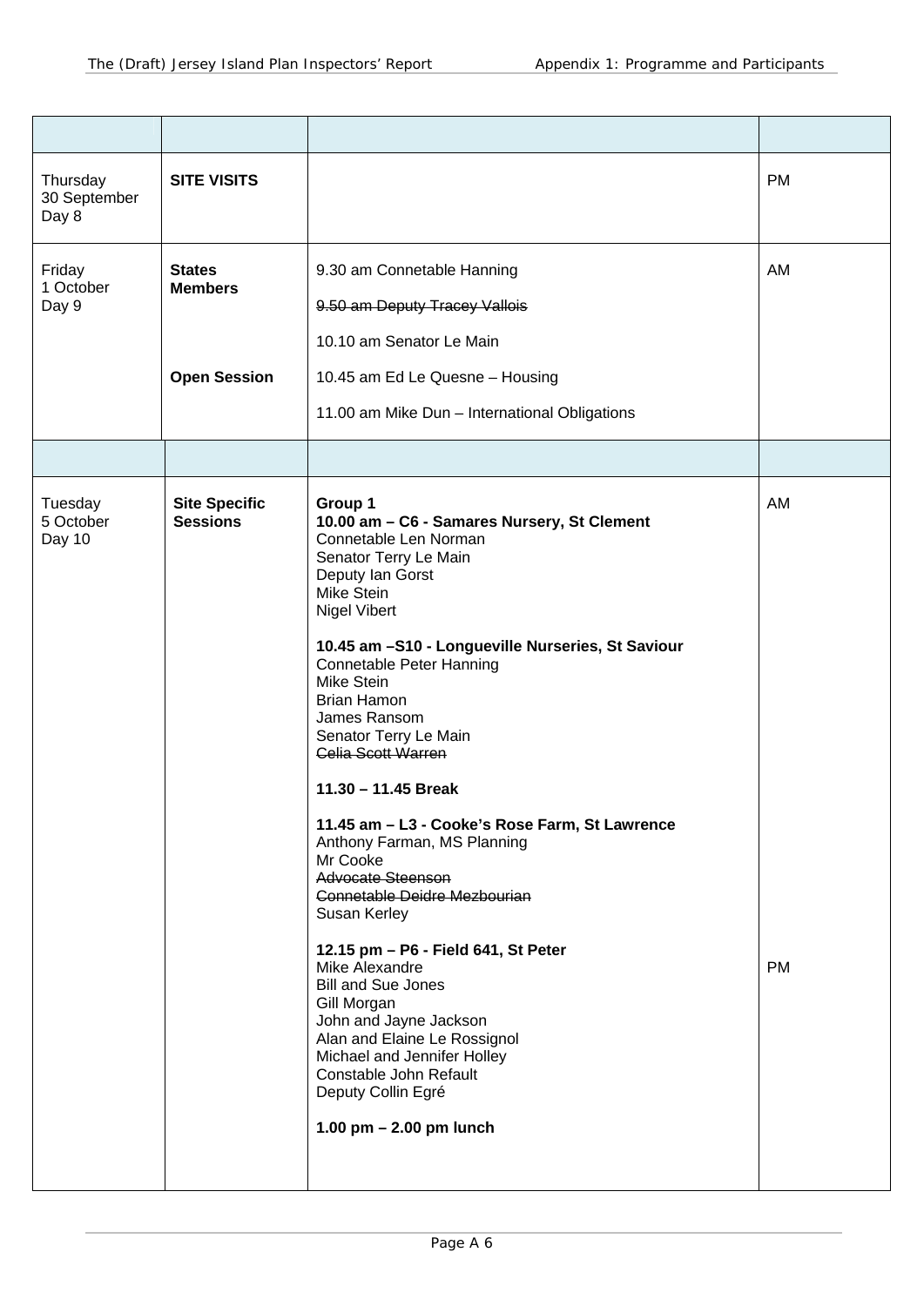| | | | |
|---|---|---|---|
| Thursday<br>30 September<br>Day 8 | **SITE VISITS** | | PM |
| Friday<br>1 October<br>Day 9 | **States Members**<br><br>**Open Session** | 9.30 am Connetable Hanning<br>~~9.50 am Deputy Tracey Vallois~~<br>10.10 am Senator Le Main<br>10.45 am Ed Le Quesne – Housing<br>11.00 am Mike Dun – International Obligations | AM |
| | | | |
| Tuesday<br>5 October<br>Day 10 | **Site Specific Sessions** | **Group 1**<br>**10.00 am – C6 - Samares Nursery, St Clement**<br>Connetable Len Norman<br>Senator Terry Le Main<br>Deputy Ian Gorst<br>Mike Stein<br>Nigel Vibert<br><br>**10.45 am –S10 - Longueville Nurseries, St Saviour**<br>Connetable Peter Hanning<br>Mike Stein<br>Brian Hamon<br>James Ransom<br>Senator Terry Le Main<br>~~Celia Scott Warren~~<br><br>**11.30 – 11.45 Break**<br><br>**11.45 am – L3 - Cooke's Rose Farm, St Lawrence**<br>Anthony Farman, MS Planning<br>Mr Cooke<br>~~Advocate Steenson~~<br>~~Connetable Deidre Mezbourian~~<br>Susan Kerley<br><br>**12.15 pm – P6 - Field 641, St Peter**<br>Mike Alexandre<br>Bill and Sue Jones<br>Gill Morgan<br>John and Jayne Jackson<br>Alan and Elaine Le Rossignol<br>Michael and Jennifer Holley<br>Constable John Refault<br>Deputy Collin Egré<br><br>**1.00 pm – 2.00 pm lunch** | AM<br><br>PM |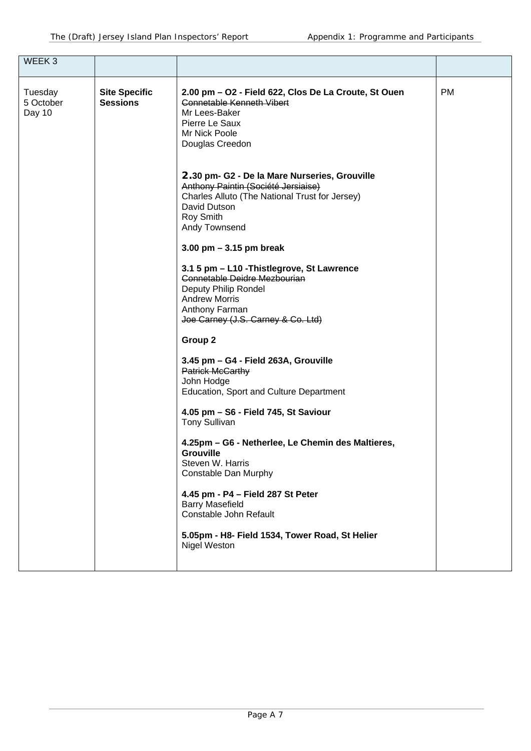| WEEK 3 | | | |
|---|---|---|---|
| Tuesday 5 October Day 10 | **Site Specific Sessions** | **2.00 pm – O2 - Field 622, Clos De La Croute, St Ouen**<br>~~Connetable Kenneth Vibert~~<br>Mr Lees-Baker<br>Pierre Le Saux<br>Mr Nick Poole<br>Douglas Creedon<br><br>**2.30 pm- G2 - De la Mare Nurseries, Grouville**<br>~~Anthony Paintin (Société Jersiaise)~~<br>Charles Alluto (The National Trust for Jersey)<br>David Dutson<br>Roy Smith<br>Andy Townsend<br><br>**3.00 pm – 3.15 pm break**<br><br>**3.1 5 pm – L10 -Thistlegrove, St Lawrence**<br>~~Connetable Deidre Mezbourian~~<br>Deputy Philip Rondel<br>Andrew Morris<br>Anthony Farman<br>~~Joe Carney (J.S. Carney & Co. Ltd)~~<br><br>**Group 2**<br><br>**3.45 pm – G4 - Field 263A, Grouville**<br>~~Patrick McCarthy~~<br>John Hodge<br>Education, Sport and Culture Department<br><br>**4.05 pm – S6 - Field 745, St Saviour**<br>Tony Sullivan<br><br>**4.25pm – G6 - Netherlee, Le Chemin des Maltieres, Grouville**<br>Steven W. Harris<br>Constable Dan Murphy<br><br>**4.45 pm - P4 – Field 287 St Peter**<br>Barry Masefield<br>Constable John Refault<br><br>**5.05pm - H8- Field 1534, Tower Road, St Helier**<br>Nigel Weston | PM |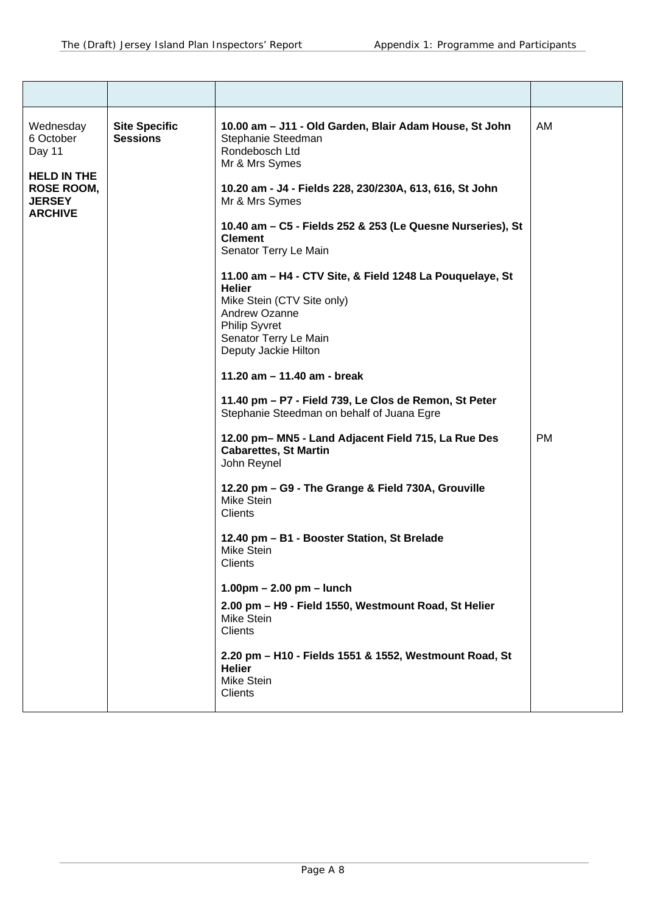| | | | |
|---|---|---|---|
| Wednesday 6 October Day 11<br><br>**HELD IN THE ROSE ROOM, JERSEY ARCHIVE** | **Site Specific Sessions** | **10.00 am – J11 - Old Garden, Blair Adam House, St John**<br>Stephanie Steedman<br>Rondebosch Ltd<br>Mr & Mrs Symes<br><br>**10.20 am - J4 - Fields 228, 230/230A, 613, 616, St John**<br>Mr & Mrs Symes<br><br>**10.40 am – C5 - Fields 252 & 253 (Le Quesne Nurseries), St Clement**<br>Senator Terry Le Main<br><br>**11.00 am – H4 - CTV Site, & Field 1248 La Pouquelaye, St Helier**<br>Mike Stein (CTV Site only)<br>Andrew Ozanne<br>Philip Syvret<br>Senator Terry Le Main<br>Deputy Jackie Hilton<br><br>**11.20 am – 11.40 am - break**<br><br>**11.40 pm – P7 - Field 739, Le Clos de Remon, St Peter**<br>Stephanie Steedman on behalf of Juana Egre | AM |
| | | **12.00 pm– MN5 - Land Adjacent Field 715, La Rue Des Cabarettes, St Martin**<br>John Reynel<br><br>**12.20 pm – G9 - The Grange & Field 730A, Grouville**<br>Mike Stein<br>Clients<br><br>**12.40 pm – B1 - Booster Station, St Brelade**<br>Mike Stein<br>Clients<br><br>**1.00pm – 2.00 pm – lunch**<br><br>**2.00 pm – H9 - Field 1550, Westmount Road, St Helier**<br>Mike Stein<br>Clients<br><br>**2.20 pm – H10 - Fields 1551 & 1552, Westmount Road, St Helier**<br>Mike Stein<br>Clients | PM |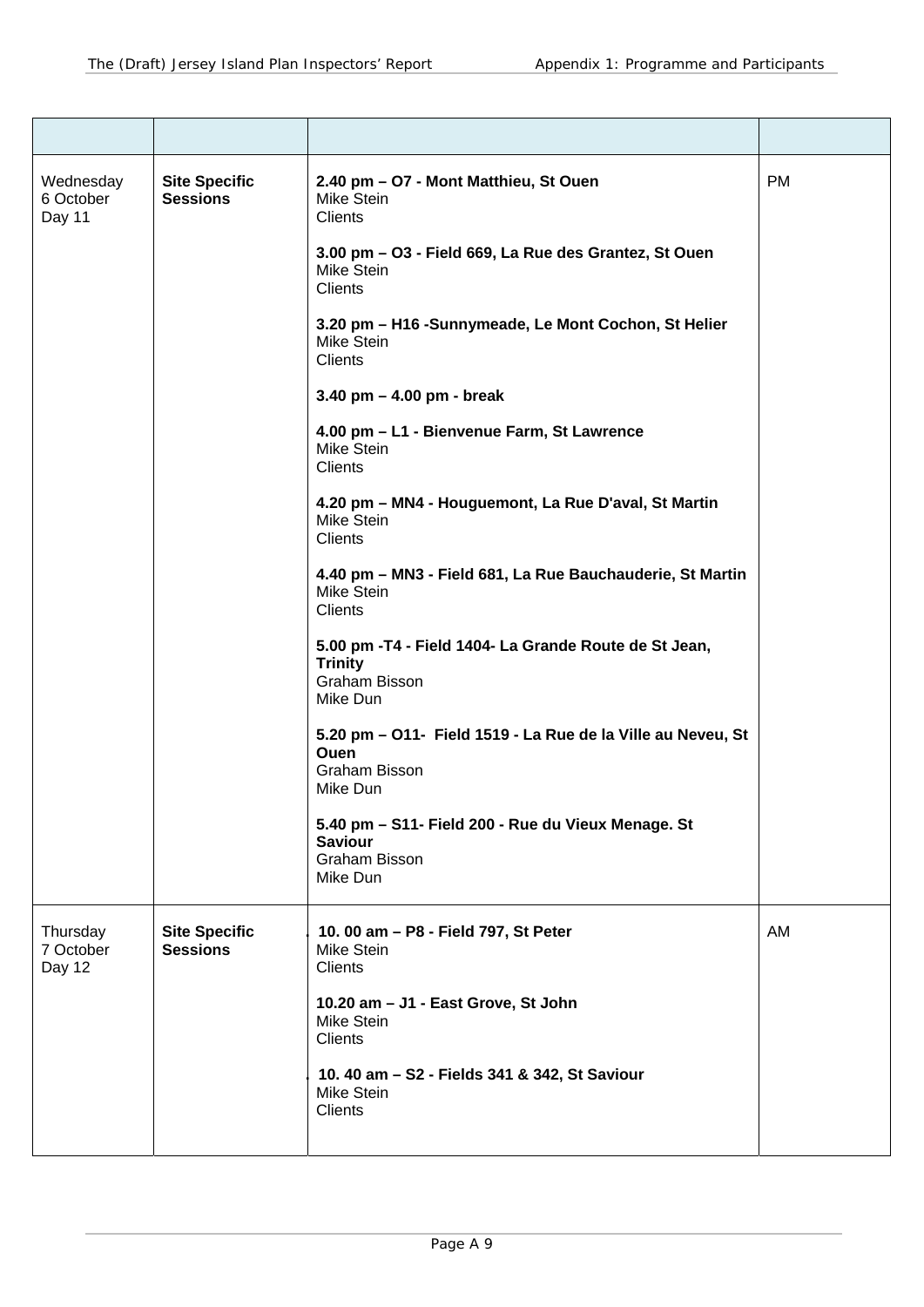| | | | |
|---|---|---|---|
| Wednesday 6 October Day 11 | **Site Specific Sessions** | **2.40 pm – O7 - Mont Matthieu, St Ouen**<br>Mike Stein<br>Clients<br><br>**3.00 pm – O3 - Field 669, La Rue des Grantez, St Ouen**<br>Mike Stein<br>Clients<br><br>**3.20 pm – H16 -Sunnymeade, Le Mont Cochon, St Helier**<br>Mike Stein<br>Clients<br><br>**3.40 pm – 4.00 pm - break**<br><br>**4.00 pm – L1 - Bienvenue Farm, St Lawrence**<br>Mike Stein<br>Clients<br><br>**4.20 pm – MN4 - Houguemont, La Rue D'aval, St Martin**<br>Mike Stein<br>Clients<br><br>**4.40 pm – MN3 - Field 681, La Rue Bauchauderie, St Martin**<br>Mike Stein<br>Clients<br><br>**5.00 pm -T4 - Field 1404- La Grande Route de St Jean, Trinity**<br>Graham Bisson<br>Mike Dun<br><br>**5.20 pm – O11- Field 1519 - La Rue de la Ville au Neveu, St Ouen**<br>Graham Bisson<br>Mike Dun<br><br>**5.40 pm – S11- Field 200 - Rue du Vieux Menage. St Saviour**<br>Graham Bisson<br>Mike Dun | PM |
| Thursday 7 October Day 12 | **Site Specific Sessions** | **10. 00 am – P8 - Field 797, St Peter**<br>Mike Stein<br>Clients<br><br>**10.20 am – J1 - East Grove, St John**<br>Mike Stein<br>Clients<br><br>**10. 40 am – S2 - Fields 341 & 342, St Saviour**<br>Mike Stein<br>Clients | AM |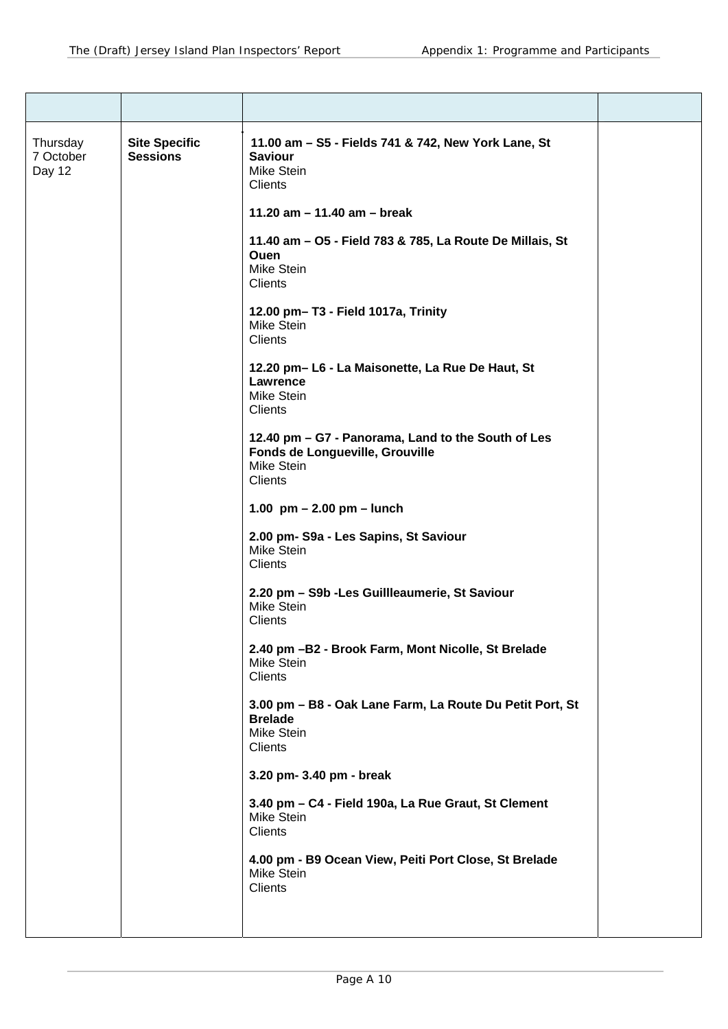| | | | |
|---|---|---|---|
| Thursday<br>7 October<br>Day 12 | **Site Specific Sessions** | **11.00 am – S5 - Fields 741 & 742, New York Lane, St Saviour**<br>Mike Stein<br>Clients<br><br>**11.20 am – 11.40 am – break**<br><br>**11.40 am – O5 - Field 783 & 785, La Route De Millais, St Ouen**<br>Mike Stein<br>Clients<br><br>**12.00 pm– T3 - Field 1017a, Trinity**<br>Mike Stein<br>Clients<br><br>**12.20 pm– L6 - La Maisonette, La Rue De Haut, St Lawrence**<br>Mike Stein<br>Clients<br><br>**12.40 pm – G7 - Panorama, Land to the South of Les Fonds de Longueville, Grouville**<br>Mike Stein<br>Clients<br><br>**1.00 pm – 2.00 pm – lunch**<br><br>**2.00 pm- S9a - Les Sapins, St Saviour**<br>Mike Stein<br>Clients<br><br>**2.20 pm – S9b -Les Guillleaumerie, St Saviour**<br>Mike Stein<br>Clients<br><br>**2.40 pm –B2 - Brook Farm, Mont Nicolle, St Brelade**<br>Mike Stein<br>Clients<br><br>**3.00 pm – B8 - Oak Lane Farm, La Route Du Petit Port, St Brelade**<br>Mike Stein<br>Clients<br><br>**3.20 pm- 3.40 pm - break**<br><br>**3.40 pm – C4 - Field 190a, La Rue Graut, St Clement**<br>Mike Stein<br>Clients<br><br>**4.00 pm - B9 Ocean View, Peiti Port Close, St Brelade**<br>Mike Stein<br>Clients | |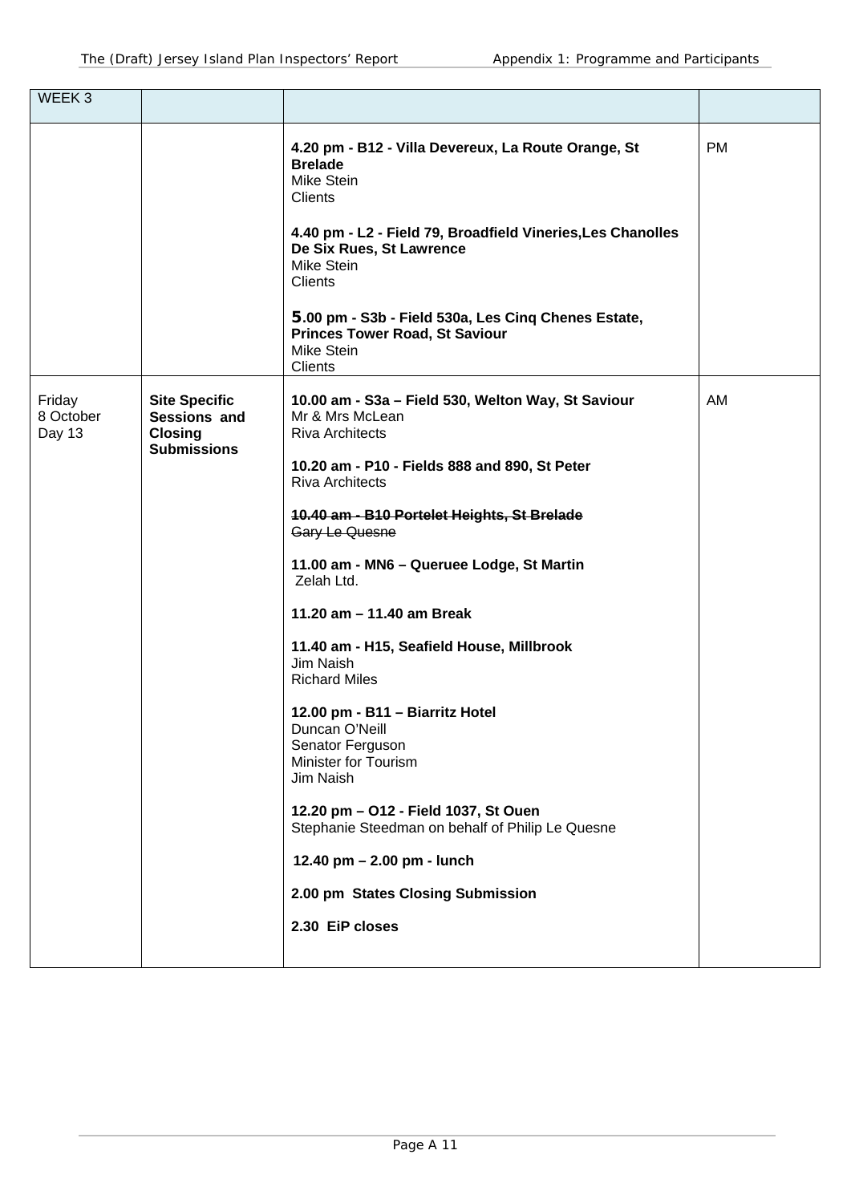| WEEK 3 | | | |
|---|---|---|---|
| | | **4.20 pm - B12 - Villa Devereux, La Route Orange, St Brelade**<br>Mike Stein<br>Clients<br><br>**4.40 pm - L2 - Field 79, Broadfield Vineries,Les Chanolles De Six Rues, St Lawrence**<br>Mike Stein<br>Clients<br><br>**5.00 pm - S3b - Field 530a, Les Cinq Chenes Estate, Princes Tower Road, St Saviour**<br>Mike Stein<br>Clients | PM |
| Friday<br>8 October<br>Day 13 | **Site Specific Sessions and Closing Submissions** | **10.00 am - S3a – Field 530, Welton Way, St Saviour**<br>Mr & Mrs McLean<br>Riva Architects<br><br>**10.20 am - P10 - Fields 888 and 890, St Peter**<br>Riva Architects<br><br>~~**10.40 am - B10 Portelet Heights, St Brelade**~~<br>~~Gary Le Quesne~~<br><br>**11.00 am - MN6 – Queruee Lodge, St Martin**<br>Zelah Ltd.<br><br>**11.20 am – 11.40 am Break**<br><br>**11.40 am - H15, Seafield House, Millbrook**<br>Jim Naish<br>Richard Miles<br><br>**12.00 pm - B11 – Biarritz Hotel**<br>Duncan O'Neill<br>Senator Ferguson<br>Minister for Tourism<br>Jim Naish<br><br>**12.20 pm – O12 - Field 1037, St Ouen**<br>Stephanie Steedman on behalf of Philip Le Quesne<br><br>**12.40 pm – 2.00 pm - lunch**<br><br>**2.00 pm States Closing Submission**<br><br>**2.30 EiP closes** | AM |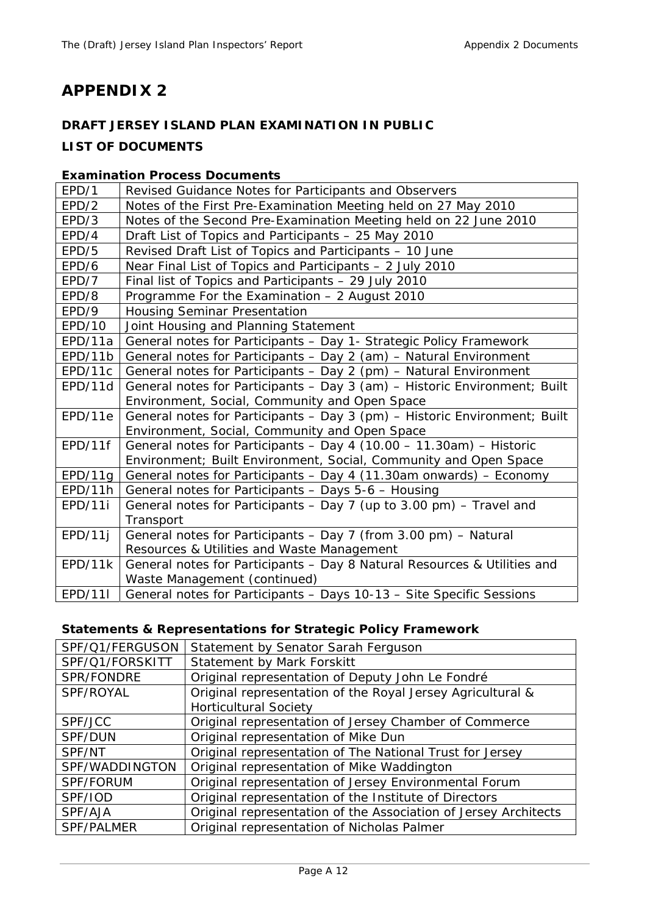# APPENDIX 2

## DRAFT JERSEY ISLAND PLAN EXAMINATION IN PUBLIC

## LIST OF DOCUMENTS

### Examination Process Documents

| | |
|---|---|
| EPD/1 | Revised Guidance Notes for Participants and Observers |
| EPD/2 | Notes of the First Pre-Examination Meeting held on 27 May 2010 |
| EPD/3 | Notes of the Second Pre-Examination Meeting held on 22 June 2010 |
| EPD/4 | Draft List of Topics and Participants – 25 May 2010 |
| EPD/5 | Revised Draft List of Topics and Participants – 10 June |
| EPD/6 | Near Final List of Topics and Participants – 2 July 2010 |
| EPD/7 | Final list of Topics and Participants – 29 July 2010 |
| EPD/8 | Programme For the Examination – 2 August 2010 |
| EPD/9 | Housing Seminar Presentation |
| EPD/10 | Joint Housing and Planning Statement |
| EPD/11a | General notes for Participants – Day 1- Strategic Policy Framework |
| EPD/11b | General notes for Participants – Day 2 (am) – Natural Environment |
| EPD/11c | General notes for Participants – Day 2 (pm) – Natural Environment |
| EPD/11d | General notes for Participants – Day 3 (am) – Historic Environment; Built Environment, Social, Community and Open Space |
| EPD/11e | General notes for Participants – Day 3 (pm) – Historic Environment; Built Environment, Social, Community and Open Space |
| EPD/11f | General notes for Participants – Day 4 (10.00 – 11.30am) – Historic Environment; Built Environment, Social, Community and Open Space |
| EPD/11g | General notes for Participants – Day 4 (11.30am onwards) – Economy |
| EPD/11h | General notes for Participants – Days 5-6 – Housing |
| EPD/11i | General notes for Participants – Day 7 (up to 3.00 pm) – Travel and Transport |
| EPD/11j | General notes for Participants – Day 7 (from 3.00 pm) – Natural Resources & Utilities and Waste Management |
| EPD/11k | General notes for Participants – Day 8 Natural Resources & Utilities and Waste Management (continued) |
| EPD/11l | General notes for Participants – Days 10-13 – Site Specific Sessions |

### Statements & Representations for Strategic Policy Framework

| | |
|---|---|
| SPF/Q1/FERGUSON | Statement by Senator Sarah Ferguson |
| SPF/Q1/FORSKITT | Statement by Mark Forskitt |
| SPR/FONDRE | Original representation of Deputy John Le Fondré |
| SPF/ROYAL | Original representation of the Royal Jersey Agricultural & Horticultural Society |
| SPF/JCC | Original representation of Jersey Chamber of Commerce |
| SPF/DUN | Original representation of Mike Dun |
| SPF/NT | Original representation of The National Trust for Jersey |
| SPF/WADDINGTON | Original representation of Mike Waddington |
| SPF/FORUM | Original representation of Jersey Environmental Forum |
| SPF/IOD | Original representation of the Institute of Directors |
| SPF/AJA | Original representation of the Association of Jersey Architects |
| SPF/PALMER | Original representation of Nicholas Palmer |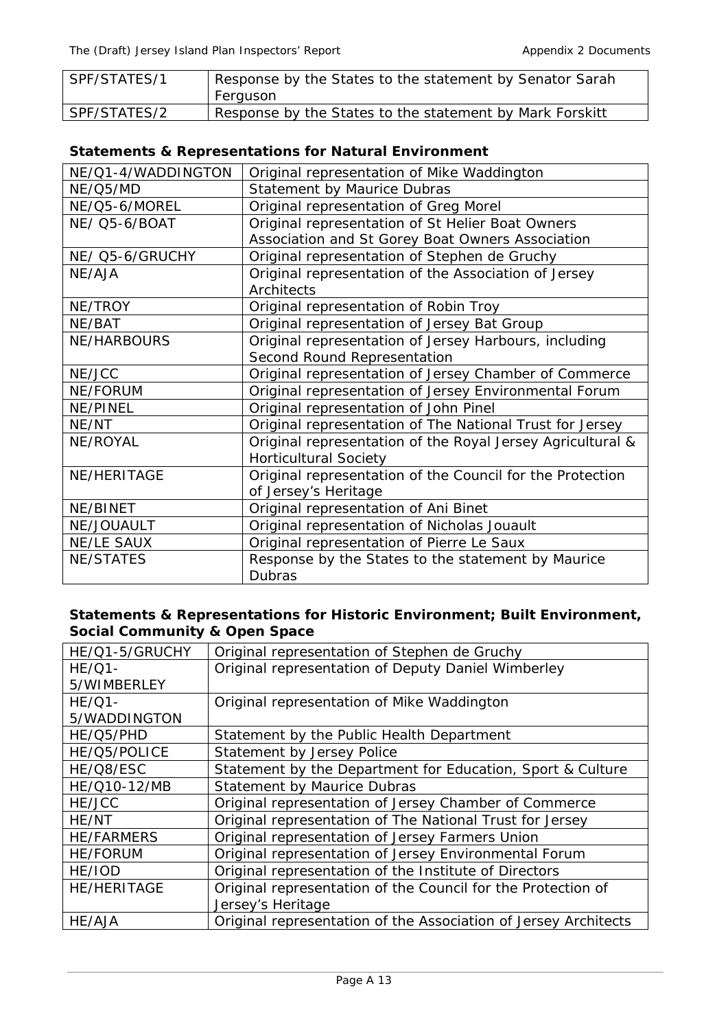| SPF/STATES/1 | Response by the States to the statement by Senator Sarah Ferguson |
|---|---|
| SPF/STATES/2 | Response by the States to the statement by Mark Forskitt |

**Statements & Representations for Natural Environment**

| NE/Q1-4/WADDINGTON | Original representation of Mike Waddington |
|---|---|
| NE/Q5/MD | Statement by Maurice Dubras |
| NE/Q5-6/MOREL | Original representation of Greg Morel |
| NE/ Q5-6/BOAT | Original representation of St Helier Boat Owners Association and St Gorey Boat Owners Association |
| NE/ Q5-6/GRUCHY | Original representation of Stephen de Gruchy |
| NE/AJA | Original representation of the Association of Jersey Architects |
| NE/TROY | Original representation of Robin Troy |
| NE/BAT | Original representation of Jersey Bat Group |
| NE/HARBOURS | Original representation of Jersey Harbours, including Second Round Representation |
| NE/JCC | Original representation of Jersey Chamber of Commerce |
| NE/FORUM | Original representation of Jersey Environmental Forum |
| NE/PINEL | Original representation of John Pinel |
| NE/NT | Original representation of The National Trust for Jersey |
| NE/ROYAL | Original representation of the Royal Jersey Agricultural & Horticultural Society |
| NE/HERITAGE | Original representation of the Council for the Protection of Jersey's Heritage |
| NE/BINET | Original representation of Ani Binet |
| NE/JOUAULT | Original representation of Nicholas Jouault |
| NE/LE SAUX | Original representation of Pierre Le Saux |
| NE/STATES | Response by the States to the statement by Maurice Dubras |

**Statements & Representations for Historic Environment; Built Environment, Social Community & Open Space**

| HE/Q1-5/GRUCHY | Original representation of Stephen de Gruchy |
|---|---|
| HE/Q1-5/WIMBERLEY | Original representation of Deputy Daniel Wimberley |
| HE/Q1-5/WADDINGTON | Original representation of Mike Waddington |
| HE/Q5/PHD | Statement by the Public Health Department |
| HE/Q5/POLICE | Statement by Jersey Police |
| HE/Q8/ESC | Statement by the Department for Education, Sport & Culture |
| HE/Q10-12/MB | Statement by Maurice Dubras |
| HE/JCC | Original representation of Jersey Chamber of Commerce |
| HE/NT | Original representation of The National Trust for Jersey |
| HE/FARMERS | Original representation of Jersey Farmers Union |
| HE/FORUM | Original representation of Jersey Environmental Forum |
| HE/IOD | Original representation of the Institute of Directors |
| HE/HERITAGE | Original representation of the Council for the Protection of Jersey's Heritage |
| HE/AJA | Original representation of the Association of Jersey Architects |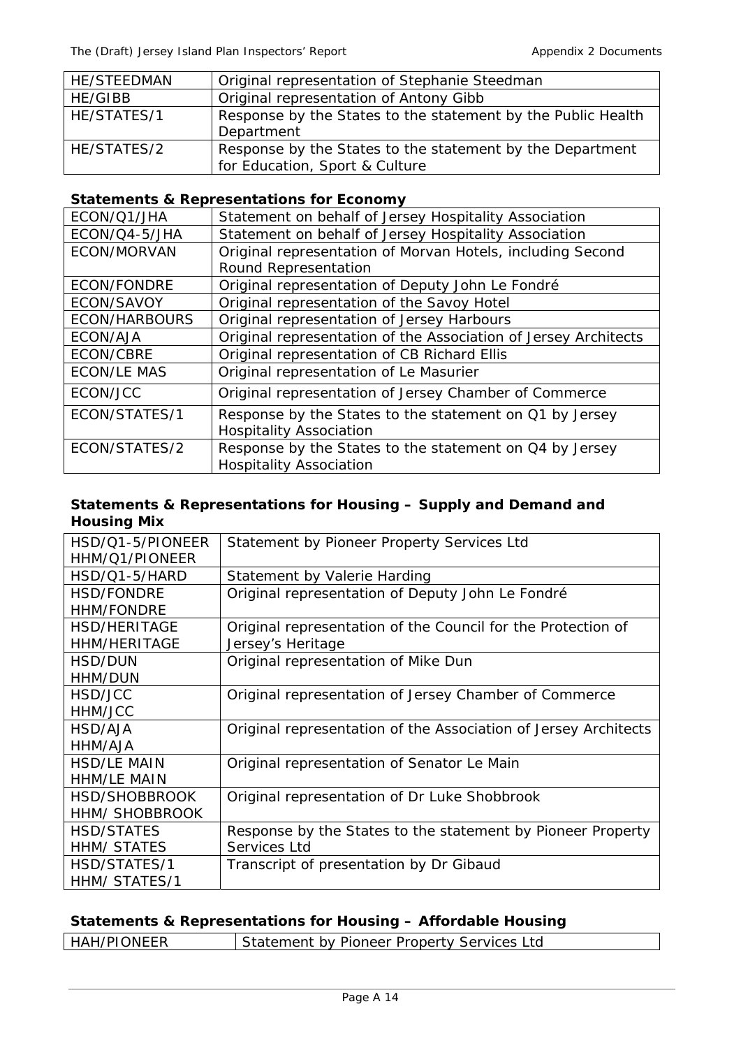| | |
|---|---|
| HE/STEEDMAN | Original representation of Stephanie Steedman |
| HE/GIBB | Original representation of Antony Gibb |
| HE/STATES/1 | Response by the States to the statement by the Public Health Department |
| HE/STATES/2 | Response by the States to the statement by the Department for Education, Sport & Culture |

**Statements & Representations for Economy**

| | |
|---|---|
| ECON/Q1/JHA | Statement on behalf of Jersey Hospitality Association |
| ECON/Q4-5/JHA | Statement on behalf of Jersey Hospitality Association |
| ECON/MORVAN | Original representation of Morvan Hotels, including Second Round Representation |
| ECON/FONDRE | Original representation of Deputy John Le Fondré |
| ECON/SAVOY | Original representation of the Savoy Hotel |
| ECON/HARBOURS | Original representation of Jersey Harbours |
| ECON/AJA | Original representation of the Association of Jersey Architects |
| ECON/CBRE | Original representation of CB Richard Ellis |
| ECON/LE MAS | Original representation of Le Masurier |
| ECON/JCC | Original representation of Jersey Chamber of Commerce |
| ECON/STATES/1 | Response by the States to the statement on Q1 by Jersey Hospitality Association |
| ECON/STATES/2 | Response by the States to the statement on Q4 by Jersey Hospitality Association |

**Statements & Representations for Housing – Supply and Demand and Housing Mix**

| | |
|---|---|
| HSD/Q1-5/PIONEER HHM/Q1/PIONEER | Statement by Pioneer Property Services Ltd |
| HSD/Q1-5/HARD | Statement by Valerie Harding |
| HSD/FONDRE HHM/FONDRE | Original representation of Deputy John Le Fondré |
| HSD/HERITAGE HHM/HERITAGE | Original representation of the Council for the Protection of Jersey's Heritage |
| HSD/DUN HHM/DUN | Original representation of Mike Dun |
| HSD/JCC HHM/JCC | Original representation of Jersey Chamber of Commerce |
| HSD/AJA HHM/AJA | Original representation of the Association of Jersey Architects |
| HSD/LE MAIN HHM/LE MAIN | Original representation of Senator Le Main |
| HSD/SHOBBROOK HHM/ SHOBBROOK | Original representation of Dr Luke Shobbrook |
| HSD/STATES HHM/ STATES | Response by the States to the statement by Pioneer Property Services Ltd |
| HSD/STATES/1 HHM/ STATES/1 | Transcript of presentation by Dr Gibaud |

**Statements & Representations for Housing – Affordable Housing**

| | |
|---|---|
| HAH/PIONEER | Statement by Pioneer Property Services Ltd |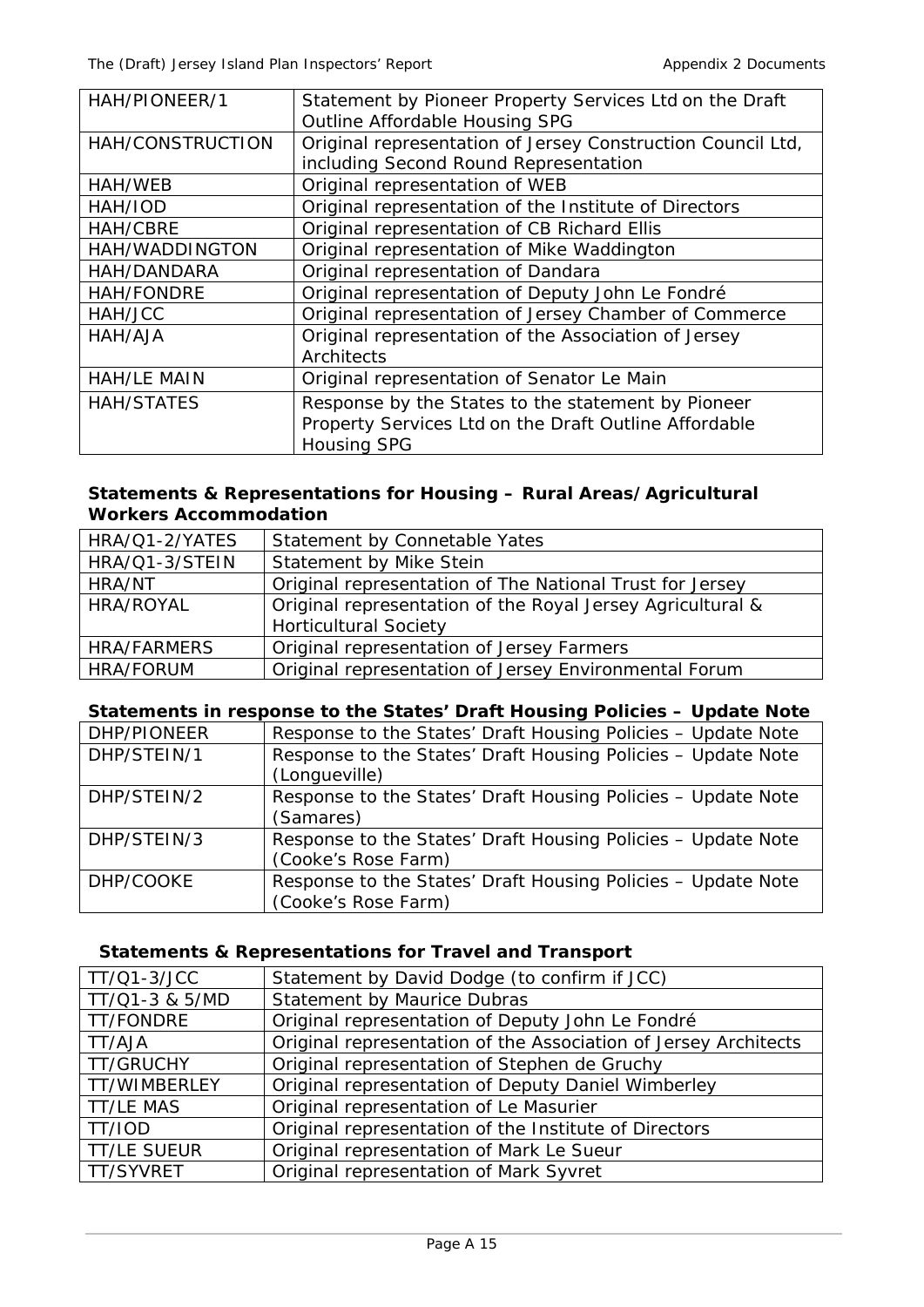| HAH/PIONEER/1 | Statement by Pioneer Property Services Ltd on the Draft Outline Affordable Housing SPG |
|---|---|
| HAH/CONSTRUCTION | Original representation of Jersey Construction Council Ltd, including Second Round Representation |
| HAH/WEB | Original representation of WEB |
| HAH/IOD | Original representation of the Institute of Directors |
| HAH/CBRE | Original representation of CB Richard Ellis |
| HAH/WADDINGTON | Original representation of Mike Waddington |
| HAH/DANDARA | Original representation of Dandara |
| HAH/FONDRE | Original representation of Deputy John Le Fondré |
| HAH/JCC | Original representation of Jersey Chamber of Commerce |
| HAH/AJA | Original representation of the Association of Jersey Architects |
| HAH/LE MAIN | Original representation of Senator Le Main |
| HAH/STATES | Response by the States to the statement by Pioneer Property Services Ltd on the Draft Outline Affordable Housing SPG |

**Statements & Representations for Housing – Rural Areas/Agricultural Workers Accommodation**

| HRA/Q1-2/YATES | Statement by Connetable Yates |
|---|---|
| HRA/Q1-3/STEIN | Statement by Mike Stein |
| HRA/NT | Original representation of The National Trust for Jersey |
| HRA/ROYAL | Original representation of the Royal Jersey Agricultural & Horticultural Society |
| HRA/FARMERS | Original representation of Jersey Farmers |
| HRA/FORUM | Original representation of Jersey Environmental Forum |

**Statements in response to the States' Draft Housing Policies – Update Note**

| DHP/PIONEER | Response to the States' Draft Housing Policies – Update Note |
|---|---|
| DHP/STEIN/1 | Response to the States' Draft Housing Policies – Update Note (Longueville) |
| DHP/STEIN/2 | Response to the States' Draft Housing Policies – Update Note (Samares) |
| DHP/STEIN/3 | Response to the States' Draft Housing Policies – Update Note (Cooke's Rose Farm) |
| DHP/COOKE | Response to the States' Draft Housing Policies – Update Note (Cooke's Rose Farm) |

**Statements & Representations for Travel and Transport**

| TT/Q1-3/JCC | Statement by David Dodge (to confirm if JCC) |
|---|---|
| TT/Q1-3 & 5/MD | Statement by Maurice Dubras |
| TT/FONDRE | Original representation of Deputy John Le Fondré |
| TT/AJA | Original representation of the Association of Jersey Architects |
| TT/GRUCHY | Original representation of Stephen de Gruchy |
| TT/WIMBERLEY | Original representation of Deputy Daniel Wimberley |
| TT/LE MAS | Original representation of Le Masurier |
| TT/IOD | Original representation of the Institute of Directors |
| TT/LE SUEUR | Original representation of Mark Le Sueur |
| TT/SYVRET | Original representation of Mark Syvret |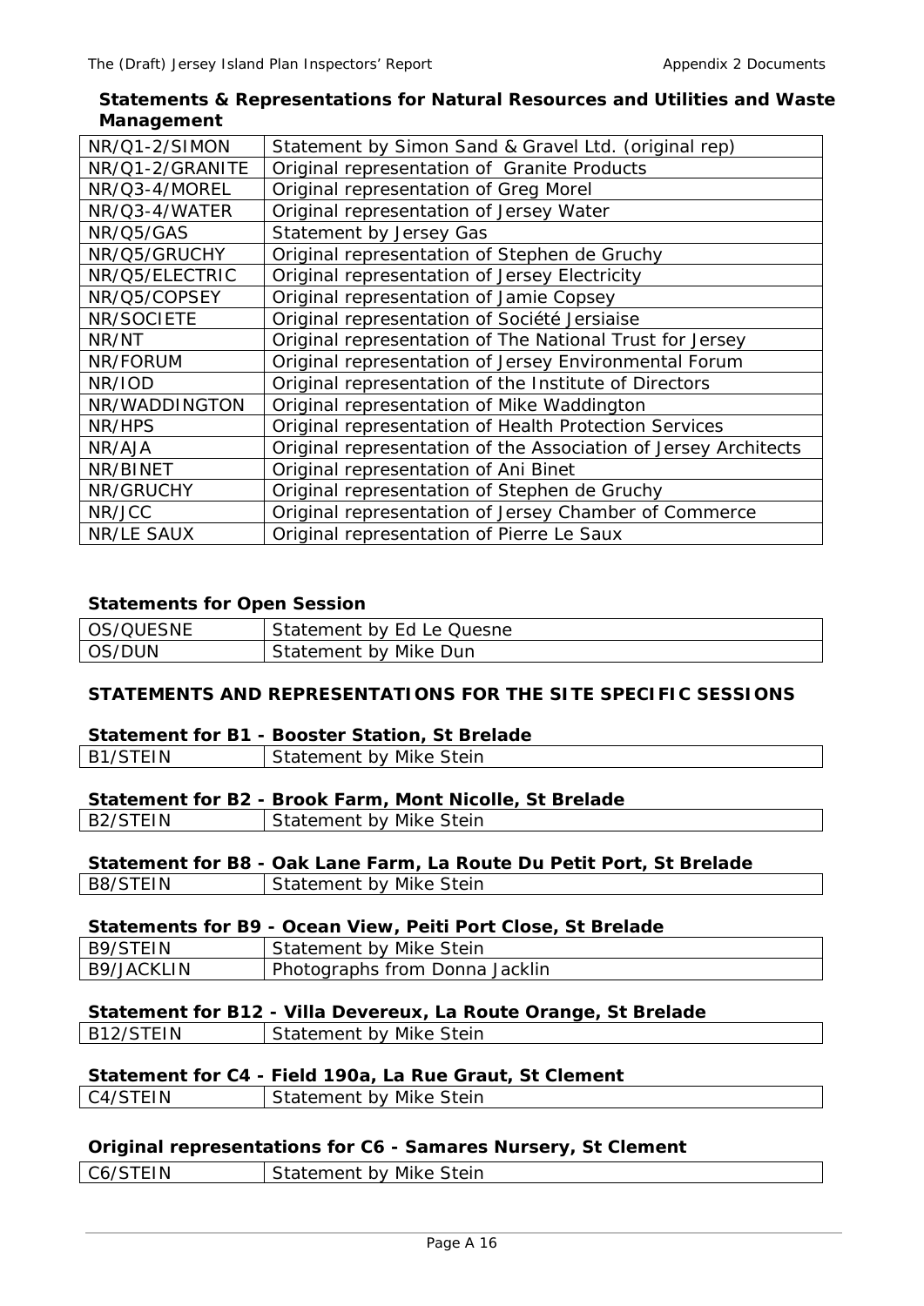### Statements & Representations for Natural Resources and Utilities and Waste Management

| | |
|---|---|
| NR/Q1-2/SIMON | Statement by Simon Sand & Gravel Ltd. (original rep) |
| NR/Q1-2/GRANITE | Original representation of Granite Products |
| NR/Q3-4/MOREL | Original representation of Greg Morel |
| NR/Q3-4/WATER | Original representation of Jersey Water |
| NR/Q5/GAS | Statement by Jersey Gas |
| NR/Q5/GRUCHY | Original representation of Stephen de Gruchy |
| NR/Q5/ELECTRIC | Original representation of Jersey Electricity |
| NR/Q5/COPSEY | Original representation of Jamie Copsey |
| NR/SOCIETE | Original representation of Société Jersiaise |
| NR/NT | Original representation of The National Trust for Jersey |
| NR/FORUM | Original representation of Jersey Environmental Forum |
| NR/IOD | Original representation of the Institute of Directors |
| NR/WADDINGTON | Original representation of Mike Waddington |
| NR/HPS | Original representation of Health Protection Services |
| NR/AJA | Original representation of the Association of Jersey Architects |
| NR/BINET | Original representation of Ani Binet |
| NR/GRUCHY | Original representation of Stephen de Gruchy |
| NR/JCC | Original representation of Jersey Chamber of Commerce |
| NR/LE SAUX | Original representation of Pierre Le Saux |

### Statements for Open Session

| | |
|---|---|
| OS/QUESNE | Statement by Ed Le Quesne |
| OS/DUN | Statement by Mike Dun |

## STATEMENTS AND REPRESENTATIONS FOR THE SITE SPECIFIC SESSIONS

### Statement for B1 - Booster Station, St Brelade

| | |
|---|---|
| B1/STEIN | Statement by Mike Stein |

### Statement for B2 - Brook Farm, Mont Nicolle, St Brelade

| | |
|---|---|
| B2/STEIN | Statement by Mike Stein |

### Statement for B8 - Oak Lane Farm, La Route Du Petit Port, St Brelade

| | |
|---|---|
| B8/STEIN | Statement by Mike Stein |

### Statements for B9 - Ocean View, Peiti Port Close, St Brelade

| | |
|---|---|
| B9/STEIN | Statement by Mike Stein |
| B9/JACKLIN | Photographs from Donna Jacklin |

### Statement for B12 - Villa Devereux, La Route Orange, St Brelade

| | |
|---|---|
| B12/STEIN | Statement by Mike Stein |

### Statement for C4 - Field 190a, La Rue Graut, St Clement

| | |
|---|---|
| C4/STEIN | Statement by Mike Stein |

### Original representations for C6 - Samares Nursery, St Clement

| | |
|---|---|
| C6/STEIN | Statement by Mike Stein |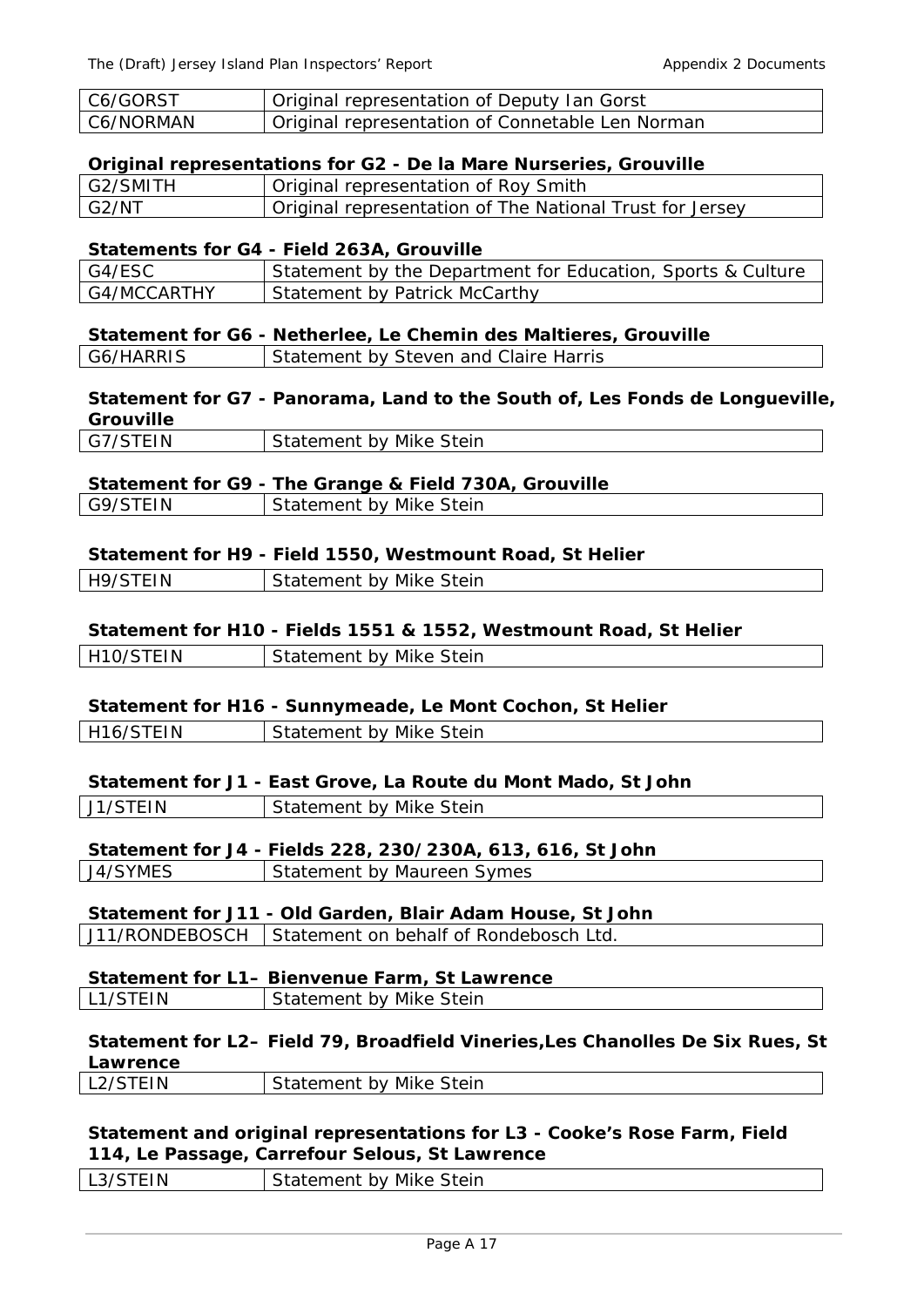| | |
|---|---|
| C6/GORST | Original representation of Deputy Ian Gorst |
| C6/NORMAN | Original representation of Connetable Len Norman |

**Original representations for G2 - De la Mare Nurseries, Grouville**

| | |
|---|---|
| G2/SMITH | Original representation of Roy Smith |
| G2/NT | Original representation of The National Trust for Jersey |

**Statements for G4 - Field 263A, Grouville**

| | |
|---|---|
| G4/ESC | Statement by the Department for Education, Sports & Culture |
| G4/MCCARTHY | Statement by Patrick McCarthy |

**Statement for G6 - Netherlee, Le Chemin des Maltieres, Grouville**

| | |
|---|---|
| G6/HARRIS | Statement by Steven and Claire Harris |

**Statement for G7 - Panorama, Land to the South of, Les Fonds de Longueville, Grouville**

| | |
|---|---|
| G7/STEIN | Statement by Mike Stein |

**Statement for G9 - The Grange & Field 730A, Grouville**

| | |
|---|---|
| G9/STEIN | Statement by Mike Stein |

**Statement for H9 - Field 1550, Westmount Road, St Helier**

| | |
|---|---|
| H9/STEIN | Statement by Mike Stein |

**Statement for H10 - Fields 1551 & 1552, Westmount Road, St Helier**

| | |
|---|---|
| H10/STEIN | Statement by Mike Stein |

**Statement for H16 - Sunnymeade, Le Mont Cochon, St Helier**

| | |
|---|---|
| H16/STEIN | Statement by Mike Stein |

**Statement for J1 - East Grove, La Route du Mont Mado, St John**

| | |
|---|---|
| J1/STEIN | Statement by Mike Stein |

**Statement for J4 - Fields 228, 230/230A, 613, 616, St John**

| | |
|---|---|
| J4/SYMES | Statement by Maureen Symes |

**Statement for J11 - Old Garden, Blair Adam House, St John**

| | |
|---|---|
| J11/RONDEBOSCH | Statement on behalf of Rondebosch Ltd. |

**Statement for L1– Bienvenue Farm, St Lawrence**

| | |
|---|---|
| L1/STEIN | Statement by Mike Stein |

**Statement for L2– Field 79, Broadfield Vineries,Les Chanolles De Six Rues, St Lawrence**

| | |
|---|---|
| L2/STEIN | Statement by Mike Stein |

**Statement and original representations for L3 - Cooke's Rose Farm, Field 114, Le Passage, Carrefour Selous, St Lawrence**

| | |
|---|---|
| L3/STEIN | Statement by Mike Stein |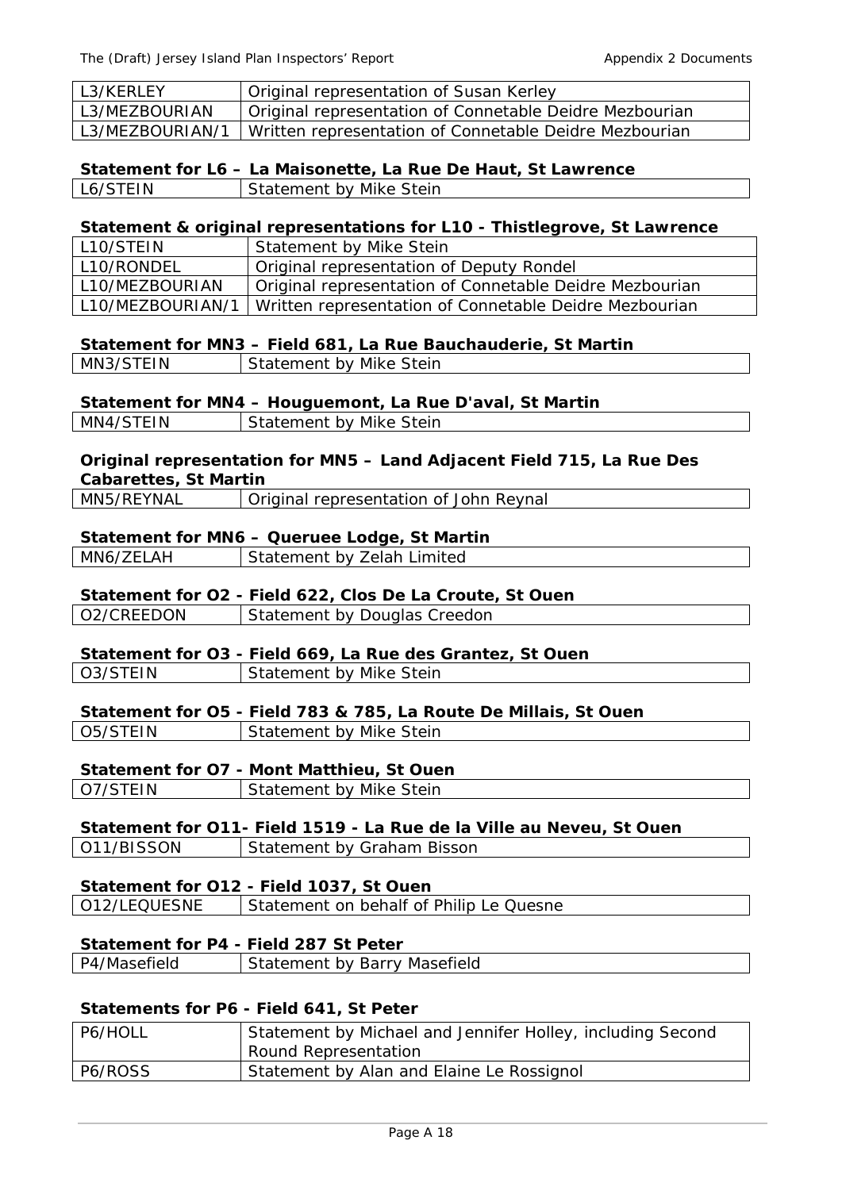| | |
|---|---|
| L3/KERLEY | Original representation of Susan Kerley |
| L3/MEZBOURIAN | Original representation of Connetable Deidre Mezbourian |
| L3/MEZBOURIAN/1 | Written representation of Connetable Deidre Mezbourian |

**Statement for L6 – La Maisonette, La Rue De Haut, St Lawrence**

| | |
|---|---|
| L6/STEIN | Statement by Mike Stein |

**Statement & original representations for L10 - Thistlegrove, St Lawrence**

| | |
|---|---|
| L10/STEIN | Statement by Mike Stein |
| L10/RONDEL | Original representation of Deputy Rondel |
| L10/MEZBOURIAN | Original representation of Connetable Deidre Mezbourian |
| L10/MEZBOURIAN/1 | Written representation of Connetable Deidre Mezbourian |

**Statement for MN3 – Field 681, La Rue Bauchauderie, St Martin**

| | |
|---|---|
| MN3/STEIN | Statement by Mike Stein |

**Statement for MN4 – Houguemont, La Rue D'aval, St Martin**

| | |
|---|---|
| MN4/STEIN | Statement by Mike Stein |

**Original representation for MN5 – Land Adjacent Field 715, La Rue Des Cabarettes, St Martin**

| | |
|---|---|
| MN5/REYNAL | Original representation of John Reynal |

**Statement for MN6 – Queruee Lodge, St Martin**

| | |
|---|---|
| MN6/ZELAH | Statement by Zelah Limited |

**Statement for O2 - Field 622, Clos De La Croute, St Ouen**

| | |
|---|---|
| O2/CREEDON | Statement by Douglas Creedon |

**Statement for O3 - Field 669, La Rue des Grantez, St Ouen**

| | |
|---|---|
| O3/STEIN | Statement by Mike Stein |

**Statement for O5 - Field 783 & 785, La Route De Millais, St Ouen**

| | |
|---|---|
| O5/STEIN | Statement by Mike Stein |

**Statement for O7 - Mont Matthieu, St Ouen**

| | |
|---|---|
| O7/STEIN | Statement by Mike Stein |

**Statement for O11- Field 1519 - La Rue de la Ville au Neveu, St Ouen**

| | |
|---|---|
| O11/BISSON | Statement by Graham Bisson |

**Statement for O12 - Field 1037, St Ouen**

| | |
|---|---|
| O12/LEQUESNE | Statement on behalf of Philip Le Quesne |

**Statement for P4 - Field 287 St Peter**

| | |
|---|---|
| P4/Masefield | Statement by Barry Masefield |

**Statements for P6 - Field 641, St Peter**

| | |
|---|---|
| P6/HOLL | Statement by Michael and Jennifer Holley, including Second Round Representation |
| P6/ROSS | Statement by Alan and Elaine Le Rossignol |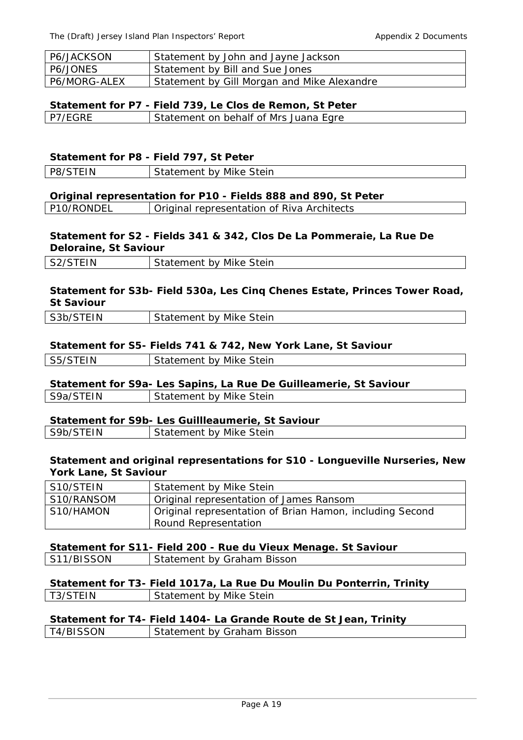| | |
|---|---|
| P6/JACKSON | Statement by John and Jayne Jackson |
| P6/JONES | Statement by Bill and Sue Jones |
| P6/MORG-ALEX | Statement by Gill Morgan and Mike Alexandre |

**Statement for P7 - Field 739, Le Clos de Remon, St Peter**

| | |
|---|---|
| P7/EGRE | Statement on behalf of Mrs Juana Egre |

**Statement for P8 - Field 797, St Peter**

| | |
|---|---|
| P8/STEIN | Statement by Mike Stein |

**Original representation for P10 - Fields 888 and 890, St Peter**

| | |
|---|---|
| P10/RONDEL | Original representation of Riva Architects |

**Statement for S2 - Fields 341 & 342, Clos De La Pommeraie, La Rue De Deloraine, St Saviour**

| | |
|---|---|
| S2/STEIN | Statement by Mike Stein |

**Statement for S3b- Field 530a, Les Cinq Chenes Estate, Princes Tower Road, St Saviour**

| | |
|---|---|
| S3b/STEIN | Statement by Mike Stein |

**Statement for S5- Fields 741 & 742, New York Lane, St Saviour**

| | |
|---|---|
| S5/STEIN | Statement by Mike Stein |

**Statement for S9a- Les Sapins, La Rue De Guilleamerie, St Saviour**

| | |
|---|---|
| S9a/STEIN | Statement by Mike Stein |

**Statement for S9b- Les Guillleaumerie, St Saviour**

| | |
|---|---|
| S9b/STEIN | Statement by Mike Stein |

**Statement and original representations for S10 - Longueville Nurseries, New York Lane, St Saviour**

| | |
|---|---|
| S10/STEIN | Statement by Mike Stein |
| S10/RANSOM | Original representation of James Ransom |
| S10/HAMON | Original representation of Brian Hamon, including Second Round Representation |

**Statement for S11- Field 200 - Rue du Vieux Menage. St Saviour**

| | |
|---|---|
| S11/BISSON | Statement by Graham Bisson |

**Statement for T3- Field 1017a, La Rue Du Moulin Du Ponterrin, Trinity**

| | |
|---|---|
| T3/STEIN | Statement by Mike Stein |

**Statement for T4- Field 1404- La Grande Route de St Jean, Trinity**

| | |
|---|---|
| T4/BISSON | Statement by Graham Bisson |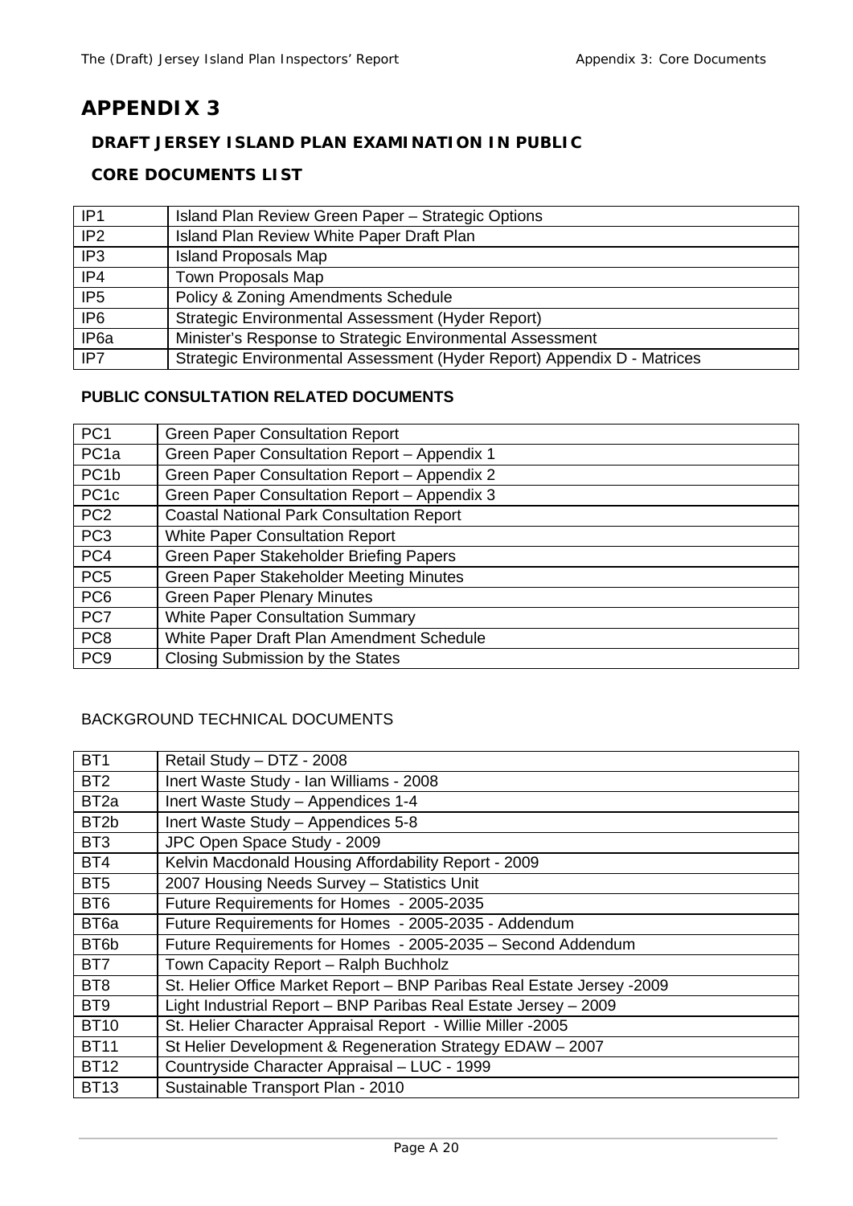# APPENDIX 3

## DRAFT JERSEY ISLAND PLAN EXAMINATION IN PUBLIC

## CORE DOCUMENTS LIST

| | |
|---|---|
| IP1 | Island Plan Review Green Paper – Strategic Options |
| IP2 | Island Plan Review White Paper Draft Plan |
| IP3 | Island Proposals Map |
| IP4 | Town Proposals Map |
| IP5 | Policy & Zoning Amendments Schedule |
| IP6 | Strategic Environmental Assessment (Hyder Report) |
| IP6a | Minister's Response to Strategic Environmental Assessment |
| IP7 | Strategic Environmental Assessment (Hyder Report) Appendix D - Matrices |

**PUBLIC CONSULTATION RELATED DOCUMENTS**

| | |
|---|---|
| PC1 | Green Paper Consultation Report |
| PC1a | Green Paper Consultation Report – Appendix 1 |
| PC1b | Green Paper Consultation Report – Appendix 2 |
| PC1c | Green Paper Consultation Report – Appendix 3 |
| PC2 | Coastal National Park Consultation Report |
| PC3 | White Paper Consultation Report |
| PC4 | Green Paper Stakeholder Briefing Papers |
| PC5 | Green Paper Stakeholder Meeting Minutes |
| PC6 | Green Paper Plenary Minutes |
| PC7 | White Paper Consultation Summary |
| PC8 | White Paper Draft Plan Amendment Schedule |
| PC9 | Closing Submission by the States |

BACKGROUND TECHNICAL DOCUMENTS

| | |
|---|---|
| BT1 | Retail Study – DTZ - 2008 |
| BT2 | Inert Waste Study - Ian Williams - 2008 |
| BT2a | Inert Waste Study – Appendices 1-4 |
| BT2b | Inert Waste Study – Appendices 5-8 |
| BT3 | JPC Open Space Study - 2009 |
| BT4 | Kelvin Macdonald Housing Affordability Report - 2009 |
| BT5 | 2007 Housing Needs Survey – Statistics Unit |
| BT6 | Future Requirements for Homes - 2005-2035 |
| BT6a | Future Requirements for Homes - 2005-2035 - Addendum |
| BT6b | Future Requirements for Homes - 2005-2035 – Second Addendum |
| BT7 | Town Capacity Report – Ralph Buchholz |
| BT8 | St. Helier Office Market Report – BNP Paribas Real Estate Jersey -2009 |
| BT9 | Light Industrial Report – BNP Paribas Real Estate Jersey – 2009 |
| BT10 | St. Helier Character Appraisal Report - Willie Miller -2005 |
| BT11 | St Helier Development & Regeneration Strategy EDAW – 2007 |
| BT12 | Countryside Character Appraisal – LUC - 1999 |
| BT13 | Sustainable Transport Plan - 2010 |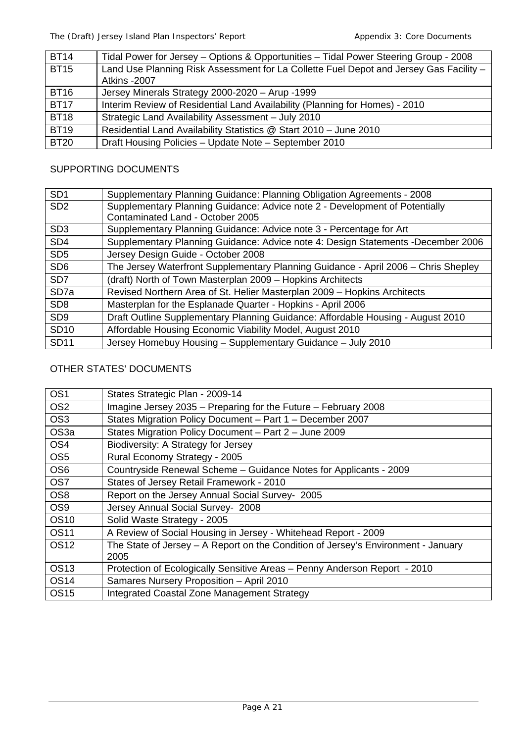| | |
|---|---|
| BT14 | Tidal Power for Jersey – Options & Opportunities – Tidal Power Steering Group - 2008 |
| BT15 | Land Use Planning Risk Assessment for La Collette Fuel Depot and Jersey Gas Facility – Atkins -2007 |
| BT16 | Jersey Minerals Strategy 2000-2020 – Arup -1999 |
| BT17 | Interim Review of Residential Land Availability (Planning for Homes) - 2010 |
| BT18 | Strategic Land Availability Assessment – July 2010 |
| BT19 | Residential Land Availability Statistics @ Start 2010 – June 2010 |
| BT20 | Draft Housing Policies – Update Note – September 2010 |

SUPPORTING DOCUMENTS

| | |
|---|---|
| SD1 | Supplementary Planning Guidance: Planning Obligation Agreements - 2008 |
| SD2 | Supplementary Planning Guidance: Advice note 2 - Development of Potentially Contaminated Land - October 2005 |
| SD3 | Supplementary Planning Guidance: Advice note 3 - Percentage for Art |
| SD4 | Supplementary Planning Guidance: Advice note 4: Design Statements -December 2006 |
| SD5 | Jersey Design Guide - October 2008 |
| SD6 | The Jersey Waterfront Supplementary Planning Guidance - April 2006 – Chris Shepley |
| SD7 | (draft) North of Town Masterplan 2009 – Hopkins Architects |
| SD7a | Revised Northern Area of St. Helier Masterplan 2009 – Hopkins Architects |
| SD8 | Masterplan for the Esplanade Quarter - Hopkins - April 2006 |
| SD9 | Draft Outline Supplementary Planning Guidance: Affordable Housing - August 2010 |
| SD10 | Affordable Housing Economic Viability Model, August 2010 |
| SD11 | Jersey Homebuy Housing – Supplementary Guidance – July 2010 |

OTHER STATES' DOCUMENTS

| | |
|---|---|
| OS1 | States Strategic Plan - 2009-14 |
| OS2 | Imagine Jersey 2035 – Preparing for the Future – February 2008 |
| OS3 | States Migration Policy Document – Part 1 – December 2007 |
| OS3a | States Migration Policy Document – Part 2 – June 2009 |
| OS4 | Biodiversity: A Strategy for Jersey |
| OS5 | Rural Economy Strategy - 2005 |
| OS6 | Countryside Renewal Scheme – Guidance Notes for Applicants - 2009 |
| OS7 | States of Jersey Retail Framework - 2010 |
| OS8 | Report on the Jersey Annual Social Survey- 2005 |
| OS9 | Jersey Annual Social Survey- 2008 |
| OS10 | Solid Waste Strategy - 2005 |
| OS11 | A Review of Social Housing in Jersey - Whitehead Report - 2009 |
| OS12 | The State of Jersey – A Report on the Condition of Jersey's Environment - January 2005 |
| OS13 | Protection of Ecologically Sensitive Areas – Penny Anderson Report - 2010 |
| OS14 | Samares Nursery Proposition – April 2010 |
| OS15 | Integrated Coastal Zone Management Strategy |